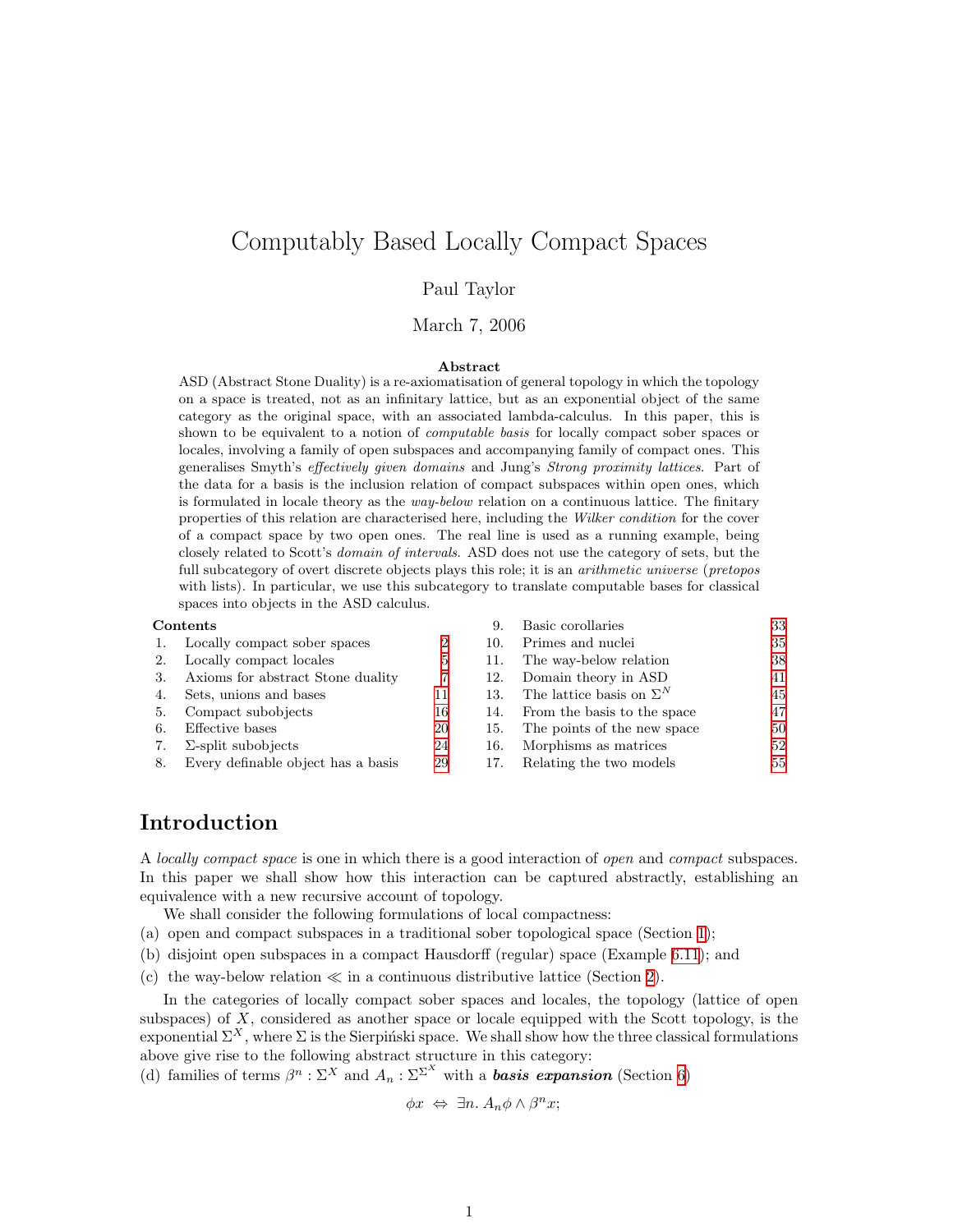# Computably Based Locally Compact Spaces

Paul Taylor

March 7, 2006

**Abstract**

ASD (Abstract Stone Duality) is a re-axiomatisation of general topology in which the topology on a space is treated, not as an infinitary lattice, but as an exponential object of the same category as the original space, with an associated lambda-calculus. In this paper, this is shown to be equivalent to a notion of *computable basis* for locally compact sober spaces or locales, involving a family of open subspaces and accompanying family of compact ones. This generalises Smyth's *effectively given domains* and Jung's *Strong proximity lattices*. Part of the data for a basis is the inclusion relation of compact subspaces within open ones, which is formulated in locale theory as the *way-below* relation on a continuous lattice. The finitary properties of this relation are characterised here, including the *Wilker condition* for the cover of a compact space by two open ones. The real line is used as a running example, being closely related to Scott's *domain of intervals*. ASD does not use the category of sets, but the full subcategory of overt discrete objects plays this role; it is an *arithmetic universe* (*pretopos* with lists). In particular, we use this subcategory to translate computable bases for classical spaces into objects in the ASD calculus.

**Contents**

| | | |
|---|---|---|
| 1. | Locally compact sober spaces | 2 |
| 2. | Locally compact locales | 5 |
| 3. | Axioms for abstract Stone duality | 7 |
| 4. | Sets, unions and bases | 11 |
| 5. | Compact subobjects | 16 |
| 6. | Effective bases | 20 |
| 7. | $\Sigma$-split subobjects | 24 |
| 8. | Every definable object has a basis | 29 |
| 9. | Basic corollaries | 33 |
| 10. | Primes and nuclei | 35 |
| 11. | The way-below relation | 38 |
| 12. | Domain theory in ASD | 41 |
| 13. | The lattice basis on $\Sigma^N$ | 45 |
| 14. | From the basis to the space | 47 |
| 15. | The points of the new space | 50 |
| 16. | Morphisms as matrices | 52 |
| 17. | Relating the two models | 55 |

## Introduction

A *locally compact space* is one in which there is a good interaction of *open* and *compact* subspaces. In this paper we shall show how this interaction can be captured abstractly, establishing an equivalence with a new recursive account of topology.

We shall consider the following formulations of local compactness:

(a) open and compact subspaces in a traditional sober topological space (Section 1);

(b) disjoint open subspaces in a compact Hausdorff (regular) space (Example 6.11); and

(c) the way-below relation $\ll$ in a continuous distributive lattice (Section 2).

In the categories of locally compact sober spaces and locales, the topology (lattice of open subspaces) of $X$, considered as another space or locale equipped with the Scott topology, is the exponential $\Sigma^X$, where $\Sigma$ is the Sierpiński space. We shall show how the three classical formulations above give rise to the following abstract structure in this category:

(d) families of terms $\beta^n : \Sigma^X$ and $A_n : \Sigma^{\Sigma^X}$ with a ***basis expansion*** (Section 6)

$$\phi x \;\Leftrightarrow\; \exists n.\, A_n\phi \wedge \beta^n x;$$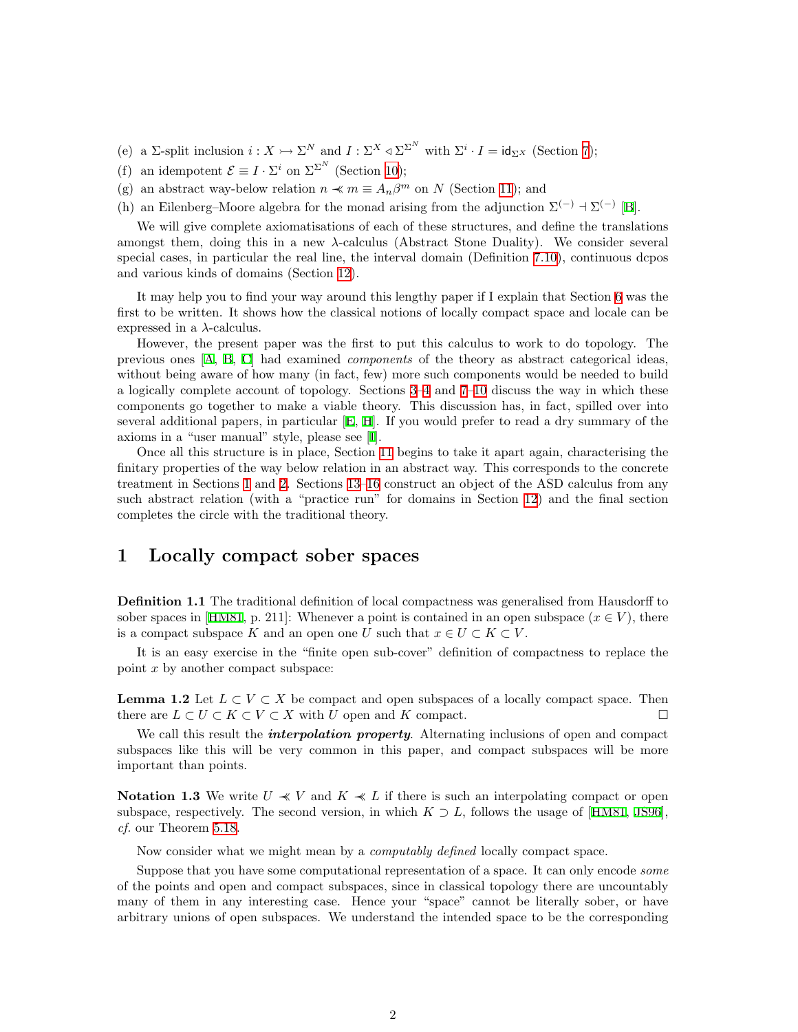(e) a $\Sigma$-split inclusion $i : X \rightarrowtail \Sigma^N$ and $I : \Sigma^X \triangleleft \Sigma^{\Sigma^N}$ with $\Sigma^i \cdot I = \mathsf{id}_{\Sigma X}$ (Section 7);

(f) an idempotent $\mathcal{E} \equiv I \cdot \Sigma^i$ on $\Sigma^{\Sigma^N}$ (Section 10);

(g) an abstract way-below relation $n \lll m \equiv A_n\beta^m$ on $N$ (Section 11); and

(h) an Eilenberg–Moore algebra for the monad arising from the adjunction $\Sigma^{(-)} \dashv \Sigma^{(-)}$ [B].

We will give complete axiomatisations of each of these structures, and define the translations amongst them, doing this in a new $\lambda$-calculus (Abstract Stone Duality). We consider several special cases, in particular the real line, the interval domain (Definition 7.10), continuous dcpos and various kinds of domains (Section 12).

It may help you to find your way around this lengthy paper if I explain that Section 6 was the first to be written. It shows how the classical notions of locally compact space and locale can be expressed in a $\lambda$-calculus.

However, the present paper was the first to put this calculus to work to do topology. The previous ones [A, B, C] had examined *components* of the theory as abstract categorical ideas, without being aware of how many (in fact, few) more such components would be needed to build a logically complete account of topology. Sections 3–4 and 7–10 discuss the way in which these components go together to make a viable theory. This discussion has, in fact, spilled over into several additional papers, in particular [E, H]. If you would prefer to read a dry summary of the axioms in a "user manual" style, please see [I].

Once all this structure is in place, Section 11 begins to take it apart again, characterising the finitary properties of the way below relation in an abstract way. This corresponds to the concrete treatment in Sections 1 and 2. Sections 13–16 construct an object of the ASD calculus from any such abstract relation (with a "practice run" for domains in Section 12) and the final section completes the circle with the traditional theory.

# 1 Locally compact sober spaces

**Definition 1.1** The traditional definition of local compactness was generalised from Hausdorff to sober spaces in [HM81, p. 211]: Whenever a point is contained in an open subspace ($x \in V$), there is a compact subspace $K$ and an open one $U$ such that $x \in U \subset K \subset V$.

It is an easy exercise in the "finite open sub-cover" definition of compactness to replace the point $x$ by another compact subspace:

**Lemma 1.2** Let $L \subset V \subset X$ be compact and open subspaces of a locally compact space. Then there are $L \subset U \subset K \subset V \subset X$ with $U$ open and $K$ compact. $\square$

We call this result the ***interpolation property***. Alternating inclusions of open and compact subspaces like this will be very common in this paper, and compact subspaces will be more important than points.

**Notation 1.3** We write $U \lll V$ and $K \lll L$ if there is such an interpolating compact or open subspace, respectively. The second version, in which $K \supset L$, follows the usage of [HM81, JS96], *cf.* our Theorem 5.18.

Now consider what we might mean by a *computably defined* locally compact space.

Suppose that you have some computational representation of a space. It can only encode *some* of the points and open and compact subspaces, since in classical topology there are uncountably many of them in any interesting case. Hence your "space" cannot be literally sober, or have arbitrary unions of open subspaces. We understand the intended space to be the corresponding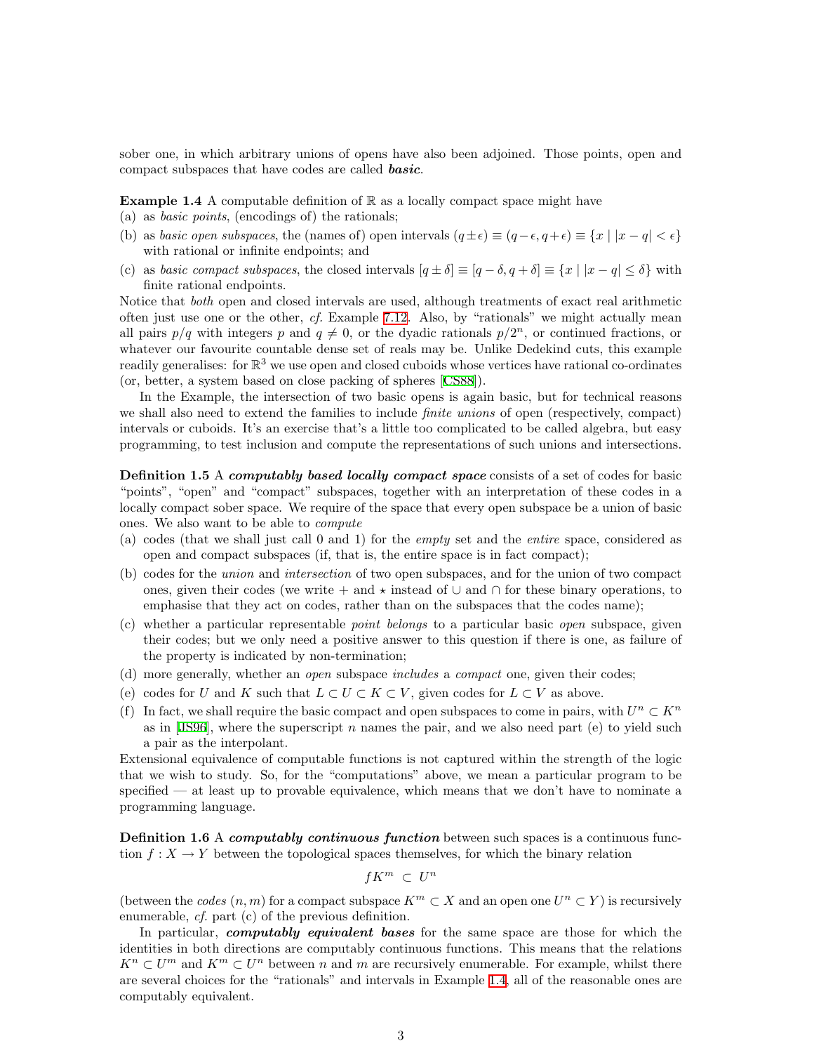sober one, in which arbitrary unions of opens have also been adjoined. Those points, open and compact subspaces that have codes are called ***basic***.

**Example 1.4** A computable definition of $\mathbb{R}$ as a locally compact space might have

(a) as *basic points*, (encodings of) the rationals;

(b) as *basic open subspaces*, the (names of) open intervals $(q \pm \epsilon) \equiv (q-\epsilon, q+\epsilon) \equiv \{x \mid |x-q| < \epsilon\}$ with rational or infinite endpoints; and

(c) as *basic compact subspaces*, the closed intervals $[q \pm \delta] \equiv [q-\delta, q+\delta] \equiv \{x \mid |x-q| \leq \delta\}$ with finite rational endpoints.

Notice that *both* open and closed intervals are used, although treatments of exact real arithmetic often just use one or the other, *cf.* Example 7.12. Also, by "rationals" we might actually mean all pairs $p/q$ with integers $p$ and $q \neq 0$, or the dyadic rationals $p/2^n$, or continued fractions, or whatever our favourite countable dense set of reals may be. Unlike Dedekind cuts, this example readily generalises: for $\mathbb{R}^3$ we use open and closed cuboids whose vertices have rational co-ordinates (or, better, a system based on close packing of spheres [CS88]).

In the Example, the intersection of two basic opens is again basic, but for technical reasons we shall also need to extend the families to include *finite unions* of open (respectively, compact) intervals or cuboids. It's an exercise that's a little too complicated to be called algebra, but easy programming, to test inclusion and compute the representations of such unions and intersections.

**Definition 1.5** A ***computably based locally compact space*** consists of a set of codes for basic "points", "open" and "compact" subspaces, together with an interpretation of these codes in a locally compact sober space. We require of the space that every open subspace be a union of basic ones. We also want to be able to *compute*

(a) codes (that we shall just call 0 and 1) for the *empty* set and the *entire* space, considered as open and compact subspaces (if, that is, the entire space is in fact compact);

(b) codes for the *union* and *intersection* of two open subspaces, and for the union of two compact ones, given their codes (we write $+$ and $\star$ instead of $\cup$ and $\cap$ for these binary operations, to emphasise that they act on codes, rather than on the subspaces that the codes name);

(c) whether a particular representable *point belongs* to a particular basic *open* subspace, given their codes; but we only need a positive answer to this question if there is one, as failure of the property is indicated by non-termination;

(d) more generally, whether an *open* subspace *includes* a *compact* one, given their codes;

(e) codes for $U$ and $K$ such that $L \subset U \subset K \subset V$, given codes for $L \subset V$ as above.

(f) In fact, we shall require the basic compact and open subspaces to come in pairs, with $U^n \subset K^n$ as in [JS96], where the superscript $n$ names the pair, and we also need part (e) to yield such a pair as the interpolant.

Extensional equivalence of computable functions is not captured within the strength of the logic that we wish to study. So, for the "computations" above, we mean a particular program to be specified — at least up to provable equivalence, which means that we don't have to nominate a programming language.

**Definition 1.6** A ***computably continuous function*** between such spaces is a continuous function $f: X \to Y$ between the topological spaces themselves, for which the binary relation

$$fK^m \subset U^n$$

(between the *codes* $(n, m)$ for a compact subspace $K^m \subset X$ and an open one $U^n \subset Y$) is recursively enumerable, *cf.* part (c) of the previous definition.

In particular, ***computably equivalent bases*** for the same space are those for which the identities in both directions are computably continuous functions. This means that the relations $K^n \subset U^m$ and $K^m \subset U^n$ between $n$ and $m$ are recursively enumerable. For example, whilst there are several choices for the "rationals" and intervals in Example 1.4, all of the reasonable ones are computably equivalent.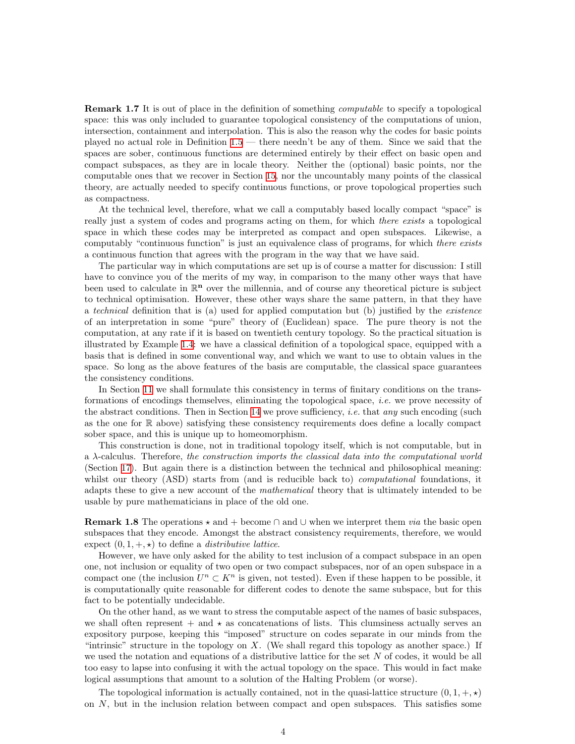**Remark 1.7** It is out of place in the definition of something *computable* to specify a topological space: this was only included to guarantee topological consistency of the computations of union, intersection, containment and interpolation. This is also the reason why the codes for basic points played no actual role in Definition 1.5 — there needn't be any of them. Since we said that the spaces are sober, continuous functions are determined entirely by their effect on basic open and compact subspaces, as they are in locale theory. Neither the (optional) basic points, nor the computable ones that we recover in Section 15, nor the uncountably many points of the classical theory, are actually needed to specify continuous functions, or prove topological properties such as compactness.

At the technical level, therefore, what we call a computably based locally compact "space" is really just a system of codes and programs acting on them, for which *there exists* a topological space in which these codes may be interpreted as compact and open subspaces. Likewise, a computably "continuous function" is just an equivalence class of programs, for which *there exists* a continuous function that agrees with the program in the way that we have said.

The particular way in which computations are set up is of course a matter for discussion: I still have to convince you of the merits of my way, in comparison to the many other ways that have been used to calculate in $\mathbb{R}^{\mathbf{n}}$ over the millennia, and of course any theoretical picture is subject to technical optimisation. However, these other ways share the same pattern, in that they have a *technical* definition that is (a) used for applied computation but (b) justified by the *existence* of an interpretation in some "pure" theory of (Euclidean) space. The pure theory is not the computation, at any rate if it is based on twentieth century topology. So the practical situation is illustrated by Example 1.4: we have a classical definition of a topological space, equipped with a basis that is defined in some conventional way, and which we want to use to obtain values in the space. So long as the above features of the basis are computable, the classical space guarantees the consistency conditions.

In Section 11 we shall formulate this consistency in terms of finitary conditions on the transformations of encodings themselves, eliminating the topological space, *i.e.* we prove necessity of the abstract conditions. Then in Section 14 we prove sufficiency, *i.e.* that *any* such encoding (such as the one for $\mathbb{R}$ above) satisfying these consistency requirements does define a locally compact sober space, and this is unique up to homeomorphism.

This construction is done, not in traditional topology itself, which is not computable, but in a $\lambda$-calculus. Therefore, *the construction imports the classical data into the computational world* (Section 17). But again there is a distinction between the technical and philosophical meaning: whilst our theory (ASD) starts from (and is reducible back to) *computational* foundations, it adapts these to give a new account of the *mathematical* theory that is ultimately intended to be usable by pure mathematicians in place of the old one.

**Remark 1.8** The operations $\star$ and $+$ become $\cap$ and $\cup$ when we interpret them *via* the basic open subspaces that they encode. Amongst the abstract consistency requirements, therefore, we would expect $(0, 1, +, \star)$ to define a *distributive lattice*.

However, we have only asked for the ability to test inclusion of a compact subspace in an open one, not inclusion or equality of two open or two compact subspaces, nor of an open subspace in a compact one (the inclusion $U^n \subset K^n$ is given, not tested). Even if these happen to be possible, it is computationally quite reasonable for different codes to denote the same subspace, but for this fact to be potentially undecidable.

On the other hand, as we want to stress the computable aspect of the names of basic subspaces, we shall often represent $+$ and $\star$ as concatenations of lists. This clumsiness actually serves an expository purpose, keeping this "imposed" structure on codes separate in our minds from the "intrinsic" structure in the topology on $X$. (We shall regard this topology as another space.) If we used the notation and equations of a distributive lattice for the set $N$ of codes, it would be all too easy to lapse into confusing it with the actual topology on the space. This would in fact make logical assumptions that amount to a solution of the Halting Problem (or worse).

The topological information is actually contained, not in the quasi-lattice structure $(0, 1, +, \star)$ on $N$, but in the inclusion relation between compact and open subspaces. This satisfies some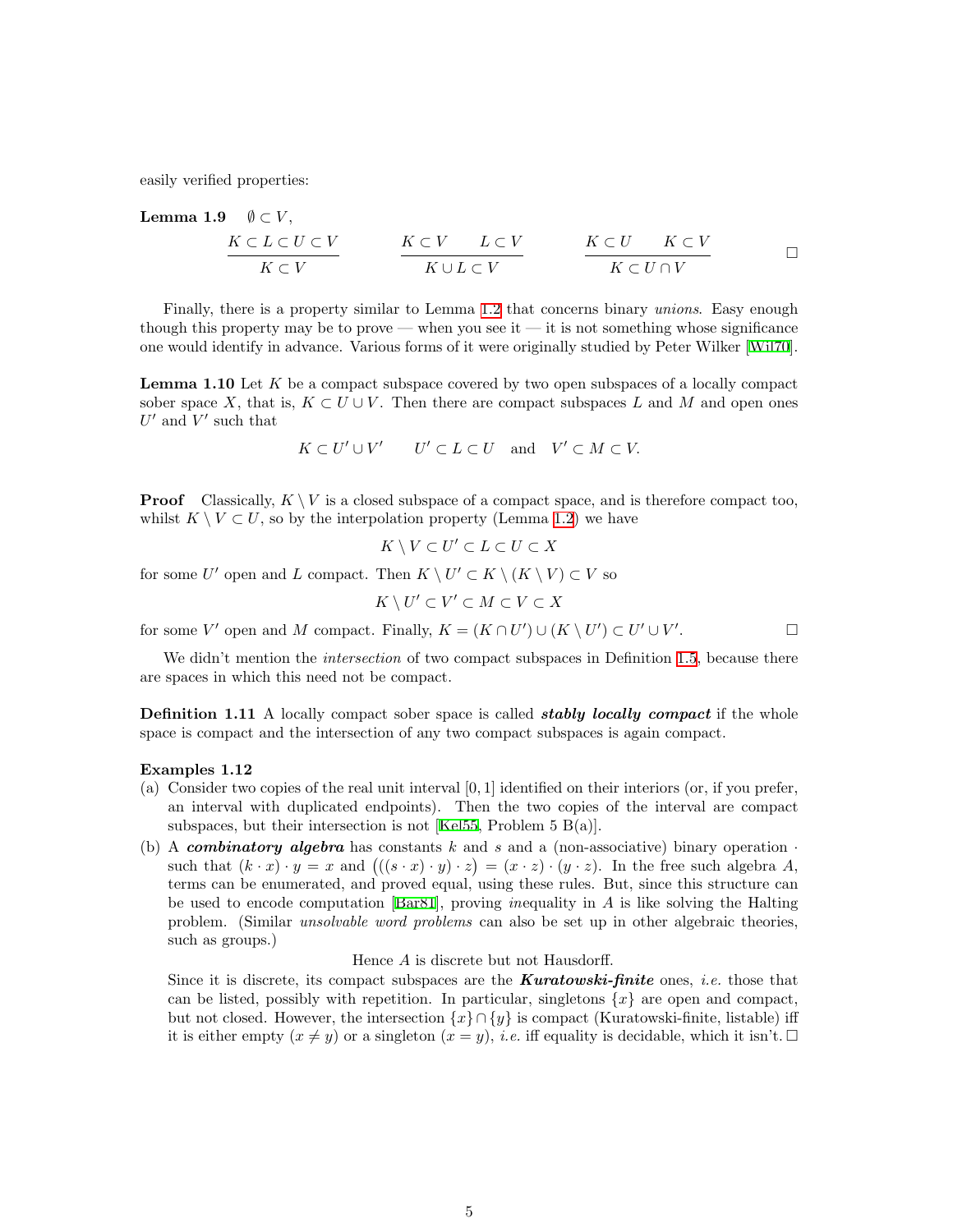easily verified properties:

**Lemma 1.9** $\emptyset \subset V$,

$$\frac{K \subset L \subset U \subset V}{K \subset V} \qquad \frac{K \subset V \quad L \subset V}{K \cup L \subset V} \qquad \frac{K \subset U \quad K \subset V}{K \subset U \cap V} \qquad \square$$

Finally, there is a property similar to Lemma 1.2 that concerns binary *unions*. Easy enough though this property may be to prove — when you see it — it is not something whose significance one would identify in advance. Various forms of it were originally studied by Peter Wilker [Wil70].

**Lemma 1.10** Let $K$ be a compact subspace covered by two open subspaces of a locally compact sober space $X$, that is, $K \subset U \cup V$. Then there are compact subspaces $L$ and $M$ and open ones $U'$ and $V'$ such that

$$K \subset U' \cup V' \qquad U' \subset L \subset U \quad \text{and} \quad V' \subset M \subset V.$$

**Proof** Classically, $K \setminus V$ is a closed subspace of a compact space, and is therefore compact too, whilst $K \setminus V \subset U$, so by the interpolation property (Lemma 1.2) we have

$$K \setminus V \subset U' \subset L \subset U \subset X$$

for some $U'$ open and $L$ compact. Then $K \setminus U' \subset K \setminus (K \setminus V) \subset V$ so

$$K \setminus U' \subset V' \subset M \subset V \subset X$$

for some $V'$ open and $M$ compact. Finally, $K = (K \cap U') \cup (K \setminus U') \subset U' \cup V'$. $\square$

We didn't mention the *intersection* of two compact subspaces in Definition 1.5, because there are spaces in which this need not be compact.

**Definition 1.11** A locally compact sober space is called ***stably locally compact*** if the whole space is compact and the intersection of any two compact subspaces is again compact.

**Examples 1.12**

(a) Consider two copies of the real unit interval $[0, 1]$ identified on their interiors (or, if you prefer, an interval with duplicated endpoints). Then the two copies of the interval are compact subspaces, but their intersection is not [Kel55, Problem 5 B(a)].

(b) A ***combinatory algebra*** has constants $k$ and $s$ and a (non-associative) binary operation $\cdot$ such that $(k \cdot x) \cdot y = x$ and $\big(((s \cdot x) \cdot y) \cdot z\big) = (x \cdot z) \cdot (y \cdot z)$. In the free such algebra $A$, terms can be enumerated, and proved equal, using these rules. But, since this structure can be used to encode computation [Bar81], proving *in*equality in $A$ is like solving the Halting problem. (Similar *unsolvable word problems* can also be set up in other algebraic theories, such as groups.)

Hence $A$ is discrete but not Hausdorff.

Since it is discrete, its compact subspaces are the ***Kuratowski-finite*** ones, *i.e.* those that can be listed, possibly with repetition. In particular, singletons $\{x\}$ are open and compact, but not closed. However, the intersection $\{x\} \cap \{y\}$ is compact (Kuratowski-finite, listable) iff it is either empty ($x \neq y$) or a singleton ($x = y$), *i.e.* iff equality is decidable, which it isn't. $\square$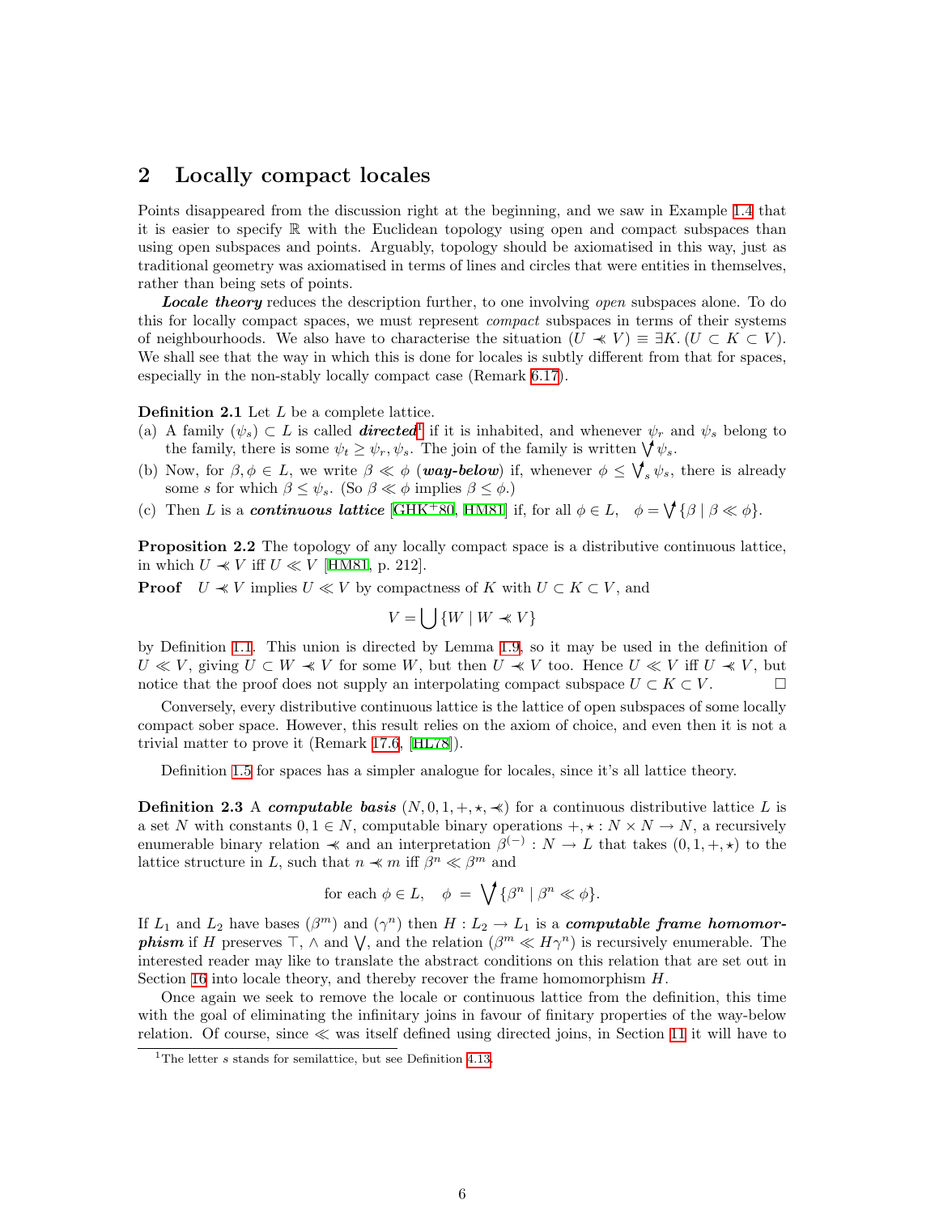## 2 Locally compact locales

Points disappeared from the discussion right at the beginning, and we saw in Example 1.4 that it is easier to specify $\mathbb{R}$ with the Euclidean topology using open and compact subspaces than using open subspaces and points. Arguably, topology should be axiomatised in this way, just as traditional geometry was axiomatised in terms of lines and circles that were entities in themselves, rather than being sets of points.

***Locale theory*** reduces the description further, to one involving *open* subspaces alone. To do this for locally compact spaces, we must represent *compact* subspaces in terms of their systems of neighbourhoods. We also have to characterise the situation $(U \prec\!\!\!\prec V) \equiv \exists K. (U \subset K \subset V)$. We shall see that the way in which this is done for locales is subtly different from that for spaces, especially in the non-stably locally compact case (Remark 6.17).

**Definition 2.1** Let $L$ be a complete lattice.

(a) A family $(\psi_s) \subset L$ is called ***directed***[1] if it is inhabited, and whenever $\psi_r$ and $\psi_s$ belong to the family, there is some $\psi_t \geq \psi_r, \psi_s$. The join of the family is written $\bigvee^{\uparrow} \psi_s$.

(b) Now, for $\beta, \phi \in L$, we write $\beta \ll \phi$ (***way-below***) if, whenever $\phi \leq \bigvee^{\uparrow}_s \psi_s$, there is already some $s$ for which $\beta \leq \psi_s$. (So $\beta \ll \phi$ implies $\beta \leq \phi$.)

(c) Then $L$ is a ***continuous lattice*** [GHK+80, HM81] if, for all $\phi \in L$, $\quad \phi = \bigvee^{\uparrow} \{\beta \mid \beta \ll \phi\}$.

**Proposition 2.2** The topology of any locally compact space is a distributive continuous lattice, in which $U \prec\!\!\!\prec V$ iff $U \ll V$ [HM81, p. 212].

**Proof** $\quad U \prec\!\!\!\prec V$ implies $U \ll V$ by compactness of $K$ with $U \subset K \subset V$, and

$$V = \bigcup \{W \mid W \prec\!\!\!\prec V\}$$

by Definition 1.1. This union is directed by Lemma 1.9, so it may be used in the definition of $U \ll V$, giving $U \subset W \prec\!\!\!\prec V$ for some $W$, but then $U \prec\!\!\!\prec V$ too. Hence $U \ll V$ iff $U \prec\!\!\!\prec V$, but notice that the proof does not supply an interpolating compact subspace $U \subset K \subset V$. $\square$

Conversely, every distributive continuous lattice is the lattice of open subspaces of some locally compact sober space. However, this result relies on the axiom of choice, and even then it is not a trivial matter to prove it (Remark 17.6, [HL78]).

Definition 1.5 for spaces has a simpler analogue for locales, since it's all lattice theory.

**Definition 2.3** A ***computable basis*** $(N, 0, 1, +, \star, \prec\!\!\!\prec)$ for a continuous distributive lattice $L$ is a set $N$ with constants $0, 1 \in N$, computable binary operations $+, \star : N \times N \to N$, a recursively enumerable binary relation $\prec\!\!\!\prec$ and an interpretation $\beta^{(-)} : N \to L$ that takes $(0, 1, +, \star)$ to the lattice structure in $L$, such that $n \prec\!\!\!\prec m$ iff $\beta^n \ll \beta^m$ and

$$\text{for each } \phi \in L, \quad \phi \;=\; \bigvee\nolimits^{\uparrow} \{\beta^n \mid \beta^n \ll \phi\}.$$

If $L_1$ and $L_2$ have bases $(\beta^m)$ and $(\gamma^n)$ then $H : L_2 \to L_1$ is a ***computable frame homomorphism*** if $H$ preserves $\top$, $\wedge$ and $\bigvee$, and the relation $(\beta^m \ll H\gamma^n)$ is recursively enumerable. The interested reader may like to translate the abstract conditions on this relation that are set out in Section 16 into locale theory, and thereby recover the frame homomorphism $H$.

Once again we seek to remove the locale or continuous lattice from the definition, this time with the goal of eliminating the infinitary joins in favour of finitary properties of the way-below relation. Of course, since $\ll$ was itself defined using directed joins, in Section 11 it will have to

[1] The letter $s$ stands for semilattice, but see Definition 4.13.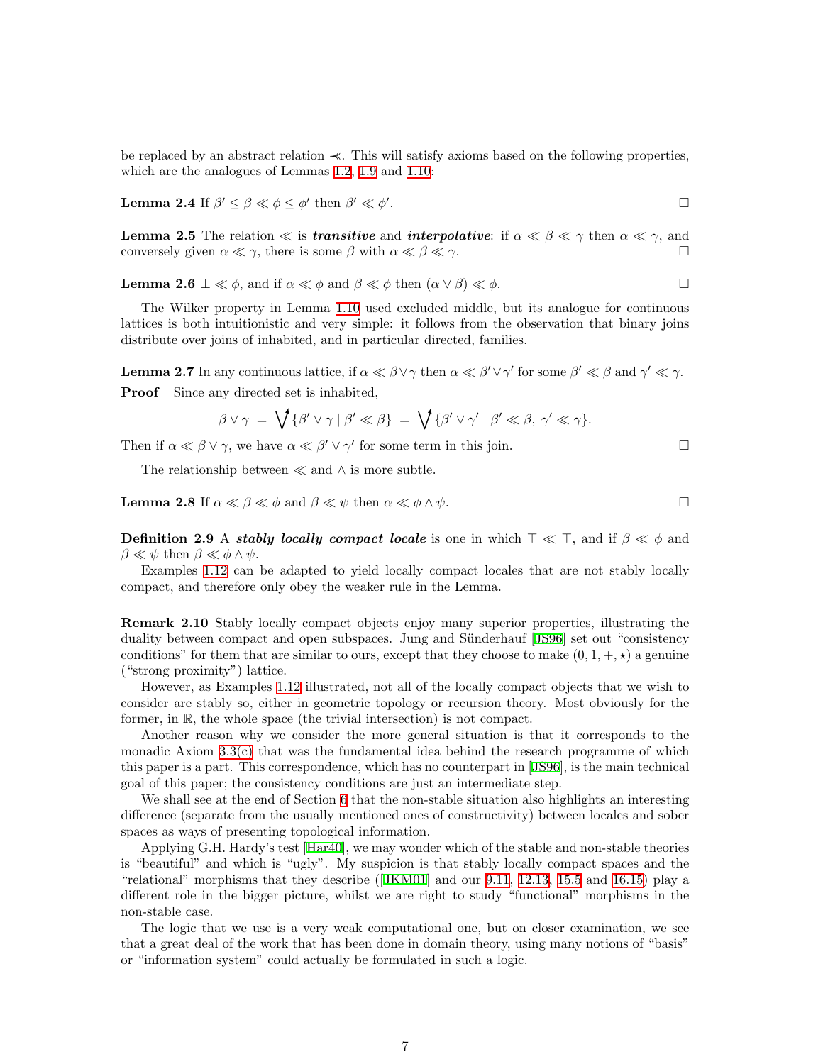be replaced by an abstract relation $\prec\!\!\prec$. This will satisfy axioms based on the following properties, which are the analogues of Lemmas 1.2, 1.9 and 1.10:

**Lemma 2.4** If $\beta' \leq \beta \ll \phi \leq \phi'$ then $\beta' \ll \phi'$. □

**Lemma 2.5** The relation $\ll$ is ***transitive*** and ***interpolative***: if $\alpha \ll \beta \ll \gamma$ then $\alpha \ll \gamma$, and conversely given $\alpha \ll \gamma$, there is some $\beta$ with $\alpha \ll \beta \ll \gamma$. □

**Lemma 2.6** $\bot \ll \phi$, and if $\alpha \ll \phi$ and $\beta \ll \phi$ then $(\alpha \vee \beta) \ll \phi$. □

The Wilker property in Lemma 1.10 used excluded middle, but its analogue for continuous lattices is both intuitionistic and very simple: it follows from the observation that binary joins distribute over joins of inhabited, and in particular directed, families.

**Lemma 2.7** In any continuous lattice, if $\alpha \ll \beta \vee \gamma$ then $\alpha \ll \beta' \vee \gamma'$ for some $\beta' \ll \beta$ and $\gamma' \ll \gamma$.

**Proof** Since any directed set is inhabited,

$$\beta \vee \gamma \;=\; \bigvee^{\uparrow} \{\beta' \vee \gamma \mid \beta' \ll \beta\} \;=\; \bigvee^{\uparrow} \{\beta' \vee \gamma' \mid \beta' \ll \beta,\ \gamma' \ll \gamma\}.$$

Then if $\alpha \ll \beta \vee \gamma$, we have $\alpha \ll \beta' \vee \gamma'$ for some term in this join. □

The relationship between $\ll$ and $\wedge$ is more subtle.

**Lemma 2.8** If $\alpha \ll \beta \ll \phi$ and $\beta \ll \psi$ then $\alpha \ll \phi \wedge \psi$. □

**Definition 2.9** A ***stably locally compact locale*** is one in which $\top \ll \top$, and if $\beta \ll \phi$ and $\beta \ll \psi$ then $\beta \ll \phi \wedge \psi$.

Examples 1.12 can be adapted to yield locally compact locales that are not stably locally compact, and therefore only obey the weaker rule in the Lemma.

**Remark 2.10** Stably locally compact objects enjoy many superior properties, illustrating the duality between compact and open subspaces. Jung and Sünderhauf [JS96] set out "consistency conditions" for them that are similar to ours, except that they choose to make $(0, 1, +, \star)$ a genuine ("strong proximity") lattice.

However, as Examples 1.12 illustrated, not all of the locally compact objects that we wish to consider are stably so, either in geometric topology or recursion theory. Most obviously for the former, in $\mathbb{R}$, the whole space (the trivial intersection) is not compact.

Another reason why we consider the more general situation is that it corresponds to the monadic Axiom 3.3(c) that was the fundamental idea behind the research programme of which this paper is a part. This correspondence, which has no counterpart in [JS96], is the main technical goal of this paper; the consistency conditions are just an intermediate step.

We shall see at the end of Section 6 that the non-stable situation also highlights an interesting difference (separate from the usually mentioned ones of constructivity) between locales and sober spaces as ways of presenting topological information.

Applying G.H. Hardy's test [Har40], we may wonder which of the stable and non-stable theories is "beautiful" and which is "ugly". My suspicion is that stably locally compact spaces and the "relational" morphisms that they describe ([JKM01] and our 9.11, 12.13, 15.5 and 16.15) play a different role in the bigger picture, whilst we are right to study "functional" morphisms in the non-stable case.

The logic that we use is a very weak computational one, but on closer examination, we see that a great deal of the work that has been done in domain theory, using many notions of "basis" or "information system" could actually be formulated in such a logic.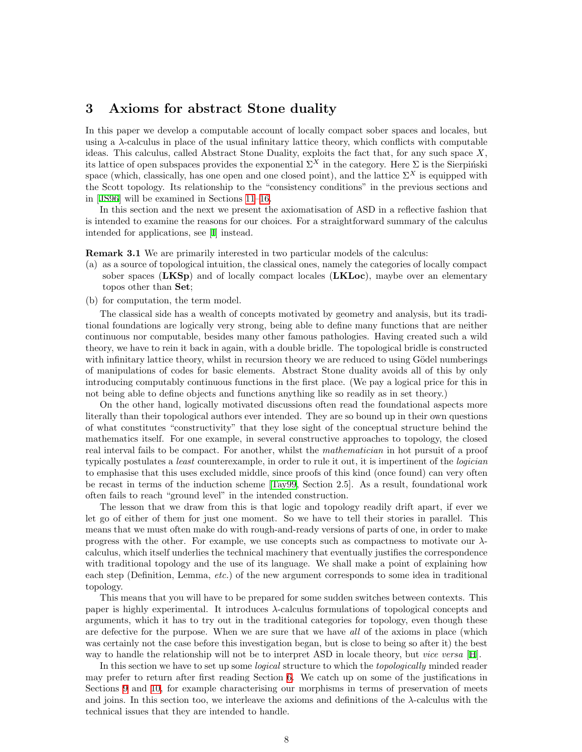## 3 Axioms for abstract Stone duality

In this paper we develop a computable account of locally compact sober spaces and locales, but using a $\lambda$-calculus in place of the usual infinitary lattice theory, which conflicts with computable ideas. This calculus, called Abstract Stone Duality, exploits the fact that, for any such space $X$, its lattice of open subspaces provides the exponential $\Sigma^X$ in the category. Here $\Sigma$ is the Sierpiński space (which, classically, has one open and one closed point), and the lattice $\Sigma^X$ is equipped with the Scott topology. Its relationship to the "consistency conditions" in the previous sections and in [JS96] will be examined in Sections 11–16.

In this section and the next we present the axiomatisation of ASD in a reflective fashion that is intended to examine the reasons for our choices. For a straightforward summary of the calculus intended for applications, see [I] instead.

**Remark 3.1** We are primarily interested in two particular models of the calculus:

(a) as a source of topological intuition, the classical ones, namely the categories of locally compact sober spaces (**LKSp**) and of locally compact locales (**LKLoc**), maybe over an elementary topos other than **Set**;

(b) for computation, the term model.

The classical side has a wealth of concepts motivated by geometry and analysis, but its traditional foundations are logically very strong, being able to define many functions that are neither continuous nor computable, besides many other famous pathologies. Having created such a wild theory, we have to rein it back in again, with a double bridle. The topological bridle is constructed with infinitary lattice theory, whilst in recursion theory we are reduced to using Gödel numberings of manipulations of codes for basic elements. Abstract Stone duality avoids all of this by only introducing computably continuous functions in the first place. (We pay a logical price for this in not being able to define objects and functions anything like so readily as in set theory.)

On the other hand, logically motivated discussions often read the foundational aspects more literally than their topological authors ever intended. They are so bound up in their own questions of what constitutes "constructivity" that they lose sight of the conceptual structure behind the mathematics itself. For one example, in several constructive approaches to topology, the closed real interval fails to be compact. For another, whilst the *mathematician* in hot pursuit of a proof typically postulates a *least* counterexample, in order to rule it out, it is impertinent of the *logician* to emphasise that this uses excluded middle, since proofs of this kind (once found) can very often be recast in terms of the induction scheme [Tay99, Section 2.5]. As a result, foundational work often fails to reach "ground level" in the intended construction.

The lesson that we draw from this is that logic and topology readily drift apart, if ever we let go of either of them for just one moment. So we have to tell their stories in parallel. This means that we must often make do with rough-and-ready versions of parts of one, in order to make progress with the other. For example, we use concepts such as compactness to motivate our $\lambda$-calculus, which itself underlies the technical machinery that eventually justifies the correspondence with traditional topology and the use of its language. We shall make a point of explaining how each step (Definition, Lemma, *etc.*) of the new argument corresponds to some idea in traditional topology.

This means that you will have to be prepared for some sudden switches between contexts. This paper is highly experimental. It introduces $\lambda$-calculus formulations of topological concepts and arguments, which it has to try out in the traditional categories for topology, even though these are defective for the purpose. When we are sure that we have *all* of the axioms in place (which was certainly not the case before this investigation began, but is close to being so after it) the best way to handle the relationship will not be to interpret ASD in locale theory, but *vice versa* [H].

In this section we have to set up some *logical* structure to which the *topologically* minded reader may prefer to return after first reading Section 6. We catch up on some of the justifications in Sections 9 and 10, for example characterising our morphisms in terms of preservation of meets and joins. In this section too, we interleave the axioms and definitions of the $\lambda$-calculus with the technical issues that they are intended to handle.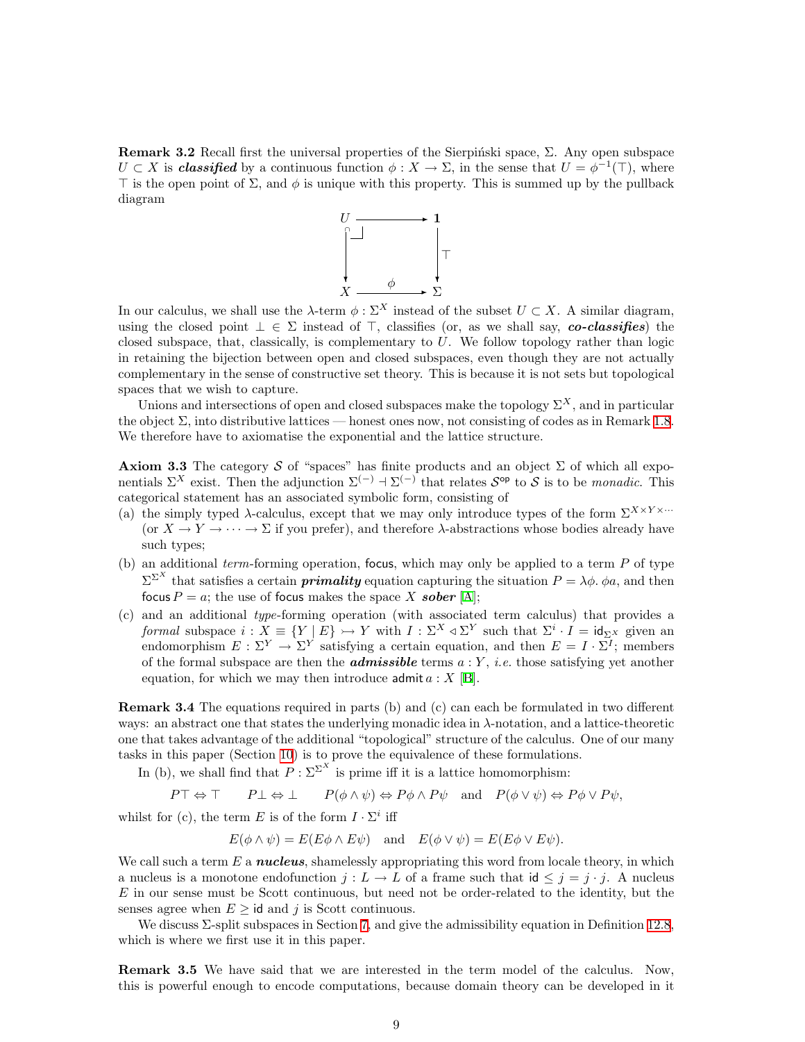**Remark 3.2** Recall first the universal properties of the Sierpiński space, $\Sigma$. Any open subspace $U \subset X$ is ***classified*** by a continuous function $\phi : X \to \Sigma$, in the sense that $U = \phi^{-1}(\top)$, where $\top$ is the open point of $\Sigma$, and $\phi$ is unique with this property. This is summed up by the pullback diagram

$$\begin{array}{ccc} U & \longrightarrow & \mathbf{1} \\ \big\downarrow & \lrcorner & \big\downarrow \top \\ X & \xrightarrow{\ \phi\ } & \Sigma \end{array}$$

In our calculus, we shall use the $\lambda$-term $\phi : \Sigma^X$ instead of the subset $U \subset X$. A similar diagram, using the closed point $\bot \in \Sigma$ instead of $\top$, classifies (or, as we shall say, ***co-classifies***) the closed subspace, that, classically, is complementary to $U$. We follow topology rather than logic in retaining the bijection between open and closed subspaces, even though they are not actually complementary in the sense of constructive set theory. This is because it is not sets but topological spaces that we wish to capture.

Unions and intersections of open and closed subspaces make the topology $\Sigma^X$, and in particular the object $\Sigma$, into distributive lattices — honest ones now, not consisting of codes as in Remark 1.8. We therefore have to axiomatise the exponential and the lattice structure.

**Axiom 3.3** The category $\mathcal{S}$ of "spaces" has finite products and an object $\Sigma$ of which all exponentials $\Sigma^X$ exist. Then the adjunction $\Sigma^{(-)} \dashv \Sigma^{(-)}$ that relates $\mathcal{S}^{\mathsf{op}}$ to $\mathcal{S}$ is to be *monadic*. This categorical statement has an associated symbolic form, consisting of

(a) the simply typed $\lambda$-calculus, except that we may only introduce types of the form $\Sigma^{X \times Y \times \cdots}$ (or $X \to Y \to \cdots \to \Sigma$ if you prefer), and therefore $\lambda$-abstractions whose bodies already have such types;

(b) an additional *term*-forming operation, $\mathsf{focus}$, which may only be applied to a term $P$ of type $\Sigma^{\Sigma^X}$ that satisfies a certain ***primality*** equation capturing the situation $P = \lambda\phi.\,\phi a$, and then $\mathsf{focus}\,P = a$; the use of $\mathsf{focus}$ makes the space $X$ ***sober*** [A];

(c) and an additional *type*-forming operation (with associated term calculus) that provides a *formal* subspace $i : X \equiv \{Y \mid E\} \rightarrowtail Y$ with $I : \Sigma^X \lhd \Sigma^Y$ such that $\Sigma^i \cdot I = \mathsf{id}_{\Sigma^X}$ given an endomorphism $E : \Sigma^Y \to \Sigma^Y$ satisfying a certain equation, and then $E = I \cdot \Sigma^I$; members of the formal subspace are then the ***admissible*** terms $a : Y$, *i.e.* those satisfying yet another equation, for which we may then introduce $\mathsf{admit}\,a : X$ [B].

**Remark 3.4** The equations required in parts (b) and (c) can each be formulated in two different ways: an abstract one that states the underlying monadic idea in $\lambda$-notation, and a lattice-theoretic one that takes advantage of the additional "topological" structure of the calculus. One of our many tasks in this paper (Section 10) is to prove the equivalence of these formulations.

In (b), we shall find that $P : \Sigma^{\Sigma^X}$ is prime iff it is a lattice homomorphism:

$$P\top \Leftrightarrow \top \qquad P\bot \Leftrightarrow \bot \qquad P(\phi \wedge \psi) \Leftrightarrow P\phi \wedge P\psi \quad \text{and} \quad P(\phi \vee \psi) \Leftrightarrow P\phi \vee P\psi,$$

whilst for (c), the term $E$ is of the form $I \cdot \Sigma^i$ iff

$$E(\phi \wedge \psi) = E(E\phi \wedge E\psi) \quad \text{and} \quad E(\phi \vee \psi) = E(E\phi \vee E\psi).$$

We call such a term $E$ a ***nucleus***, shamelessly appropriating this word from locale theory, in which a nucleus is a monotone endofunction $j : L \to L$ of a frame such that $\mathsf{id} \leq j = j \cdot j$. A nucleus $E$ in our sense must be Scott continuous, but need not be order-related to the identity, but the senses agree when $E \geq \mathsf{id}$ and $j$ is Scott continuous.

We discuss $\Sigma$-split subspaces in Section 7, and give the admissibility equation in Definition 12.8, which is where we first use it in this paper.

**Remark 3.5** We have said that we are interested in the term model of the calculus. Now, this is powerful enough to encode computations, because domain theory can be developed in it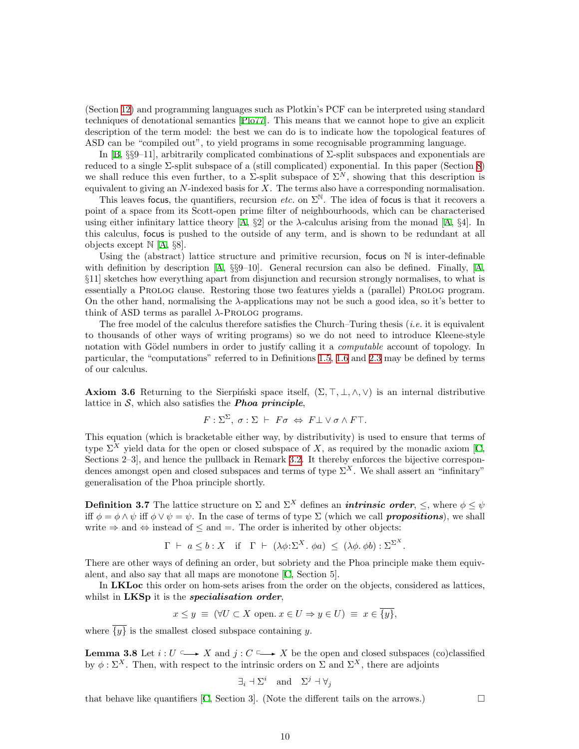(Section 12) and programming languages such as Plotkin's PCF can be interpreted using standard techniques of denotational semantics [Plo77]. This means that we cannot hope to give an explicit description of the term model: the best we can do is to indicate how the topological features of ASD can be "compiled out", to yield programs in some recognisable programming language.

In [B, §§9–11], arbitrarily complicated combinations of Σ-split subspaces and exponentials are reduced to a single Σ-split subspace of a (still complicated) exponential. In this paper (Section 8) we shall reduce this even further, to a Σ-split subspace of $\Sigma^N$, showing that this description is equivalent to giving an $N$-indexed basis for $X$. The terms also have a corresponding normalisation.

This leaves focus, the quantifiers, recursion *etc.* on $\Sigma^{\mathbb{N}}$. The idea of focus is that it recovers a point of a space from its Scott-open prime filter of neighbourhoods, which can be characterised using either infinitary lattice theory [A, §2] or the λ-calculus arising from the monad [A, §4]. In this calculus, focus is pushed to the outside of any term, and is shown to be redundant at all objects except $\mathbb{N}$ [A, §8].

Using the (abstract) lattice structure and primitive recursion, focus on $\mathbb{N}$ is inter-definable with definition by description [A, §§9–10]. General recursion can also be defined. Finally, [A, §11] sketches how everything apart from disjunction and recursion strongly normalises, to what is essentially a Prolog clause. Restoring those two features yields a (parallel) Prolog program. On the other hand, normalising the λ-applications may not be such a good idea, so it's better to think of ASD terms as parallel λ-Prolog programs.

The free model of the calculus therefore satisfies the Church–Turing thesis (*i.e.* it is equivalent to thousands of other ways of writing programs) so we do not need to introduce Kleene-style notation with Gödel numbers in order to justify calling it a *computable* account of topology. In particular, the "computations" referred to in Definitions 1.5, 1.6 and 2.3 may be defined by terms of our calculus.

**Axiom 3.6** Returning to the Sierpiński space itself, $(\Sigma, \top, \bot, \wedge, \vee)$ is an internal distributive lattice in $\mathcal{S}$, which also satisfies the ***Phoa principle***,

$$F : \Sigma^{\Sigma},\ \sigma : \Sigma\ \vdash\ F\sigma\ \Leftrightarrow\ F\bot \vee \sigma \wedge F\top.$$

This equation (which is bracketable either way, by distributivity) is used to ensure that terms of type $\Sigma^X$ yield data for the open or closed subspace of $X$, as required by the monadic axiom [C, Sections 2–3], and hence the pullback in Remark 3.2. It thereby enforces the bijective correspondences amongst open and closed subspaces and terms of type $\Sigma^X$. We shall assert an "infinitary" generalisation of the Phoa principle shortly.

**Definition 3.7** The lattice structure on $\Sigma$ and $\Sigma^X$ defines an ***intrinsic order***, $\leq$, where $\phi \leq \psi$ iff $\phi = \phi \wedge \psi$ iff $\phi \vee \psi = \psi$. In the case of terms of type $\Sigma$ (which we call ***propositions***), we shall write $\Rightarrow$ and $\Leftrightarrow$ instead of $\leq$ and $=$. The order is inherited by other objects:

$$\Gamma\ \vdash\ a \leq b : X \quad \text{if} \quad \Gamma\ \vdash\ (\lambda\phi{:}\Sigma^X.\ \phi a)\ \leq\ (\lambda\phi.\ \phi b) : \Sigma^{\Sigma^X}.$$

There are other ways of defining an order, but sobriety and the Phoa principle make them equivalent, and also say that all maps are monotone [C, Section 5].

In **LKLoc** this order on hom-sets arises from the order on the objects, considered as lattices, whilst in **LKSp** it is the ***specialisation order***,

$$x \leq y\ \equiv\ (\forall U \subset X \text{ open}.\ x \in U \Rightarrow y \in U)\ \equiv\ x \in \overline{\{y\}},$$

where $\overline{\{y\}}$ is the smallest closed subspace containing $y$.

**Lemma 3.8** Let $i : U \hookrightarrow X$ and $j : C \hookrightarrow X$ be the open and closed subspaces (co)classified by $\phi : \Sigma^X$. Then, with respect to the intrinsic orders on $\Sigma$ and $\Sigma^X$, there are adjoints

$$\exists_i \dashv \Sigma^i \quad \text{and} \quad \Sigma^j \dashv \forall_j$$

that behave like quantifiers [C, Section 3]. (Note the different tails on the arrows.) □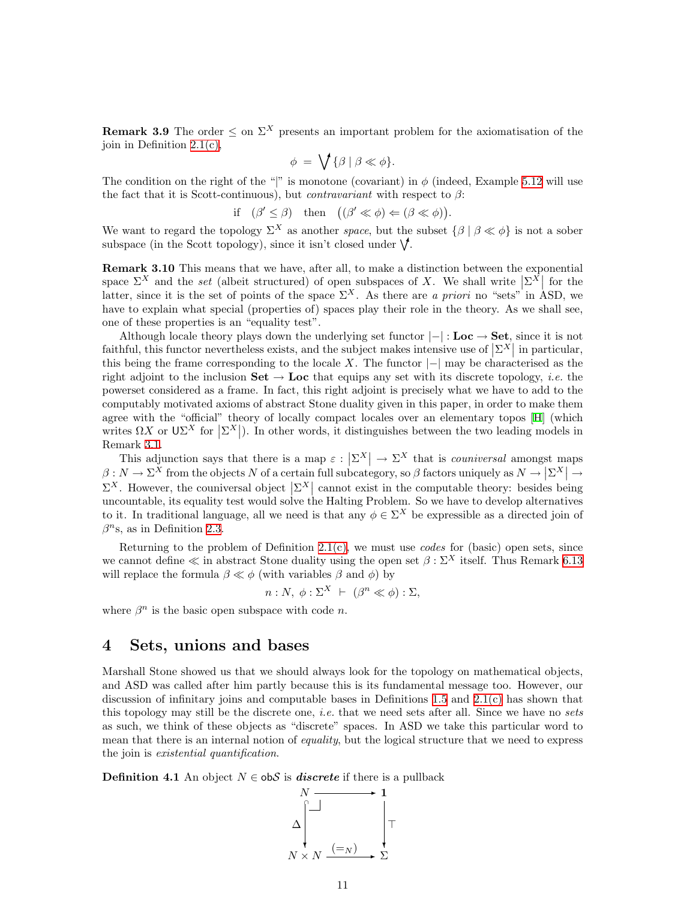**Remark 3.9** The order $\leq$ on $\Sigma^X$ presents an important problem for the axiomatisation of the join in Definition 2.1(c),

$$\phi \;=\; \bigvee\!\!\!\!\nearrow \{\beta \mid \beta \ll \phi\}.$$

The condition on the right of the "|" is monotone (covariant) in $\phi$ (indeed, Example 5.12 will use the fact that it is Scott-continuous), but *contravariant* with respect to $\beta$:

$$\text{if} \quad (\beta' \leq \beta) \quad \text{then} \quad \big((\beta' \ll \phi) \Leftarrow (\beta \ll \phi)\big).$$

We want to regard the topology $\Sigma^X$ as another *space*, but the subset $\{\beta \mid \beta \ll \phi\}$ is not a sober subspace (in the Scott topology), since it isn't closed under $\bigvee\!\!\!\!\nearrow$.

**Remark 3.10** This means that we have, after all, to make a distinction between the exponential space $\Sigma^X$ and the *set* (albeit structured) of open subspaces of $X$. We shall write $|\Sigma^X|$ for the latter, since it is the set of points of the space $\Sigma^X$. As there are *a priori* no "sets" in ASD, we have to explain what special (properties of) spaces play their role in the theory. As we shall see, one of these properties is an "equality test".

Although locale theory plays down the underlying set functor $|-| : \mathbf{Loc} \to \mathbf{Set}$, since it is not faithful, this functor nevertheless exists, and the subject makes intensive use of $|\Sigma^X|$ in particular, this being the frame corresponding to the locale $X$. The functor $|-|$ may be characterised as the right adjoint to the inclusion $\mathbf{Set} \to \mathbf{Loc}$ that equips any set with its discrete topology, *i.e.* the powerset considered as a frame. In fact, this right adjoint is precisely what we have to add to the computably motivated axioms of abstract Stone duality given in this paper, in order to make them agree with the "official" theory of locally compact locales over an elementary topos [H] (which writes $\Omega X$ or $\mathsf{U}\Sigma^X$ for $|\Sigma^X|$). In other words, it distinguishes between the two leading models in Remark 3.1.

This adjunction says that there is a map $\varepsilon : |\Sigma^X| \to \Sigma^X$ that is *couniversal* amongst maps $\beta : N \to \Sigma^X$ from the objects $N$ of a certain full subcategory, so $\beta$ factors uniquely as $N \to |\Sigma^X| \to \Sigma^X$. However, the couniversal object $|\Sigma^X|$ cannot exist in the computable theory: besides being uncountable, its equality test would solve the Halting Problem. So we have to develop alternatives to it. In traditional language, all we need is that any $\phi \in \Sigma^X$ be expressible as a directed join of $\beta^n$s, as in Definition 2.3.

Returning to the problem of Definition 2.1(c), we must use *codes* for (basic) open sets, since we cannot define $\ll$ in abstract Stone duality using the open set $\beta : \Sigma^X$ itself. Thus Remark 6.13 will replace the formula $\beta \ll \phi$ (with variables $\beta$ and $\phi$) by

$$n : N,\ \phi : \Sigma^X \ \vdash\ (\beta^n \ll \phi) : \Sigma,$$

where $\beta^n$ is the basic open subspace with code $n$.

## 4 Sets, unions and bases

Marshall Stone showed us that we should always look for the topology on mathematical objects, and ASD was called after him partly because this is its fundamental message too. However, our discussion of infinitary joins and computable bases in Definitions 1.5 and 2.1(c) has shown that this topology may still be the discrete one, *i.e.* that we need sets after all. Since we have no *sets* as such, we think of these objects as "discrete" spaces. In ASD we take this particular word to mean that there is an internal notion of *equality*, but the logical structure that we need to express the join is *existential quantification*.

**Definition 4.1** An object $N \in \mathsf{ob}\mathcal{S}$ is ***discrete*** if there is a pullback

$$\begin{array}{ccc} N & \longrightarrow & \mathbf{1} \\ {\scriptstyle \Delta}\big\downarrow & & \big\downarrow{\scriptstyle \top} \\ N \times N & \xrightarrow{(=_N)} & \Sigma \end{array}$$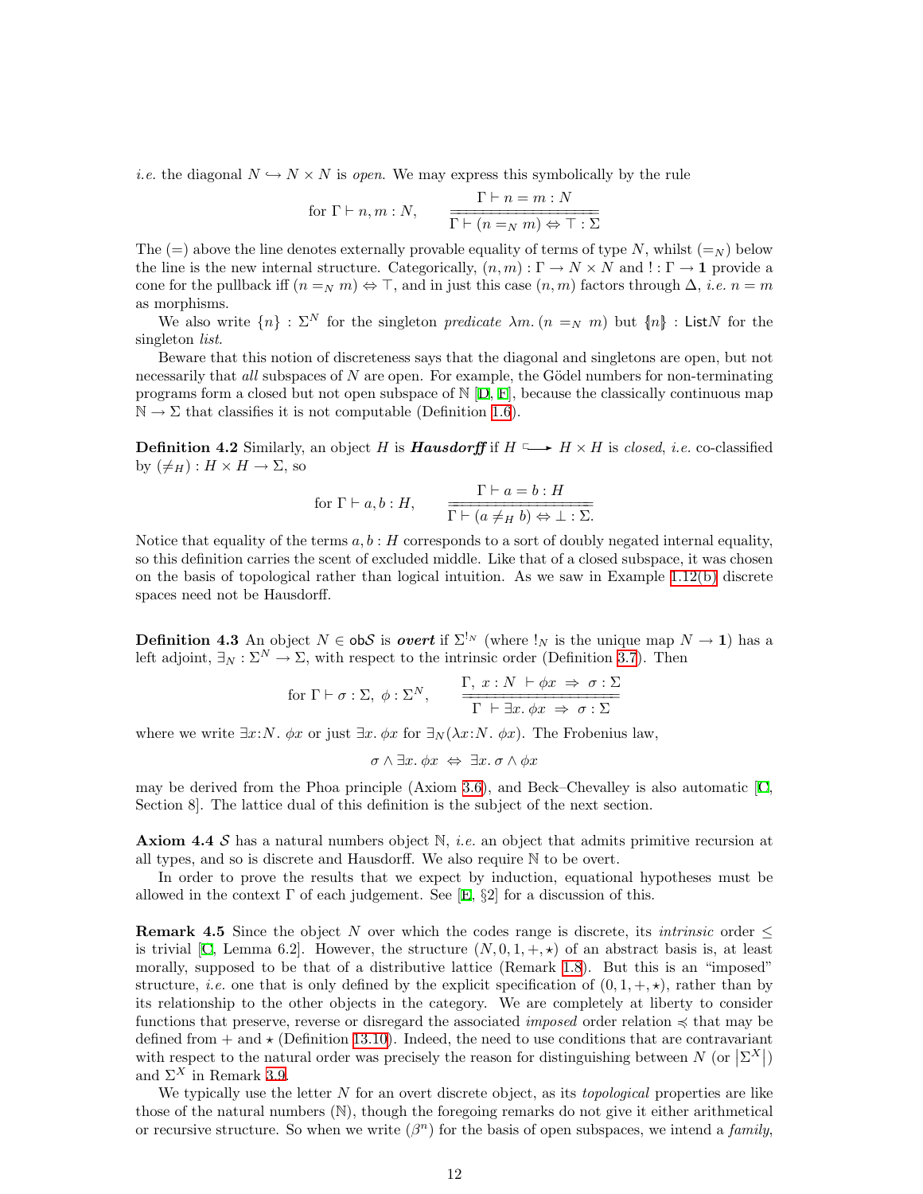*i.e.* the diagonal $N \hookrightarrow N \times N$ is *open*. We may express this symbolically by the rule

$$\text{for } \Gamma \vdash n, m : N, \qquad \frac{\Gamma \vdash n = m : N}{\Gamma \vdash (n =_N m) \Leftrightarrow \top : \Sigma}$$

The $(=)$ above the line denotes externally provable equality of terms of type $N$, whilst $(=_N)$ below the line is the new internal structure. Categorically, $(n, m) : \Gamma \to N \times N$ and $! : \Gamma \to \mathbf{1}$ provide a cone for the pullback iff $(n =_N m) \Leftrightarrow \top$, and in just this case $(n, m)$ factors through $\Delta$, *i.e.* $n = m$ as morphisms.

We also write $\{n\} : \Sigma^N$ for the singleton *predicate* $\lambda m. (n =_N m)$ but $\{\!|n|\!\} : \mathsf{List}N$ for the singleton *list*.

Beware that this notion of discreteness says that the diagonal and singletons are open, but not necessarily that *all* subspaces of $N$ are open. For example, the Gödel numbers for non-terminating programs form a closed but not open subspace of $\mathbb{N}$ [D, F], because the classically continuous map $\mathbb{N} \to \Sigma$ that classifies it is not computable (Definition 1.6).

**Definition 4.2** Similarly, an object $H$ is ***Hausdorff*** if $H \hookrightarrow H \times H$ is *closed*, *i.e.* co-classified by $(\neq_H) : H \times H \to \Sigma$, so

$$\text{for } \Gamma \vdash a, b : H, \qquad \frac{\Gamma \vdash a = b : H}{\Gamma \vdash (a \neq_H b) \Leftrightarrow \bot : \Sigma.}$$

Notice that equality of the terms $a, b : H$ corresponds to a sort of doubly negated internal equality, so this definition carries the scent of excluded middle. Like that of a closed subspace, it was chosen on the basis of topological rather than logical intuition. As we saw in Example 1.12(b) discrete spaces need not be Hausdorff.

**Definition 4.3** An object $N \in \mathsf{ob}\mathcal{S}$ is ***overt*** if $\Sigma^{!_N}$ (where $!_N$ is the unique map $N \to \mathbf{1}$) has a left adjoint, $\exists_N : \Sigma^N \to \Sigma$, with respect to the intrinsic order (Definition 3.7). Then

$$\text{for } \Gamma \vdash \sigma : \Sigma,\ \phi : \Sigma^N, \qquad \frac{\Gamma,\ x : N\ \vdash \phi x\ \Rightarrow\ \sigma : \Sigma}{\Gamma\ \vdash \exists x.\ \phi x\ \Rightarrow\ \sigma : \Sigma}$$

where we write $\exists x{:}N.\ \phi x$ or just $\exists x.\ \phi x$ for $\exists_N(\lambda x{:}N.\ \phi x)$. The Frobenius law,

$$\sigma \wedge \exists x.\ \phi x\ \Leftrightarrow\ \exists x.\ \sigma \wedge \phi x$$

may be derived from the Phoa principle (Axiom 3.6), and Beck–Chevalley is also automatic [C, Section 8]. The lattice dual of this definition is the subject of the next section.

**Axiom 4.4** $\mathcal{S}$ has a natural numbers object $\mathbb{N}$, *i.e.* an object that admits primitive recursion at all types, and so is discrete and Hausdorff. We also require $\mathbb{N}$ to be overt.

In order to prove the results that we expect by induction, equational hypotheses must be allowed in the context $\Gamma$ of each judgement. See [E, §2] for a discussion of this.

**Remark 4.5** Since the object $N$ over which the codes range is discrete, its *intrinsic* order $\leq$ is trivial [C, Lemma 6.2]. However, the structure $(N, 0, 1, +, \star)$ of an abstract basis is, at least morally, supposed to be that of a distributive lattice (Remark 1.8). But this is an "imposed" structure, *i.e.* one that is only defined by the explicit specification of $(0, 1, +, \star)$, rather than by its relationship to the other objects in the category. We are completely at liberty to consider functions that preserve, reverse or disregard the associated *imposed* order relation $\preccurlyeq$ that may be defined from $+$ and $\star$ (Definition 13.10). Indeed, the need to use conditions that are contravariant with respect to the natural order was precisely the reason for distinguishing between $N$ (or $|\Sigma^X|$) and $\Sigma^X$ in Remark 3.9.

We typically use the letter $N$ for an overt discrete object, as its *topological* properties are like those of the natural numbers ($\mathbb{N}$), though the foregoing remarks do not give it either arithmetical or recursive structure. So when we write $(\beta^n)$ for the basis of open subspaces, we intend a *family*,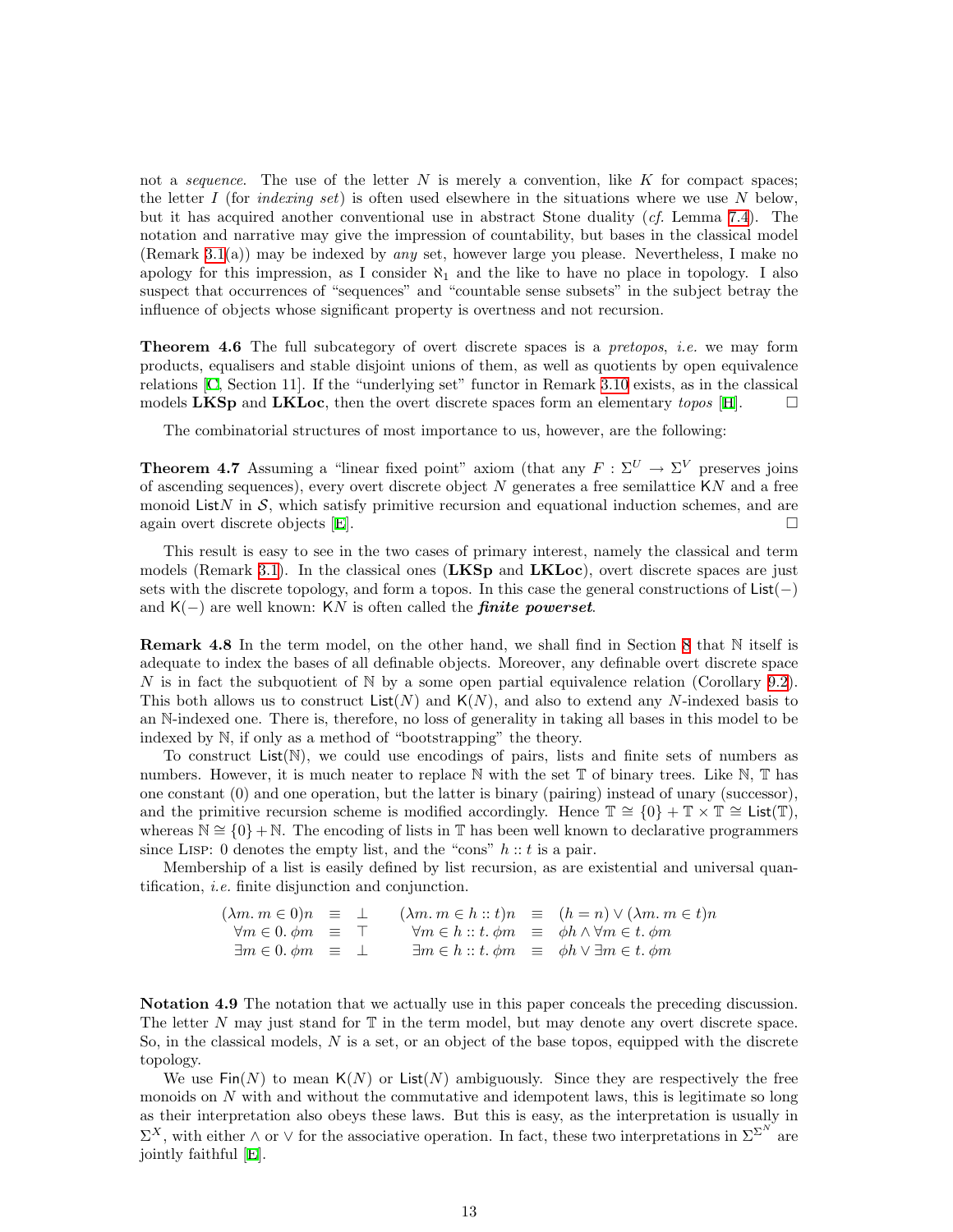not a *sequence*. The use of the letter $N$ is merely a convention, like $K$ for compact spaces; the letter $I$ (for *indexing set*) is often used elsewhere in the situations where we use $N$ below, but it has acquired another conventional use in abstract Stone duality (*cf.* Lemma 7.4). The notation and narrative may give the impression of countability, but bases in the classical model (Remark 3.1(a)) may be indexed by *any* set, however large you please. Nevertheless, I make no apology for this impression, as I consider $\aleph_1$ and the like to have no place in topology. I also suspect that occurrences of "sequences" and "countable sense subsets" in the subject betray the influence of objects whose significant property is overtness and not recursion.

**Theorem 4.6** The full subcategory of overt discrete spaces is a *pretopos*, *i.e.* we may form products, equalisers and stable disjoint unions of them, as well as quotients by open equivalence relations [C, Section 11]. If the "underlying set" functor in Remark 3.10 exists, as in the classical models **LKSp** and **LKLoc**, then the overt discrete spaces form an elementary *topos* [H]. $\square$

The combinatorial structures of most importance to us, however, are the following:

**Theorem 4.7** Assuming a "linear fixed point" axiom (that any $F : \Sigma^U \to \Sigma^V$ preserves joins of ascending sequences), every overt discrete object $N$ generates a free semilattice $\mathsf{K}N$ and a free monoid $\mathsf{List}N$ in $\mathcal{S}$, which satisfy primitive recursion and equational induction schemes, and are again overt discrete objects [E]. $\square$

This result is easy to see in the two cases of primary interest, namely the classical and term models (Remark 3.1). In the classical ones (**LKSp** and **LKLoc**), overt discrete spaces are just sets with the discrete topology, and form a topos. In this case the general constructions of $\mathsf{List}(-)$ and $\mathsf{K}(-)$ are well known: $\mathsf{K}N$ is often called the ***finite powerset***.

**Remark 4.8** In the term model, on the other hand, we shall find in Section 8 that $\mathbb{N}$ itself is adequate to index the bases of all definable objects. Moreover, any definable overt discrete space $N$ is in fact the subquotient of $\mathbb{N}$ by a some open partial equivalence relation (Corollary 9.2). This both allows us to construct $\mathsf{List}(N)$ and $\mathsf{K}(N)$, and also to extend any $N$-indexed basis to an $\mathbb{N}$-indexed one. There is, therefore, no loss of generality in taking all bases in this model to be indexed by $\mathbb{N}$, if only as a method of "bootstrapping" the theory.

To construct $\mathsf{List}(\mathbb{N})$, we could use encodings of pairs, lists and finite sets of numbers as numbers. However, it is much neater to replace $\mathbb{N}$ with the set $\mathbb{T}$ of binary trees. Like $\mathbb{N}$, $\mathbb{T}$ has one constant (0) and one operation, but the latter is binary (pairing) instead of unary (successor), and the primitive recursion scheme is modified accordingly. Hence $\mathbb{T} \cong \{0\} + \mathbb{T} \times \mathbb{T} \cong \mathsf{List}(\mathbb{T})$, whereas $\mathbb{N} \cong \{0\} + \mathbb{N}$. The encoding of lists in $\mathbb{T}$ has been well known to declarative programmers since LISP: 0 denotes the empty list, and the "cons" $h :: t$ is a pair.

Membership of a list is easily defined by list recursion, as are existential and universal quantification, *i.e.* finite disjunction and conjunction.

$$
\begin{array}{rclrcl}
(\lambda m.\, m \in 0)n & \equiv & \bot & \qquad (\lambda m.\, m \in h :: t)n & \equiv & (h = n) \vee (\lambda m.\, m \in t)n \\
\forall m \in 0.\, \phi m & \equiv & \top & \forall m \in h :: t.\, \phi m & \equiv & \phi h \wedge \forall m \in t.\, \phi m \\
\exists m \in 0.\, \phi m & \equiv & \bot & \exists m \in h :: t.\, \phi m & \equiv & \phi h \vee \exists m \in t.\, \phi m
\end{array}
$$

**Notation 4.9** The notation that we actually use in this paper conceals the preceding discussion. The letter $N$ may just stand for $\mathbb{T}$ in the term model, but may denote any overt discrete space. So, in the classical models, $N$ is a set, or an object of the base topos, equipped with the discrete topology.

We use $\mathsf{Fin}(N)$ to mean $\mathsf{K}(N)$ or $\mathsf{List}(N)$ ambiguously. Since they are respectively the free monoids on $N$ with and without the commutative and idempotent laws, this is legitimate so long as their interpretation also obeys these laws. But this is easy, as the interpretation is usually in $\Sigma^X$, with either $\wedge$ or $\vee$ for the associative operation. In fact, these two interpretations in $\Sigma^{\Sigma^N}$ are jointly faithful [E].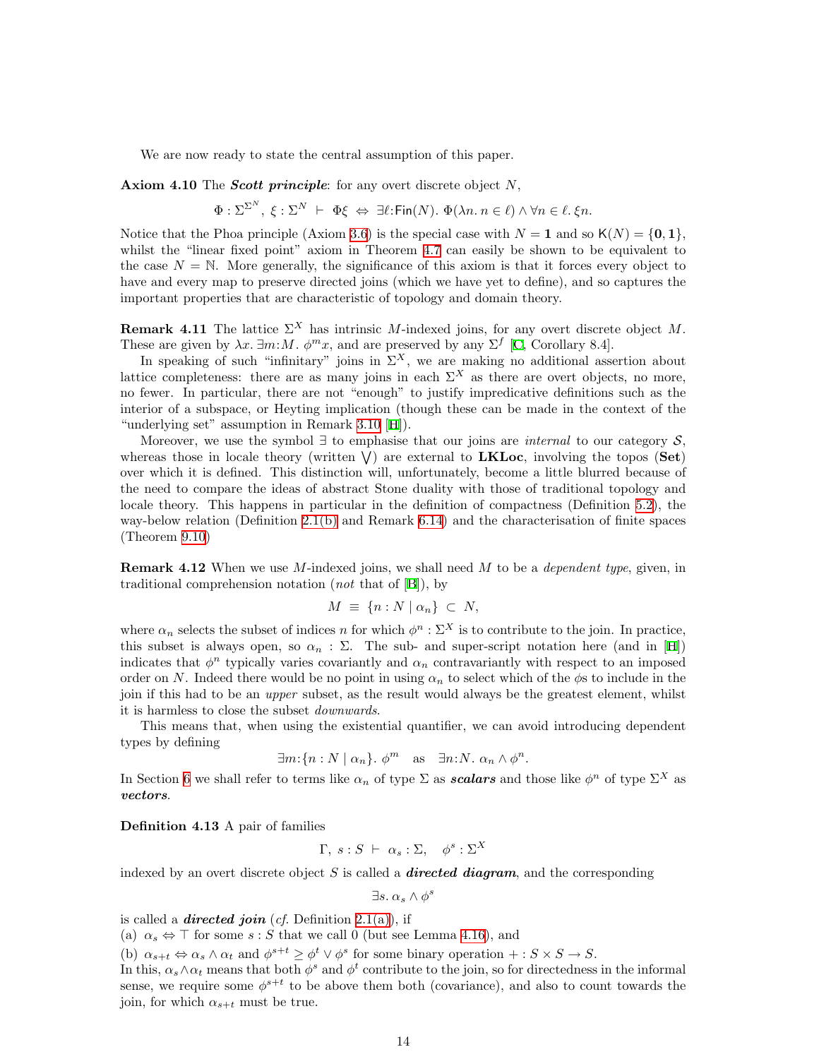We are now ready to state the central assumption of this paper.

**Axiom 4.10** The ***Scott principle***: for any overt discrete object $N$,

$$\Phi : \Sigma^{\Sigma^N},\ \xi : \Sigma^N \ \vdash\ \Phi\xi \ \Leftrightarrow\ \exists \ell{:}\mathsf{Fin}(N).\ \Phi(\lambda n.\, n \in \ell) \wedge \forall n \in \ell.\, \xi n.$$

Notice that the Phoa principle (Axiom 3.6) is the special case with $N = \mathbf{1}$ and so $\mathsf{K}(N) = \{\mathbf{0}, \mathbf{1}\}$, whilst the "linear fixed point" axiom in Theorem 4.7 can easily be shown to be equivalent to the case $N = \mathbb{N}$. More generally, the significance of this axiom is that it forces every object to have and every map to preserve directed joins (which we have yet to define), and so captures the important properties that are characteristic of topology and domain theory.

**Remark 4.11** The lattice $\Sigma^X$ has intrinsic $M$-indexed joins, for any overt discrete object $M$. These are given by $\lambda x.\, \exists m{:}M.\ \phi^m x$, and are preserved by any $\Sigma^f$ [C, Corollary 8.4].

In speaking of such "infinitary" joins in $\Sigma^X$, we are making no additional assertion about lattice completeness: there are as many joins in each $\Sigma^X$ as there are overt objects, no more, no fewer. In particular, there are not "enough" to justify impredicative definitions such as the interior of a subspace, or Heyting implication (though these can be made in the context of the "underlying set" assumption in Remark 3.10 [H]).

Moreover, we use the symbol $\exists$ to emphasise that our joins are *internal* to our category $\mathcal{S}$, whereas those in locale theory (written $\bigvee$) are external to **LKLoc**, involving the topos (**Set**) over which it is defined. This distinction will, unfortunately, become a little blurred because of the need to compare the ideas of abstract Stone duality with those of traditional topology and locale theory. This happens in particular in the definition of compactness (Definition 5.2), the way-below relation (Definition 2.1(b) and Remark 6.14) and the characterisation of finite spaces (Theorem 9.10)

**Remark 4.12** When we use $M$-indexed joins, we shall need $M$ to be a *dependent type*, given, in traditional comprehension notation (*not* that of [B]), by

$$M \ \equiv\ \{n : N \mid \alpha_n\} \ \subset\ N,$$

where $\alpha_n$ selects the subset of indices $n$ for which $\phi^n : \Sigma^X$ is to contribute to the join. In practice, this subset is always open, so $\alpha_n : \Sigma$. The sub- and super-script notation here (and in [H]) indicates that $\phi^n$ typically varies covariantly and $\alpha_n$ contravariantly with respect to an imposed order on $N$. Indeed there would be no point in using $\alpha_n$ to select which of the $\phi$s to include in the join if this had to be an *upper* subset, as the result would always be the greatest element, whilst it is harmless to close the subset *downwards*.

This means that, when using the existential quantifier, we can avoid introducing dependent types by defining

$$\exists m{:}\{n : N \mid \alpha_n\}.\ \phi^m \quad \text{as} \quad \exists n{:}N.\ \alpha_n \wedge \phi^n.$$

In Section 6 we shall refer to terms like $\alpha_n$ of type $\Sigma$ as ***scalars*** and those like $\phi^n$ of type $\Sigma^X$ as ***vectors***.

**Definition 4.13** A pair of families

$$\Gamma,\ s : S \ \vdash\ \alpha_s : \Sigma, \quad \phi^s : \Sigma^X$$

indexed by an overt discrete object $S$ is called a ***directed diagram***, and the corresponding

$$\exists s.\ \alpha_s \wedge \phi^s$$

is called a ***directed join*** (*cf.* Definition 2.1(a)), if

(a) $\alpha_s \Leftrightarrow \top$ for some $s : S$ that we call 0 (but see Lemma 4.16), and

(b) $\alpha_{s+t} \Leftrightarrow \alpha_s \wedge \alpha_t$ and $\phi^{s+t} \geq \phi^t \vee \phi^s$ for some binary operation $+ : S \times S \to S$.

In this, $\alpha_s \wedge \alpha_t$ means that both $\phi^s$ and $\phi^t$ contribute to the join, so for directedness in the informal sense, we require some $\phi^{s+t}$ to be above them both (covariance), and also to count towards the join, for which $\alpha_{s+t}$ must be true.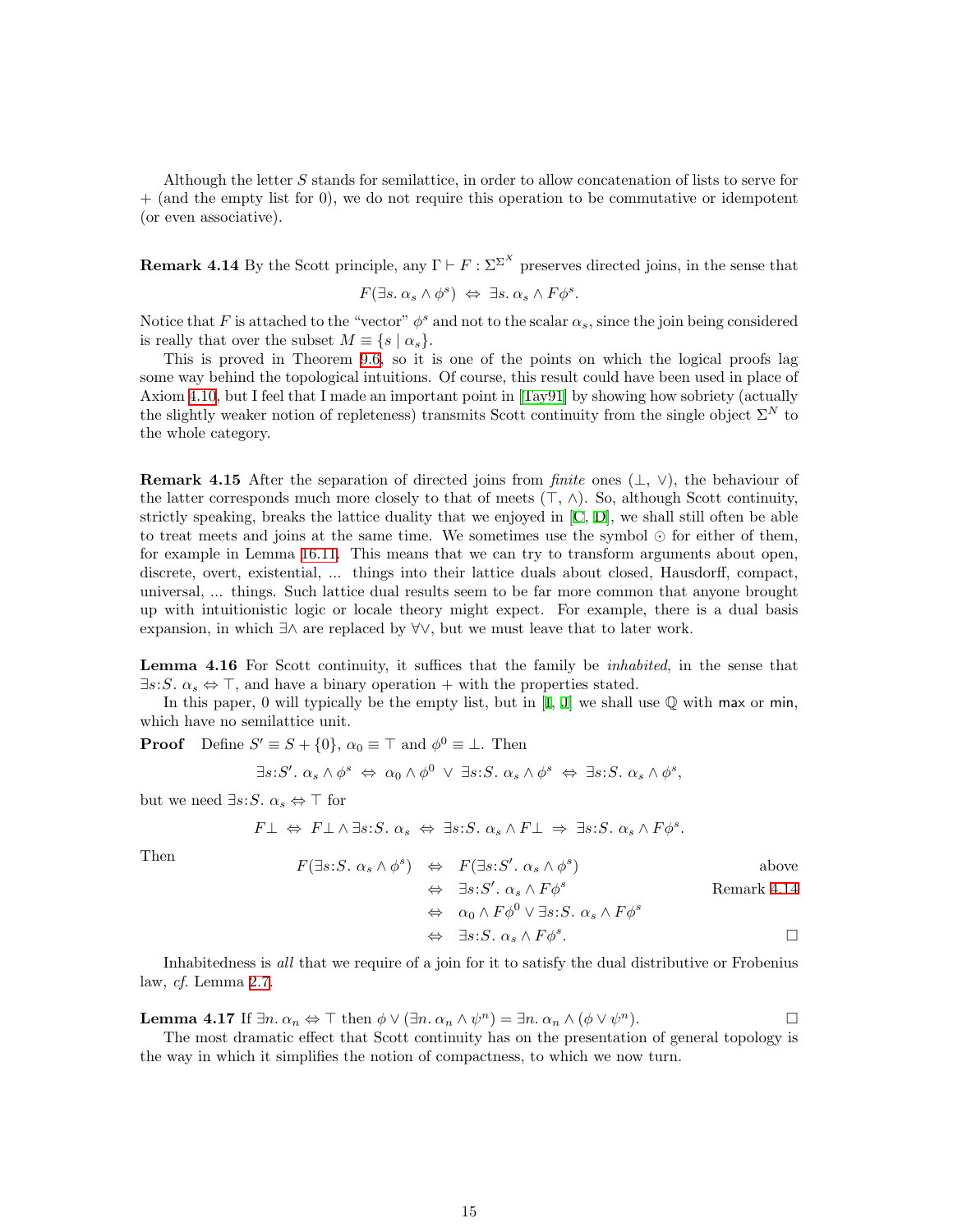Although the letter $S$ stands for semilattice, in order to allow concatenation of lists to serve for $+$ (and the empty list for 0), we do not require this operation to be commutative or idempotent (or even associative).

**Remark 4.14** By the Scott principle, any $\Gamma \vdash F : \Sigma^{\Sigma^X}$ preserves directed joins, in the sense that

$$F(\exists s.\ \alpha_s \wedge \phi^s) \ \Leftrightarrow\ \exists s.\ \alpha_s \wedge F\phi^s.$$

Notice that $F$ is attached to the "vector" $\phi^s$ and not to the scalar $\alpha_s$, since the join being considered is really that over the subset $M \equiv \{s \mid \alpha_s\}$.

This is proved in Theorem 9.6, so it is one of the points on which the logical proofs lag some way behind the topological intuitions. Of course, this result could have been used in place of Axiom 4.10, but I feel that I made an important point in [Tay91] by showing how sobriety (actually the slightly weaker notion of repleteness) transmits Scott continuity from the single object $\Sigma^N$ to the whole category.

**Remark 4.15** After the separation of directed joins from *finite* ones ($\bot$, $\vee$), the behaviour of the latter corresponds much more closely to that of meets ($\top$, $\wedge$). So, although Scott continuity, strictly speaking, breaks the lattice duality that we enjoyed in [C, D], we shall still often be able to treat meets and joins at the same time. We sometimes use the symbol $\odot$ for either of them, for example in Lemma 16.11. This means that we can try to transform arguments about open, discrete, overt, existential, ... things into their lattice duals about closed, Hausdorff, compact, universal, ... things. Such lattice dual results seem to be far more common that anyone brought up with intuitionistic logic or locale theory might expect. For example, there is a dual basis expansion, in which $\exists\wedge$ are replaced by $\forall\vee$, but we must leave that to later work.

**Lemma 4.16** For Scott continuity, it suffices that the family be *inhabited*, in the sense that $\exists s{:}S.\ \alpha_s \Leftrightarrow \top$, and have a binary operation $+$ with the properties stated.

In this paper, 0 will typically be the empty list, but in [I, J] we shall use $\mathbb{Q}$ with $\mathsf{max}$ or $\mathsf{min}$, which have no semilattice unit.

**Proof** Define $S' \equiv S + \{0\}$, $\alpha_0 \equiv \top$ and $\phi^0 \equiv \bot$. Then

$$\exists s{:}S'.\ \alpha_s \wedge \phi^s \ \Leftrightarrow\ \alpha_0 \wedge \phi^0 \ \vee\ \exists s{:}S.\ \alpha_s \wedge \phi^s \ \Leftrightarrow\ \exists s{:}S.\ \alpha_s \wedge \phi^s,$$

but we need $\exists s{:}S.\ \alpha_s \Leftrightarrow \top$ for

$$F\bot \ \Leftrightarrow\ F\bot \wedge \exists s{:}S.\ \alpha_s \ \Leftrightarrow\ \exists s{:}S.\ \alpha_s \wedge F\bot \ \Rightarrow\ \exists s{:}S.\ \alpha_s \wedge F\phi^s.$$

Then

$$\begin{array}{rcll}
F(\exists s{:}S.\ \alpha_s \wedge \phi^s) & \Leftrightarrow & F(\exists s{:}S'.\ \alpha_s \wedge \phi^s) & \text{above} \\
& \Leftrightarrow & \exists s{:}S'.\ \alpha_s \wedge F\phi^s & \text{Remark 4.14} \\
& \Leftrightarrow & \alpha_0 \wedge F\phi^0 \vee \exists s{:}S.\ \alpha_s \wedge F\phi^s & \\
& \Leftrightarrow & \exists s{:}S.\ \alpha_s \wedge F\phi^s. & \square
\end{array}$$

Inhabitedness is *all* that we require of a join for it to satisfy the dual distributive or Frobenius law, *cf.* Lemma 2.7.

**Lemma 4.17** If $\exists n.\ \alpha_n \Leftrightarrow \top$ then $\phi \vee (\exists n.\ \alpha_n \wedge \psi^n) = \exists n.\ \alpha_n \wedge (\phi \vee \psi^n)$. $\square$

The most dramatic effect that Scott continuity has on the presentation of general topology is the way in which it simplifies the notion of compactness, to which we now turn.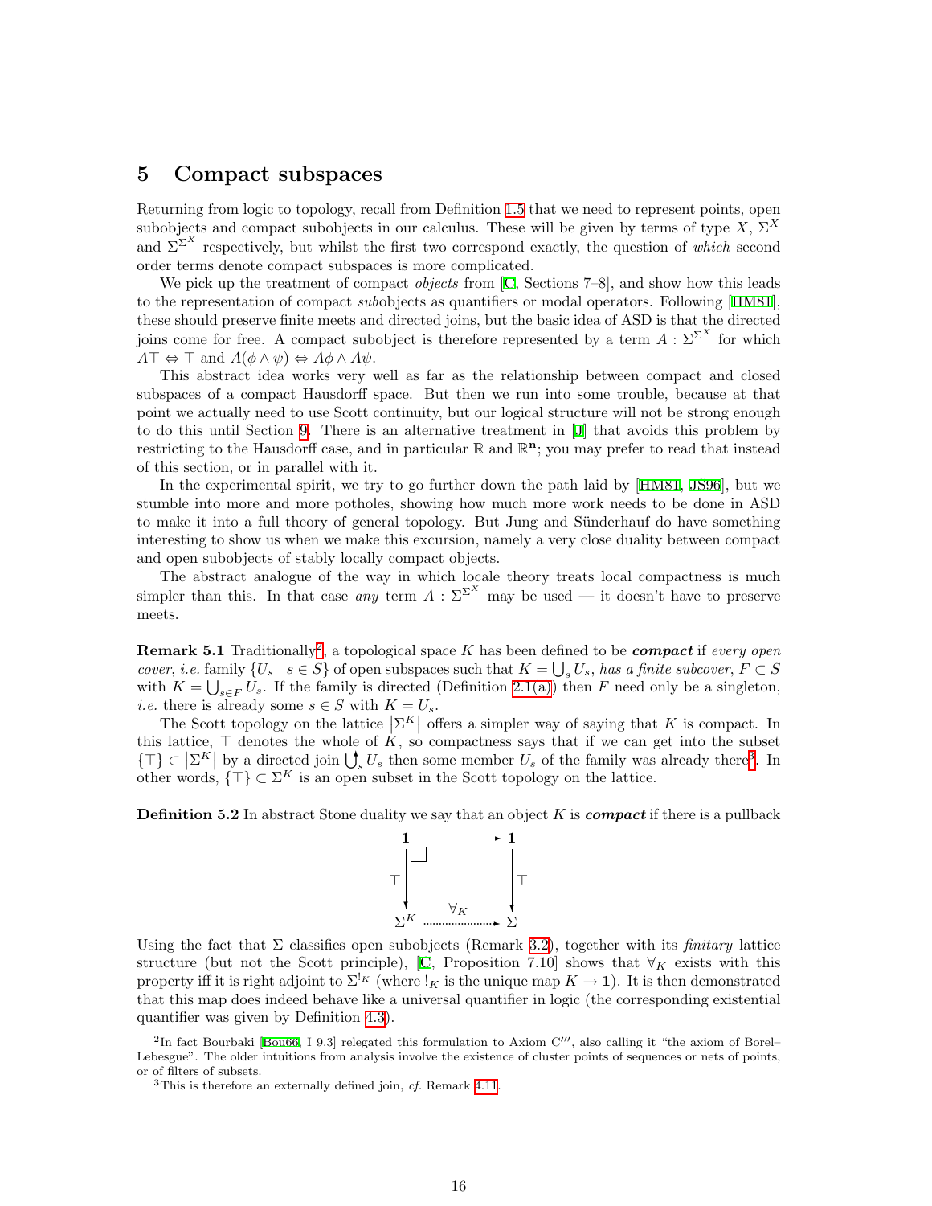## 5 Compact subspaces

Returning from logic to topology, recall from Definition 1.5 that we need to represent points, open subobjects and compact subobjects in our calculus. These will be given by terms of type $X$, $\Sigma^X$ and $\Sigma^{\Sigma^X}$ respectively, but whilst the first two correspond exactly, the question of *which* second order terms denote compact subspaces is more complicated.

We pick up the treatment of compact *objects* from [C, Sections 7–8], and show how this leads to the representation of compact *sub*objects as quantifiers or modal operators. Following [HM81], these should preserve finite meets and directed joins, but the basic idea of ASD is that the directed joins come for free. A compact subobject is therefore represented by a term $A : \Sigma^{\Sigma^X}$ for which $A\top \Leftrightarrow \top$ and $A(\phi \wedge \psi) \Leftrightarrow A\phi \wedge A\psi$.

This abstract idea works very well as far as the relationship between compact and closed subspaces of a compact Hausdorff space. But then we run into some trouble, because at that point we actually need to use Scott continuity, but our logical structure will not be strong enough to do this until Section 9. There is an alternative treatment in [J] that avoids this problem by restricting to the Hausdorff case, and in particular $\mathbb{R}$ and $\mathbb{R}^{\mathbf{n}}$; you may prefer to read that instead of this section, or in parallel with it.

In the experimental spirit, we try to go further down the path laid by [HM81, JS96], but we stumble into more and more potholes, showing how much more work needs to be done in ASD to make it into a full theory of general topology. But Jung and Sünderhauf do have something interesting to show us when we make this excursion, namely a very close duality between compact and open subobjects of stably locally compact objects.

The abstract analogue of the way in which locale theory treats local compactness is much simpler than this. In that case *any* term $A : \Sigma^{\Sigma^X}$ may be used — it doesn't have to preserve meets.

**Remark 5.1** Traditionally[2], a topological space $K$ has been defined to be ***compact*** if *every open cover, i.e.* family $\{U_s \mid s \in S\}$ of open subspaces such that $K = \bigcup_s U_s$, *has a finite subcover*, $F \subset S$ with $K = \bigcup_{s\in F} U_s$. If the family is directed (Definition 2.1(a)) then $F$ need only be a singleton, *i.e.* there is already some $s \in S$ with $K = U_s$.

The Scott topology on the lattice $\left|\Sigma^K\right|$ offers a simpler way of saying that $K$ is compact. In this lattice, $\top$ denotes the whole of $K$, so compactness says that if we can get into the subset $\{\top\} \subset \left|\Sigma^K\right|$ by a directed join $\bigcup^{\uparrow}_s U_s$ then some member $U_s$ of the family was already there[3]. In other words, $\{\top\} \subset \Sigma^K$ is an open subset in the Scott topology on the lattice.

**Definition 5.2** In abstract Stone duality we say that an object $K$ is ***compact*** if there is a pullback

$$\begin{array}{ccc} \mathbf{1} & \longrightarrow & \mathbf{1} \\ {\scriptstyle\top}\big\downarrow & \lrcorner & \big\downarrow{\scriptstyle\top} \\ \Sigma^K & \xrightarrow{\ \forall_K\ } & \Sigma \end{array}$$

Using the fact that $\Sigma$ classifies open subobjects (Remark 3.2), together with its *finitary* lattice structure (but not the Scott principle), [C, Proposition 7.10] shows that $\forall_K$ exists with this property iff it is right adjoint to $\Sigma^{!_K}$ (where $!_K$ is the unique map $K \to \mathbf{1}$). It is then demonstrated that this map does indeed behave like a universal quantifier in logic (the corresponding existential quantifier was given by Definition 4.3).

[2] In fact Bourbaki [Bou66, I 9.3] relegated this formulation to Axiom C‴, also calling it "the axiom of Borel–Lebesgue". The older intuitions from analysis involve the existence of cluster points of sequences or nets of points, or of filters of subsets.

[3] This is therefore an externally defined join, *cf.* Remark 4.11.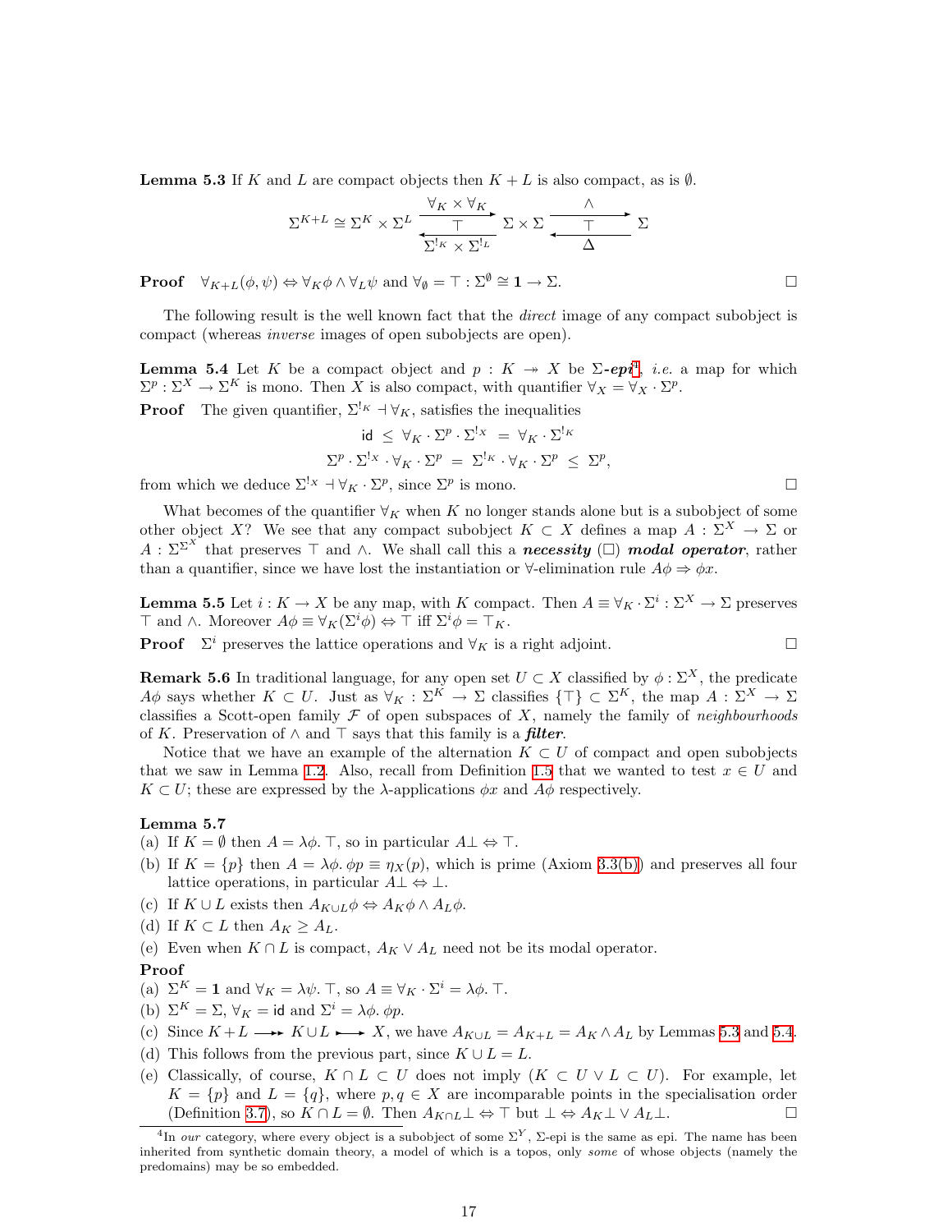**Lemma 5.3** If $K$ and $L$ are compact objects then $K+L$ is also compact, as is $\emptyset$.

$$\Sigma^{K+L} \cong \Sigma^K \times \Sigma^L \underset{\Sigma^{!_K} \times \Sigma^{!_L}}{\overset{\forall_K \times \forall_K}{\underset{\top}{\rightleftarrows}}} \Sigma \times \Sigma \underset{\Delta}{\overset{\wedge}{\underset{\top}{\rightleftarrows}}} \Sigma$$

**Proof** $\forall_{K+L}(\phi, \psi) \Leftrightarrow \forall_K \phi \wedge \forall_L \psi$ and $\forall_\emptyset = \top : \Sigma^\emptyset \cong \mathbf{1} \to \Sigma$. $\square$

The following result is the well known fact that the *direct* image of any compact subobject is compact (whereas *inverse* images of open subobjects are open).

**Lemma 5.4** Let $K$ be a compact object and $p : K \twoheadrightarrow X$ be $\Sigma$-***epi***[4], *i.e.* a map for which $\Sigma^p : \Sigma^X \to \Sigma^K$ is mono. Then $X$ is also compact, with quantifier $\forall_X = \forall_X \cdot \Sigma^p$.

**Proof** The given quantifier, $\Sigma^{!_K} \dashv \forall_K$, satisfies the inequalities

$$\mathsf{id} \;\le\; \forall_K \cdot \Sigma^p \cdot \Sigma^{!_X} \;=\; \forall_K \cdot \Sigma^{!_K}$$
$$\Sigma^p \cdot \Sigma^{!_X} \cdot \forall_K \cdot \Sigma^p \;=\; \Sigma^{!_K} \cdot \forall_K \cdot \Sigma^p \;\le\; \Sigma^p,$$

from which we deduce $\Sigma^{!_X} \dashv \forall_K \cdot \Sigma^p$, since $\Sigma^p$ is mono. $\square$

What becomes of the quantifier $\forall_K$ when $K$ no longer stands alone but is a subobject of some other object $X$? We see that any compact subobject $K \subset X$ defines a map $A : \Sigma^X \to \Sigma$ or $A : \Sigma^{\Sigma^X}$ that preserves $\top$ and $\wedge$. We shall call this a ***necessity*** ($\Box$) ***modal operator***, rather than a quantifier, since we have lost the instantiation or $\forall$-elimination rule $A\phi \Rightarrow \phi x$.

**Lemma 5.5** Let $i : K \to X$ be any map, with $K$ compact. Then $A \equiv \forall_K \cdot \Sigma^i : \Sigma^X \to \Sigma$ preserves $\top$ and $\wedge$. Moreover $A\phi \equiv \forall_K(\Sigma^i \phi) \Leftrightarrow \top$ iff $\Sigma^i \phi = \top_K$.

**Proof** $\Sigma^i$ preserves the lattice operations and $\forall_K$ is a right adjoint. $\square$

**Remark 5.6** In traditional language, for any open set $U \subset X$ classified by $\phi : \Sigma^X$, the predicate $A\phi$ says whether $K \subset U$. Just as $\forall_K : \Sigma^K \to \Sigma$ classifies $\{\top\} \subset \Sigma^K$, the map $A : \Sigma^X \to \Sigma$ classifies a Scott-open family $\mathcal{F}$ of open subspaces of $X$, namely the family of *neighbourhoods* of $K$. Preservation of $\wedge$ and $\top$ says that this family is a ***filter***.

Notice that we have an example of the alternation $K \subset U$ of compact and open subobjects that we saw in Lemma 1.2. Also, recall from Definition 1.5 that we wanted to test $x \in U$ and $K \subset U$; these are expressed by the $\lambda$-applications $\phi x$ and $A\phi$ respectively.

**Lemma 5.7**

(a) If $K = \emptyset$ then $A = \lambda\phi.\,\top$, so in particular $A\bot \Leftrightarrow \top$.

(b) If $K = \{p\}$ then $A = \lambda\phi.\,\phi p \equiv \eta_X(p)$, which is prime (Axiom 3.3(b)) and preserves all four lattice operations, in particular $A\bot \Leftrightarrow \bot$.

(c) If $K \cup L$ exists then $A_{K\cup L}\phi \Leftrightarrow A_K\phi \wedge A_L\phi$.

(d) If $K \subset L$ then $A_K \ge A_L$.

(e) Even when $K \cap L$ is compact, $A_K \vee A_L$ need not be its modal operator.

**Proof**

(a) $\Sigma^K = \mathbf{1}$ and $\forall_K = \lambda\psi.\,\top$, so $A \equiv \forall_K \cdot \Sigma^i = \lambda\phi.\,\top$.

(b) $\Sigma^K = \Sigma$, $\forall_K = \mathsf{id}$ and $\Sigma^i = \lambda\phi.\,\phi p$.

(c) Since $K + L \twoheadrightarrow K \cup L \rightarrowtail X$, we have $A_{K\cup L} = A_{K+L} = A_K \wedge A_L$ by Lemmas 5.3 and 5.4.

(d) This follows from the previous part, since $K \cup L = L$.

(e) Classically, of course, $K \cap L \subset U$ does not imply $(K \subset U \vee L \subset U)$. For example, let $K = \{p\}$ and $L = \{q\}$, where $p, q \in X$ are incomparable points in the specialisation order (Definition 3.7), so $K \cap L = \emptyset$. Then $A_{K\cap L}\bot \Leftrightarrow \top$ but $\bot \Leftrightarrow A_K\bot \vee A_L\bot$. $\square$

---

[4] In *our* category, where every object is a subobject of some $\Sigma^Y$, $\Sigma$-epi is the same as epi. The name has been inherited from synthetic domain theory, a model of which is a topos, only *some* of whose objects (namely the predomains) may be so embedded.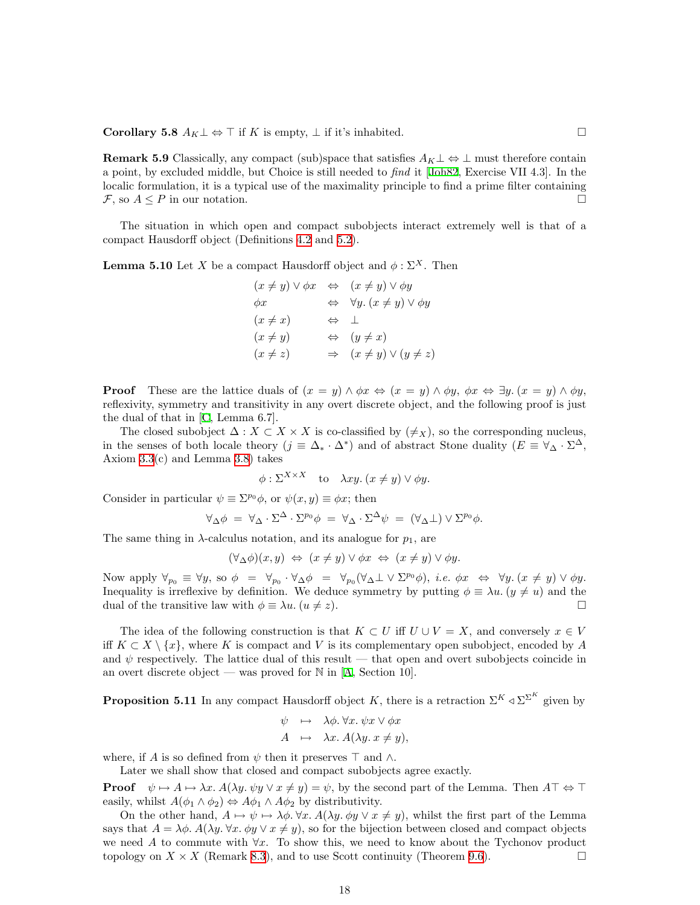**Corollary 5.8** $A_K\bot \Leftrightarrow \top$ if $K$ is empty, $\bot$ if it's inhabited. $\square$

**Remark 5.9** Classically, any compact (sub)space that satisfies $A_K\bot \Leftrightarrow \bot$ must therefore contain a point, by excluded middle, but Choice is still needed to *find* it [Joh82, Exercise VII 4.3]. In the localic formulation, it is a typical use of the maximality principle to find a prime filter containing $\mathcal{F}$, so $A \le P$ in our notation. $\square$

The situation in which open and compact subobjects interact extremely well is that of a compact Hausdorff object (Definitions 4.2 and 5.2).

**Lemma 5.10** Let $X$ be a compact Hausdorff object and $\phi : \Sigma^X$. Then

$$
\begin{array}{lcl}
(x \ne y) \vee \phi x & \Leftrightarrow & (x \ne y) \vee \phi y \\
\phi x & \Leftrightarrow & \forall y.\, (x \ne y) \vee \phi y \\
(x \ne x) & \Leftrightarrow & \bot \\
(x \ne y) & \Leftrightarrow & (y \ne x) \\
(x \ne z) & \Rightarrow & (x \ne y) \vee (y \ne z)
\end{array}
$$

**Proof** These are the lattice duals of $(x = y) \wedge \phi x \Leftrightarrow (x = y) \wedge \phi y$, $\phi x \Leftrightarrow \exists y.\, (x = y) \wedge \phi y$, reflexivity, symmetry and transitivity in any overt discrete object, and the following proof is just the dual of that in [C, Lemma 6.7].

The closed subobject $\Delta : X \subset X \times X$ is co-classified by $(\ne_X)$, so the corresponding nucleus, in the senses of both locale theory ($j \equiv \Delta_* \cdot \Delta^*$) and of abstract Stone duality ($E \equiv \forall_\Delta \cdot \Sigma^\Delta$, Axiom 3.3(c) and Lemma 3.8) takes

$$\phi : \Sigma^{X\times X} \quad \text{to} \quad \lambda xy.\, (x \ne y) \vee \phi y.$$

Consider in particular $\psi \equiv \Sigma^{p_0}\phi$, or $\psi(x, y) \equiv \phi x$; then

$$\forall_\Delta \phi \;=\; \forall_\Delta \cdot \Sigma^\Delta \cdot \Sigma^{p_0}\phi \;=\; \forall_\Delta \cdot \Sigma^\Delta \psi \;=\; (\forall_\Delta \bot) \vee \Sigma^{p_0}\phi.$$

The same thing in $\lambda$-calculus notation, and its analogue for $p_1$, are

$$(\forall_\Delta \phi)(x, y) \;\Leftrightarrow\; (x \ne y) \vee \phi x \;\Leftrightarrow\; (x \ne y) \vee \phi y.$$

Now apply $\forall_{p_0} \equiv \forall y$, so $\phi \;=\; \forall_{p_0} \cdot \forall_\Delta \phi \;=\; \forall_{p_0}(\forall_\Delta \bot \vee \Sigma^{p_0}\phi)$, *i.e.* $\phi x \;\Leftrightarrow\; \forall y.\, (x \ne y) \vee \phi y$. Inequality is irreflexive by definition. We deduce symmetry by putting $\phi \equiv \lambda u.\, (y \ne u)$ and the dual of the transitive law with $\phi \equiv \lambda u.\, (u \ne z)$. $\square$

The idea of the following construction is that $K \subset U$ iff $U \cup V = X$, and conversely $x \in V$ iff $K \subset X \setminus \{x\}$, where $K$ is compact and $V$ is its complementary open subobject, encoded by $A$ and $\psi$ respectively. The lattice dual of this result — that open and overt subobjects coincide in an overt discrete object — was proved for $\mathbb{N}$ in [A, Section 10].

**Proposition 5.11** In any compact Hausdorff object $K$, there is a retraction $\Sigma^K \triangleleft \Sigma^{\Sigma^K}$ given by

$$
\begin{array}{rcl}
\psi & \mapsto & \lambda\phi.\, \forall x.\, \psi x \vee \phi x \\
A & \mapsto & \lambda x.\, A(\lambda y.\, x \ne y),
\end{array}
$$

where, if $A$ is so defined from $\psi$ then it preserves $\top$ and $\wedge$.

Later we shall show that closed and compact subobjects agree exactly.

**Proof** $\psi \mapsto A \mapsto \lambda x.\, A(\lambda y.\, \psi y \vee x \ne y) = \psi$, by the second part of the Lemma. Then $A\top \Leftrightarrow \top$ easily, whilst $A(\phi_1 \wedge \phi_2) \Leftrightarrow A\phi_1 \wedge A\phi_2$ by distributivity.

On the other hand, $A \mapsto \psi \mapsto \lambda\phi.\, \forall x.\, A(\lambda y.\, \phi y \vee x \ne y)$, whilst the first part of the Lemma says that $A = \lambda\phi.\, A(\lambda y.\, \forall x.\, \phi y \vee x \ne y)$, so for the bijection between closed and compact objects we need $A$ to commute with $\forall x$. To show this, we need to know about the Tychonov product topology on $X \times X$ (Remark 8.3), and to use Scott continuity (Theorem 9.6). $\square$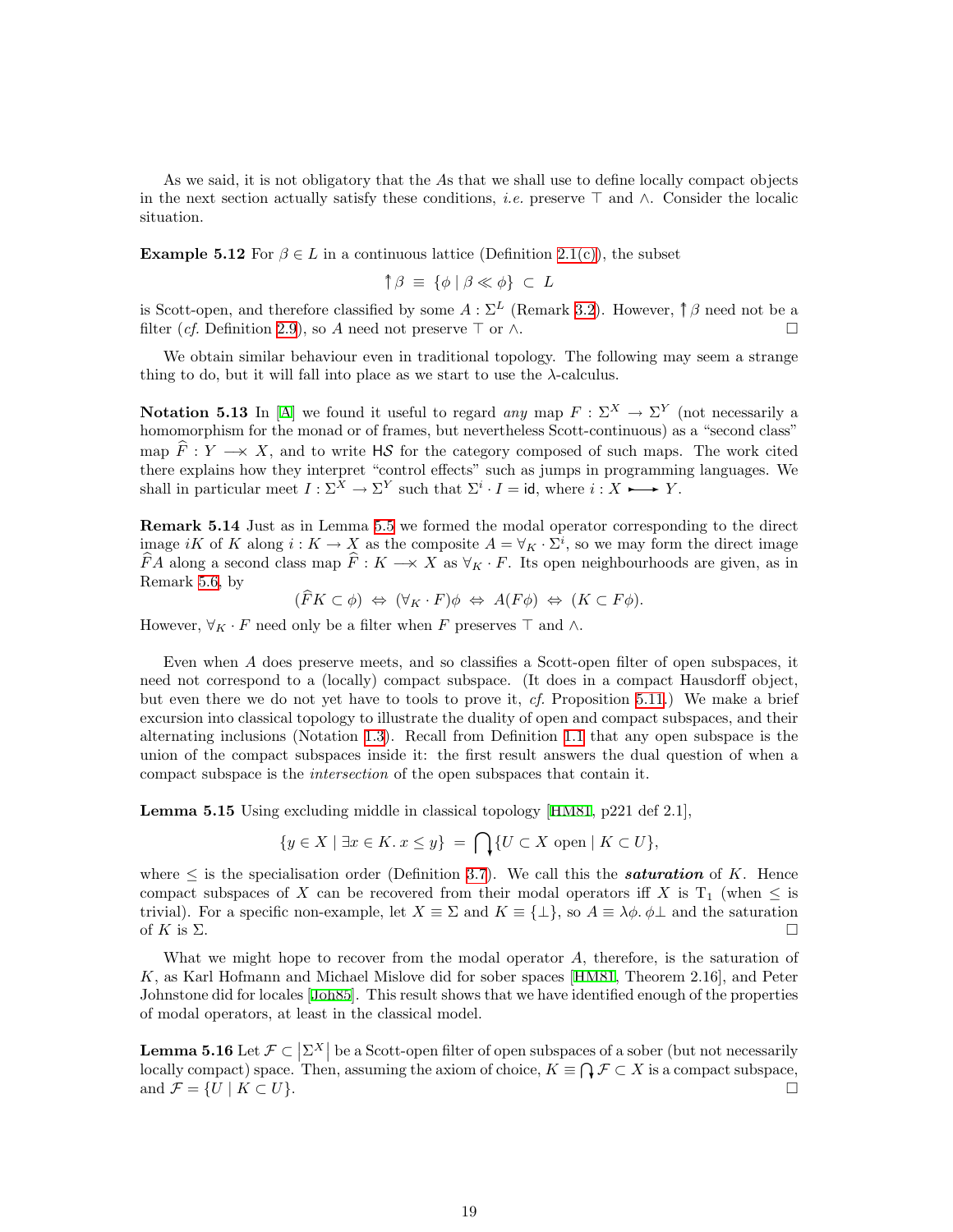As we said, it is not obligatory that the $A$s that we shall use to define locally compact objects in the next section actually satisfy these conditions, *i.e.* preserve $\top$ and $\wedge$. Consider the localic situation.

**Example 5.12** For $\beta \in L$ in a continuous lattice (Definition 2.1(c)), the subset

$$\Uparrow \beta \;\equiv\; \{\phi \mid \beta \ll \phi\} \;\subset\; L$$

is Scott-open, and therefore classified by some $A : \Sigma^L$ (Remark 3.2). However, $\Uparrow \beta$ need not be a filter (*cf.* Definition 2.9), so $A$ need not preserve $\top$ or $\wedge$. $\square$

We obtain similar behaviour even in traditional topology. The following may seem a strange thing to do, but it will fall into place as we start to use the $\lambda$-calculus.

**Notation 5.13** In [A] we found it useful to regard *any* map $F : \Sigma^X \to \Sigma^Y$ (not necessarily a homomorphism for the monad or of frames, but nevertheless Scott-continuous) as a "second class" map $\widehat{F} : Y \longrightarrow\!\!\!\!\!\times\; X$, and to write $\mathsf{H}\mathcal{S}$ for the category composed of such maps. The work cited there explains how they interpret "control effects" such as jumps in programming languages. We shall in particular meet $I : \Sigma^X \to \Sigma^Y$ such that $\Sigma^i \cdot I = \mathsf{id}$, where $i : X \rightarrowtail Y$.

**Remark 5.14** Just as in Lemma 5.5 we formed the modal operator corresponding to the direct image $iK$ of $K$ along $i : K \to X$ as the composite $A = \forall_K \cdot \Sigma^i$, so we may form the direct image $\widehat{F}A$ along a second class map $\widehat{F} : K \longrightarrow\!\!\!\!\!\times\; X$ as $\forall_K \cdot F$. Its open neighbourhoods are given, as in Remark 5.6, by

$$(\widehat{F}K \subset \phi) \;\Leftrightarrow\; (\forall_K \cdot F)\phi \;\Leftrightarrow\; A(F\phi) \;\Leftrightarrow\; (K \subset F\phi).$$

However, $\forall_K \cdot F$ need only be a filter when $F$ preserves $\top$ and $\wedge$.

Even when $A$ does preserve meets, and so classifies a Scott-open filter of open subspaces, it need not correspond to a (locally) compact subspace. (It does in a compact Hausdorff object, but even there we do not yet have to tools to prove it, *cf.* Proposition 5.11.) We make a brief excursion into classical topology to illustrate the duality of open and compact subspaces, and their alternating inclusions (Notation 1.3). Recall from Definition 1.1 that any open subspace is the union of the compact subspaces inside it: the first result answers the dual question of when a compact subspace is the *intersection* of the open subspaces that contain it.

**Lemma 5.15** Using excluding middle in classical topology [HM81, p221 def 2.1],

$$\{y \in X \mid \exists x \in K.\, x \leq y\} \;=\; \bigcap\nolimits_{\downarrow}\{U \subset X \text{ open} \mid K \subset U\},$$

where $\leq$ is the specialisation order (Definition 3.7). We call this the ***saturation*** of $K$. Hence compact subspaces of $X$ can be recovered from their modal operators iff $X$ is $\mathrm{T}_1$ (when $\leq$ is trivial). For a specific non-example, let $X \equiv \Sigma$ and $K \equiv \{\bot\}$, so $A \equiv \lambda\phi.\,\phi\bot$ and the saturation of $K$ is $\Sigma$. $\square$

What we might hope to recover from the modal operator $A$, therefore, is the saturation of $K$, as Karl Hofmann and Michael Mislove did for sober spaces [HM81, Theorem 2.16], and Peter Johnstone did for locales [Joh85]. This result shows that we have identified enough of the properties of modal operators, at least in the classical model.

**Lemma 5.16** Let $\mathcal{F} \subset \left|\Sigma^X\right|$ be a Scott-open filter of open subspaces of a sober (but not necessarily locally compact) space. Then, assuming the axiom of choice, $K \equiv \bigcap\nolimits_{\downarrow}\mathcal{F} \subset X$ is a compact subspace, and $\mathcal{F} = \{U \mid K \subset U\}$. $\square$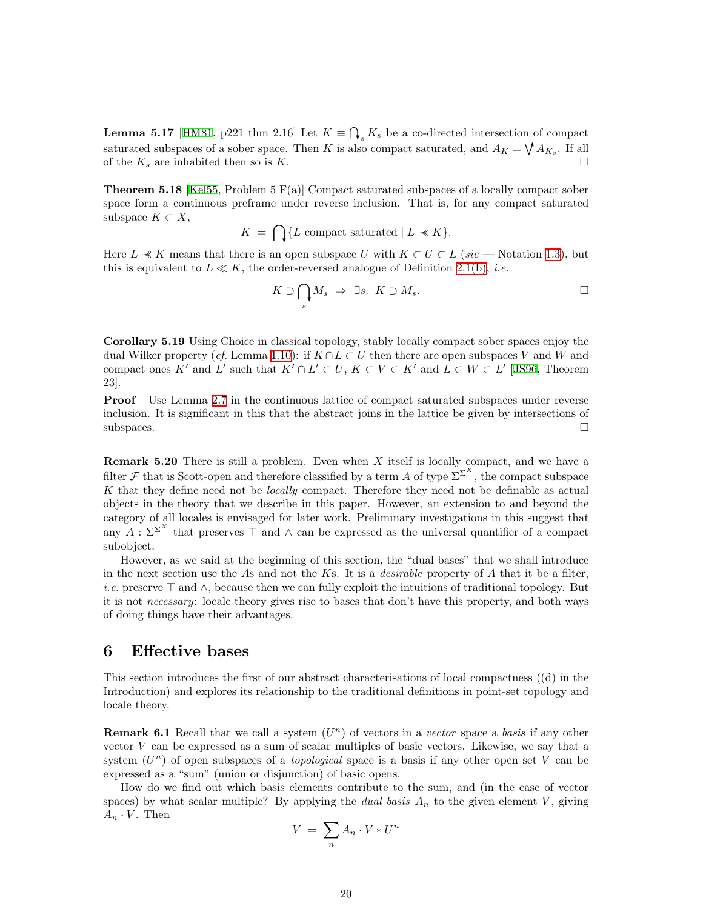**Lemma 5.17** [HM81, p221 thm 2.16] Let $K \equiv \bigcap_s^{\downarrow} K_s$ be a co-directed intersection of compact saturated subspaces of a sober space. Then $K$ is also compact saturated, and $A_K = \bigvee^{\uparrow} A_{K_s}$. If all of the $K_s$ are inhabited then so is $K$. $\square$

**Theorem 5.18** [Kel55, Problem 5 F(a)] Compact saturated subspaces of a locally compact sober space form a continuous preframe under reverse inclusion. That is, for any compact saturated subspace $K \subset X$,

$$K \;=\; \bigcap^{\downarrow}\{L \text{ compact saturated} \mid L \prec\!\!\!\prec K\}.$$

Here $L \prec\!\!\!\prec K$ means that there is an open subspace $U$ with $K \subset U \subset L$ (*sic* — Notation 1.3), but this is equivalent to $L \ll K$, the order-reversed analogue of Definition 2.1(b), *i.e.*

$$K \supset \bigcap_s^{\downarrow} M_s \;\Rightarrow\; \exists s.\ K \supset M_s. \qquad \square$$

**Corollary 5.19** Using Choice in classical topology, stably locally compact sober spaces enjoy the dual Wilker property (*cf.* Lemma 1.10): if $K \cap L \subset U$ then there are open subspaces $V$ and $W$ and compact ones $K'$ and $L'$ such that $K' \cap L' \subset U$, $K \subset V \subset K'$ and $L \subset W \subset L'$ [JS96, Theorem 23].

**Proof** Use Lemma 2.7 in the continuous lattice of compact saturated subspaces under reverse inclusion. It is significant in this that the abstract joins in the lattice be given by intersections of subspaces. $\square$

**Remark 5.20** There is still a problem. Even when $X$ itself is locally compact, and we have a filter $\mathcal{F}$ that is Scott-open and therefore classified by a term $A$ of type $\Sigma^{\Sigma^X}$, the compact subspace $K$ that they define need not be *locally* compact. Therefore they need not be definable as actual objects in the theory that we describe in this paper. However, an extension to and beyond the category of all locales is envisaged for later work. Preliminary investigations in this suggest that any $A : \Sigma^{\Sigma^X}$ that preserves $\top$ and $\wedge$ can be expressed as the universal quantifier of a compact subobject.

However, as we said at the beginning of this section, the "dual bases" that we shall introduce in the next section use the $A$s and not the $K$s. It is a *desirable* property of $A$ that it be a filter, *i.e.* preserve $\top$ and $\wedge$, because then we can fully exploit the intuitions of traditional topology. But it is not *necessary*: locale theory gives rise to bases that don't have this property, and both ways of doing things have their advantages.

# 6 Effective bases

This section introduces the first of our abstract characterisations of local compactness ((d) in the Introduction) and explores its relationship to the traditional definitions in point-set topology and locale theory.

**Remark 6.1** Recall that we call a system $(U^n)$ of vectors in a *vector* space a *basis* if any other vector $V$ can be expressed as a sum of scalar multiples of basic vectors. Likewise, we say that a system $(U^n)$ of open subspaces of a *topological* space is a basis if any other open set $V$ can be expressed as a "sum" (union or disjunction) of basic opens.

How do we find out which basis elements contribute to the sum, and (in the case of vector spaces) by what scalar multiple? By applying the *dual basis* $A_n$ to the given element $V$, giving $A_n \cdot V$. Then

$$V \;=\; \sum_n A_n \cdot V * U^n$$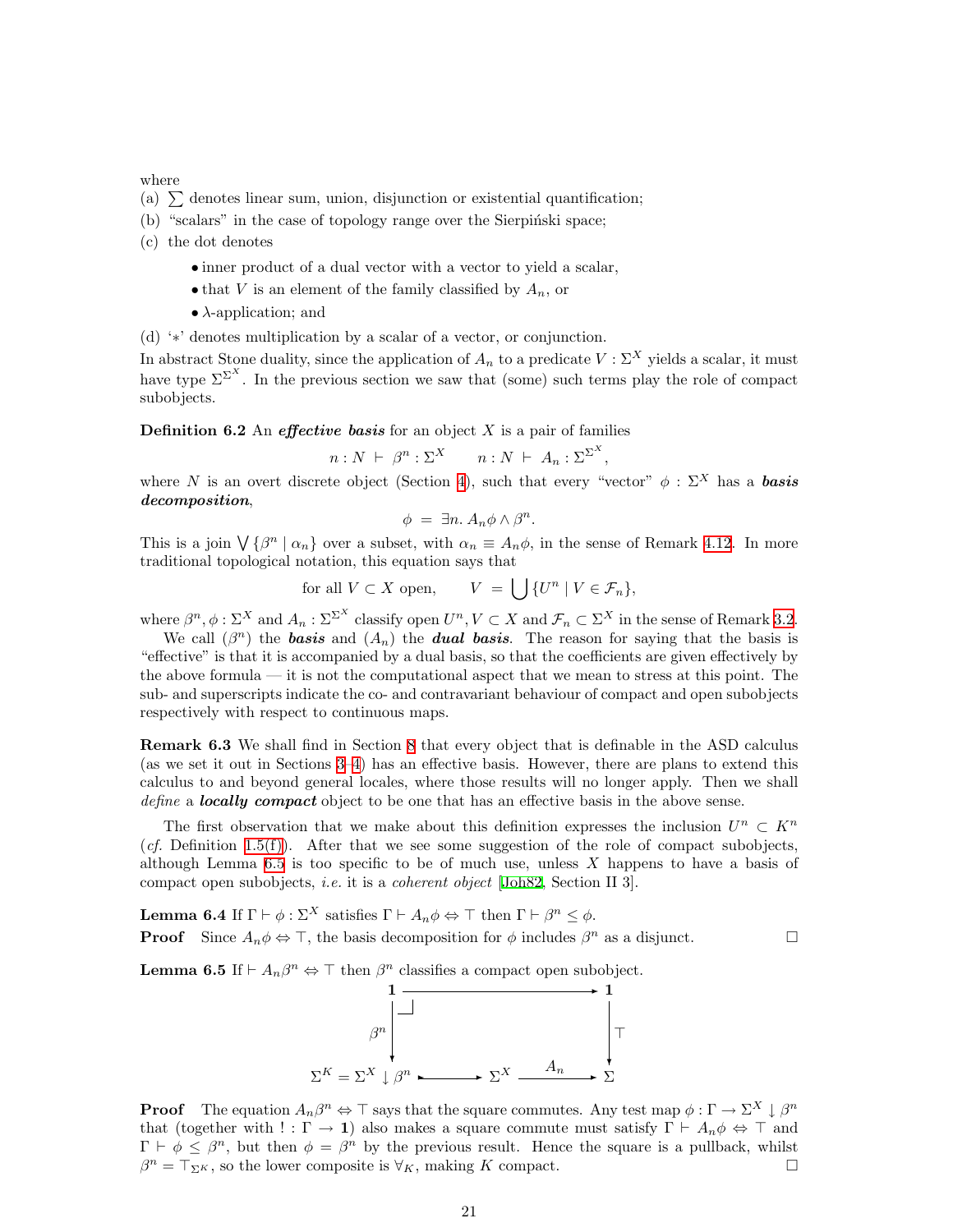where
(a) $\sum$ denotes linear sum, union, disjunction or existential quantification;
(b) "scalars" in the case of topology range over the Sierpiński space;
(c) the dot denotes

- inner product of a dual vector with a vector to yield a scalar,
- that $V$ is an element of the family classified by $A_n$, or
- $\lambda$-application; and

(d) '$*$' denotes multiplication by a scalar of a vector, or conjunction.

In abstract Stone duality, since the application of $A_n$ to a predicate $V : \Sigma^X$ yields a scalar, it must have type $\Sigma^{\Sigma^X}$. In the previous section we saw that (some) such terms play the role of compact subobjects.

**Definition 6.2** An ***effective basis*** for an object $X$ is a pair of families

$$n : N \;\vdash\; \beta^n : \Sigma^X \qquad n : N \;\vdash\; A_n : \Sigma^{\Sigma^X},$$

where $N$ is an overt discrete object (Section 4), such that every "vector" $\phi : \Sigma^X$ has a ***basis decomposition***,

$$\phi \;=\; \exists n.\, A_n\phi \wedge \beta^n.$$

This is a join $\bigvee\{\beta^n \mid \alpha_n\}$ over a subset, with $\alpha_n \equiv A_n\phi$, in the sense of Remark 4.12. In more traditional topological notation, this equation says that

$$\text{for all } V \subset X \text{ open,} \qquad V \;=\; \bigcup\{U^n \mid V \in \mathcal{F}_n\},$$

where $\beta^n, \phi : \Sigma^X$ and $A_n : \Sigma^{\Sigma^X}$ classify open $U^n, V \subset X$ and $\mathcal{F}_n \subset \Sigma^X$ in the sense of Remark 3.2.

We call $(\beta^n)$ the ***basis*** and $(A_n)$ the ***dual basis***. The reason for saying that the basis is "effective" is that it is accompanied by a dual basis, so that the coefficients are given effectively by the above formula — it is not the computational aspect that we mean to stress at this point. The sub- and superscripts indicate the co- and contravariant behaviour of compact and open subobjects respectively with respect to continuous maps.

**Remark 6.3** We shall find in Section 8 that every object that is definable in the ASD calculus (as we set it out in Sections 3–4) has an effective basis. However, there are plans to extend this calculus to and beyond general locales, where those results will no longer apply. Then we shall *define* a ***locally compact*** object to be one that has an effective basis in the above sense.

The first observation that we make about this definition expresses the inclusion $U^n \subset K^n$ (*cf.* Definition 1.5(f)). After that we see some suggestion of the role of compact subobjects, although Lemma 6.5 is too specific to be of much use, unless $X$ happens to have a basis of compact open subobjects, *i.e.* it is a *coherent object* [Joh82, Section II 3].

**Lemma 6.4** If $\Gamma \vdash \phi : \Sigma^X$ satisfies $\Gamma \vdash A_n\phi \Leftrightarrow \top$ then $\Gamma \vdash \beta^n \leq \phi$.

**Proof** Since $A_n\phi \Leftrightarrow \top$, the basis decomposition for $\phi$ includes $\beta^n$ as a disjunct. $\square$

**Lemma 6.5** If $\vdash A_n\beta^n \Leftrightarrow \top$ then $\beta^n$ classifies a compact open subobject.

$$\begin{array}{ccccc}
\mathbf{1} & & \longrightarrow & & \mathbf{1} \\
\Big\downarrow \beta^n & & & & \Big\downarrow \top \\
\Sigma^K = \Sigma^X \downarrow \beta^n & \rightarrowtail & \Sigma^X & \xrightarrow{\;A_n\;} & \Sigma
\end{array}$$

**Proof** The equation $A_n\beta^n \Leftrightarrow \top$ says that the square commutes. Any test map $\phi : \Gamma \to \Sigma^X \downarrow \beta^n$ that (together with $! : \Gamma \to \mathbf{1}$) also makes a square commute must satisfy $\Gamma \vdash A_n\phi \Leftrightarrow \top$ and $\Gamma \vdash \phi \leq \beta^n$, but then $\phi = \beta^n$ by the previous result. Hence the square is a pullback, whilst $\beta^n = \top_{\Sigma^K}$, so the lower composite is $\forall_K$, making $K$ compact. $\square$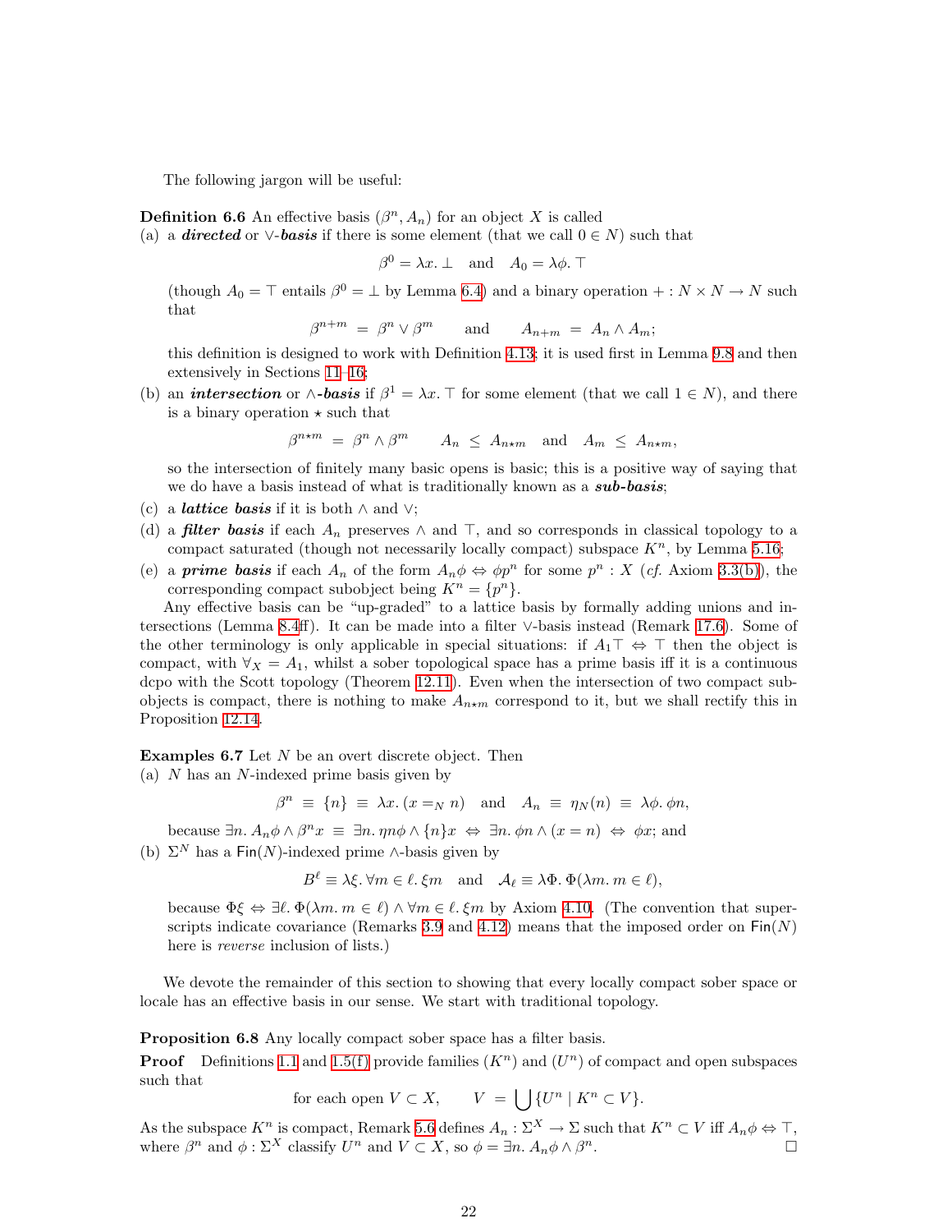The following jargon will be useful:

**Definition 6.6** An effective basis $(\beta^n, A_n)$ for an object $X$ is called

(a) a ***directed*** or $\vee$-***basis*** if there is some element (that we call $0 \in N$) such that

$$\beta^0 = \lambda x.\bot \quad \text{and} \quad A_0 = \lambda\phi.\top$$

(though $A_0 = \top$ entails $\beta^0 = \bot$ by Lemma 6.4) and a binary operation $+ : N \times N \to N$ such that

$$\beta^{n+m} \;=\; \beta^n \vee \beta^m \qquad \text{and} \qquad A_{n+m} \;=\; A_n \wedge A_m;$$

this definition is designed to work with Definition 4.13; it is used first in Lemma 9.8 and then extensively in Sections 11–16;

(b) an ***intersection*** or $\wedge$-***basis*** if $\beta^1 = \lambda x.\top$ for some element (that we call $1 \in N$), and there is a binary operation $\star$ such that

$$\beta^{n\star m} \;=\; \beta^n \wedge \beta^m \qquad A_n \;\le\; A_{n\star m} \quad \text{and} \quad A_m \;\le\; A_{n\star m},$$

so the intersection of finitely many basic opens is basic; this is a positive way of saying that we do have a basis instead of what is traditionally known as a ***sub-basis***;

(c) a ***lattice basis*** if it is both $\wedge$ and $\vee$;

(d) a ***filter basis*** if each $A_n$ preserves $\wedge$ and $\top$, and so corresponds in classical topology to a compact saturated (though not necessarily locally compact) subspace $K^n$, by Lemma 5.16;

(e) a ***prime basis*** if each $A_n$ of the form $A_n\phi \Leftrightarrow \phi p^n$ for some $p^n : X$ (*cf.* Axiom 3.3(b)), the corresponding compact subobject being $K^n = \{p^n\}$.

Any effective basis can be "up-graded" to a lattice basis by formally adding unions and intersections (Lemma 8.4ff). It can be made into a filter $\vee$-basis instead (Remark 17.6). Some of the other terminology is only applicable in special situations: if $A_1\top \Leftrightarrow \top$ then the object is compact, with $\forall_X = A_1$, whilst a sober topological space has a prime basis iff it is a continuous dcpo with the Scott topology (Theorem 12.11). Even when the intersection of two compact subobjects is compact, there is nothing to make $A_{n\star m}$ correspond to it, but we shall rectify this in Proposition 12.14.

**Examples 6.7** Let $N$ be an overt discrete object. Then

(a) $N$ has an $N$-indexed prime basis given by

$$\beta^n \;\equiv\; \{n\} \;\equiv\; \lambda x.\,(x =_N n) \quad \text{and} \quad A_n \;\equiv\; \eta_N(n) \;\equiv\; \lambda\phi.\,\phi n,$$

because $\exists n.\, A_n\phi \wedge \beta^n x \;\equiv\; \exists n.\, \eta n\phi \wedge \{n\}x \;\Leftrightarrow\; \exists n.\, \phi n \wedge (x = n) \;\Leftrightarrow\; \phi x$; and

(b) $\Sigma^N$ has a $\mathsf{Fin}(N)$-indexed prime $\wedge$-basis given by

$$B^\ell \equiv \lambda\xi.\,\forall m \in \ell.\,\xi m \quad \text{and} \quad \mathcal{A}_\ell \equiv \lambda\Phi.\,\Phi(\lambda m.\, m \in \ell),$$

because $\Phi\xi \Leftrightarrow \exists \ell.\, \Phi(\lambda m.\, m \in \ell) \wedge \forall m \in \ell.\, \xi m$ by Axiom 4.10. (The convention that superscripts indicate covariance (Remarks 3.9 and 4.12) means that the imposed order on $\mathsf{Fin}(N)$ here is *reverse* inclusion of lists.)

We devote the remainder of this section to showing that every locally compact sober space or locale has an effective basis in our sense. We start with traditional topology.

**Proposition 6.8** Any locally compact sober space has a filter basis.

**Proof** Definitions 1.1 and 1.5(f) provide families $(K^n)$ and $(U^n)$ of compact and open subspaces such that

$$\text{for each open } V \subset X, \qquad V \;=\; \bigcup\{U^n \mid K^n \subset V\}.$$

As the subspace $K^n$ is compact, Remark 5.6 defines $A_n : \Sigma^X \to \Sigma$ such that $K^n \subset V$ iff $A_n\phi \Leftrightarrow \top$, where $\beta^n$ and $\phi : \Sigma^X$ classify $U^n$ and $V \subset X$, so $\phi = \exists n.\, A_n\phi \wedge \beta^n$. $\square$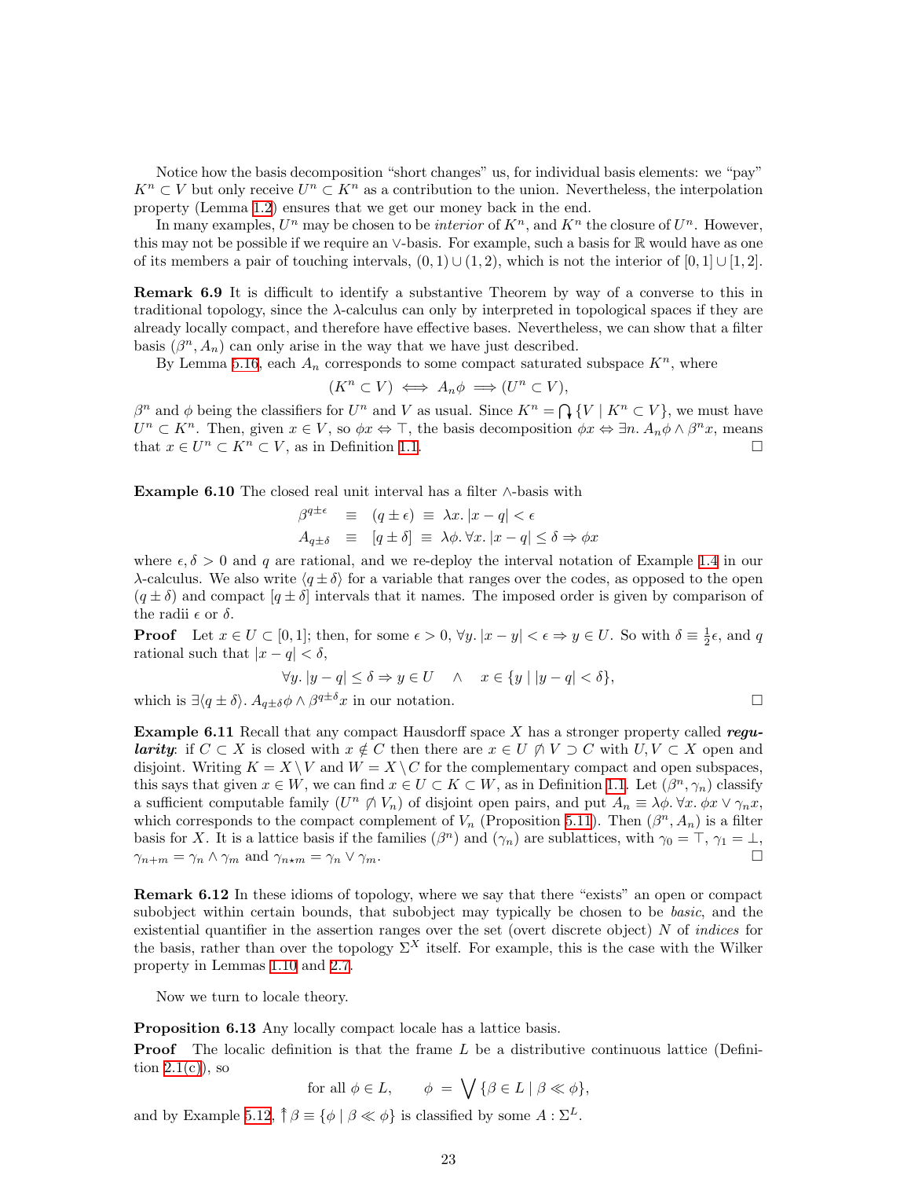Notice how the basis decomposition "short changes" us, for individual basis elements: we "pay" $K^n \subset V$ but only receive $U^n \subset K^n$ as a contribution to the union. Nevertheless, the interpolation property (Lemma 1.2) ensures that we get our money back in the end.

In many examples, $U^n$ may be chosen to be *interior* of $K^n$, and $K^n$ the closure of $U^n$. However, this may not be possible if we require an $\vee$-basis. For example, such a basis for $\mathbb{R}$ would have as one of its members a pair of touching intervals, $(0,1)\cup(1,2)$, which is not the interior of $[0,1]\cup[1,2]$.

**Remark 6.9** It is difficult to identify a substantive Theorem by way of a converse to this in traditional topology, since the $\lambda$-calculus can only by interpreted in topological spaces if they are already locally compact, and therefore have effective bases. Nevertheless, we can show that a filter basis $(\beta^n, A_n)$ can only arise in the way that we have just described.

By Lemma 5.16, each $A_n$ corresponds to some compact saturated subspace $K^n$, where

$$(K^n \subset V) \iff A_n\phi \implies (U^n \subset V),$$

$\beta^n$ and $\phi$ being the classifiers for $U^n$ and $V$ as usual. Since $K^n = \bigcap\{V \mid K^n \subset V\}$, we must have $U^n \subset K^n$. Then, given $x \in V$, so $\phi x \Leftrightarrow \top$, the basis decomposition $\phi x \Leftrightarrow \exists n.\, A_n\phi \wedge \beta^n x$, means that $x \in U^n \subset K^n \subset V$, as in Definition 1.1. □

**Example 6.10** The closed real unit interval has a filter $\wedge$-basis with

$$\begin{aligned}
\beta^{q\pm\epsilon} &\equiv (q \pm \epsilon) \equiv \lambda x.\, |x-q| < \epsilon \\
A_{q\pm\delta} &\equiv [q\pm\delta] \equiv \lambda\phi.\, \forall x.\, |x-q| \le \delta \Rightarrow \phi x
\end{aligned}$$

where $\epsilon, \delta > 0$ and $q$ are rational, and we re-deploy the interval notation of Example 1.4 in our $\lambda$-calculus. We also write $\langle q \pm \delta\rangle$ for a variable that ranges over the codes, as opposed to the open $(q\pm\delta)$ and compact $[q\pm\delta]$ intervals that it names. The imposed order is given by comparison of the radii $\epsilon$ or $\delta$.

**Proof** Let $x \in U \subset [0,1]$; then, for some $\epsilon > 0$, $\forall y.\, |x-y| < \epsilon \Rightarrow y \in U$. So with $\delta \equiv \frac{1}{2}\epsilon$, and $q$ rational such that $|x-q| < \delta$,

$$\forall y.\, |y-q| \le \delta \Rightarrow y \in U \quad \wedge \quad x \in \{y \mid |y-q| < \delta\},$$

which is $\exists\langle q\pm\delta\rangle.\, A_{q\pm\delta}\phi \wedge \beta^{q\pm\delta}x$ in our notation. □

**Example 6.11** Recall that any compact Hausdorff space $X$ has a stronger property called ***regularity***: if $C \subset X$ is closed with $x \notin C$ then there are $x \in U \not\between V \supset C$ with $U, V \subset X$ open and disjoint. Writing $K = X \setminus V$ and $W = X \setminus C$ for the complementary compact and open subspaces, this says that given $x \in W$, we can find $x \in U \subset K \subset W$, as in Definition 1.1. Let $(\beta^n, \gamma_n)$ classify a sufficient computable family $(U^n \not\between V_n)$ of disjoint open pairs, and put $A_n \equiv \lambda\phi.\, \forall x.\, \phi x \vee \gamma_n x$, which corresponds to the compact complement of $V_n$ (Proposition 5.11). Then $(\beta^n, A_n)$ is a filter basis for $X$. It is a lattice basis if the families $(\beta^n)$ and $(\gamma_n)$ are sublattices, with $\gamma_0 = \top$, $\gamma_1 = \bot$, $\gamma_{n+m} = \gamma_n \wedge \gamma_m$ and $\gamma_{n\star m} = \gamma_n \vee \gamma_m$. □

**Remark 6.12** In these idioms of topology, where we say that there "exists" an open or compact subobject within certain bounds, that subobject may typically be chosen to be *basic*, and the existential quantifier in the assertion ranges over the set (overt discrete object) $N$ of *indices* for the basis, rather than over the topology $\Sigma^X$ itself. For example, this is the case with the Wilker property in Lemmas 1.10 and 2.7.

Now we turn to locale theory.

**Proposition 6.13** Any locally compact locale has a lattice basis.

**Proof** The localic definition is that the frame $L$ be a distributive continuous lattice (Definition 2.1(c)), so

$$\text{for all } \phi \in L, \qquad \phi = \bigvee\{\beta \in L \mid \beta \ll \phi\},$$

and by Example 5.12, $\Uparrow\beta \equiv \{\phi \mid \beta \ll \phi\}$ is classified by some $A : \Sigma^L$.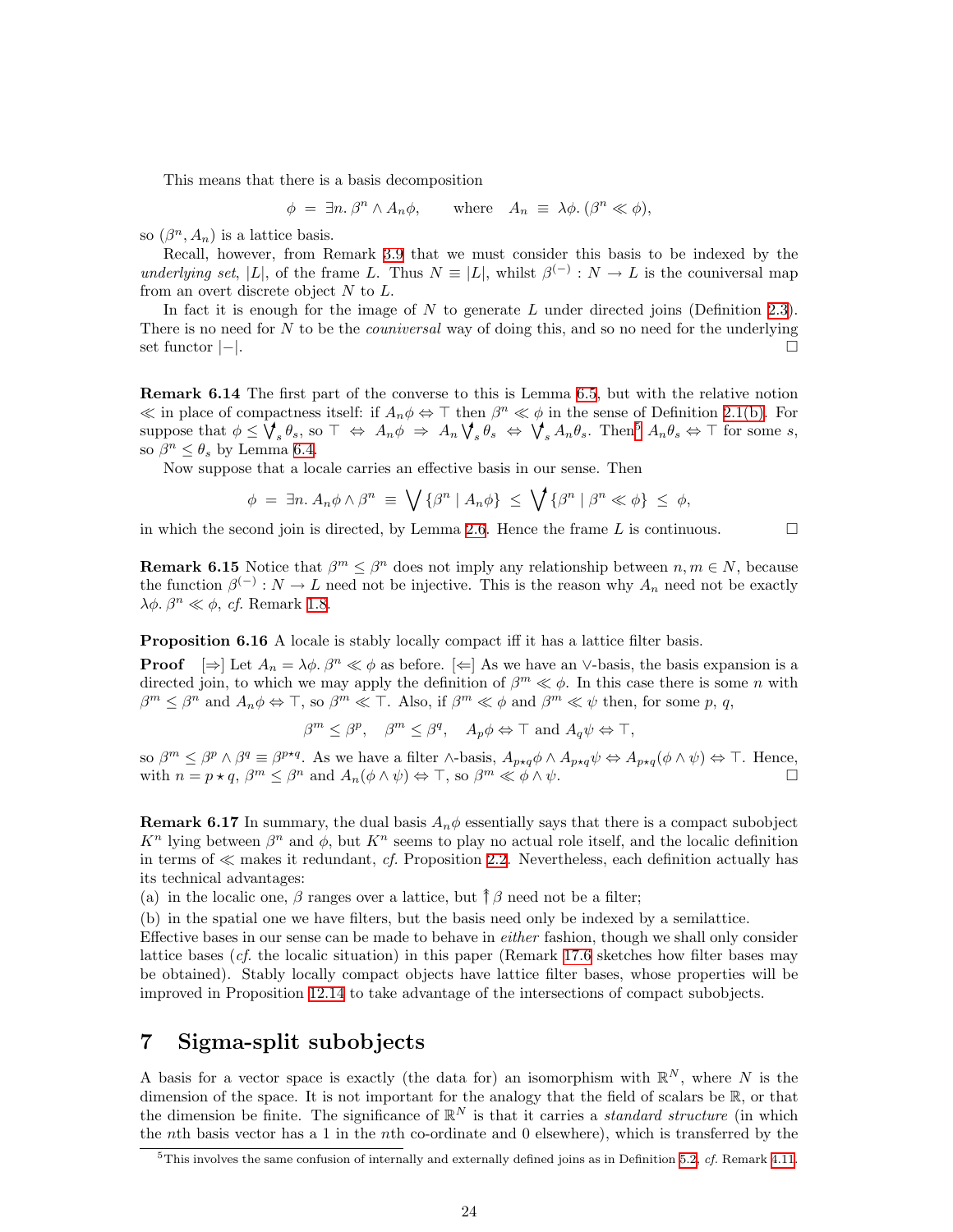This means that there is a basis decomposition

$$\phi \;=\; \exists n.\, \beta^n \wedge A_n\phi, \qquad \text{where} \quad A_n \;\equiv\; \lambda\phi.\,(\beta^n \ll \phi),$$

so $(\beta^n, A_n)$ is a lattice basis.

Recall, however, from Remark 3.9 that we must consider this basis to be indexed by the *underlying set*, $|L|$, of the frame $L$. Thus $N \equiv |L|$, whilst $\beta^{(-)} : N \to L$ is the couniversal map from an overt discrete object $N$ to $L$.

In fact it is enough for the image of $N$ to generate $L$ under directed joins (Definition 2.3). There is no need for $N$ to be the *couniversal* way of doing this, and so no need for the underlying set functor $|-|$. □

**Remark 6.14** The first part of the converse to this is Lemma 6.5, but with the relative notion $\ll$ in place of compactness itself: if $A_n\phi \Leftrightarrow \top$ then $\beta^n \ll \phi$ in the sense of Definition 2.1(b). For suppose that $\phi \leq \bigvee^{\uparrow}_s \theta_s$, so $\top \;\Leftrightarrow\; A_n\phi \;\Rightarrow\; A_n \bigvee^{\uparrow}_s \theta_s \;\Leftrightarrow\; \bigvee^{\uparrow}_s A_n\theta_s$. Then[5] $A_n\theta_s \Leftrightarrow \top$ for some $s$, so $\beta^n \leq \theta_s$ by Lemma 6.4.

Now suppose that a locale carries an effective basis in our sense. Then

$$\phi \;=\; \exists n.\, A_n\phi \wedge \beta^n \;\equiv\; \bigvee\{\beta^n \mid A_n\phi\} \;\leq\; \bigvee^{\uparrow}\{\beta^n \mid \beta^n \ll \phi\} \;\leq\; \phi,$$

in which the second join is directed, by Lemma 2.6. Hence the frame $L$ is continuous. □

**Remark 6.15** Notice that $\beta^m \leq \beta^n$ does not imply any relationship between $n, m \in N$, because the function $\beta^{(-)} : N \to L$ need not be injective. This is the reason why $A_n$ need not be exactly $\lambda\phi.\,\beta^n \ll \phi$, *cf.* Remark 1.8.

**Proposition 6.16** A locale is stably locally compact iff it has a lattice filter basis.

**Proof** [⇒] Let $A_n = \lambda\phi.\,\beta^n \ll \phi$ as before. [⇐] As we have an $\vee$-basis, the basis expansion is a directed join, to which we may apply the definition of $\beta^m \ll \phi$. In this case there is some $n$ with $\beta^m \leq \beta^n$ and $A_n\phi \Leftrightarrow \top$, so $\beta^m \ll \top$. Also, if $\beta^m \ll \phi$ and $\beta^m \ll \psi$ then, for some $p$, $q$,

$$\beta^m \leq \beta^p, \quad \beta^m \leq \beta^q, \quad A_p\phi \Leftrightarrow \top \text{ and } A_q\psi \Leftrightarrow \top,$$

so $\beta^m \leq \beta^p \wedge \beta^q \equiv \beta^{p\star q}$. As we have a filter $\wedge$-basis, $A_{p\star q}\phi \wedge A_{p\star q}\psi \Leftrightarrow A_{p\star q}(\phi \wedge \psi) \Leftrightarrow \top$. Hence, with $n = p \star q$, $\beta^m \leq \beta^n$ and $A_n(\phi \wedge \psi) \Leftrightarrow \top$, so $\beta^m \ll \phi \wedge \psi$. □

**Remark 6.17** In summary, the dual basis $A_n\phi$ essentially says that there is a compact subobject $K^n$ lying between $\beta^n$ and $\phi$, but $K^n$ seems to play no actual role itself, and the localic definition in terms of $\ll$ makes it redundant, *cf.* Proposition 2.2. Nevertheless, each definition actually has its technical advantages:

(a) in the localic one, $\beta$ ranges over a lattice, but $\Uparrow\beta$ need not be a filter;

(b) in the spatial one we have filters, but the basis need only be indexed by a semilattice.

Effective bases in our sense can be made to behave in *either* fashion, though we shall only consider lattice bases (*cf.* the localic situation) in this paper (Remark 17.6 sketches how filter bases may be obtained). Stably locally compact objects have lattice filter bases, whose properties will be improved in Proposition 12.14 to take advantage of the intersections of compact subobjects.

## 7 Sigma-split subobjects

A basis for a vector space is exactly (the data for) an isomorphism with $\mathbb{R}^N$, where $N$ is the dimension of the space. It is not important for the analogy that the field of scalars be $\mathbb{R}$, or that the dimension be finite. The significance of $\mathbb{R}^N$ is that it carries a *standard structure* (in which the $n$th basis vector has a 1 in the $n$th co-ordinate and 0 elsewhere), which is transferred by the

[5] This involves the same confusion of internally and externally defined joins as in Definition 5.2, *cf.* Remark 4.11.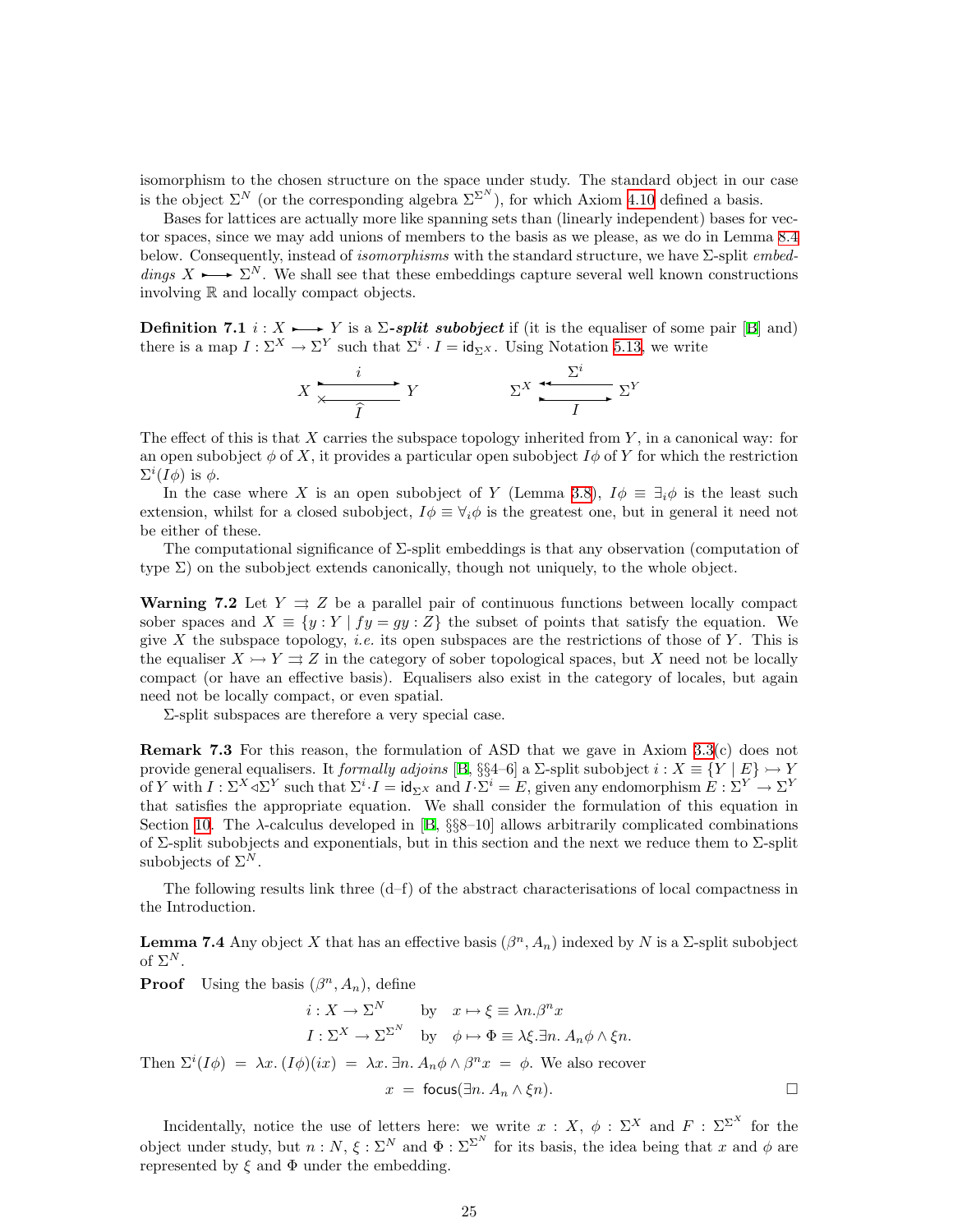isomorphism to the chosen structure on the space under study. The standard object in our case is the object $\Sigma^N$ (or the corresponding algebra $\Sigma^{\Sigma^N}$), for which Axiom 4.10 defined a basis.

Bases for lattices are actually more like spanning sets than (linearly independent) bases for vector spaces, since we may add unions of members to the basis as we please, as we do in Lemma 8.4 below. Consequently, instead of *isomorphisms* with the standard structure, we have $\Sigma$-split *embeddings* $X \rightarrowtail \Sigma^N$. We shall see that these embeddings capture several well known constructions involving $\mathbb{R}$ and locally compact objects.

**Definition 7.1** $i : X \rightarrowtail Y$ is a ***$\Sigma$-split subobject*** if (it is the equaliser of some pair [B] and) there is a map $I : \Sigma^X \to \Sigma^Y$ such that $\Sigma^i \cdot I = \mathsf{id}_{\Sigma^X}$. Using Notation 5.13, we write

$$X \underset{\widehat{I}}{\overset{i}{\rightleftarrows}} Y \qquad\qquad \Sigma^X \underset{I}{\overset{\Sigma^i}{\leftleftarrows}} \Sigma^Y$$

The effect of this is that $X$ carries the subspace topology inherited from $Y$, in a canonical way: for an open subobject $\phi$ of $X$, it provides a particular open subobject $I\phi$ of $Y$ for which the restriction $\Sigma^i(I\phi)$ is $\phi$.

In the case where $X$ is an open subobject of $Y$ (Lemma 3.8), $I\phi \equiv \exists_i \phi$ is the least such extension, whilst for a closed subobject, $I\phi \equiv \forall_i \phi$ is the greatest one, but in general it need not be either of these.

The computational significance of $\Sigma$-split embeddings is that any observation (computation of type $\Sigma$) on the subobject extends canonically, though not uniquely, to the whole object.

**Warning 7.2** Let $Y \rightrightarrows Z$ be a parallel pair of continuous functions between locally compact sober spaces and $X \equiv \{y : Y \mid fy = gy : Z\}$ the subset of points that satisfy the equation. We give $X$ the subspace topology, *i.e.* its open subspaces are the restrictions of those of $Y$. This is the equaliser $X \rightarrowtail Y \rightrightarrows Z$ in the category of sober topological spaces, but $X$ need not be locally compact (or have an effective basis). Equalisers also exist in the category of locales, but again need not be locally compact, or even spatial.

$\Sigma$-split subspaces are therefore a very special case.

**Remark 7.3** For this reason, the formulation of ASD that we gave in Axiom 3.3(c) does not provide general equalisers. It *formally adjoins* [B, §§4–6] a $\Sigma$-split subobject $i : X \equiv \{Y \mid E\} \rightarrowtail Y$ of $Y$ with $I : \Sigma^X \triangleleft \Sigma^Y$ such that $\Sigma^i \cdot I = \mathsf{id}_{\Sigma^X}$ and $I \cdot \Sigma^i = E$, given any endomorphism $E : \Sigma^Y \to \Sigma^Y$ that satisfies the appropriate equation. We shall consider the formulation of this equation in Section 10. The $\lambda$-calculus developed in [B, §§8–10] allows arbitrarily complicated combinations of $\Sigma$-split subobjects and exponentials, but in this section and the next we reduce them to $\Sigma$-split subobjects of $\Sigma^N$.

The following results link three (d–f) of the abstract characterisations of local compactness in the Introduction.

**Lemma 7.4** Any object $X$ that has an effective basis $(\beta^n, A_n)$ indexed by $N$ is a $\Sigma$-split subobject of $\Sigma^N$.

**Proof** Using the basis $(\beta^n, A_n)$, define

$$\begin{array}{lll} i : X \to \Sigma^N & \text{by} & x \mapsto \xi \equiv \lambda n. \beta^n x \\ I : \Sigma^X \to \Sigma^{\Sigma^N} & \text{by} & \phi \mapsto \Phi \equiv \lambda \xi. \exists n.\, A_n \phi \wedge \xi n. \end{array}$$

Then $\Sigma^i(I\phi) \;=\; \lambda x.\,(I\phi)(ix) \;=\; \lambda x.\, \exists n.\, A_n \phi \wedge \beta^n x \;=\; \phi$. We also recover

$$x \;=\; \mathsf{focus}(\exists n.\, A_n \wedge \xi n). \qquad \square$$

Incidentally, notice the use of letters here: we write $x : X$, $\phi : \Sigma^X$ and $F : \Sigma^{\Sigma^X}$ for the object under study, but $n : N$, $\xi : \Sigma^N$ and $\Phi : \Sigma^{\Sigma^N}$ for its basis, the idea being that $x$ and $\phi$ are represented by $\xi$ and $\Phi$ under the embedding.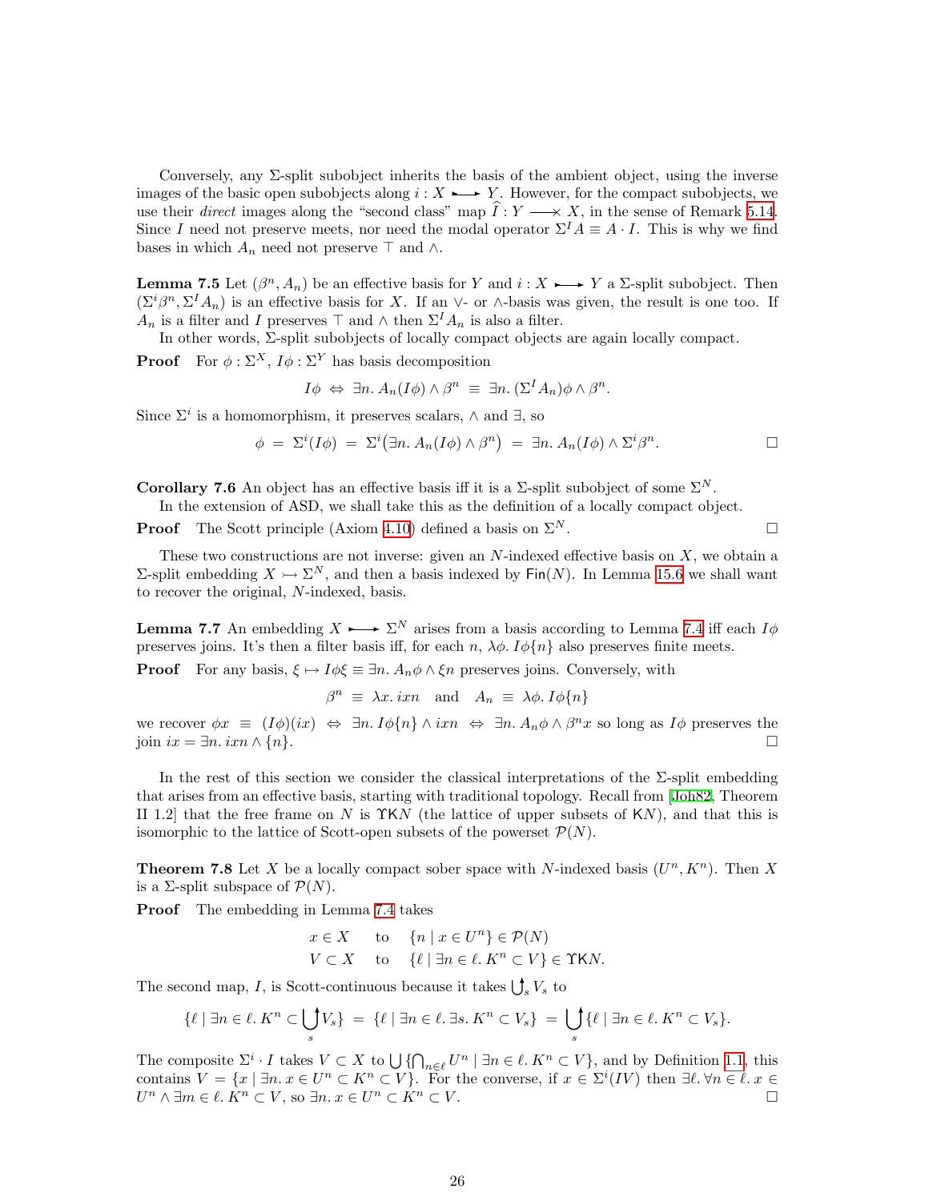Conversely, any $\Sigma$-split subobject inherits the basis of the ambient object, using the inverse images of the basic open subobjects along $i : X \rightarrowtail Y$. However, for the compact subobjects, we use their *direct* images along the "second class" map $\widehat{I} : Y \longrightarrow\!\!\!\!\times X$, in the sense of Remark 5.14. Since $I$ need not preserve meets, nor need the modal operator $\Sigma^I A \equiv A \cdot I$. This is why we find bases in which $A_n$ need not preserve $\top$ and $\wedge$.

**Lemma 7.5** Let $(\beta^n, A_n)$ be an effective basis for $Y$ and $i : X \rightarrowtail Y$ a $\Sigma$-split subobject. Then $(\Sigma^i \beta^n, \Sigma^I A_n)$ is an effective basis for $X$. If an $\vee$- or $\wedge$-basis was given, the result is one too. If $A_n$ is a filter and $I$ preserves $\top$ and $\wedge$ then $\Sigma^I A_n$ is also a filter.

In other words, $\Sigma$-split subobjects of locally compact objects are again locally compact.

**Proof** For $\phi : \Sigma^X$, $I\phi : \Sigma^Y$ has basis decomposition

$$I\phi \;\Leftrightarrow\; \exists n.\, A_n(I\phi) \wedge \beta^n \;\equiv\; \exists n.\, (\Sigma^I A_n)\phi \wedge \beta^n.$$

Since $\Sigma^i$ is a homomorphism, it preserves scalars, $\wedge$ and $\exists$, so

$$\phi \;=\; \Sigma^i(I\phi) \;=\; \Sigma^i\big(\exists n.\, A_n(I\phi) \wedge \beta^n\big) \;=\; \exists n.\, A_n(I\phi) \wedge \Sigma^i \beta^n. \qquad \square$$

**Corollary 7.6** An object has an effective basis iff it is a $\Sigma$-split subobject of some $\Sigma^N$.

In the extension of ASD, we shall take this as the definition of a locally compact object.

**Proof** The Scott principle (Axiom 4.10) defined a basis on $\Sigma^N$. $\square$

These two constructions are not inverse: given an $N$-indexed effective basis on $X$, we obtain a $\Sigma$-split embedding $X \rightarrowtail \Sigma^N$, and then a basis indexed by $\mathsf{Fin}(N)$. In Lemma 15.6 we shall want to recover the original, $N$-indexed, basis.

**Lemma 7.7** An embedding $X \rightarrowtail \Sigma^N$ arises from a basis according to Lemma 7.4 iff each $I\phi$ preserves joins. It's then a filter basis iff, for each $n$, $\lambda\phi.\, I\phi\{n\}$ also preserves finite meets.

**Proof** For any basis, $\xi \mapsto I\phi\xi \equiv \exists n.\, A_n\phi \wedge \xi n$ preserves joins. Conversely, with

$$\beta^n \;\equiv\; \lambda x.\, ixn \quad\text{and}\quad A_n \;\equiv\; \lambda\phi.\, I\phi\{n\}$$

we recover $\phi x \;\equiv\; (I\phi)(ix) \;\Leftrightarrow\; \exists n.\, I\phi\{n\} \wedge ixn \;\Leftrightarrow\; \exists n.\, A_n\phi \wedge \beta^n x$ so long as $I\phi$ preserves the join $ix = \exists n.\, ixn \wedge \{n\}$. $\square$

In the rest of this section we consider the classical interpretations of the $\Sigma$-split embedding that arises from an effective basis, starting with traditional topology. Recall from [Joh82, Theorem II 1.2] that the free frame on $N$ is $\Upsilon\mathsf{K}N$ (the lattice of upper subsets of $\mathsf{K}N$), and that this is isomorphic to the lattice of Scott-open subsets of the powerset $\mathcal{P}(N)$.

**Theorem 7.8** Let $X$ be a locally compact sober space with $N$-indexed basis $(U^n, K^n)$. Then $X$ is a $\Sigma$-split subspace of $\mathcal{P}(N)$.

**Proof** The embedding in Lemma 7.4 takes

$$\begin{array}{lll} x \in X & \text{to} & \{n \mid x \in U^n\} \in \mathcal{P}(N) \\ V \subset X & \text{to} & \{\ell \mid \exists n \in \ell.\, K^n \subset V\} \in \Upsilon\mathsf{K}N. \end{array}$$

The second map, $I$, is Scott-continuous because it takes $\bigcup^{\uparrow}_s V_s$ to

$$\{\ell \mid \exists n \in \ell.\, K^n \subset {\textstyle\bigcup^{\uparrow}_s} V_s\} \;=\; \{\ell \mid \exists n \in \ell.\, \exists s.\, K^n \subset V_s\} \;=\; {\textstyle\bigcup^{\uparrow}_s} \{\ell \mid \exists n \in \ell.\, K^n \subset V_s\}.$$

The composite $\Sigma^i \cdot I$ takes $V \subset X$ to $\bigcup \{\bigcap_{n \in \ell} U^n \mid \exists n \in \ell.\, K^n \subset V\}$, and by Definition 1.1, this contains $V = \{x \mid \exists n.\, x \in U^n \subset K^n \subset V\}$. For the converse, if $x \in \Sigma^i(IV)$ then $\exists \ell.\, \forall n \in \ell.\, x \in U^n \wedge \exists m \in \ell.\, K^n \subset V$, so $\exists n.\, x \in U^n \subset K^n \subset V$. $\square$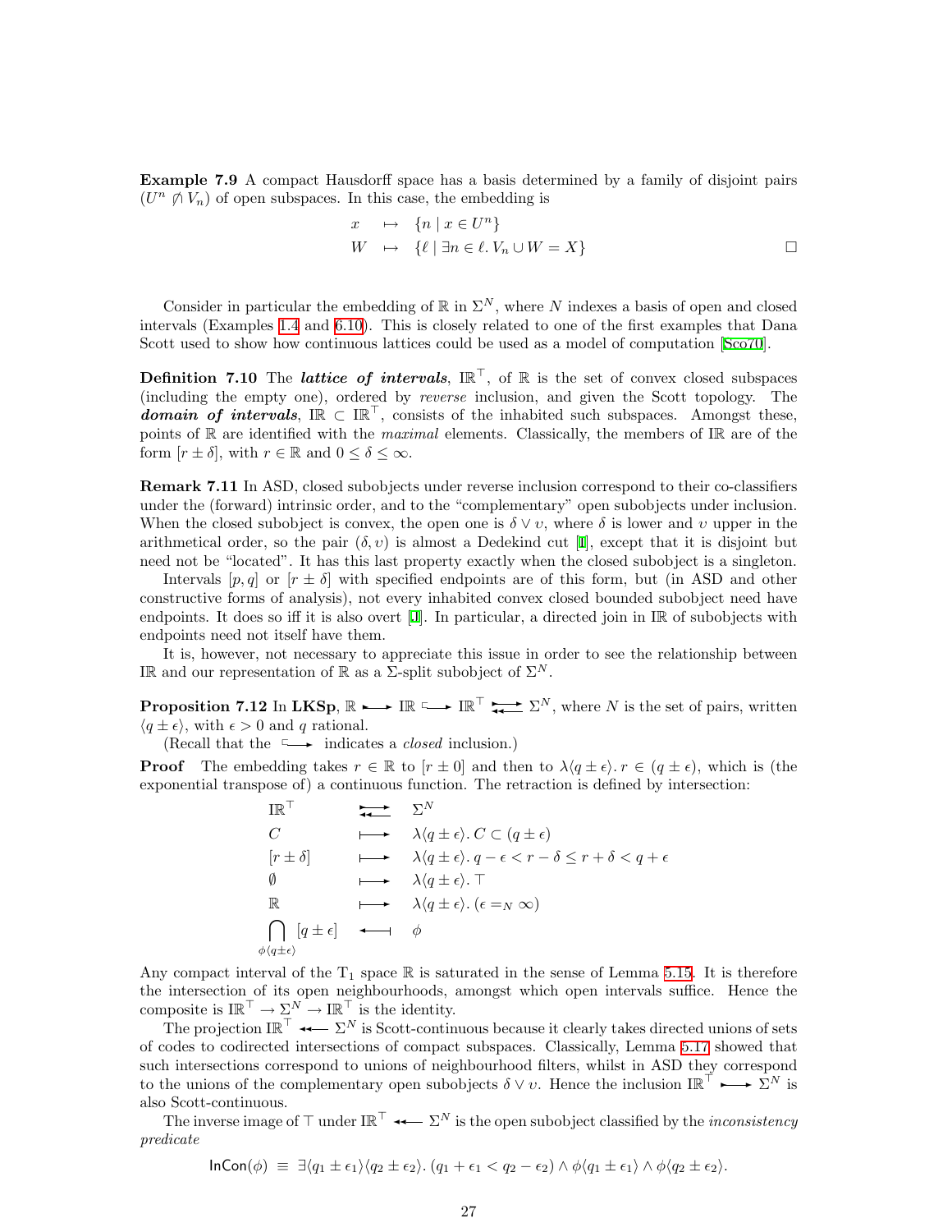**Example 7.9** A compact Hausdorff space has a basis determined by a family of disjoint pairs $(U^n \not\pitchfork V_n)$ of open subspaces. In this case, the embedding is

$$\begin{array}{lcl} x & \mapsto & \{n \mid x \in U^n\} \\ W & \mapsto & \{\ell \mid \exists n \in \ell.\, V_n \cup W = X\} \end{array} \qquad \square$$

Consider in particular the embedding of $\mathbb{R}$ in $\Sigma^N$, where $N$ indexes a basis of open and closed intervals (Examples 1.4 and 6.10). This is closely related to one of the first examples that Dana Scott used to show how continuous lattices could be used as a model of computation [Sco70].

**Definition 7.10** The ***lattice of intervals***, $\mathbb{IR}^\top$, of $\mathbb{R}$ is the set of convex closed subspaces (including the empty one), ordered by *reverse* inclusion, and given the Scott topology. The ***domain of intervals***, $\mathbb{IR} \subset \mathbb{IR}^\top$, consists of the inhabited such subspaces. Amongst these, points of $\mathbb{R}$ are identified with the *maximal* elements. Classically, the members of $\mathbb{IR}$ are of the form $[r \pm \delta]$, with $r \in \mathbb{R}$ and $0 \le \delta \le \infty$.

**Remark 7.11** In ASD, closed subobjects under reverse inclusion correspond to their co-classifiers under the (forward) intrinsic order, and to the "complementary" open subobjects under inclusion. When the closed subobject is convex, the open one is $\delta \vee \upsilon$, where $\delta$ is lower and $\upsilon$ upper in the arithmetical order, so the pair $(\delta, \upsilon)$ is almost a Dedekind cut [I], except that it is disjoint but need not be "located". It has this last property exactly when the closed subobject is a singleton.

Intervals $[p, q]$ or $[r \pm \delta]$ with specified endpoints are of this form, but (in ASD and other constructive forms of analysis), not every inhabited convex closed bounded subobject need have endpoints. It does so iff it is also overt [I]. In particular, a directed join in $\mathbb{IR}$ of subobjects with endpoints need not itself have them.

It is, however, not necessary to appreciate this issue in order to see the relationship between $\mathbb{IR}$ and our representation of $\mathbb{R}$ as a $\Sigma$-split subobject of $\Sigma^N$.

**Proposition 7.12** In **LKSp**, $\mathbb{R} \rightarrowtail \mathbb{IR} \hookrightarrow \mathbb{IR}^\top \rightleftarrows \Sigma^N$, where $N$ is the set of pairs, written $\langle q \pm \epsilon\rangle$, with $\epsilon > 0$ and $q$ rational.

(Recall that the $\hookrightarrow$ indicates a *closed* inclusion.)

**Proof** The embedding takes $r \in \mathbb{R}$ to $[r \pm 0]$ and then to $\lambda\langle q \pm \epsilon\rangle.\, r \in (q \pm \epsilon)$, which is (the exponential transpose of) a continuous function. The retraction is defined by intersection:

$$\begin{array}{lcl} \mathbb{IR}^\top & \rightleftarrows & \Sigma^N \\ C & \longmapsto & \lambda\langle q \pm \epsilon\rangle.\, C \subset (q \pm \epsilon) \\ [r \pm \delta] & \longmapsto & \lambda\langle q \pm \epsilon\rangle.\, q - \epsilon < r - \delta \le r + \delta < q + \epsilon \\ \emptyset & \longmapsto & \lambda\langle q \pm \epsilon\rangle.\, \top \\ \mathbb{R} & \longmapsto & \lambda\langle q \pm \epsilon\rangle.\, (\epsilon =_N \infty) \\ \bigcap_{\phi\langle q \pm \epsilon\rangle} [q \pm \epsilon] & \longleftarrow & \phi \end{array}$$

Any compact interval of the $T_1$ space $\mathbb{R}$ is saturated in the sense of Lemma 5.15. It is therefore the intersection of its open neighbourhoods, amongst which open intervals suffice. Hence the composite is $\mathbb{IR}^\top \to \Sigma^N \to \mathbb{IR}^\top$ is the identity.

The projection $\mathbb{IR}^\top \twoheadleftarrow \Sigma^N$ is Scott-continuous because it clearly takes directed unions of sets of codes to codirected intersections of compact subspaces. Classically, Lemma 5.17 showed that such intersections correspond to unions of neighbourhood filters, whilst in ASD they correspond to the unions of the complementary open subobjects $\delta \vee \upsilon$. Hence the inclusion $\mathbb{IR}^\top \rightarrowtail \Sigma^N$ is also Scott-continuous.

The inverse image of $\top$ under $\mathbb{IR}^\top \twoheadleftarrow \Sigma^N$ is the open subobject classified by the *inconsistency predicate*

$$\mathsf{InCon}(\phi) \equiv \exists\langle q_1 \pm \epsilon_1\rangle\langle q_2 \pm \epsilon_2\rangle.\, (q_1 + \epsilon_1 < q_2 - \epsilon_2) \wedge \phi\langle q_1 \pm \epsilon_1\rangle \wedge \phi\langle q_2 \pm \epsilon_2\rangle.$$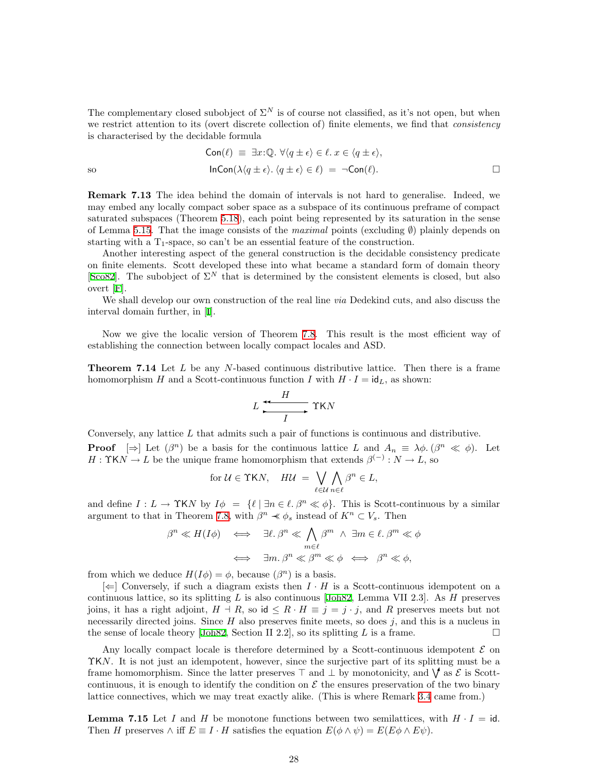The complementary closed subobject of $\Sigma^N$ is of course not classified, as it's not open, but when we restrict attention to its (overt discrete collection of) finite elements, we find that *consistency* is characterised by the decidable formula

$$\mathsf{Con}(\ell) \;\equiv\; \exists x{:}\mathbb{Q}.\; \forall\langle q \pm \epsilon\rangle \in \ell.\, x \in \langle q \pm \epsilon\rangle,$$

so

$$\mathsf{InCon}(\lambda\langle q \pm \epsilon\rangle.\, \langle q \pm \epsilon\rangle \in \ell) \;=\; \neg\mathsf{Con}(\ell). \qquad \square$$

**Remark 7.13** The idea behind the domain of intervals is not hard to generalise. Indeed, we may embed any locally compact sober space as a subspace of its continuous preframe of compact saturated subspaces (Theorem 5.18), each point being represented by its saturation in the sense of Lemma 5.15. That the image consists of the *maximal* points (excluding $\emptyset$) plainly depends on starting with a $T_1$-space, so can't be an essential feature of the construction.

Another interesting aspect of the general construction is the decidable consistency predicate on finite elements. Scott developed these into what became a standard form of domain theory [Sco82]. The subobject of $\Sigma^N$ that is determined by the consistent elements is closed, but also overt [F].

We shall develop our own construction of the real line *via* Dedekind cuts, and also discuss the interval domain further, in [I].

Now we give the localic version of Theorem 7.8. This result is the most efficient way of establishing the connection between locally compact locales and ASD.

**Theorem 7.14** Let $L$ be any $N$-based continuous distributive lattice. Then there is a frame homomorphism $H$ and a Scott-continuous function $I$ with $H \cdot I = \mathsf{id}_L$, as shown:

$$L \underset{I}{\overset{H}{\rightleftarrows}} \Upsilon\mathsf{K}N$$

Conversely, any lattice $L$ that admits such a pair of functions is continuous and distributive.

**Proof** [$\Rightarrow$] Let $(\beta^n)$ be a basis for the continuous lattice $L$ and $A_n \equiv \lambda\phi.\,(\beta^n \ll \phi)$. Let $H : \Upsilon\mathsf{K}N \to L$ be the unique frame homomorphism that extends $\beta^{(-)} : N \to L$, so

$$\text{for } \mathcal{U} \in \Upsilon\mathsf{K}N, \quad H\mathcal{U} \;=\; \bigvee_{\ell \in \mathcal{U}} \bigwedge_{n \in \ell} \beta^n \in L,$$

and define $I : L \to \Upsilon\mathsf{K}N$ by $I\phi \;=\; \{\ell \mid \exists n \in \ell.\, \beta^n \ll \phi\}$. This is Scott-continuous by a similar argument to that in Theorem 7.8, with $\beta^n \not\ll \phi_s$ instead of $K^n \subset V_s$. Then

$$\begin{aligned}
\beta^n \ll H(I\phi) \quad &\Longleftrightarrow \quad \exists \ell.\, \beta^n \ll \bigwedge_{m \in \ell} \beta^m \;\wedge\; \exists m \in \ell.\, \beta^m \ll \phi \\
&\Longleftrightarrow \quad \exists m.\, \beta^n \ll \beta^m \ll \phi \quad \Longleftrightarrow \quad \beta^n \ll \phi,
\end{aligned}$$

from which we deduce $H(I\phi) = \phi$, because $(\beta^n)$ is a basis.

[$\Leftarrow$] Conversely, if such a diagram exists then $I \cdot H$ is a Scott-continuous idempotent on a continuous lattice, so its splitting $L$ is also continuous [Joh82, Lemma VII 2.3]. As $H$ preserves joins, it has a right adjoint, $H \dashv R$, so $\mathsf{id} \leq R \cdot H \equiv j = j \cdot j$, and $R$ preserves meets but not necessarily directed joins. Since $H$ also preserves finite meets, so does $j$, and this is a nucleus in the sense of locale theory [Joh82, Section II 2.2], so its splitting $L$ is a frame. $\square$

Any locally compact locale is therefore determined by a Scott-continuous idempotent $\mathcal{E}$ on $\Upsilon\mathsf{K}N$. It is not just an idempotent, however, since the surjective part of its splitting must be a frame homomorphism. Since the latter preserves $\top$ and $\bot$ by monotonicity, and $\bigvee$ as $\mathcal{E}$ is Scott-continuous, it is enough to identify the condition on $\mathcal{E}$ the ensures preservation of the two binary lattice connectives, which we may treat exactly alike. (This is where Remark 3.4 came from.)

**Lemma 7.15** Let $I$ and $H$ be monotone functions between two semilattices, with $H \cdot I = \mathsf{id}$. Then $H$ preserves $\wedge$ iff $E \equiv I \cdot H$ satisfies the equation $E(\phi \wedge \psi) = E(E\phi \wedge E\psi)$.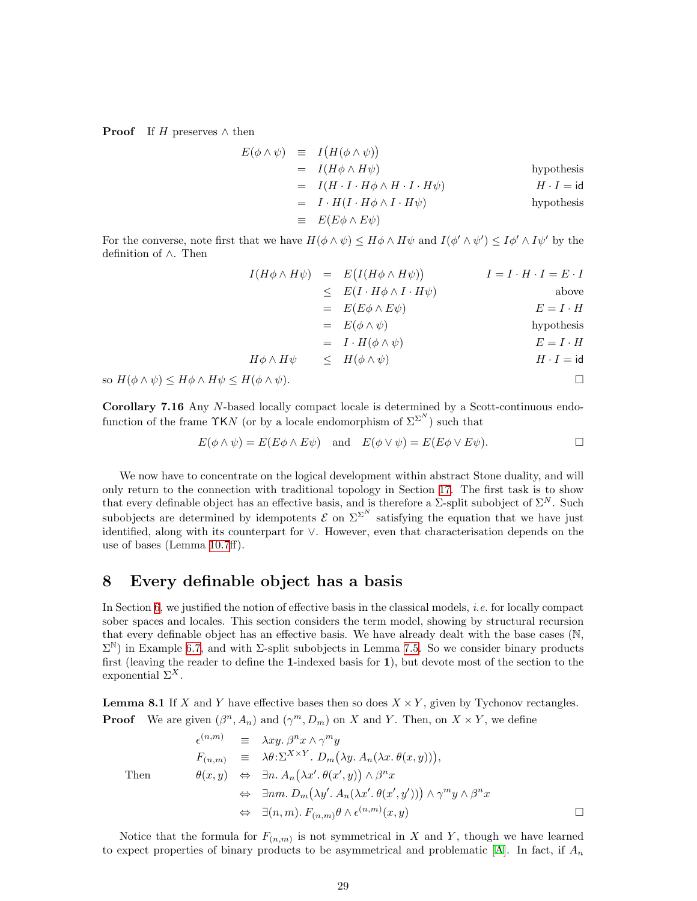**Proof** If $H$ preserves $\wedge$ then

$$\begin{array}{rcll}
E(\phi\wedge\psi) & \equiv & I\big(H(\phi\wedge\psi)\big) & \\
& = & I(H\phi\wedge H\psi) & \text{hypothesis}\\
& = & I(H\cdot I\cdot H\phi\wedge H\cdot I\cdot H\psi) & H\cdot I=\mathsf{id}\\
& = & I\cdot H(I\cdot H\phi\wedge I\cdot H\psi) & \text{hypothesis}\\
& \equiv & E(E\phi\wedge E\psi) &
\end{array}$$

For the converse, note first that we have $H(\phi\wedge\psi)\leq H\phi\wedge H\psi$ and $I(\phi'\wedge\psi')\leq I\phi'\wedge I\psi'$ by the definition of $\wedge$. Then

$$\begin{array}{rcll}
I(H\phi\wedge H\psi) & = & E\big(I(H\phi\wedge H\psi)\big) & I=I\cdot H\cdot I=E\cdot I\\
& \leq & E(I\cdot H\phi\wedge I\cdot H\psi) & \text{above}\\
& = & E(E\phi\wedge E\psi) & E=I\cdot H\\
& = & E(\phi\wedge\psi) & \text{hypothesis}\\
& = & I\cdot H(\phi\wedge\psi) & E=I\cdot H\\
H\phi\wedge H\psi & \leq & H(\phi\wedge\psi) & H\cdot I=\mathsf{id}
\end{array}$$

so $H(\phi\wedge\psi)\leq H\phi\wedge H\psi\leq H(\phi\wedge\psi)$. $\square$

**Corollary 7.16** Any $N$-based locally compact locale is determined by a Scott-continuous endofunction of the frame $\Upsilon\mathsf{K}N$ (or by a locale endomorphism of $\Sigma^{\Sigma^N}$) such that

$$E(\phi\wedge\psi)=E(E\phi\wedge E\psi)\quad\text{and}\quad E(\phi\vee\psi)=E(E\phi\vee E\psi).\qquad\square$$

We now have to concentrate on the logical development within abstract Stone duality, and will only return to the connection with traditional topology in Section 17. The first task is to show that every definable object has an effective basis, and is therefore a $\Sigma$-split subobject of $\Sigma^N$. Such subobjects are determined by idempotents $\mathcal{E}$ on $\Sigma^{\Sigma^N}$ satisfying the equation that we have just identified, along with its counterpart for $\vee$. However, even that characterisation depends on the use of bases (Lemma 10.7ff).

## 8 Every definable object has a basis

In Section 6, we justified the notion of effective basis in the classical models, *i.e.* for locally compact sober spaces and locales. This section considers the term model, showing by structural recursion that every definable object has an effective basis. We have already dealt with the base cases ($\mathbb{N}$, $\Sigma^{\mathbb{N}}$) in Example 6.7, and with $\Sigma$-split subobjects in Lemma 7.5. So we consider binary products first (leaving the reader to define the $\mathbf{1}$-indexed basis for $\mathbf{1}$), but devote most of the section to the exponential $\Sigma^X$.

**Lemma 8.1** If $X$ and $Y$ have effective bases then so does $X\times Y$, given by Tychonov rectangles.

**Proof** We are given $(\beta^n,A_n)$ and $(\gamma^m,D_m)$ on $X$ and $Y$. Then, on $X\times Y$, we define

$$\begin{array}{rcl}
\epsilon^{(n,m)} & \equiv & \lambda xy.\,\beta^n x\wedge\gamma^m y\\
F_{(n,m)} & \equiv & \lambda\theta{:}\Sigma^{X\times Y}.\,D_m\big(\lambda y.\,A_n(\lambda x.\,\theta(x,y))\big),\\
\text{Then}\qquad\theta(x,y) & \Leftrightarrow & \exists n.\,A_n\big(\lambda x'.\,\theta(x',y)\big)\wedge\beta^n x\\
& \Leftrightarrow & \exists nm.\,D_m\big(\lambda y'.\,A_n(\lambda x'.\,\theta(x',y'))\big)\wedge\gamma^m y\wedge\beta^n x\\
& \Leftrightarrow & \exists(n,m).\,F_{(n,m)}\theta\wedge\epsilon^{(n,m)}(x,y)
\end{array}\qquad\square$$

Notice that the formula for $F_{(n,m)}$ is not symmetrical in $X$ and $Y$, though we have learned to expect properties of binary products to be asymmetrical and problematic [A]. In fact, if $A_n$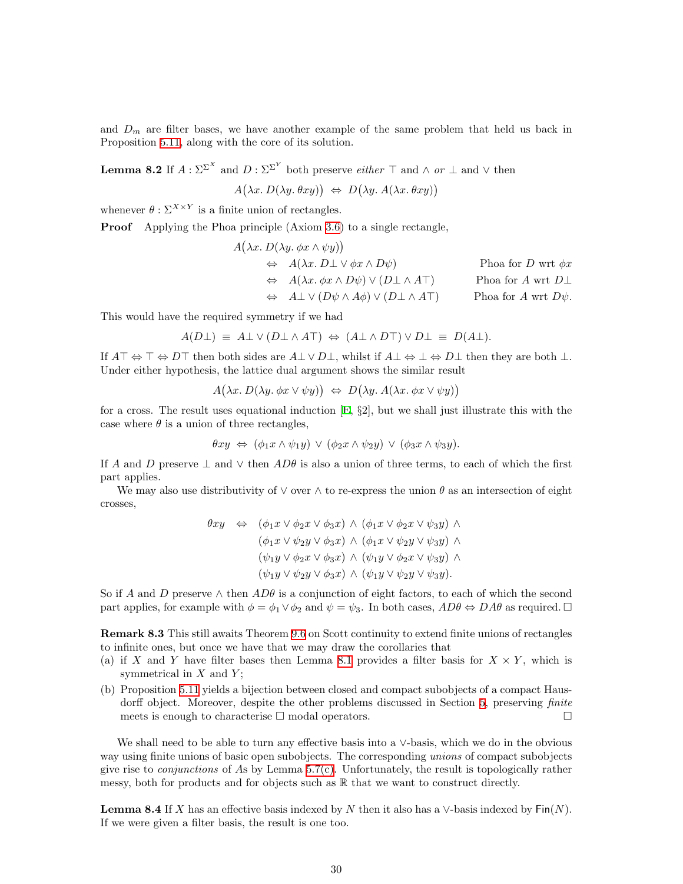and $D_m$ are filter bases, we have another example of the same problem that held us back in Proposition 5.11, along with the core of its solution.

**Lemma 8.2** If $A : \Sigma^{\Sigma^X}$ and $D : \Sigma^{\Sigma^Y}$ both preserve *either* $\top$ and $\wedge$ *or* $\bot$ and $\vee$ then

$$A\big(\lambda x.\, D(\lambda y.\, \theta xy)\big) \;\Leftrightarrow\; D\big(\lambda y.\, A(\lambda x.\, \theta xy)\big)$$

whenever $\theta : \Sigma^{X\times Y}$ is a finite union of rectangles.

**Proof** Applying the Phoa principle (Axiom 3.6) to a single rectangle,

$$\begin{aligned}
&A\big(\lambda x.\, D(\lambda y.\, \phi x \wedge \psi y)\big) && \\
&\quad\Leftrightarrow\quad A(\lambda x.\, D\bot \vee \phi x \wedge D\psi) && \text{Phoa for } D \text{ wrt } \phi x\\
&\quad\Leftrightarrow\quad A(\lambda x.\, \phi x \wedge D\psi) \vee (D\bot \wedge A\top) && \text{Phoa for } A \text{ wrt } D\bot\\
&\quad\Leftrightarrow\quad A\bot \vee (D\psi \wedge A\phi) \vee (D\bot \wedge A\top) && \text{Phoa for } A \text{ wrt } D\psi.
\end{aligned}$$

This would have the required symmetry if we had

$$A(D\bot) \;\equiv\; A\bot \vee (D\bot \wedge A\top) \;\Leftrightarrow\; (A\bot \wedge D\top) \vee D\bot \;\equiv\; D(A\bot).$$

If $A\top \Leftrightarrow \top \Leftrightarrow D\top$ then both sides are $A\bot \vee D\bot$, whilst if $A\bot \Leftrightarrow \bot \Leftrightarrow D\bot$ then they are both $\bot$. Under either hypothesis, the lattice dual argument shows the similar result

$$A\big(\lambda x.\, D(\lambda y.\, \phi x \vee \psi y)\big) \;\Leftrightarrow\; D\big(\lambda y.\, A(\lambda x.\, \phi x \vee \psi y)\big)$$

for a cross. The result uses equational induction [E, §2], but we shall just illustrate this with the case where $\theta$ is a union of three rectangles,

$$\theta xy \;\Leftrightarrow\; (\phi_1 x \wedge \psi_1 y) \;\vee\; (\phi_2 x \wedge \psi_2 y) \;\vee\; (\phi_3 x \wedge \psi_3 y).$$

If $A$ and $D$ preserve $\bot$ and $\vee$ then $AD\theta$ is also a union of three terms, to each of which the first part applies.

We may also use distributivity of $\vee$ over $\wedge$ to re-express the union $\theta$ as an intersection of eight crosses,

$$\begin{aligned}
\theta xy \quad\Leftrightarrow\quad & (\phi_1 x \vee \phi_2 x \vee \phi_3 x) \,\wedge\, (\phi_1 x \vee \phi_2 x \vee \psi_3 y) \,\wedge\\
& (\phi_1 x \vee \psi_2 y \vee \phi_3 x) \,\wedge\, (\phi_1 x \vee \psi_2 y \vee \psi_3 y) \,\wedge\\
& (\psi_1 y \vee \phi_2 x \vee \phi_3 x) \,\wedge\, (\psi_1 y \vee \phi_2 x \vee \psi_3 y) \,\wedge\\
& (\psi_1 y \vee \psi_2 y \vee \phi_3 x) \,\wedge\, (\psi_1 y \vee \psi_2 y \vee \psi_3 y).
\end{aligned}$$

So if $A$ and $D$ preserve $\wedge$ then $AD\theta$ is a conjunction of eight factors, to each of which the second part applies, for example with $\phi = \phi_1 \vee \phi_2$ and $\psi = \psi_3$. In both cases, $AD\theta \Leftrightarrow DA\theta$ as required. □

**Remark 8.3** This still awaits Theorem 9.6 on Scott continuity to extend finite unions of rectangles to infinite ones, but once we have that we may draw the corollaries that

(a) if $X$ and $Y$ have filter bases then Lemma 8.1 provides a filter basis for $X \times Y$, which is symmetrical in $X$ and $Y$;

(b) Proposition 5.11 yields a bijection between closed and compact subobjects of a compact Hausdorff object. Moreover, despite the other problems discussed in Section 5, preserving *finite* meets is enough to characterise $\Box$ modal operators. □

We shall need to be able to turn any effective basis into a $\vee$-basis, which we do in the obvious way using finite unions of basic open subobjects. The corresponding *unions* of compact subobjects give rise to *conjunctions* of $A$s by Lemma 5.7(c). Unfortunately, the result is topologically rather messy, both for products and for objects such as $\mathbb{R}$ that we want to construct directly.

**Lemma 8.4** If $X$ has an effective basis indexed by $N$ then it also has a $\vee$-basis indexed by $\mathsf{Fin}(N)$. If we were given a filter basis, the result is one too.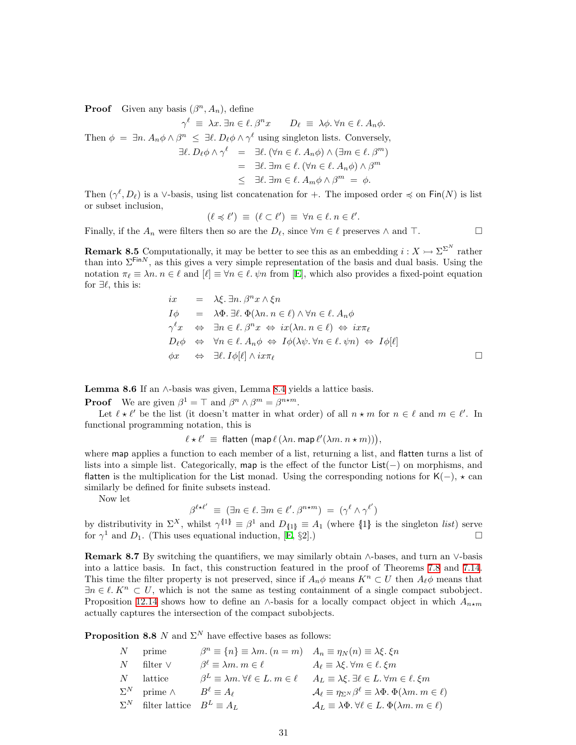**Proof** Given any basis $(\beta^n, A_n)$, define

$$\gamma^\ell \equiv \lambda x.\, \exists n \in \ell.\, \beta^n x \qquad D_\ell \equiv \lambda\phi.\, \forall n \in \ell.\, A_n\phi.$$

Then $\phi = \exists n.\, A_n\phi \wedge \beta^n \le \exists \ell.\, D_\ell\phi \wedge \gamma^\ell$ using singleton lists. Conversely,

$$\begin{aligned}
\exists \ell.\, D_\ell\phi \wedge \gamma^\ell &= \exists \ell.\, (\forall n \in \ell.\, A_n\phi) \wedge (\exists m \in \ell.\, \beta^m) \\
&= \exists \ell.\, \exists m \in \ell.\, (\forall n \in \ell.\, A_n\phi) \wedge \beta^m \\
&\le \exists \ell.\, \exists m \in \ell.\, A_m\phi \wedge \beta^m = \phi.
\end{aligned}$$

Then $(\gamma^\ell, D_\ell)$ is a $\vee$-basis, using list concatenation for $+$. The imposed order $\preccurlyeq$ on $\mathsf{Fin}(N)$ is list or subset inclusion,

$$(\ell \preccurlyeq \ell') \equiv (\ell \subset \ell') \equiv \forall n \in \ell.\, n \in \ell'.$$

Finally, if the $A_n$ were filters then so are the $D_\ell$, since $\forall m \in \ell$ preserves $\wedge$ and $\top$. $\square$

**Remark 8.5** Computationally, it may be better to see this as an embedding $i : X \rightarrowtail \Sigma^{\Sigma^N}$ rather than into $\Sigma^{\mathsf{Fin}N}$, as this gives a very simple representation of the basis and dual basis. Using the notation $\pi_\ell \equiv \lambda n.\, n \in \ell$ and $[\ell] \equiv \forall n \in \ell.\, \psi n$ from [E], which also provides a fixed-point equation for $\exists \ell$, this is:

$$\begin{aligned}
ix &= \lambda\xi.\, \exists n.\, \beta^n x \wedge \xi n \\
I\phi &= \lambda\Phi.\, \exists \ell.\, \Phi(\lambda n.\, n \in \ell) \wedge \forall n \in \ell.\, A_n\phi \\
\gamma^\ell x &\Leftrightarrow \exists n \in \ell.\, \beta^n x \Leftrightarrow ix(\lambda n.\, n \in \ell) \Leftrightarrow ix\pi_\ell \\
D_\ell\phi &\Leftrightarrow \forall n \in \ell.\, A_n\phi \Leftrightarrow I\phi(\lambda\psi.\, \forall n \in \ell.\, \psi n) \Leftrightarrow I\phi[\ell] \\
\phi x &\Leftrightarrow \exists \ell.\, I\phi[\ell] \wedge ix\pi_\ell
\end{aligned}$$

$\square$

**Lemma 8.6** If an $\wedge$-basis was given, Lemma 8.4 yields a lattice basis.

**Proof** We are given $\beta^1 = \top$ and $\beta^n \wedge \beta^m = \beta^{n\star m}$.

Let $\ell \star \ell'$ be the list (it doesn't matter in what order) of all $n \star m$ for $n \in \ell$ and $m \in \ell'$. In functional programming notation, this is

$$\ell \star \ell' \equiv \mathsf{flatten}\left(\mathsf{map}\,\ell\,(\lambda n.\, \mathsf{map}\,\ell'(\lambda m.\, n \star m))\right),$$

where $\mathsf{map}$ applies a function to each member of a list, returning a list, and $\mathsf{flatten}$ turns a list of lists into a simple list. Categorically, $\mathsf{map}$ is the effect of the functor $\mathsf{List}(-)$ on morphisms, and $\mathsf{flatten}$ is the multiplication for the $\mathsf{List}$ monad. Using the corresponding notions for $\mathsf{K}(-)$, $\star$ can similarly be defined for finite subsets instead.

Now let

$$\beta^{\ell\star\ell'} \equiv (\exists n \in \ell.\, \exists m \in \ell'.\, \beta^{n\star m}) = (\gamma^\ell \wedge \gamma^{\ell'})$$

by distributivity in $\Sigma^X$, whilst $\gamma^{\{\!|1|\!\}} \equiv \beta^1$ and $D_{\{\!|1|\!\}} \equiv A_1$ (where $\{\!|1|\!\}$ is the singleton *list*) serve for $\gamma^1$ and $D_1$. (This uses equational induction, [E, §2].) $\square$

**Remark 8.7** By switching the quantifiers, we may similarly obtain $\wedge$-bases, and turn an $\vee$-basis into a lattice basis. In fact, this construction featured in the proof of Theorems 7.8 and 7.14. This time the filter property is not preserved, since if $A_n\phi$ means $K^n \subset U$ then $A_\ell\phi$ means that $\exists n \in \ell.\, K^n \subset U$, which is not the same as testing containment of a single compact subobject. Proposition 12.14 shows how to define an $\wedge$-basis for a locally compact object in which $A_{n\star m}$ actually captures the intersection of the compact subobjects.

**Proposition 8.8** $N$ and $\Sigma^N$ have effective bases as follows:

| | | | |
|---|---|---|---|
| $N$ | prime | $\beta^n \equiv \{n\} \equiv \lambda m.\, (n = m)$ | $A_n \equiv \eta_N(n) \equiv \lambda\xi.\, \xi n$ |
| $N$ | filter $\vee$ | $\beta^\ell \equiv \lambda m.\, m \in \ell$ | $A_\ell \equiv \lambda\xi.\, \forall m \in \ell.\, \xi m$ |
| $N$ | lattice | $\beta^L \equiv \lambda m.\, \forall \ell \in L.\, m \in \ell$ | $A_L \equiv \lambda\xi.\, \exists \ell \in L.\, \forall m \in \ell.\, \xi m$ |
| $\Sigma^N$ | prime $\wedge$ | $B^\ell \equiv A_\ell$ | $\mathcal{A}_\ell \equiv \eta_{\Sigma^N}\beta^\ell \equiv \lambda\Phi.\, \Phi(\lambda m.\, m \in \ell)$ |
| $\Sigma^N$ | filter lattice | $B^L \equiv A_L$ | $\mathcal{A}_L \equiv \lambda\Phi.\, \forall \ell \in L.\, \Phi(\lambda m.\, m \in \ell)$ |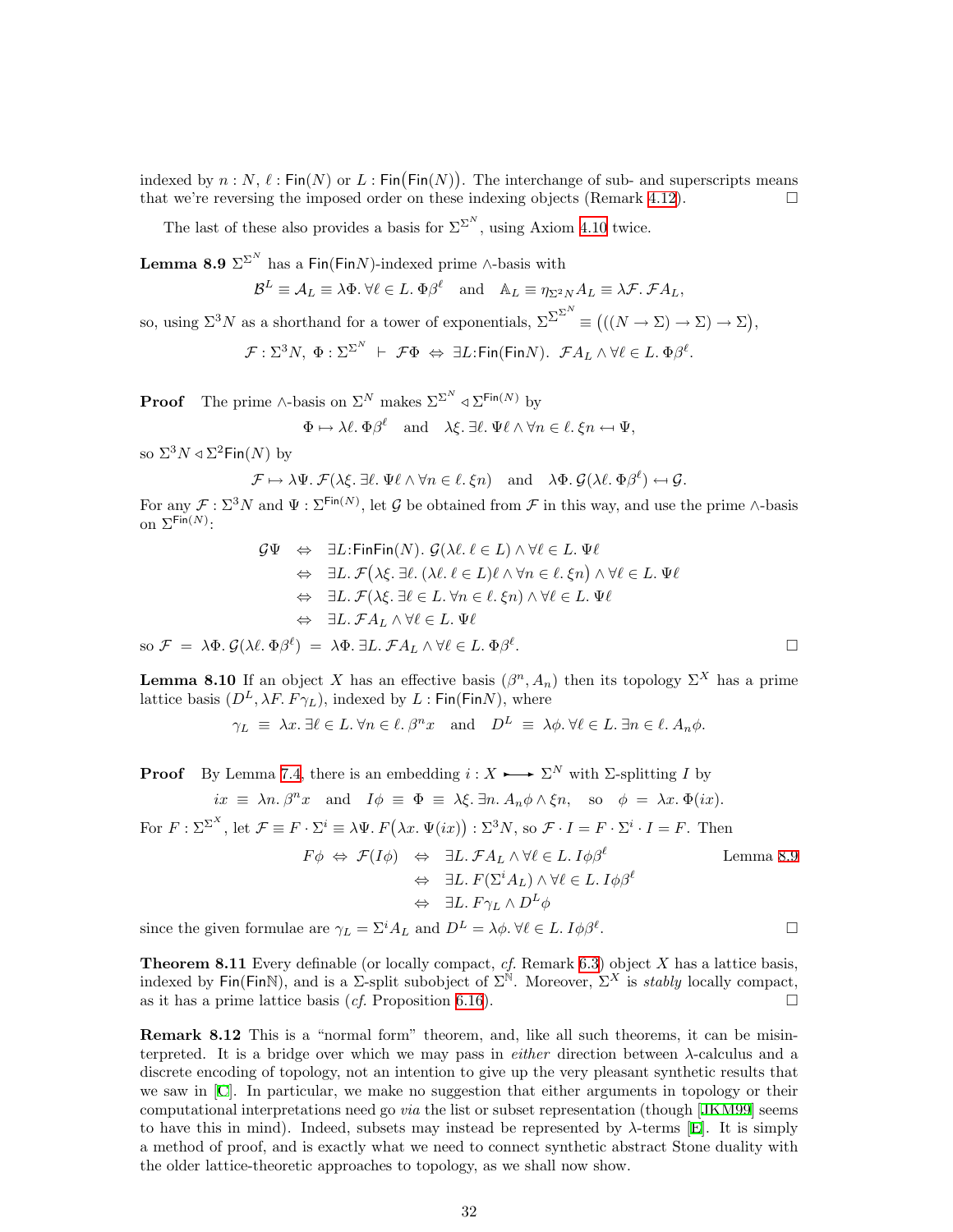indexed by $n : N$, $\ell : \mathsf{Fin}(N)$ or $L : \mathsf{Fin}\big(\mathsf{Fin}(N)\big)$. The interchange of sub- and superscripts means that we're reversing the imposed order on these indexing objects (Remark 4.12). $\square$

The last of these also provides a basis for $\Sigma^{\Sigma^N}$, using Axiom 4.10 twice.

**Lemma 8.9** $\Sigma^{\Sigma^N}$ has a $\mathsf{Fin}(\mathsf{Fin}N)$-indexed prime $\wedge$-basis with

$$\mathcal{B}^L \equiv \mathcal{A}_L \equiv \lambda\Phi.\, \forall \ell \in L.\, \Phi\beta^\ell \quad \text{and} \quad \mathbb{A}_L \equiv \eta_{\Sigma^2 N} \mathcal{A}_L \equiv \lambda\mathcal{F}.\, \mathcal{F}\mathcal{A}_L,$$

so, using $\Sigma^3 N$ as a shorthand for a tower of exponentials, $\Sigma^{\Sigma^{\Sigma^N}} \equiv \big(((N \to \Sigma) \to \Sigma) \to \Sigma\big)$,

$$\mathcal{F} : \Sigma^3 N,\ \Phi : \Sigma^{\Sigma^N}\ \vdash\ \mathcal{F}\Phi\ \Leftrightarrow\ \exists L{:}\mathsf{Fin}(\mathsf{Fin}N).\ \mathcal{F}\mathcal{A}_L \wedge \forall \ell \in L.\, \Phi\beta^\ell.$$

**Proof** The prime $\wedge$-basis on $\Sigma^N$ makes $\Sigma^{\Sigma^N} \lhd \Sigma^{\mathsf{Fin}(N)}$ by

$$\Phi \mapsto \lambda\ell.\, \Phi\beta^\ell \quad \text{and} \quad \lambda\xi.\, \exists\ell.\, \Psi\ell \wedge \forall n \in \ell.\, \xi n \hookleftarrow \Psi,$$

so $\Sigma^3 N \lhd \Sigma^2 \mathsf{Fin}(N)$ by

$$\mathcal{F} \mapsto \lambda\Psi.\, \mathcal{F}(\lambda\xi.\, \exists\ell.\, \Psi\ell \wedge \forall n \in \ell.\, \xi n) \quad \text{and} \quad \lambda\Phi.\, \mathcal{G}(\lambda\ell.\, \Phi\beta^\ell) \hookleftarrow \mathcal{G}.$$

For any $\mathcal{F} : \Sigma^3 N$ and $\Psi : \Sigma^{\mathsf{Fin}(N)}$, let $\mathcal{G}$ be obtained from $\mathcal{F}$ in this way, and use the prime $\wedge$-basis on $\Sigma^{\mathsf{Fin}(N)}$:

$$\begin{aligned}
\mathcal{G}\Psi &\Leftrightarrow \exists L{:}\mathsf{Fin}\mathsf{Fin}(N).\ \mathcal{G}(\lambda\ell.\, \ell \in L) \wedge \forall \ell \in L.\, \Psi\ell \\
&\Leftrightarrow \exists L.\, \mathcal{F}\big(\lambda\xi.\, \exists\ell.\, (\lambda\ell.\, \ell \in L)\ell \wedge \forall n \in \ell.\, \xi n\big) \wedge \forall \ell \in L.\, \Psi\ell \\
&\Leftrightarrow \exists L.\, \mathcal{F}(\lambda\xi.\, \exists \ell \in L.\, \forall n \in \ell.\, \xi n) \wedge \forall \ell \in L.\, \Psi\ell \\
&\Leftrightarrow \exists L.\, \mathcal{F}\mathcal{A}_L \wedge \forall \ell \in L.\, \Psi\ell
\end{aligned}$$

so $\mathcal{F}\ =\ \lambda\Phi.\, \mathcal{G}(\lambda\ell.\, \Phi\beta^\ell)\ =\ \lambda\Phi.\, \exists L.\, \mathcal{F}\mathcal{A}_L \wedge \forall \ell \in L.\, \Phi\beta^\ell$. $\square$

**Lemma 8.10** If an object $X$ has an effective basis $(\beta^n, A_n)$ then its topology $\Sigma^X$ has a prime lattice basis $(D^L, \lambda F.\, F\gamma_L)$, indexed by $L : \mathsf{Fin}(\mathsf{Fin}N)$, where

$$\gamma_L\ \equiv\ \lambda x.\, \exists \ell \in L.\, \forall n \in \ell.\, \beta^n x \quad \text{and} \quad D^L\ \equiv\ \lambda\phi.\, \forall \ell \in L.\, \exists n \in \ell.\, A_n\phi.$$

**Proof** By Lemma 7.4, there is an embedding $i : X \rightarrowtail \Sigma^N$ with $\Sigma$-splitting $I$ by

$$ix\ \equiv\ \lambda n.\, \beta^n x \quad \text{and} \quad I\phi\ \equiv\ \Phi\ \equiv\ \lambda\xi.\, \exists n.\, A_n\phi \wedge \xi n, \quad \text{so} \quad \phi\ =\ \lambda x.\, \Phi(ix).$$

For $F : \Sigma^{\Sigma^X}$, let $\mathcal{F} \equiv F \cdot \Sigma^i \equiv \lambda\Psi.\, F\big(\lambda x.\, \Psi(ix)\big) : \Sigma^3 N$, so $\mathcal{F} \cdot I = F \cdot \Sigma^i \cdot I = F$. Then

$$\begin{aligned}
F\phi\ \Leftrightarrow\ \mathcal{F}(I\phi) &\Leftrightarrow \exists L.\, \mathcal{F}\mathcal{A}_L \wedge \forall \ell \in L.\, I\phi\beta^\ell && \text{Lemma 8.9} \\
&\Leftrightarrow \exists L.\, F(\Sigma^i \mathcal{A}_L) \wedge \forall \ell \in L.\, I\phi\beta^\ell \\
&\Leftrightarrow \exists L.\, F\gamma_L \wedge D^L\phi
\end{aligned}$$

since the given formulae are $\gamma_L = \Sigma^i \mathcal{A}_L$ and $D^L = \lambda\phi.\, \forall \ell \in L.\, I\phi\beta^\ell$. $\square$

**Theorem 8.11** Every definable (or locally compact, *cf.* Remark 6.3) object $X$ has a lattice basis, indexed by $\mathsf{Fin}(\mathsf{Fin}\mathbb{N})$, and is a $\Sigma$-split subobject of $\Sigma^{\mathbb{N}}$. Moreover, $\Sigma^X$ is *stably* locally compact, as it has a prime lattice basis (*cf.* Proposition 6.16). $\square$

**Remark 8.12** This is a "normal form" theorem, and, like all such theorems, it can be misinterpreted. It is a bridge over which we may pass in *either* direction between $\lambda$-calculus and a discrete encoding of topology, not an intention to give up the very pleasant synthetic results that we saw in [C]. In particular, we make no suggestion that either arguments in topology or their computational interpretations need go *via* the list or subset representation (though [JKM99] seems to have this in mind). Indeed, subsets may instead be represented by $\lambda$-terms [E]. It is simply a method of proof, and is exactly what we need to connect synthetic abstract Stone duality with the older lattice-theoretic approaches to topology, as we shall now show.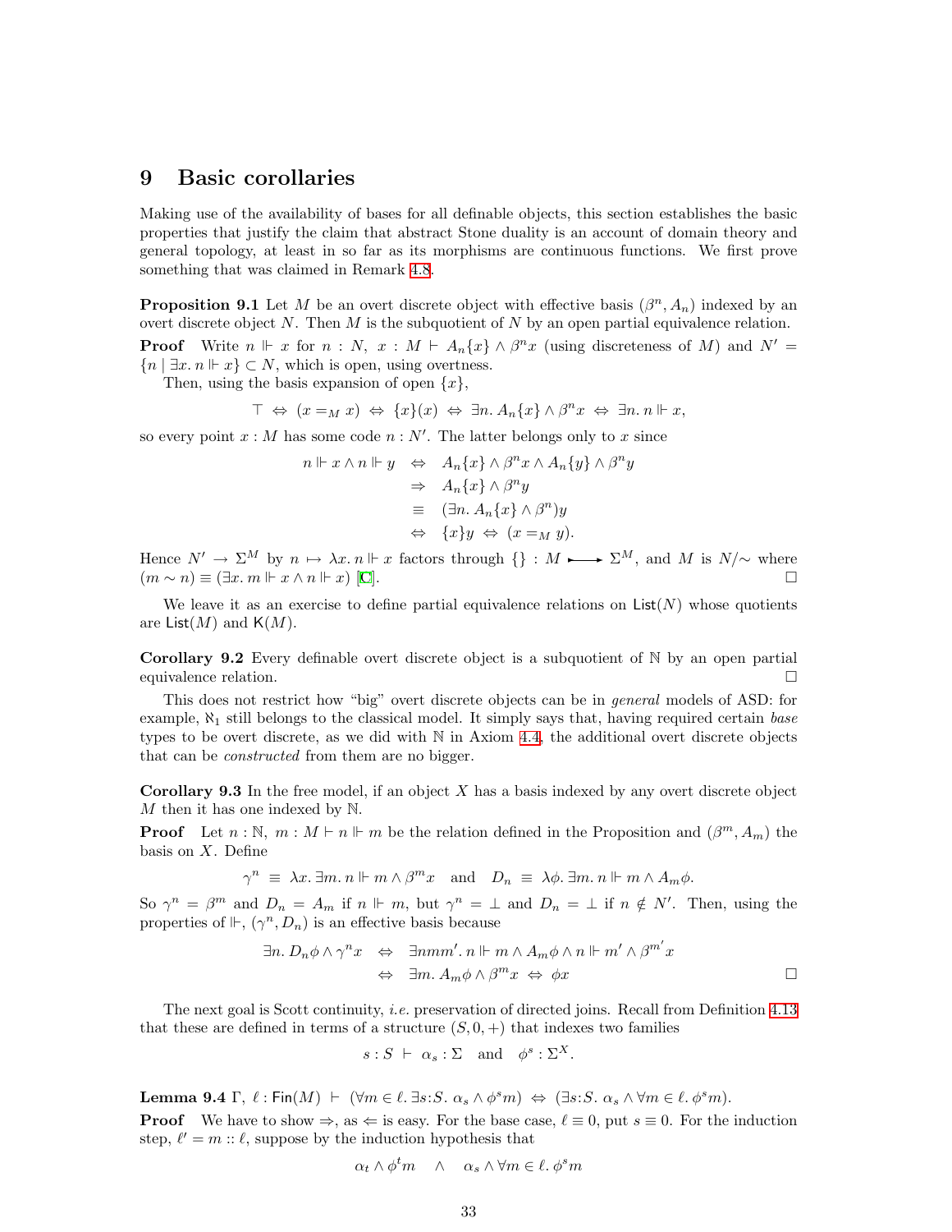# 9 Basic corollaries

Making use of the availability of bases for all definable objects, this section establishes the basic properties that justify the claim that abstract Stone duality is an account of domain theory and general topology, at least in so far as its morphisms are continuous functions. We first prove something that was claimed in Remark 4.8.

**Proposition 9.1** Let $M$ be an overt discrete object with effective basis $(\beta^n, A_n)$ indexed by an overt discrete object $N$. Then $M$ is the subquotient of $N$ by an open partial equivalence relation.

**Proof** Write $n \Vdash x$ for $n : N,\ x : M \vdash A_n\{x\} \wedge \beta^n x$ (using discreteness of $M$) and $N' = \{n \mid \exists x.\, n \Vdash x\} \subset N$, which is open, using overtness.

Then, using the basis expansion of open $\{x\}$,

$$\top \;\Leftrightarrow\; (x =_M x) \;\Leftrightarrow\; \{x\}(x) \;\Leftrightarrow\; \exists n.\, A_n\{x\} \wedge \beta^n x \;\Leftrightarrow\; \exists n.\, n \Vdash x,$$

so every point $x : M$ has some code $n : N'$. The latter belongs only to $x$ since

$$\begin{aligned} n \Vdash x \wedge n \Vdash y \quad &\Leftrightarrow \quad A_n\{x\} \wedge \beta^n x \wedge A_n\{y\} \wedge \beta^n y \\ &\Rightarrow \quad A_n\{x\} \wedge \beta^n y \\ &\equiv \quad (\exists n.\, A_n\{x\} \wedge \beta^n)y \\ &\Leftrightarrow \quad \{x\}y \;\Leftrightarrow\; (x =_M y). \end{aligned}$$

Hence $N' \to \Sigma^M$ by $n \mapsto \lambda x.\, n \Vdash x$ factors through $\{\} : M \rightarrowtail \Sigma^M$, and $M$ is $N/\!\sim$ where $(m \sim n) \equiv (\exists x.\, m \Vdash x \wedge n \Vdash x)$ [C]. $\square$

We leave it as an exercise to define partial equivalence relations on $\mathsf{List}(N)$ whose quotients are $\mathsf{List}(M)$ and $\mathsf{K}(M)$.

**Corollary 9.2** Every definable overt discrete object is a subquotient of $\mathbb{N}$ by an open partial equivalence relation. $\square$

This does not restrict how "big" overt discrete objects can be in *general* models of ASD: for example, $\aleph_1$ still belongs to the classical model. It simply says that, having required certain *base* types to be overt discrete, as we did with $\mathbb{N}$ in Axiom 4.4, the additional overt discrete objects that can be *constructed* from them are no bigger.

**Corollary 9.3** In the free model, if an object $X$ has a basis indexed by any overt discrete object $M$ then it has one indexed by $\mathbb{N}$.

**Proof** Let $n : \mathbb{N},\ m : M \vdash n \Vdash m$ be the relation defined in the Proposition and $(\beta^m, A_m)$ the basis on $X$. Define

$$\gamma^n \;\equiv\; \lambda x.\, \exists m.\, n \Vdash m \wedge \beta^m x \quad \text{and} \quad D_n \;\equiv\; \lambda \phi.\, \exists m.\, n \Vdash m \wedge A_m \phi.$$

So $\gamma^n = \beta^m$ and $D_n = A_m$ if $n \Vdash m$, but $\gamma^n = \bot$ and $D_n = \bot$ if $n \notin N'$. Then, using the properties of $\Vdash$, $(\gamma^n, D_n)$ is an effective basis because

$$\begin{aligned} \exists n.\, D_n \phi \wedge \gamma^n x \quad &\Leftrightarrow \quad \exists n m m'.\, n \Vdash m \wedge A_m \phi \wedge n \Vdash m' \wedge \beta^{m'} x \\ &\Leftrightarrow \quad \exists m.\, A_m \phi \wedge \beta^m x \;\Leftrightarrow\; \phi x \end{aligned}$$

$\square$

The next goal is Scott continuity, *i.e.* preservation of directed joins. Recall from Definition 4.13 that these are defined in terms of a structure $(S, 0, +)$ that indexes two families

$$s : S \;\vdash\; \alpha_s : \Sigma \quad \text{and} \quad \phi^s : \Sigma^X.$$

**Lemma 9.4** $\Gamma,\ \ell : \mathsf{Fin}(M) \;\vdash\; (\forall m \in \ell.\, \exists s{:}S.\, \alpha_s \wedge \phi^s m) \;\Leftrightarrow\; (\exists s{:}S.\, \alpha_s \wedge \forall m \in \ell.\, \phi^s m)$.

**Proof** We have to show $\Rightarrow$, as $\Leftarrow$ is easy. For the base case, $\ell \equiv 0$, put $s \equiv 0$. For the induction step, $\ell' = m :: \ell$, suppose by the induction hypothesis that

$$\alpha_t \wedge \phi^t m \quad \wedge \quad \alpha_s \wedge \forall m \in \ell.\, \phi^s m$$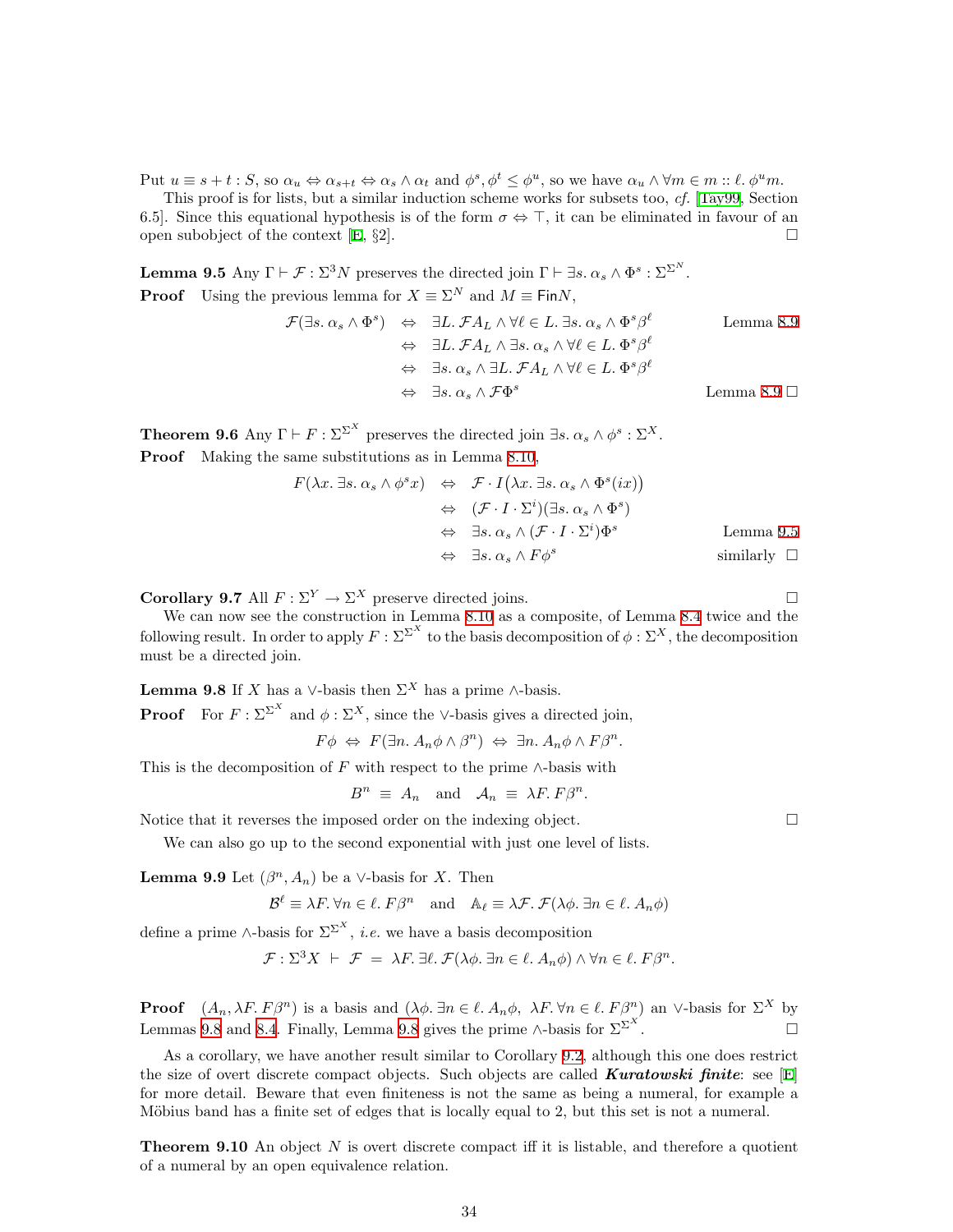Put $u \equiv s + t : S$, so $\alpha_u \Leftrightarrow \alpha_{s+t} \Leftrightarrow \alpha_s \wedge \alpha_t$ and $\phi^s, \phi^t \leq \phi^u$, so we have $\alpha_u \wedge \forall m \in m :: \ell.\ \phi^u m$.

This proof is for lists, but a similar induction scheme works for subsets too, *cf.* [Tay99, Section 6.5]. Since this equational hypothesis is of the form $\sigma \Leftrightarrow \top$, it can be eliminated in favour of an open subobject of the context [E, §2]. $\square$

**Lemma 9.5** Any $\Gamma \vdash \mathcal{F} : \Sigma^3 N$ preserves the directed join $\Gamma \vdash \exists s.\ \alpha_s \wedge \Phi^s : \Sigma^{\Sigma^N}$.

**Proof** Using the previous lemma for $X \equiv \Sigma^N$ and $M \equiv \mathsf{Fin}N$,

$$
\begin{aligned}
\mathcal{F}(\exists s.\ \alpha_s \wedge \Phi^s) &\Leftrightarrow \exists L.\ \mathcal{F}A_L \wedge \forall \ell \in L.\ \exists s.\ \alpha_s \wedge \Phi^s \beta^\ell && \text{Lemma 8.9}\\
&\Leftrightarrow \exists L.\ \mathcal{F}A_L \wedge \exists s.\ \alpha_s \wedge \forall \ell \in L.\ \Phi^s \beta^\ell\\
&\Leftrightarrow \exists s.\ \alpha_s \wedge \exists L.\ \mathcal{F}A_L \wedge \forall \ell \in L.\ \Phi^s \beta^\ell\\
&\Leftrightarrow \exists s.\ \alpha_s \wedge \mathcal{F}\Phi^s && \text{Lemma 8.9} \ \square
\end{aligned}
$$

**Theorem 9.6** Any $\Gamma \vdash F : \Sigma^{\Sigma^X}$ preserves the directed join $\exists s.\ \alpha_s \wedge \phi^s : \Sigma^X$.

**Proof** Making the same substitutions as in Lemma 8.10,

$$
\begin{aligned}
F(\lambda x.\ \exists s.\ \alpha_s \wedge \phi^s x) &\Leftrightarrow \mathcal{F} \cdot I\big(\lambda x.\ \exists s.\ \alpha_s \wedge \Phi^s(ix)\big)\\
&\Leftrightarrow (\mathcal{F} \cdot I \cdot \Sigma^i)(\exists s.\ \alpha_s \wedge \Phi^s)\\
&\Leftrightarrow \exists s.\ \alpha_s \wedge (\mathcal{F} \cdot I \cdot \Sigma^i)\Phi^s && \text{Lemma 9.5}\\
&\Leftrightarrow \exists s.\ \alpha_s \wedge F\phi^s && \text{similarly} \ \square
\end{aligned}
$$

**Corollary 9.7** All $F : \Sigma^Y \to \Sigma^X$ preserve directed joins. $\square$

We can now see the construction in Lemma 8.10 as a composite, of Lemma 8.4 twice and the following result. In order to apply $F : \Sigma^{\Sigma^X}$ to the basis decomposition of $\phi : \Sigma^X$, the decomposition must be a directed join.

**Lemma 9.8** If $X$ has a $\vee$-basis then $\Sigma^X$ has a prime $\wedge$-basis.

**Proof** For $F : \Sigma^{\Sigma^X}$ and $\phi : \Sigma^X$, since the $\vee$-basis gives a directed join,

$$F\phi \ \Leftrightarrow\ F(\exists n.\ A_n\phi \wedge \beta^n) \ \Leftrightarrow\ \exists n.\ A_n\phi \wedge F\beta^n.$$

This is the decomposition of $F$ with respect to the prime $\wedge$-basis with

$$B^n \ \equiv\ A_n \quad \text{and} \quad \mathcal{A}_n \ \equiv\ \lambda F.\ F\beta^n.$$

Notice that it reverses the imposed order on the indexing object. $\square$

We can also go up to the second exponential with just one level of lists.

**Lemma 9.9** Let $(\beta^n, A_n)$ be a $\vee$-basis for $X$. Then

$$\mathcal{B}^\ell \equiv \lambda F.\ \forall n \in \ell.\ F\beta^n \quad \text{and} \quad \mathbb{A}_\ell \equiv \lambda \mathcal{F}.\ \mathcal{F}(\lambda\phi.\ \exists n \in \ell.\ A_n\phi)$$

define a prime $\wedge$-basis for $\Sigma^{\Sigma^X}$, *i.e.* we have a basis decomposition

$$\mathcal{F} : \Sigma^3 X \ \vdash\ \mathcal{F} \ =\ \lambda F.\ \exists \ell.\ \mathcal{F}(\lambda\phi.\ \exists n \in \ell.\ A_n\phi) \wedge \forall n \in \ell.\ F\beta^n.$$

**Proof** $(A_n, \lambda F.\ F\beta^n)$ is a basis and $(\lambda\phi.\ \exists n \in \ell.\ A_n\phi,\ \lambda F.\ \forall n \in \ell.\ F\beta^n)$ an $\vee$-basis for $\Sigma^X$ by Lemmas 9.8 and 8.4. Finally, Lemma 9.8 gives the prime $\wedge$-basis for $\Sigma^{\Sigma^X}$. $\square$

As a corollary, we have another result similar to Corollary 9.2, although this one does restrict the size of overt discrete compact objects. Such objects are called ***Kuratowski finite***: see [E] for more detail. Beware that even finiteness is not the same as being a numeral, for example a Möbius band has a finite set of edges that is locally equal to 2, but this set is not a numeral.

**Theorem 9.10** An object $N$ is overt discrete compact iff it is listable, and therefore a quotient of a numeral by an open equivalence relation.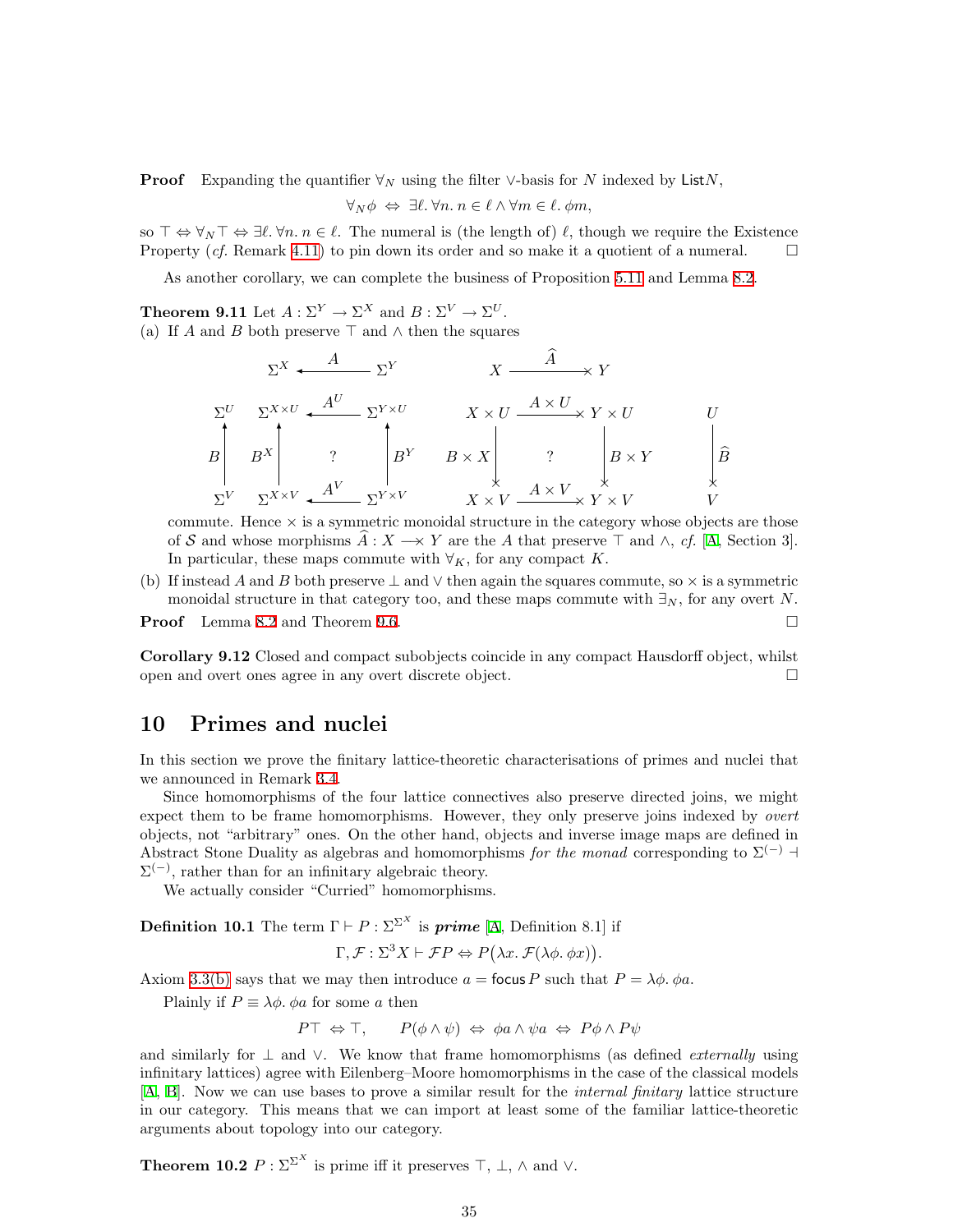**Proof** Expanding the quantifier $\forall_N$ using the filter $\vee$-basis for $N$ indexed by $\mathsf{List}N$,

$$\forall_N \phi \;\Leftrightarrow\; \exists \ell.\, \forall n.\, n \in \ell \wedge \forall m \in \ell.\, \phi m,$$

so $\top \Leftrightarrow \forall_N \top \Leftrightarrow \exists \ell.\, \forall n.\, n \in \ell$. The numeral is (the length of) $\ell$, though we require the Existence Property (*cf.* Remark 4.11) to pin down its order and so make it a quotient of a numeral. $\square$

As another corollary, we can complete the business of Proposition 5.11 and Lemma 8.2.

**Theorem 9.11** Let $A : \Sigma^Y \to \Sigma^X$ and $B : \Sigma^V \to \Sigma^U$.

(a) If $A$ and $B$ both preserve $\top$ and $\wedge$ then the squares

$$\begin{array}{ccccccccc}
 & \Sigma^X & \xleftarrow{\;A\;} & \Sigma^Y & & X & \xrightarrow{\;\widehat{A}\;} & Y & \\
\Sigma^U & \Sigma^{X\times U} & \xleftarrow{\;A^U\;} & \Sigma^{Y\times U} & & X\times U & \xrightarrow{\;A\times U\;} & Y\times U & U \\
B\uparrow & B^X\uparrow & ? & \uparrow B^Y & & B\times X\downarrow & ? & \downarrow B\times Y & \downarrow \widehat{B} \\
\Sigma^V & \Sigma^{X\times V} & \xleftarrow{\;A^V\;} & \Sigma^{Y\times V} & & X\times V & \xrightarrow{\;A\times V\;} & Y\times V & V
\end{array}$$

commute. Hence $\times$ is a symmetric monoidal structure in the category whose objects are those of $\mathcal{S}$ and whose morphisms $\widehat{A} : X \longrightarrow\!\!\!\!\times\; Y$ are the $A$ that preserve $\top$ and $\wedge$, *cf.* [A, Section 3]. In particular, these maps commute with $\forall_K$, for any compact $K$.

(b) If instead $A$ and $B$ both preserve $\bot$ and $\vee$ then again the squares commute, so $\times$ is a symmetric monoidal structure in that category too, and these maps commute with $\exists_N$, for any overt $N$.

**Proof** Lemma 8.2 and Theorem 9.6. $\square$

**Corollary 9.12** Closed and compact subobjects coincide in any compact Hausdorff object, whilst open and overt ones agree in any overt discrete object. $\square$

## 10 Primes and nuclei

In this section we prove the finitary lattice-theoretic characterisations of primes and nuclei that we announced in Remark 3.4.

Since homomorphisms of the four lattice connectives also preserve directed joins, we might expect them to be frame homomorphisms. However, they only preserve joins indexed by *overt* objects, not "arbitrary" ones. On the other hand, objects and inverse image maps are defined in Abstract Stone Duality as algebras and homomorphisms *for the monad* corresponding to $\Sigma^{(-)} \dashv \Sigma^{(-)}$, rather than for an infinitary algebraic theory.

We actually consider "Curried" homomorphisms.

**Definition 10.1** The term $\Gamma \vdash P : \Sigma^{\Sigma^X}$ is ***prime*** [A, Definition 8.1] if

$$\Gamma, \mathcal{F} : \Sigma^3 X \vdash \mathcal{F}P \Leftrightarrow P\big(\lambda x.\, \mathcal{F}(\lambda\phi.\, \phi x)\big).$$

Axiom 3.3(b) says that we may then introduce $a = \mathsf{focus}\, P$ such that $P = \lambda\phi.\, \phi a$.

Plainly if $P \equiv \lambda\phi.\, \phi a$ for some $a$ then

$$P\top \;\Leftrightarrow \top, \qquad P(\phi \wedge \psi) \;\Leftrightarrow\; \phi a \wedge \psi a \;\Leftrightarrow\; P\phi \wedge P\psi$$

and similarly for $\bot$ and $\vee$. We know that frame homomorphisms (as defined *externally* using infinitary lattices) agree with Eilenberg–Moore homomorphisms in the case of the classical models [A, B]. Now we can use bases to prove a similar result for the *internal finitary* lattice structure in our category. This means that we can import at least some of the familiar lattice-theoretic arguments about topology into our category.

**Theorem 10.2** $P : \Sigma^{\Sigma^X}$ is prime iff it preserves $\top$, $\bot$, $\wedge$ and $\vee$.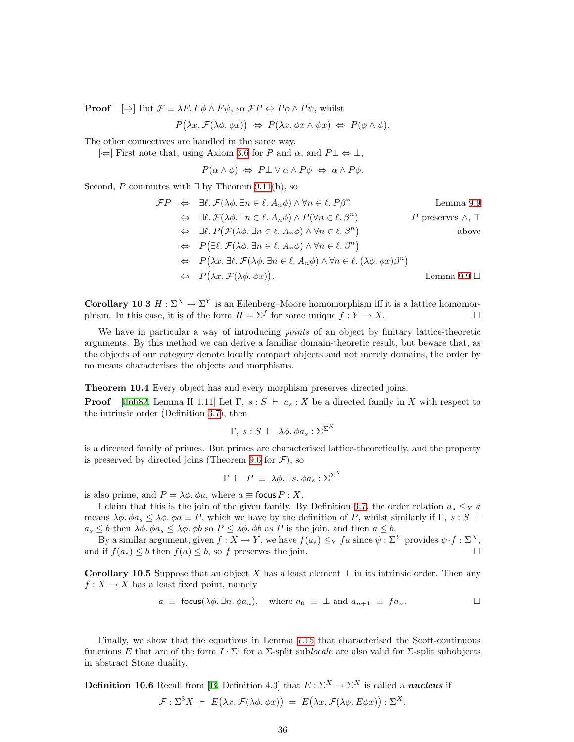**Proof** [⇒] Put $\mathcal{F} \equiv \lambda F.\, F\phi \wedge F\psi$, so $\mathcal{F}P \Leftrightarrow P\phi \wedge P\psi$, whilst

$$P\big(\lambda x.\, \mathcal{F}(\lambda\phi.\, \phi x)\big) \;\Leftrightarrow\; P(\lambda x.\, \phi x \wedge \psi x) \;\Leftrightarrow\; P(\phi \wedge \psi).$$

The other connectives are handled in the same way.

[⇐] First note that, using Axiom 3.6 for $P$ and $\alpha$, and $P\bot \Leftrightarrow \bot$,

$$P(\alpha \wedge \phi) \;\Leftrightarrow\; P\bot \vee \alpha \wedge P\phi \;\Leftrightarrow\; \alpha \wedge P\phi.$$

Second, $P$ commutes with $\exists$ by Theorem 9.11(b), so

$$\begin{array}{rcll}
\mathcal{F}P & \Leftrightarrow & \exists\ell.\, \mathcal{F}(\lambda\phi.\, \exists n \in \ell.\, A_n\phi) \wedge \forall n \in \ell.\, P\beta^n & \text{Lemma 9.9} \\
& \Leftrightarrow & \exists\ell.\, \mathcal{F}(\lambda\phi.\, \exists n \in \ell.\, A_n\phi) \wedge P(\forall n \in \ell.\, \beta^n) & P \text{ preserves } \wedge, \top \\
& \Leftrightarrow & \exists\ell.\, P\big(\mathcal{F}(\lambda\phi.\, \exists n \in \ell.\, A_n\phi) \wedge \forall n \in \ell.\, \beta^n\big) & \text{above} \\
& \Leftrightarrow & P\big(\exists\ell.\, \mathcal{F}(\lambda\phi.\, \exists n \in \ell.\, A_n\phi) \wedge \forall n \in \ell.\, \beta^n\big) & \\
& \Leftrightarrow & P\big(\lambda x.\, \exists\ell.\, \mathcal{F}(\lambda\phi.\, \exists n \in \ell.\, A_n\phi) \wedge \forall n \in \ell.\, (\lambda\phi.\, \phi x)\beta^n\big) & \\
& \Leftrightarrow & P\big(\lambda x.\, \mathcal{F}(\lambda\phi.\, \phi x)\big). & \text{Lemma 9.9} \;\square
\end{array}$$

**Corollary 10.3** $H : \Sigma^X \to \Sigma^Y$ is an Eilenberg–Moore homomorphism iff it is a lattice homomorphism. In this case, it is of the form $H = \Sigma^f$ for some unique $f : Y \to X$. $\square$

We have in particular a way of introducing *points* of an object by finitary lattice-theoretic arguments. By this method we can derive a familiar domain-theoretic result, but beware that, as the objects of our category denote locally compact objects and not merely domains, the order by no means characterises the objects and morphisms.

**Theorem 10.4** Every object has and every morphism preserves directed joins.

**Proof** [Joh82, Lemma II 1.11] Let $\Gamma,\ s : S \;\vdash\; a_s : X$ be a directed family in $X$ with respect to the intrinsic order (Definition 3.7), then

$$\Gamma,\ s : S \;\vdash\; \lambda\phi.\, \phi a_s : \Sigma^{\Sigma^X}$$

is a directed family of primes. But primes are characterised lattice-theoretically, and the property is preserved by directed joins (Theorem 9.6 for $\mathcal{F}$), so

$$\Gamma \;\vdash\; P \;\equiv\; \lambda\phi.\, \exists s.\, \phi a_s : \Sigma^{\Sigma^X}$$

is also prime, and $P = \lambda\phi.\, \phi a$, where $a \equiv \mathsf{focus}\, P : X$.

I claim that this is the join of the given family. By Definition 3.7, the order relation $a_s \leq_X a$ means $\lambda\phi.\, \phi a_s \leq \lambda\phi.\, \phi a \equiv P$, which we have by the definition of $P$, whilst similarly if $\Gamma,\ s : S \;\vdash\; a_s \leq b$ then $\lambda\phi.\, \phi a_s \leq \lambda\phi.\, \phi b$ so $P \leq \lambda\phi.\, \phi b$ as $P$ is the join, and then $a \leq b$.

By a similar argument, given $f : X \to Y$, we have $f(a_s) \leq_Y fa$ since $\psi : \Sigma^Y$ provides $\psi \cdot f : \Sigma^X$, and if $f(a_s) \leq b$ then $f(a) \leq b$, so $f$ preserves the join. $\square$

**Corollary 10.5** Suppose that an object $X$ has a least element $\bot$ in its intrinsic order. Then any $f : X \to X$ has a least fixed point, namely

$$a \;\equiv\; \mathsf{focus}(\lambda\phi.\, \exists n.\, \phi a_n), \quad \text{where } a_0 \;\equiv\; \bot \text{ and } a_{n+1} \;\equiv\; fa_n. \qquad \square$$

Finally, we show that the equations in Lemma 7.15 that characterised the Scott-continuous functions $E$ that are of the form $I \cdot \Sigma^i$ for a $\Sigma$-split sub*locale* are also valid for $\Sigma$-split subobjects in abstract Stone duality.

**Definition 10.6** Recall from [B, Definition 4.3] that $E : \Sigma^X \to \Sigma^X$ is called a ***nucleus*** if

$$\mathcal{F} : \Sigma^3 X \;\vdash\; E\big(\lambda x.\, \mathcal{F}(\lambda\phi.\, \phi x)\big) \;=\; E\big(\lambda x.\, \mathcal{F}(\lambda\phi.\, E\phi x)\big) : \Sigma^X.$$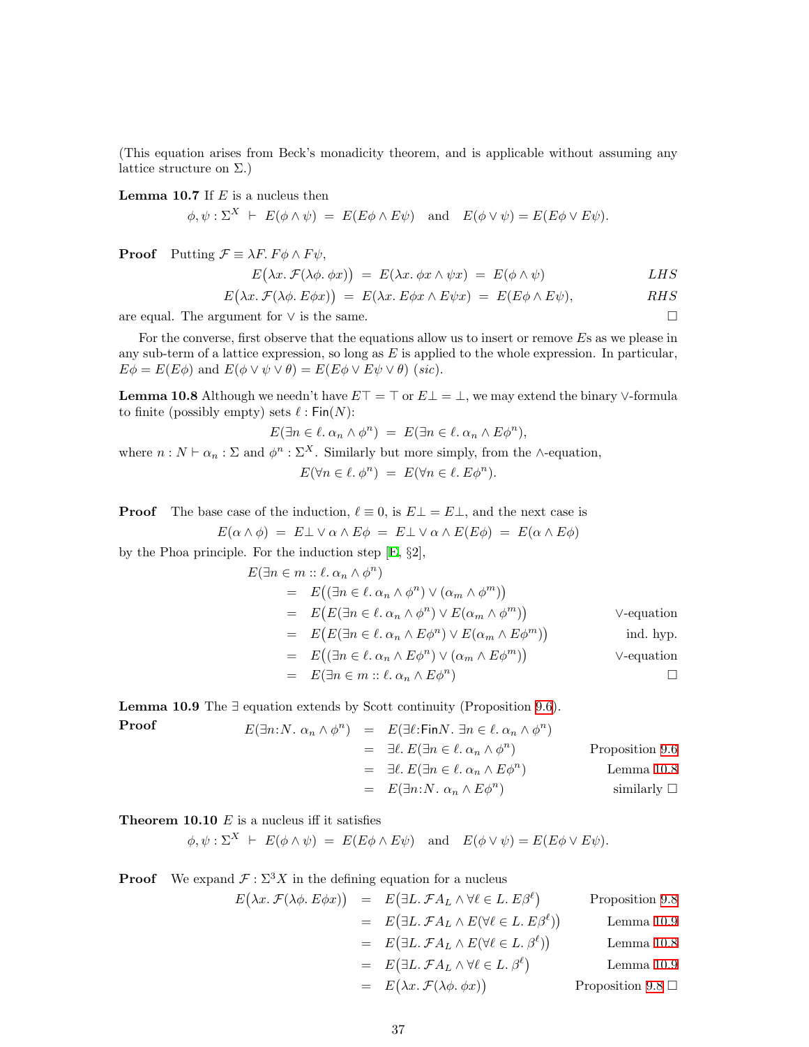(This equation arises from Beck's monadicity theorem, and is applicable without assuming any lattice structure on $\Sigma$.)

**Lemma 10.7** If $E$ is a nucleus then

$$\phi, \psi : \Sigma^X \;\vdash\; E(\phi \wedge \psi) \;=\; E(E\phi \wedge E\psi) \quad \text{and} \quad E(\phi \vee \psi) = E(E\phi \vee E\psi).$$

**Proof** Putting $\mathcal{F} \equiv \lambda F.\, F\phi \wedge F\psi$,

$$E\big(\lambda x.\, \mathcal{F}(\lambda\phi.\, \phi x)\big) \;=\; E(\lambda x.\, \phi x \wedge \psi x) \;=\; E(\phi \wedge \psi) \qquad LHS$$

$$E\big(\lambda x.\, \mathcal{F}(\lambda\phi.\, E\phi x)\big) \;=\; E(\lambda x.\, E\phi x \wedge E\psi x) \;=\; E(E\phi \wedge E\psi), \qquad RHS$$

are equal. The argument for $\vee$ is the same. $\square$

For the converse, first observe that the equations allow us to insert or remove $E$s as we please in any sub-term of a lattice expression, so long as $E$ is applied to the whole expression. In particular, $E\phi = E(E\phi)$ and $E(\phi \vee \psi \vee \theta) = E(E\phi \vee E\psi \vee \theta)$ (*sic*).

**Lemma 10.8** Although we needn't have $E\top = \top$ or $E\bot = \bot$, we may extend the binary $\vee$-formula to finite (possibly empty) sets $\ell : \mathsf{Fin}(N)$:

$$E(\exists n \in \ell.\, \alpha_n \wedge \phi^n) \;=\; E(\exists n \in \ell.\, \alpha_n \wedge E\phi^n),$$

where $n : N \vdash \alpha_n : \Sigma$ and $\phi^n : \Sigma^X$. Similarly but more simply, from the $\wedge$-equation,

$$E(\forall n \in \ell.\, \phi^n) \;=\; E(\forall n \in \ell.\, E\phi^n).$$

**Proof** The base case of the induction, $\ell \equiv 0$, is $E\bot = E\bot$, and the next case is

$$E(\alpha \wedge \phi) \;=\; E\bot \vee \alpha \wedge E\phi \;=\; E\bot \vee \alpha \wedge E(E\phi) \;=\; E(\alpha \wedge E\phi)$$

by the Phoa principle. For the induction step [E, §2],

$$\begin{aligned}
&E(\exists n \in m :: \ell.\, \alpha_n \wedge \phi^n) \\
&\quad= E\big((\exists n \in \ell.\, \alpha_n \wedge \phi^n) \vee (\alpha_m \wedge \phi^m)\big) \\
&\quad= E\big(E(\exists n \in \ell.\, \alpha_n \wedge \phi^n) \vee E(\alpha_m \wedge \phi^m)\big) && \vee\text{-equation} \\
&\quad= E\big(E(\exists n \in \ell.\, \alpha_n \wedge E\phi^n) \vee E(\alpha_m \wedge E\phi^m)\big) && \text{ind. hyp.} \\
&\quad= E\big((\exists n \in \ell.\, \alpha_n \wedge E\phi^n) \vee (\alpha_m \wedge E\phi^m)\big) && \vee\text{-equation} \\
&\quad= E(\exists n \in m :: \ell.\, \alpha_n \wedge E\phi^n)
\end{aligned}$$

$\square$

**Lemma 10.9** The $\exists$ equation extends by Scott continuity (Proposition 9.6).

**Proof**

$$\begin{aligned}
E(\exists n{:}N.\, \alpha_n \wedge \phi^n) &= E(\exists \ell{:}\mathsf{Fin}N.\, \exists n \in \ell.\, \alpha_n \wedge \phi^n) \\
&= \exists \ell.\, E(\exists n \in \ell.\, \alpha_n \wedge \phi^n) && \text{Proposition 9.6} \\
&= \exists \ell.\, E(\exists n \in \ell.\, \alpha_n \wedge E\phi^n) && \text{Lemma 10.8} \\
&= E(\exists n{:}N.\, \alpha_n \wedge E\phi^n) && \text{similarly}
\end{aligned}$$

$\square$

**Theorem 10.10** $E$ is a nucleus iff it satisfies

$$\phi, \psi : \Sigma^X \;\vdash\; E(\phi \wedge \psi) \;=\; E(E\phi \wedge E\psi) \quad \text{and} \quad E(\phi \vee \psi) = E(E\phi \vee E\psi).$$

**Proof** We expand $\mathcal{F} : \Sigma^3 X$ in the defining equation for a nucleus

$$\begin{aligned}
E\big(\lambda x.\, \mathcal{F}(\lambda\phi.\, E\phi x)\big) &= E\big(\exists L.\, \mathcal{F}A_L \wedge \forall \ell \in L.\, E\beta^\ell\big) && \text{Proposition 9.8} \\
&= E\big(\exists L.\, \mathcal{F}A_L \wedge E(\forall \ell \in L.\, E\beta^\ell)\big) && \text{Lemma 10.9} \\
&= E\big(\exists L.\, \mathcal{F}A_L \wedge E(\forall \ell \in L.\, \beta^\ell)\big) && \text{Lemma 10.8} \\
&= E\big(\exists L.\, \mathcal{F}A_L \wedge \forall \ell \in L.\, \beta^\ell\big) && \text{Lemma 10.9} \\
&= E\big(\lambda x.\, \mathcal{F}(\lambda\phi.\, \phi x)\big) && \text{Proposition 9.8}
\end{aligned}$$

$\square$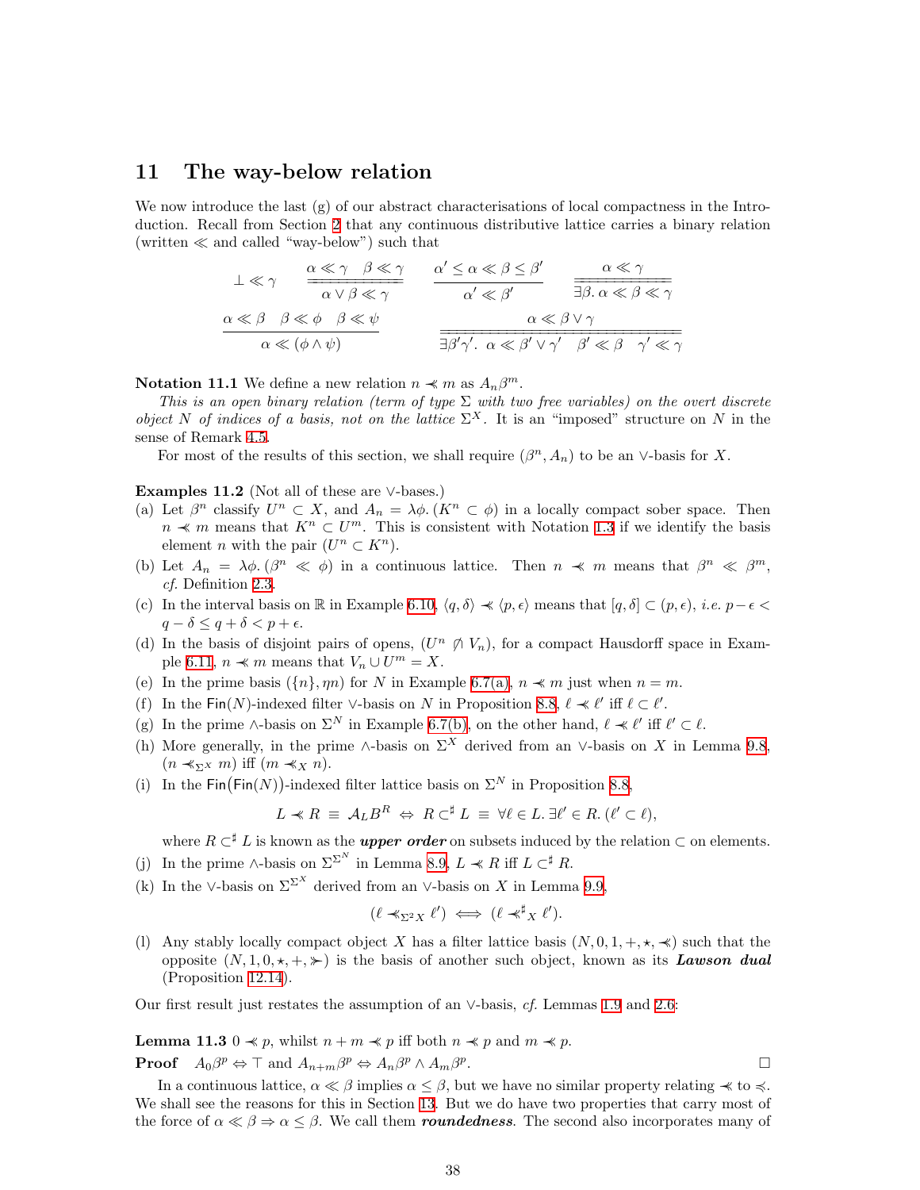## 11 The way-below relation

We now introduce the last (g) of our abstract characterisations of local compactness in the Introduction. Recall from Section 2 that any continuous distributive lattice carries a binary relation (written $\ll$ and called "way-below") such that

$$\bot \ll \gamma \qquad \frac{\alpha \ll \gamma \quad \beta \ll \gamma}{\alpha \vee \beta \ll \gamma} \qquad \frac{\alpha' \leq \alpha \ll \beta \leq \beta'}{\alpha' \ll \beta'} \qquad \frac{\alpha \ll \gamma}{\exists \beta.\, \alpha \ll \beta \ll \gamma}$$

$$\frac{\alpha \ll \beta \quad \beta \ll \phi \quad \beta \ll \psi}{\alpha \ll (\phi \wedge \psi)} \qquad \frac{\alpha \ll \beta \vee \gamma}{\exists \beta' \gamma'.\ \alpha \ll \beta' \vee \gamma' \quad \beta' \ll \beta \quad \gamma' \ll \gamma}$$

**Notation 11.1** We define a new relation $n \lll m$ as $A_n \beta^m$.

*This is an open binary relation (term of type $\Sigma$ with two free variables) on the overt discrete object $N$ of indices of a basis, not on the lattice $\Sigma^X$.* It is an "imposed" structure on $N$ in the sense of Remark 4.5.

For most of the results of this section, we shall require $(\beta^n, A_n)$ to be an $\vee$-basis for $X$.

**Examples 11.2** (Not all of these are $\vee$-bases.)

(a) Let $\beta^n$ classify $U^n \subset X$, and $A_n = \lambda \phi.\, (K^n \subset \phi)$ in a locally compact sober space. Then $n \lll m$ means that $K^n \subset U^m$. This is consistent with Notation 1.3 if we identify the basis element $n$ with the pair $(U^n \subset K^n)$.

(b) Let $A_n = \lambda \phi.\, (\beta^n \ll \phi)$ in a continuous lattice. Then $n \lll m$ means that $\beta^n \ll \beta^m$, *cf.* Definition 2.3.

(c) In the interval basis on $\mathbb{R}$ in Example 6.10, $\langle q, \delta \rangle \lll \langle p, \epsilon \rangle$ means that $[q, \delta] \subset (p, \epsilon)$, *i.e.* $p - \epsilon < q - \delta \leq q + \delta < p + \epsilon$.

(d) In the basis of disjoint pairs of opens, $(U^n \not\between V_n)$, for a compact Hausdorff space in Example 6.11, $n \lll m$ means that $V_n \cup U^m = X$.

(e) In the prime basis $(\{n\}, \eta n)$ for $N$ in Example 6.7(a), $n \lll m$ just when $n = m$.

(f) In the $\mathsf{Fin}(N)$-indexed filter $\vee$-basis on $N$ in Proposition 8.8, $\ell \lll \ell'$ iff $\ell \subset \ell'$.

(g) In the prime $\wedge$-basis on $\Sigma^N$ in Example 6.7(b), on the other hand, $\ell \lll \ell'$ iff $\ell' \subset \ell$.

(h) More generally, in the prime $\wedge$-basis on $\Sigma^X$ derived from an $\vee$-basis on $X$ in Lemma 9.8, $(n \lll_{\Sigma^X} m)$ iff $(m \lll_X n)$.

(i) In the $\mathsf{Fin}(\mathsf{Fin}(N))$-indexed filter lattice basis on $\Sigma^N$ in Proposition 8.8,

$$L \lll R \;\equiv\; \mathcal{A}_L B^R \;\Leftrightarrow\; R \subset^\sharp L \;\equiv\; \forall \ell \in L.\, \exists \ell' \in R.\, (\ell' \subset \ell),$$

where $R \subset^\sharp L$ is known as the ***upper order*** on subsets induced by the relation $\subset$ on elements.

(j) In the prime $\wedge$-basis on $\Sigma^{\Sigma^N}$ in Lemma 8.9, $L \lll R$ iff $L \subset^\sharp R$.

(k) In the $\vee$-basis on $\Sigma^{\Sigma^X}$ derived from an $\vee$-basis on $X$ in Lemma 9.9,

$$(\ell \lll_{\Sigma^2 X} \ell') \iff (\ell \lll^\sharp{}_X \ell').$$

(l) Any stably locally compact object $X$ has a filter lattice basis $(N, 0, 1, +, \star, \lll)$ such that the opposite $(N, 1, 0, \star, +, \ggg)$ is the basis of another such object, known as its ***Lawson dual*** (Proposition 12.14).

Our first result just restates the assumption of an $\vee$-basis, *cf.* Lemmas 1.9 and 2.6:

**Lemma 11.3** $0 \lll p$, whilst $n + m \lll p$ iff both $n \lll p$ and $m \lll p$.

**Proof** $A_0 \beta^p \Leftrightarrow \top$ and $A_{n+m} \beta^p \Leftrightarrow A_n \beta^p \wedge A_m \beta^p$. $\square$

In a continuous lattice, $\alpha \ll \beta$ implies $\alpha \leq \beta$, but we have no similar property relating $\lll$ to $\preccurlyeq$. We shall see the reasons for this in Section 13. But we do have two properties that carry most of the force of $\alpha \ll \beta \Rightarrow \alpha \leq \beta$. We call them ***roundedness***. The second also incorporates many of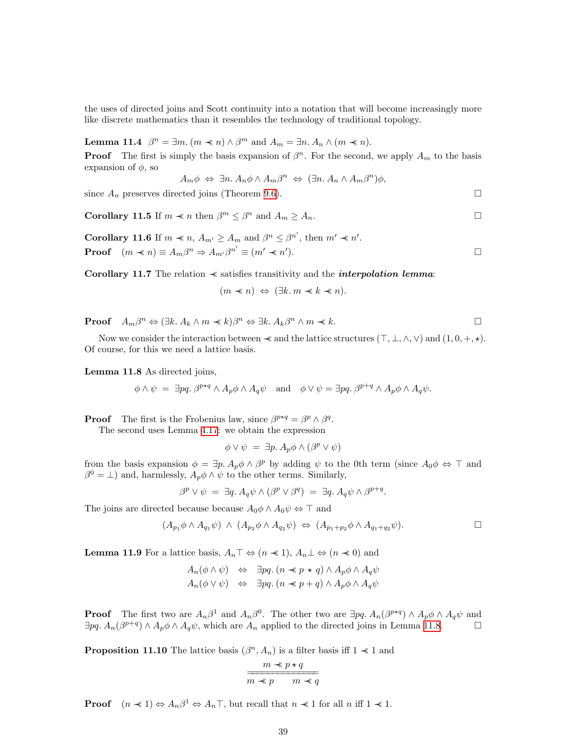the uses of directed joins and Scott continuity into a notation that will become increasingly more like discrete mathematics than it resembles the technology of traditional topology.

**Lemma 11.4** $\beta^n = \exists m.\, (m \prec\!\!\prec n) \wedge \beta^m$ and $A_m = \exists n.\, A_n \wedge (m \prec\!\!\prec n)$.

**Proof** The first is simply the basis expansion of $\beta^n$. For the second, we apply $A_m$ to the basis expansion of $\phi$, so

$$A_m\phi \;\Leftrightarrow\; \exists n.\, A_n\phi \wedge A_m\beta^n \;\Leftrightarrow\; (\exists n.\, A_n \wedge A_m\beta^n)\phi,$$

since $A_n$ preserves directed joins (Theorem 9.6). $\square$

**Corollary 11.5** If $m \prec\!\!\prec n$ then $\beta^m \leq \beta^n$ and $A_m \geq A_n$. $\square$

**Corollary 11.6** If $m \prec\!\!\prec n$, $A_{m'} \geq A_m$ and $\beta^n \leq \beta^{n'}$, then $m' \prec\!\!\prec n'$.

**Proof** $(m \prec\!\!\prec n) \equiv A_m\beta^n \Rightarrow A_{m'}\beta^{n'} \equiv (m' \prec\!\!\prec n')$. $\square$

**Corollary 11.7** The relation $\prec\!\!\prec$ satisfies transitivity and the ***interpolation lemma***:

$$(m \prec\!\!\prec n) \;\Leftrightarrow\; (\exists k.\, m \prec\!\!\prec k \prec\!\!\prec n).$$

**Proof** $A_m\beta^n \Leftrightarrow (\exists k.\, A_k \wedge m \prec\!\!\prec k)\beta^n \Leftrightarrow \exists k.\, A_k\beta^n \wedge m \prec\!\!\prec k$. $\square$

Now we consider the interaction between $\prec\!\!\prec$ and the lattice structures $(\top, \bot, \wedge, \vee)$ and $(1, 0, +, \star)$. Of course, for this we need a lattice basis.

**Lemma 11.8** As directed joins,

$$\phi \wedge \psi \;=\; \exists pq.\, \beta^{p\star q} \wedge A_p\phi \wedge A_q\psi \quad \text{and} \quad \phi \vee \psi = \exists pq.\, \beta^{p+q} \wedge A_p\phi \wedge A_q\psi.$$

**Proof** The first is the Frobenius law, since $\beta^{p\star q} = \beta^p \wedge \beta^q$.

The second uses Lemma 4.17: we obtain the expression

$$\phi \vee \psi \;=\; \exists p.\, A_p\phi \wedge (\beta^p \vee \psi)$$

from the basis expansion $\phi = \exists p.\, A_p\phi \wedge \beta^p$ by adding $\psi$ to the 0th term (since $A_0\phi \Leftrightarrow \top$ and $\beta^0 = \bot$) and, harmlessly, $A_p\phi \wedge \psi$ to the other terms. Similarly,

$$\beta^p \vee \psi \;=\; \exists q.\, A_q\psi \wedge (\beta^p \vee \beta^q) \;=\; \exists q.\, A_q\psi \wedge \beta^{p+q}.$$

The joins are directed because because $A_0\phi \wedge A_0\psi \Leftrightarrow \top$ and

$$(A_{p_1}\phi \wedge A_{q_1}\psi) \;\wedge\; (A_{p_2}\phi \wedge A_{q_2}\psi) \;\Leftrightarrow\; (A_{p_1+p_2}\phi \wedge A_{q_1+q_2}\psi). \qquad \square$$

**Lemma 11.9** For a lattice basis, $A_n\top \Leftrightarrow (n \prec\!\!\prec 1)$, $A_n\bot \Leftrightarrow (n \prec\!\!\prec 0)$ and

$$\begin{aligned} A_n(\phi \wedge \psi) \quad &\Leftrightarrow \quad \exists pq.\, (n \prec\!\!\prec p \star q) \wedge A_p\phi \wedge A_q\psi \\ A_n(\phi \vee \psi) \quad &\Leftrightarrow \quad \exists pq.\, (n \prec\!\!\prec p + q) \wedge A_p\phi \wedge A_q\psi \end{aligned}$$

**Proof** The first two are $A_n\beta^1$ and $A_n\beta^0$. The other two are $\exists pq.\, A_n(\beta^{p\star q}) \wedge A_p\phi \wedge A_q\psi$ and $\exists pq.\, A_n(\beta^{p+q}) \wedge A_p\phi \wedge A_q\psi$, which are $A_n$ applied to the directed joins in Lemma 11.8. $\square$

**Proposition 11.10** The lattice basis $(\beta^n, A_n)$ is a filter basis iff $1 \prec\!\!\prec 1$ and

$$\frac{m \prec\!\!\prec p \star q}{m \prec\!\!\prec p \qquad m \prec\!\!\prec q}$$

**Proof** $(n \prec\!\!\prec 1) \Leftrightarrow A_n\beta^1 \Leftrightarrow A_n\top$, but recall that $n \prec\!\!\prec 1$ for all $n$ iff $1 \prec\!\!\prec 1$.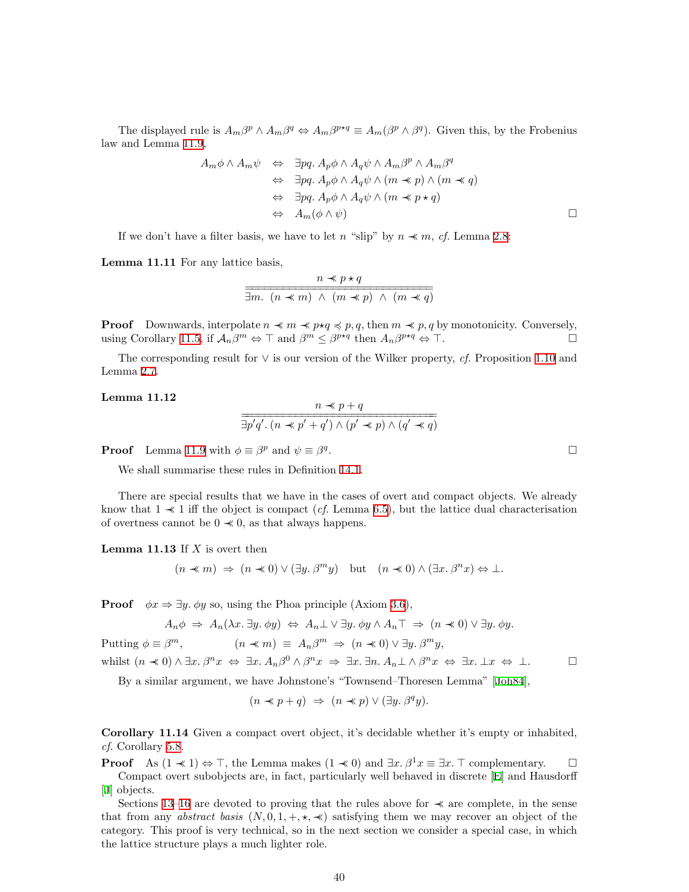The displayed rule is $A_m\beta^p \wedge A_m\beta^q \Leftrightarrow A_m\beta^{p\star q} \equiv A_m(\beta^p \wedge \beta^q)$. Given this, by the Frobenius law and Lemma 11.9,

$$
\begin{array}{rcl}
A_m\phi \wedge A_m\psi & \Leftrightarrow & \exists pq.\ A_p\phi \wedge A_q\psi \wedge A_m\beta^p \wedge A_m\beta^q \\
& \Leftrightarrow & \exists pq.\ A_p\phi \wedge A_q\psi \wedge (m \prec\!\!\prec p) \wedge (m \prec\!\!\prec q) \\
& \Leftrightarrow & \exists pq.\ A_p\phi \wedge A_q\psi \wedge (m \prec\!\!\prec p\star q) \\
& \Leftrightarrow & A_m(\phi \wedge \psi)
\end{array}
\qquad \square
$$

If we don't have a filter basis, we have to let $n$ "slip" by $n \prec\!\!\prec m$, *cf.* Lemma 2.8:

**Lemma 11.11** For any lattice basis,

$$
\frac{n \prec\!\!\prec p\star q}{\exists m.\ (n \prec\!\!\prec m)\ \wedge\ (m \prec\!\!\prec p)\ \wedge\ (m \prec\!\!\prec q)}
$$

**Proof** Downwards, interpolate $n \prec\!\!\prec m \prec\!\!\prec p\star q \preccurlyeq p, q$, then $m \prec\!\!\prec p, q$ by monotonicity. Conversely, using Corollary 11.5, if $\mathcal{A}_n\beta^m \Leftrightarrow \top$ and $\beta^m \le \beta^{p\star q}$ then $A_n\beta^{p\star q} \Leftrightarrow \top$. $\square$

The corresponding result for $\vee$ is our version of the Wilker property, *cf.* Proposition 1.10 and Lemma 2.7.

**Lemma 11.12**

$$
\frac{n \prec\!\!\prec p+q}{\exists p'q'.\ (n \prec\!\!\prec p'+q') \wedge (p' \prec\!\!\prec p) \wedge (q' \prec\!\!\prec q)}
$$

**Proof** Lemma 11.9 with $\phi \equiv \beta^p$ and $\psi \equiv \beta^q$. $\square$

We shall summarise these rules in Definition 14.1.

There are special results that we have in the cases of overt and compact objects. We already know that $1 \prec\!\!\prec 1$ iff the object is compact (*cf.* Lemma 6.5), but the lattice dual characterisation of overtness cannot be $0 \prec\!\!\prec 0$, as that always happens.

**Lemma 11.13** If $X$ is overt then

$$
(n \prec\!\!\prec m)\ \Rightarrow\ (n \prec\!\!\prec 0) \vee (\exists y.\ \beta^m y) \quad \text{but} \quad (n \prec\!\!\prec 0) \wedge (\exists x.\ \beta^n x) \Leftrightarrow \bot.
$$

**Proof** $\phi x \Rightarrow \exists y.\ \phi y$ so, using the Phoa principle (Axiom 3.6),

$$
A_n\phi\ \Rightarrow\ A_n(\lambda x.\ \exists y.\ \phi y)\ \Leftrightarrow\ A_n\bot \vee \exists y.\ \phi y \wedge A_n\top\ \Rightarrow\ (n \prec\!\!\prec 0) \vee \exists y.\ \phi y.
$$

Putting $\phi \equiv \beta^m$, $\qquad (n \prec\!\!\prec m)\ \equiv\ A_n\beta^m\ \Rightarrow\ (n \prec\!\!\prec 0) \vee \exists y.\ \beta^m y,$

whilst $(n \prec\!\!\prec 0) \wedge \exists x.\ \beta^n x\ \Leftrightarrow\ \exists x.\ A_n\beta^0 \wedge \beta^n x\ \Rightarrow\ \exists x. \exists n.\ A_n\bot \wedge \beta^n x\ \Leftrightarrow\ \exists x.\ \bot x\ \Leftrightarrow\ \bot.$ $\square$

By a similar argument, we have Johnstone's "Townsend–Thoresen Lemma" [Joh84],

$$
(n \prec\!\!\prec p+q)\ \Rightarrow\ (n \prec\!\!\prec p) \vee (\exists y.\ \beta^q y).
$$

**Corollary 11.14** Given a compact overt object, it's decidable whether it's empty or inhabited, *cf.* Corollary 5.8.

**Proof** As $(1 \prec\!\!\prec 1) \Leftrightarrow \top$, the Lemma makes $(1 \prec\!\!\prec 0)$ and $\exists x.\ \beta^1 x \equiv \exists x.\ \top$ complementary. $\square$

Compact overt subobjects are, in fact, particularly well behaved in discrete [E] and Hausdorff [J] objects.

Sections 13–16 are devoted to proving that the rules above for $\prec\!\!\prec$ are complete, in the sense that from any *abstract basis* $(N, 0, 1, +, \star, \prec\!\!\prec)$ satisfying them we may recover an object of the category. This proof is very technical, so in the next section we consider a special case, in which the lattice structure plays a much lighter role.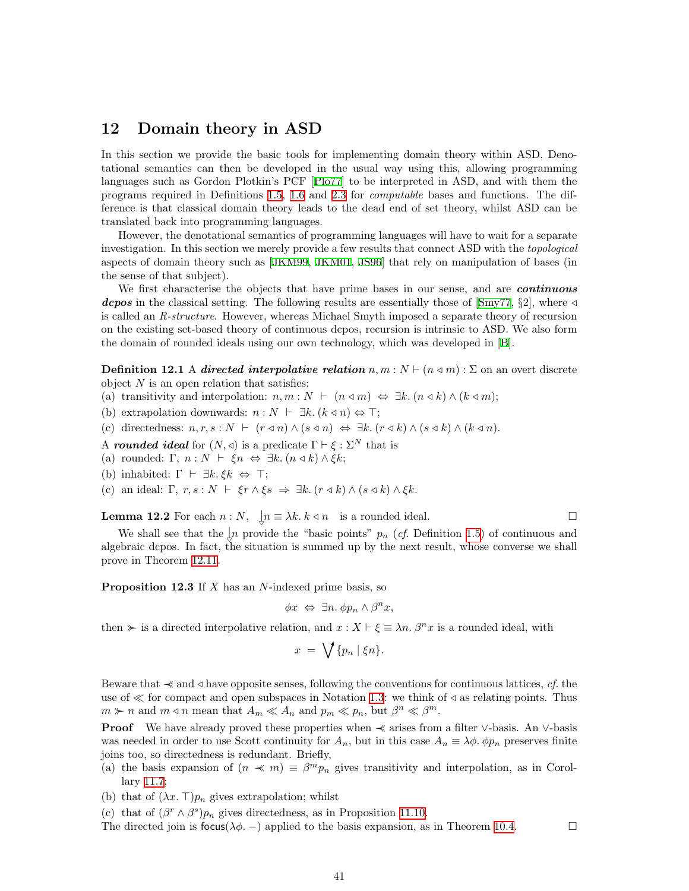## 12 Domain theory in ASD

In this section we provide the basic tools for implementing domain theory within ASD. Denotational semantics can then be developed in the usual way using this, allowing programming languages such as Gordon Plotkin's PCF [Plo77] to be interpreted in ASD, and with them the programs required in Definitions 1.5, 1.6 and 2.3 for *computable* bases and functions. The difference is that classical domain theory leads to the dead end of set theory, whilst ASD can be translated back into programming languages.

However, the denotational semantics of programming languages will have to wait for a separate investigation. In this section we merely provide a few results that connect ASD with the *topological* aspects of domain theory such as [JKM99, JKM01, JS96] that rely on manipulation of bases (in the sense of that subject).

We first characterise the objects that have prime bases in our sense, and are ***continuous dcpos*** in the classical setting. The following results are essentially those of [Smy77, §2], where $\lhd$ is called an *R-structure*. However, whereas Michael Smyth imposed a separate theory of recursion on the existing set-based theory of continuous dcpos, recursion is intrinsic to ASD. We also form the domain of rounded ideals using our own technology, which was developed in [B].

**Definition 12.1** A ***directed interpolative relation*** $n, m : N \vdash (n \lhd m) : \Sigma$ on an overt discrete object $N$ is an open relation that satisfies:

(a) transitivity and interpolation: $n, m : N \;\vdash\; (n \lhd m) \;\Leftrightarrow\; \exists k.\, (n \lhd k) \wedge (k \lhd m)$;

(b) extrapolation downwards: $n : N \;\vdash\; \exists k.\, (k \lhd n) \Leftrightarrow \top$;

(c) directedness: $n, r, s : N \;\vdash\; (r \lhd n) \wedge (s \lhd n) \;\Leftrightarrow\; \exists k.\, (r \lhd k) \wedge (s \lhd k) \wedge (k \lhd n)$.

A ***rounded ideal*** for $(N, \lhd)$ is a predicate $\Gamma \vdash \xi : \Sigma^N$ that is

(a) rounded: $\Gamma,\; n : N \;\vdash\; \xi n \;\Leftrightarrow\; \exists k.\, (n \lhd k) \wedge \xi k$;

(b) inhabited: $\Gamma \;\vdash\; \exists k.\, \xi k \;\Leftrightarrow\; \top$;

(c) an ideal: $\Gamma,\; r, s : N \;\vdash\; \xi r \wedge \xi s \;\Rightarrow\; \exists k.\, (r \lhd k) \wedge (s \lhd k) \wedge \xi k$.

**Lemma 12.2** For each $n : N$, $\;\;\downarrow\!\!n \equiv \lambda k.\, k \lhd n \;\;$ is a rounded ideal. $\square$

We shall see that the $\downarrow\!\!n$ provide the "basic points" $p_n$ (*cf.* Definition 1.5) of continuous and algebraic dcpos. In fact, the situation is summed up by the next result, whose converse we shall prove in Theorem 12.11.

**Proposition 12.3** If $X$ has an $N$-indexed prime basis, so

$$\phi x \;\Leftrightarrow\; \exists n.\, \phi p_n \wedge \beta^n x,$$

then $\succcurlyeq$ is a directed interpolative relation, and $x : X \vdash \xi \equiv \lambda n.\, \beta^n x$ is a rounded ideal, with

$$x \;=\; \bigvee\nolimits^{\uparrow} \{p_n \mid \xi n\}.$$

Beware that $\prec$ and $\lhd$ have opposite senses, following the conventions for continuous lattices, *cf.* the use of $\ll$ for compact and open subspaces in Notation 1.3: we think of $\lhd$ as relating points. Thus $m \succ n$ and $m \lhd n$ mean that $A_m \ll A_n$ and $p_m \ll p_n$, but $\beta^n \ll \beta^m$.

**Proof** We have already proved these properties when $\prec$ arises from a filter $\vee$-basis. An $\vee$-basis was needed in order to use Scott continuity for $A_n$, but in this case $A_n \equiv \lambda\phi.\, \phi p_n$ preserves finite joins too, so directedness is redundant. Briefly,

(a) the basis expansion of $(n \prec m) \equiv \beta^m p_n$ gives transitivity and interpolation, as in Corollary 11.7;

(b) that of $(\lambda x.\, \top)p_n$ gives extrapolation; whilst

(c) that of $(\beta^r \wedge \beta^s)p_n$ gives directedness, as in Proposition 11.10.

The directed join is $\mathsf{focus}(\lambda\phi.\, -)$ applied to the basis expansion, as in Theorem 10.4. $\square$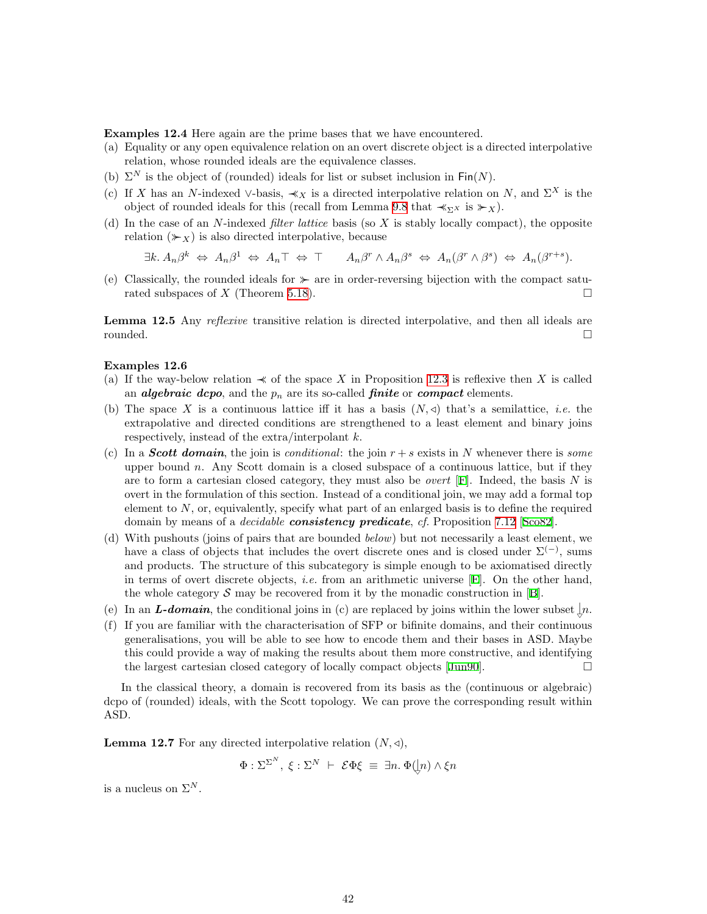**Examples 12.4** Here again are the prime bases that we have encountered.

(a) Equality or any open equivalence relation on an overt discrete object is a directed interpolative relation, whose rounded ideals are the equivalence classes.

(b) $\Sigma^N$ is the object of (rounded) ideals for list or subset inclusion in $\mathsf{Fin}(N)$.

(c) If $X$ has an $N$-indexed $\vee$-basis, $\lll_X$ is a directed interpolative relation on $N$, and $\Sigma^X$ is the object of rounded ideals for this (recall from Lemma 9.8 that $\lll_{\Sigma^X}$ is $\ggg_X$).

(d) In the case of an $N$-indexed *filter lattice* basis (so $X$ is stably locally compact), the opposite relation ($\ggg_X$) is also directed interpolative, because

$$\exists k.\, A_n\beta^k \;\Leftrightarrow\; A_n\beta^1 \;\Leftrightarrow\; A_n\top \;\Leftrightarrow\; \top \qquad A_n\beta^r \wedge A_n\beta^s \;\Leftrightarrow\; A_n(\beta^r \wedge \beta^s) \;\Leftrightarrow\; A_n(\beta^{r+s}).$$

(e) Classically, the rounded ideals for $\ggg$ are in order-reversing bijection with the compact saturated subspaces of $X$ (Theorem 5.18). $\square$

**Lemma 12.5** Any *reflexive* transitive relation is directed interpolative, and then all ideals are rounded. $\square$

**Examples 12.6**

(a) If the way-below relation $\lll$ of the space $X$ in Proposition 12.3 is reflexive then $X$ is called an ***algebraic dcpo***, and the $p_n$ are its so-called ***finite*** or ***compact*** elements.

(b) The space $X$ is a continuous lattice iff it has a basis $(N, \lhd)$ that's a semilattice, *i.e.* the extrapolative and directed conditions are strengthened to a least element and binary joins respectively, instead of the extra/interpolant $k$.

(c) In a ***Scott domain***, the join is *conditional*: the join $r + s$ exists in $N$ whenever there is *some* upper bound $n$. Any Scott domain is a closed subspace of a continuous lattice, but if they are to form a cartesian closed category, they must also be *overt* [F]. Indeed, the basis $N$ is overt in the formulation of this section. Instead of a conditional join, we may add a formal top element to $N$, or, equivalently, specify what part of an enlarged basis is to define the required domain by means of a *decidable* ***consistency predicate***, *cf.* Proposition 7.12 [Sco82].

(d) With pushouts (joins of pairs that are bounded *below*) but not necessarily a least element, we have a class of objects that includes the overt discrete ones and is closed under $\Sigma^{(-)}$, sums and products. The structure of this subcategory is simple enough to be axiomatised directly in terms of overt discrete objects, *i.e.* from an arithmetic universe [F]. On the other hand, the whole category $\mathcal{S}$ may be recovered from it by the monadic construction in [B].

(e) In an ***L-domain***, the conditional joins in (c) are replaced by joins within the lower subset $\mathop{\downarrow}\limits_{\triangledown} n$.

(f) If you are familiar with the characterisation of SFP or bifinite domains, and their continuous generalisations, you will be able to see how to encode them and their bases in ASD. Maybe this could provide a way of making the results about them more constructive, and identifying the largest cartesian closed category of locally compact objects [Jun90]. $\square$

In the classical theory, a domain is recovered from its basis as the (continuous or algebraic) dcpo of (rounded) ideals, with the Scott topology. We can prove the corresponding result within ASD.

**Lemma 12.7** For any directed interpolative relation $(N, \lhd)$,

$$\Phi : \Sigma^{\Sigma^N},\ \xi : \Sigma^N \ \vdash\ \mathcal{E}\Phi\xi \ \equiv\ \exists n.\, \Phi(\mathop{\downarrow}\limits_{\triangledown} n) \wedge \xi n$$

is a nucleus on $\Sigma^N$.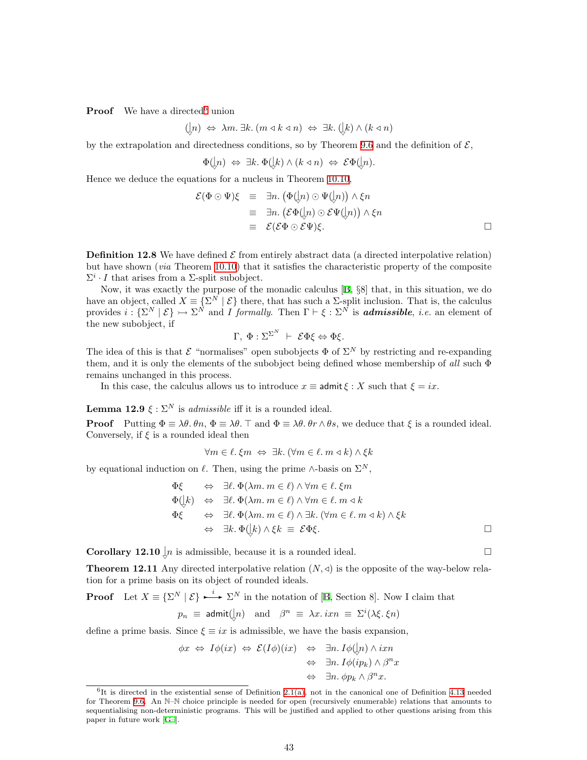**Proof** We have a directed[6] union

$$(\downarrow n) \;\Leftrightarrow\; \lambda m.\, \exists k.\, (m \lhd k \lhd n) \;\Leftrightarrow\; \exists k.\, (\downarrow k) \wedge (k \lhd n)$$

by the extrapolation and directedness conditions, so by Theorem 9.6 and the definition of $\mathcal{E}$,

$$\Phi(\downarrow n) \;\Leftrightarrow\; \exists k.\, \Phi(\downarrow k) \wedge (k \lhd n) \;\Leftrightarrow\; \mathcal{E}\Phi(\downarrow n).$$

Hence we deduce the equations for a nucleus in Theorem 10.10,

$$\begin{aligned}
\mathcal{E}(\Phi \odot \Psi)\xi \;&\equiv\; \exists n.\, \big(\Phi(\downarrow n) \odot \Psi(\downarrow n)\big) \wedge \xi n \\
&\equiv\; \exists n.\, \big(\mathcal{E}\Phi(\downarrow n) \odot \mathcal{E}\Psi(\downarrow n)\big) \wedge \xi n \\
&\equiv\; \mathcal{E}(\mathcal{E}\Phi \odot \mathcal{E}\Psi)\xi.
\end{aligned}$$

□

**Definition 12.8** We have defined $\mathcal{E}$ from entirely abstract data (a directed interpolative relation) but have shown (*via* Theorem 10.10) that it satisfies the characteristic property of the composite $\Sigma^i \cdot I$ that arises from a $\Sigma$-split subobject.

Now, it was exactly the purpose of the monadic calculus [B, §8] that, in this situation, we do have an object, called $X \equiv \{\Sigma^N \mid \mathcal{E}\}$ there, that has such a $\Sigma$-split inclusion. That is, the calculus provides $i : \{\Sigma^N \mid \mathcal{E}\} \rightarrowtail \Sigma^N$ and $I$ *formally*. Then $\Gamma \vdash \xi : \Sigma^N$ is ***admissible***, *i.e.* an element of the new subobject, if

$$\Gamma,\; \Phi : \Sigma^{\Sigma^N} \;\vdash\; \mathcal{E}\Phi\xi \Leftrightarrow \Phi\xi.$$

The idea of this is that $\mathcal{E}$ "normalises" open subobjects $\Phi$ of $\Sigma^N$ by restricting and re-expanding them, and it is only the elements of the subobject being defined whose membership of *all* such $\Phi$ remains unchanged in this process.

In this case, the calculus allows us to introduce $x \equiv \mathsf{admit}\,\xi : X$ such that $\xi = ix$.

**Lemma 12.9** $\xi : \Sigma^N$ is *admissible* iff it is a rounded ideal.

**Proof** Putting $\Phi \equiv \lambda\theta.\, \theta n$, $\Phi \equiv \lambda\theta.\, \top$ and $\Phi \equiv \lambda\theta.\, \theta r \wedge \theta s$, we deduce that $\xi$ is a rounded ideal. Conversely, if $\xi$ is a rounded ideal then

$$\forall m \in \ell.\, \xi m \;\Leftrightarrow\; \exists k.\, (\forall m \in \ell.\, m \lhd k) \wedge \xi k$$

by equational induction on $\ell$. Then, using the prime $\wedge$-basis on $\Sigma^N$,

$$\begin{aligned}
\Phi\xi \quad&\Leftrightarrow\quad \exists \ell.\, \Phi(\lambda m.\, m \in \ell) \wedge \forall m \in \ell.\, \xi m \\
\Phi(\downarrow k) \quad&\Leftrightarrow\quad \exists \ell.\, \Phi(\lambda m.\, m \in \ell) \wedge \forall m \in \ell.\, m \lhd k \\
\Phi\xi \quad&\Leftrightarrow\quad \exists \ell.\, \Phi(\lambda m.\, m \in \ell) \wedge \exists k.\, (\forall m \in \ell.\, m \lhd k) \wedge \xi k \\
&\Leftrightarrow\quad \exists k.\, \Phi(\downarrow k) \wedge \xi k \;\equiv\; \mathcal{E}\Phi\xi.
\end{aligned}$$

□

**Corollary 12.10** $\downarrow n$ is admissible, because it is a rounded ideal. □

**Theorem 12.11** Any directed interpolative relation $(N, \lhd)$ is the opposite of the way-below relation for a prime basis on its object of rounded ideals.

**Proof** Let $X \equiv \{\Sigma^N \mid \mathcal{E}\} \overset{i}{\rightarrowtail} \Sigma^N$ in the notation of [B, Section 8]. Now I claim that

$$p_n \;\equiv\; \mathsf{admit}(\downarrow n) \quad\text{and}\quad \beta^n \;\equiv\; \lambda x.\, ixn \;\equiv\; \Sigma^i(\lambda\xi.\, \xi n)$$

define a prime basis. Since $\xi \equiv ix$ is admissible, we have the basis expansion,

$$\begin{aligned}
\phi x \;\Leftrightarrow\; I\phi(ix) \;\Leftrightarrow\; \mathcal{E}(I\phi)(ix) \quad&\Leftrightarrow\quad \exists n.\, I\phi(\downarrow n) \wedge ixn \\
&\Leftrightarrow\quad \exists n.\, I\phi(ip_k) \wedge \beta^n x \\
&\Leftrightarrow\quad \exists n.\, \phi p_k \wedge \beta^n x.
\end{aligned}$$

---

[6] It is directed in the existential sense of Definition 2.1(a), not in the canonical one of Definition 4.13 needed for Theorem 9.6. An $\mathbb{N}$–$\mathbb{N}$ choice principle is needed for open (recursively enumerable) relations that amounts to sequentialising non-deterministic programs. This will be justified and applied to other questions arising from this paper in future work [G–].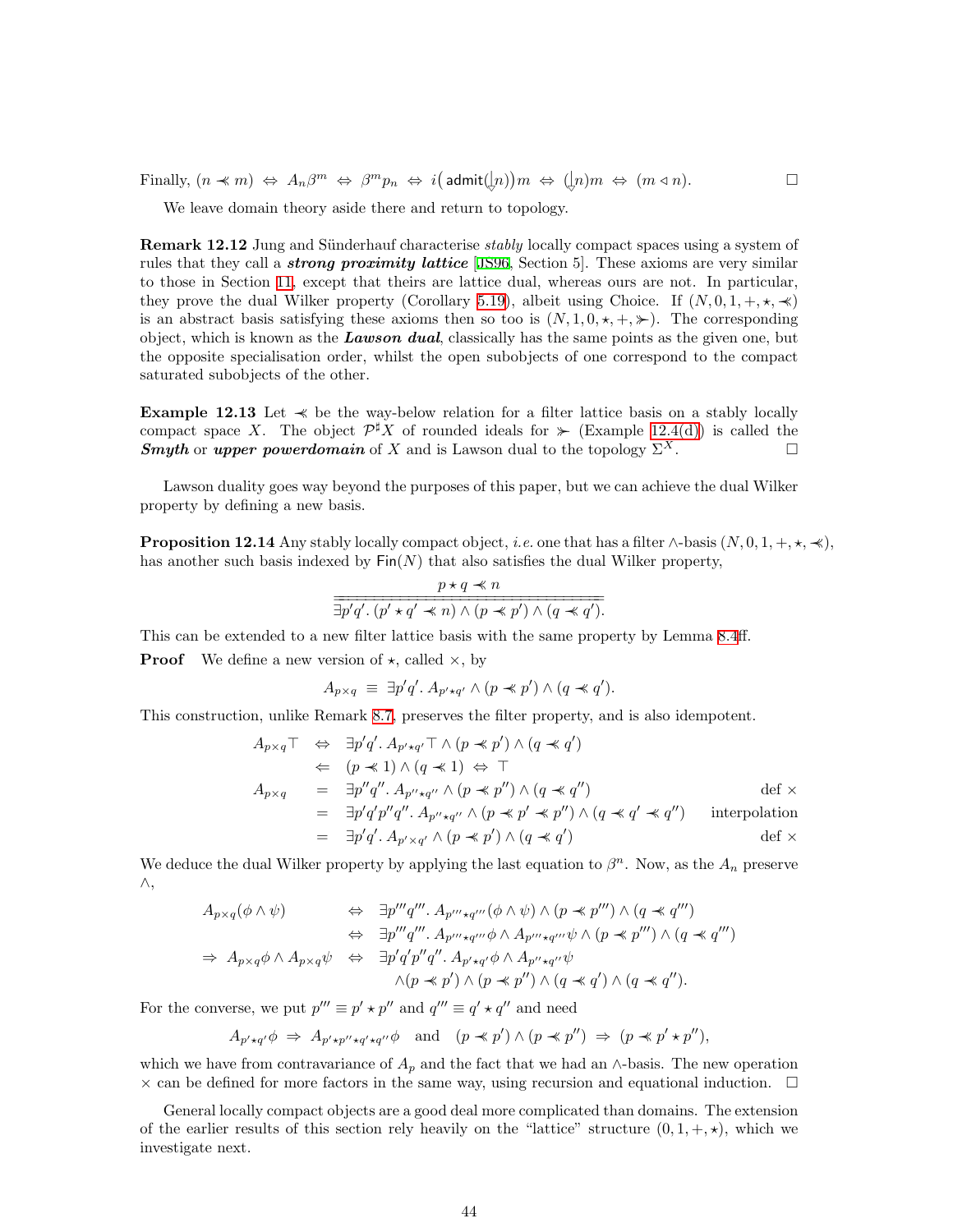Finally, $(n \prec\!\!\prec m) \Leftrightarrow A_n\beta^m \Leftrightarrow \beta^m p_n \Leftrightarrow i\big(\mathsf{admit}(\downarrow n)\big)m \Leftrightarrow (\downarrow n)m \Leftrightarrow (m \lhd n)$. $\square$

We leave domain theory aside there and return to topology.

**Remark 12.12** Jung and Sünderhauf characterise *stably* locally compact spaces using a system of rules that they call a ***strong proximity lattice*** [JS96, Section 5]. These axioms are very similar to those in Section 11, except that theirs are lattice dual, whereas ours are not. In particular, they prove the dual Wilker property (Corollary 5.19), albeit using Choice. If $(N, 0, 1, +, \star, \prec\!\!\prec)$ is an abstract basis satisfying these axioms then so too is $(N, 1, 0, \star, +, \succ\!\!\succ)$. The corresponding object, which is known as the ***Lawson dual***, classically has the same points as the given one, but the opposite specialisation order, whilst the open subobjects of one correspond to the compact saturated subobjects of the other.

**Example 12.13** Let $\prec\!\!\prec$ be the way-below relation for a filter lattice basis on a stably locally compact space $X$. The object $\mathcal{P}^\sharp X$ of rounded ideals for $\succ\!\!\succ$ (Example 12.4(d)) is called the ***Smyth*** or ***upper powerdomain*** of $X$ and is Lawson dual to the topology $\Sigma^X$. $\square$

Lawson duality goes way beyond the purposes of this paper, but we can achieve the dual Wilker property by defining a new basis.

**Proposition 12.14** Any stably locally compact object, *i.e.* one that has a filter $\wedge$-basis $(N, 0, 1, +, \star, \prec\!\!\prec)$, has another such basis indexed by $\mathsf{Fin}(N)$ that also satisfies the dual Wilker property,

$$\frac{p \star q \prec\!\!\prec n}{\exists p'q'.\,(p' \star q' \prec\!\!\prec n) \wedge (p \prec\!\!\prec p') \wedge (q \prec\!\!\prec q').}$$

This can be extended to a new filter lattice basis with the same property by Lemma 8.4ff.

**Proof** We define a new version of $\star$, called $\times$, by

$$A_{p\times q} \equiv \exists p'q'.\, A_{p'\star q'} \wedge (p \prec\!\!\prec p') \wedge (q \prec\!\!\prec q').$$

This construction, unlike Remark 8.7, preserves the filter property, and is also idempotent.

$$\begin{array}{rcll}
A_{p\times q}\top & \Leftrightarrow & \exists p'q'.\, A_{p'\star q'}\top \wedge (p \prec\!\!\prec p') \wedge (q \prec\!\!\prec q') & \\
& \Leftarrow & (p \prec\!\!\prec 1) \wedge (q \prec\!\!\prec 1) \Leftrightarrow \top & \\
A_{p\times q} & = & \exists p''q''.\, A_{p''\star q''} \wedge (p \prec\!\!\prec p'') \wedge (q \prec\!\!\prec q'') & \text{def } \times \\
& = & \exists p'q'p''q''.\, A_{p''\star q''} \wedge (p \prec\!\!\prec p' \prec\!\!\prec p'') \wedge (q \prec\!\!\prec q' \prec\!\!\prec q'') & \text{interpolation} \\
& = & \exists p'q'.\, A_{p'\times q'} \wedge (p \prec\!\!\prec p') \wedge (q \prec\!\!\prec q') & \text{def } \times
\end{array}$$

We deduce the dual Wilker property by applying the last equation to $\beta^n$. Now, as the $A_n$ preserve $\wedge$,

$$\begin{array}{rcl}
A_{p\times q}(\phi \wedge \psi) & \Leftrightarrow & \exists p'''q'''.\, A_{p'''\star q'''}(\phi \wedge \psi) \wedge (p \prec\!\!\prec p''') \wedge (q \prec\!\!\prec q''') \\
& \Leftrightarrow & \exists p'''q'''.\, A_{p'''\star q'''}\phi \wedge A_{p'''\star q'''}\psi \wedge (p \prec\!\!\prec p''') \wedge (q \prec\!\!\prec q''') \\
\Rightarrow\ A_{p\times q}\phi \wedge A_{p\times q}\psi & \Leftrightarrow & \exists p'q'p''q''.\, A_{p'\star q'}\phi \wedge A_{p''\star q''}\psi \\
& & \wedge (p \prec\!\!\prec p') \wedge (p \prec\!\!\prec p'') \wedge (q \prec\!\!\prec q') \wedge (q \prec\!\!\prec q'').
\end{array}$$

For the converse, we put $p''' \equiv p' \star p''$ and $q''' \equiv q' \star q''$ and need

$$A_{p'\star q'}\phi \Rightarrow A_{p'\star p''\star q'\star q''}\phi \quad \text{and} \quad (p \prec\!\!\prec p') \wedge (p \prec\!\!\prec p'') \Rightarrow (p \prec\!\!\prec p' \star p''),$$

which we have from contravariance of $A_p$ and the fact that we had an $\wedge$-basis. The new operation $\times$ can be defined for more factors in the same way, using recursion and equational induction. $\square$

General locally compact objects are a good deal more complicated than domains. The extension of the earlier results of this section rely heavily on the "lattice" structure $(0, 1, +, \star)$, which we investigate next.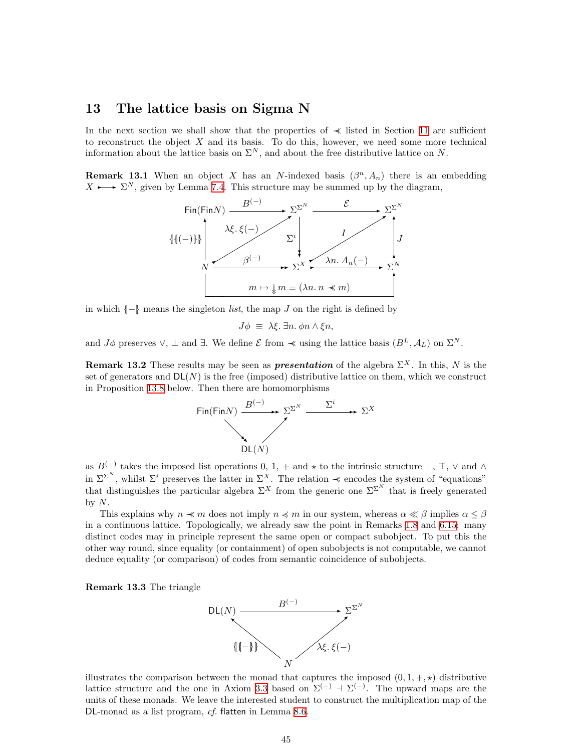## 13 The lattice basis on Sigma N

In the next section we shall show that the properties of $\prec\!\!\!\prec$ listed in Section 11 are sufficient to reconstruct the object $X$ and its basis. To do this, however, we need some more technical information about the lattice basis on $\Sigma^N$, and about the free distributive lattice on $N$.

**Remark 13.1** When an object $X$ has an $N$-indexed basis $(\beta^n, A_n)$ there is an embedding $X \rightarrowtail \Sigma^N$, given by Lemma 7.4. This structure may be summed up by the diagram,

$$\begin{array}{ccccc}
\mathsf{Fin}(\mathsf{Fin}N) & \xrightarrow{B^{(-)}} & \Sigma^{\Sigma^N} & \xrightarrow{\mathcal{E}} & \Sigma^{\Sigma^N} \\
\uparrow \{\!\{\!\{(-)\}\!\}\!\} & \nearrow \lambda\xi.\,\xi(-) & \downarrow \Sigma^i & \nearrow I & \uparrow J \\
N & \xrightarrow{\beta^{(-)}} & \Sigma^X & \xrightarrow{\lambda n.\,A_n(-)} & \Sigma^N
\end{array}$$

with the bottom map $N \to \Sigma^N$ given by $m \mapsto {\downarrow} m \equiv (\lambda n.\, n \prec\!\!\!\prec m)$,

in which $\{\!\{-\}\!\}$ means the singleton *list*, the map $J$ on the right is defined by

$$J\phi \ \equiv\ \lambda\xi.\,\exists n.\,\phi n \wedge \xi n,$$

and $J\phi$ preserves $\vee$, $\bot$ and $\exists$. We define $\mathcal{E}$ from $\prec\!\!\!\prec$ using the lattice basis $(B^L, \mathcal{A}_L)$ on $\Sigma^N$.

**Remark 13.2** These results may be seen as ***presentation*** of the algebra $\Sigma^X$. In this, $N$ is the set of generators and $\mathsf{DL}(N)$ is the free (imposed) distributive lattice on them, which we construct in Proposition 13.8 below. Then there are homomorphisms

$$\begin{array}{ccccc}
\mathsf{Fin}(\mathsf{Fin}N) & \xrightarrow{B^{(-)}} & \Sigma^{\Sigma^N} & \xrightarrow{\Sigma^i} & \Sigma^X \\
& \searrow & \nearrow & & \\
& & \mathsf{DL}(N) & &
\end{array}$$

as $B^{(-)}$ takes the imposed list operations 0, 1, + and $\star$ to the intrinsic structure $\bot$, $\top$, $\vee$ and $\wedge$ in $\Sigma^{\Sigma^N}$, whilst $\Sigma^i$ preserves the latter in $\Sigma^X$. The relation $\prec\!\!\!\prec$ encodes the system of "equations" that distinguishes the particular algebra $\Sigma^X$ from the generic one $\Sigma^{\Sigma^N}$ that is freely generated by $N$.

This explains why $n \prec\!\!\!\prec m$ does not imply $n \preccurlyeq m$ in our system, whereas $\alpha \ll \beta$ implies $\alpha \leq \beta$ in a continuous lattice. Topologically, we already saw the point in Remarks 1.8 and 6.15: many distinct codes may in principle represent the same open or compact subobject. To put this the other way round, since equality (or containment) of open subobjects is not computable, we cannot deduce equality (or comparison) of codes from semantic coincidence of subobjects.

**Remark 13.3** The triangle

$$\begin{array}{ccc}
\mathsf{DL}(N) & \xrightarrow{B^{(-)}} & \Sigma^{\Sigma^N} \\
\nwarrow \{\!\{\!\{-\}\!\}\!\} & & \nearrow \lambda\xi.\,\xi(-) \\
& N &
\end{array}$$

illustrates the comparison between the monad that captures the imposed $(0, 1, +, \star)$ distributive lattice structure and the one in Axiom 3.3 based on $\Sigma^{(-)} \dashv \Sigma^{(-)}$. The upward maps are the units of these monads. We leave the interested student to construct the multiplication map of the $\mathsf{DL}$-monad as a list program, *cf.* $\mathsf{flatten}$ in Lemma 8.6.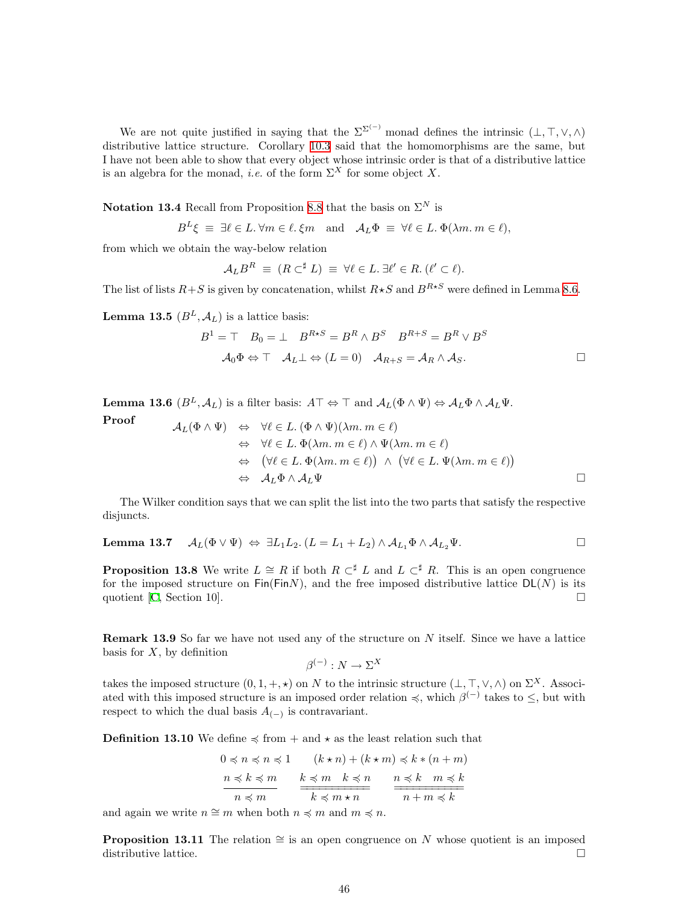We are not quite justified in saying that the $\Sigma^{\Sigma^{(-)}}$ monad defines the intrinsic $(\bot, \top, \vee, \wedge)$ distributive lattice structure. Corollary 10.3 said that the homomorphisms are the same, but I have not been able to show that every object whose intrinsic order is that of a distributive lattice is an algebra for the monad, *i.e.* of the form $\Sigma^X$ for some object $X$.

**Notation 13.4** Recall from Proposition 8.8 that the basis on $\Sigma^N$ is

$$B^L \xi \;\equiv\; \exists \ell \in L.\, \forall m \in \ell.\, \xi m \quad \text{and} \quad \mathcal{A}_L \Phi \;\equiv\; \forall \ell \in L.\, \Phi(\lambda m.\, m \in \ell),$$

from which we obtain the way-below relation

$$\mathcal{A}_L B^R \;\equiv\; (R \subset^\sharp L) \;\equiv\; \forall \ell \in L.\, \exists \ell' \in R.\, (\ell' \subset \ell).$$

The list of lists $R+S$ is given by concatenation, whilst $R\star S$ and $B^{R\star S}$ were defined in Lemma 8.6.

**Lemma 13.5** $(B^L, \mathcal{A}_L)$ is a lattice basis:

$$B^1 = \top \quad B_0 = \bot \quad B^{R\star S} = B^R \wedge B^S \quad B^{R+S} = B^R \vee B^S$$

$$\mathcal{A}_0 \Phi \Leftrightarrow \top \quad \mathcal{A}_L \bot \Leftrightarrow (L = 0) \quad \mathcal{A}_{R+S} = \mathcal{A}_R \wedge \mathcal{A}_S. \qquad \square$$

**Lemma 13.6** $(B^L, \mathcal{A}_L)$ is a filter basis: $A\top \Leftrightarrow \top$ and $\mathcal{A}_L(\Phi \wedge \Psi) \Leftrightarrow \mathcal{A}_L \Phi \wedge \mathcal{A}_L \Psi$.

**Proof**

$$\begin{aligned}
\mathcal{A}_L(\Phi \wedge \Psi) &\Leftrightarrow \forall \ell \in L.\, (\Phi \wedge \Psi)(\lambda m.\, m \in \ell) \\
&\Leftrightarrow \forall \ell \in L.\, \Phi(\lambda m.\, m \in \ell) \wedge \Psi(\lambda m.\, m \in \ell) \\
&\Leftrightarrow \big(\forall \ell \in L.\, \Phi(\lambda m.\, m \in \ell)\big) \;\wedge\; \big(\forall \ell \in L.\, \Psi(\lambda m.\, m \in \ell)\big) \\
&\Leftrightarrow \mathcal{A}_L \Phi \wedge \mathcal{A}_L \Psi
\end{aligned} \qquad \square$$

The Wilker condition says that we can split the list into the two parts that satisfy the respective disjuncts.

**Lemma 13.7** $\quad \mathcal{A}_L(\Phi \vee \Psi) \;\Leftrightarrow\; \exists L_1 L_2.\, (L = L_1 + L_2) \wedge \mathcal{A}_{L_1}\Phi \wedge \mathcal{A}_{L_2}\Psi.$ $\qquad \square$

**Proposition 13.8** We write $L \cong R$ if both $R \subset^\sharp L$ and $L \subset^\sharp R$. This is an open congruence for the imposed structure on $\mathsf{Fin}(\mathsf{Fin}N)$, and the free imposed distributive lattice $\mathsf{DL}(N)$ is its quotient [C, Section 10]. $\qquad \square$

**Remark 13.9** So far we have not used any of the structure on $N$ itself. Since we have a lattice basis for $X$, by definition

$$\beta^{(-)} : N \to \Sigma^X$$

takes the imposed structure $(0, 1, +, \star)$ on $N$ to the intrinsic structure $(\bot, \top, \vee, \wedge)$ on $\Sigma^X$. Associated with this imposed structure is an imposed order relation $\preccurlyeq$, which $\beta^{(-)}$ takes to $\leq$, but with respect to which the dual basis $A_{(-)}$ is contravariant.

**Definition 13.10** We define $\preccurlyeq$ from $+$ and $\star$ as the least relation such that

$$0 \preccurlyeq n \preccurlyeq n \preccurlyeq 1 \qquad (k\star n) + (k \star m) \preccurlyeq k * (n+m)$$

$$\frac{n \preccurlyeq k \preccurlyeq m}{n \preccurlyeq m} \qquad \frac{k \preccurlyeq m \quad k \preccurlyeq n}{k \preccurlyeq m \star n} \qquad \frac{n \preccurlyeq k \quad m \preccurlyeq k}{n + m \preccurlyeq k}$$

and again we write $n \cong m$ when both $n \preccurlyeq m$ and $m \preccurlyeq n$.

**Proposition 13.11** The relation $\cong$ is an open congruence on $N$ whose quotient is an imposed distributive lattice. $\qquad \square$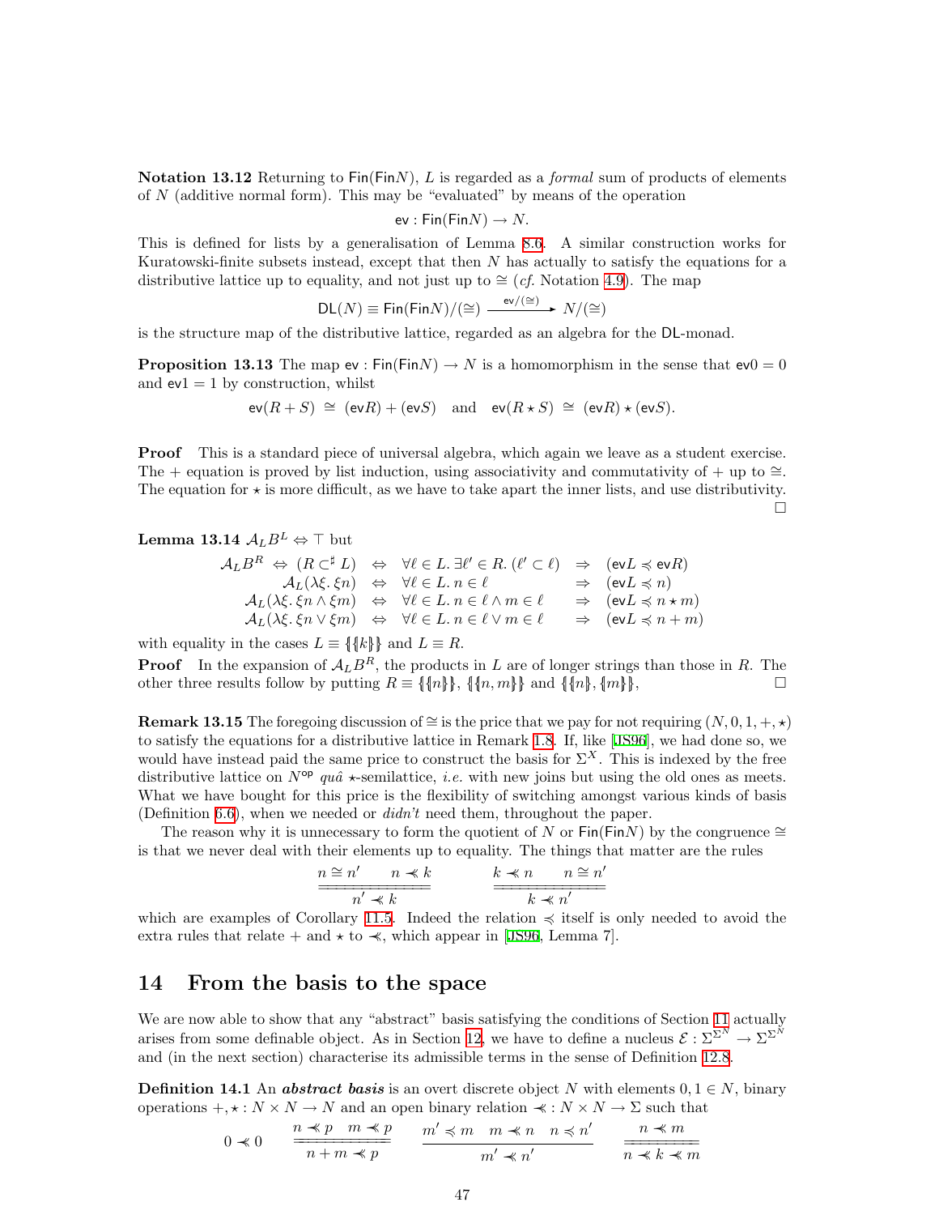**Notation 13.12** Returning to $\mathsf{Fin}(\mathsf{Fin}N)$, $L$ is regarded as a *formal* sum of products of elements of $N$ (additive normal form). This may be "evaluated" by means of the operation

$$\mathsf{ev} : \mathsf{Fin}(\mathsf{Fin}N) \to N.$$

This is defined for lists by a generalisation of Lemma 8.6. A similar construction works for Kuratowski-finite subsets instead, except that then $N$ has actually to satisfy the equations for a distributive lattice up to equality, and not just up to $\cong$ (*cf.* Notation 4.9). The map

$$\mathsf{DL}(N) \equiv \mathsf{Fin}(\mathsf{Fin}N)/(\cong) \xrightarrow{\mathsf{ev}/(\cong)} N/(\cong)$$

is the structure map of the distributive lattice, regarded as an algebra for the $\mathsf{DL}$-monad.

**Proposition 13.13** The map $\mathsf{ev} : \mathsf{Fin}(\mathsf{Fin}N) \to N$ is a homomorphism in the sense that $\mathsf{ev}0 = 0$ and $\mathsf{ev}1 = 1$ by construction, whilst

$$\mathsf{ev}(R + S) \;\cong\; (\mathsf{ev}R) + (\mathsf{ev}S) \quad \text{and} \quad \mathsf{ev}(R \star S) \;\cong\; (\mathsf{ev}R) \star (\mathsf{ev}S).$$

**Proof** This is a standard piece of universal algebra, which again we leave as a student exercise. The $+$ equation is proved by list induction, using associativity and commutativity of $+$ up to $\cong$. The equation for $\star$ is more difficult, as we have to take apart the inner lists, and use distributivity. □

**Lemma 13.14** $\mathcal{A}_L B^L \Leftrightarrow \top$ but

$$\begin{array}{rclcl}
\mathcal{A}_L B^R \Leftrightarrow (R \subset^\sharp L) & \Leftrightarrow & \forall \ell \in L.\, \exists \ell' \in R.\, (\ell' \subset \ell) & \Rightarrow & (\mathsf{ev}L \preccurlyeq \mathsf{ev}R) \\
\mathcal{A}_L(\lambda\xi.\, \xi n) & \Leftrightarrow & \forall \ell \in L.\, n \in \ell & \Rightarrow & (\mathsf{ev}L \preccurlyeq n) \\
\mathcal{A}_L(\lambda\xi.\, \xi n \wedge \xi m) & \Leftrightarrow & \forall \ell \in L.\, n \in \ell \wedge m \in \ell & \Rightarrow & (\mathsf{ev}L \preccurlyeq n \star m) \\
\mathcal{A}_L(\lambda\xi.\, \xi n \vee \xi m) & \Leftrightarrow & \forall \ell \in L.\, n \in \ell \vee m \in \ell & \Rightarrow & (\mathsf{ev}L \preccurlyeq n + m)
\end{array}$$

with equality in the cases $L \equiv \{\!\{\{k\}\!\}\}$ and $L \equiv R$.

**Proof** In the expansion of $\mathcal{A}_L B^R$, the products in $L$ are of longer strings than those in $R$. The other three results follow by putting $R \equiv \{\!\{\{n\}\!\}\}$, $\{\!\{\{n, m\}\!\}\}$ and $\{\!\{\{n\}, \{m\}\!\}\}$, □

**Remark 13.15** The foregoing discussion of $\cong$ is the price that we pay for not requiring $(N, 0, 1, +, \star)$ to satisfy the equations for a distributive lattice in Remark 1.8. If, like [JS96], we had done so, we would have instead paid the same price to construct the basis for $\Sigma^X$. This is indexed by the free distributive lattice on $N^{\mathsf{op}}$ *quâ* $\star$-semilattice, *i.e.* with new joins but using the old ones as meets. What we have bought for this price is the flexibility of switching amongst various kinds of basis (Definition 6.6), when we needed or *didn't* need them, throughout the paper.

The reason why it is unnecessary to form the quotient of $N$ or $\mathsf{Fin}(\mathsf{Fin}N)$ by the congruence $\cong$ is that we never deal with their elements up to equality. The things that matter are the rules

$$\frac{n \cong n' \qquad n \prec\!\!\!\prec k}{\overline{\overline{\quad n' \prec\!\!\!\prec k \quad}}} \qquad\qquad \frac{k \prec\!\!\!\prec n \qquad n \cong n'}{\overline{\overline{\quad k \prec\!\!\!\prec n' \quad}}}$$

which are examples of Corollary 11.5. Indeed the relation $\preccurlyeq$ itself is only needed to avoid the extra rules that relate $+$ and $\star$ to $\prec\!\!\!\prec$, which appear in [JS96, Lemma 7].

## 14 From the basis to the space

We are now able to show that any "abstract" basis satisfying the conditions of Section 11 actually arises from some definable object. As in Section 12, we have to define a nucleus $\mathcal{E} : \Sigma^{\Sigma^N} \to \Sigma^{\Sigma^N}$ and (in the next section) characterise its admissible terms in the sense of Definition 12.8.

**Definition 14.1** An ***abstract basis*** is an overt discrete object $N$ with elements $0, 1 \in N$, binary operations $+, \star : N \times N \to N$ and an open binary relation $\prec\!\!\!\prec : N \times N \to \Sigma$ such that

$$0 \prec\!\!\!\prec 0 \qquad \frac{n \prec\!\!\!\prec p \quad m \prec\!\!\!\prec p}{\overline{\overline{\quad n + m \prec\!\!\!\prec p \quad}}} \qquad \frac{m' \preccurlyeq m \quad m \prec\!\!\!\prec n \quad n \preccurlyeq n'}{m' \prec\!\!\!\prec n'} \qquad \frac{n \prec\!\!\!\prec m}{\overline{\overline{\quad n \prec\!\!\!\prec k \prec\!\!\!\prec m \quad}}}$$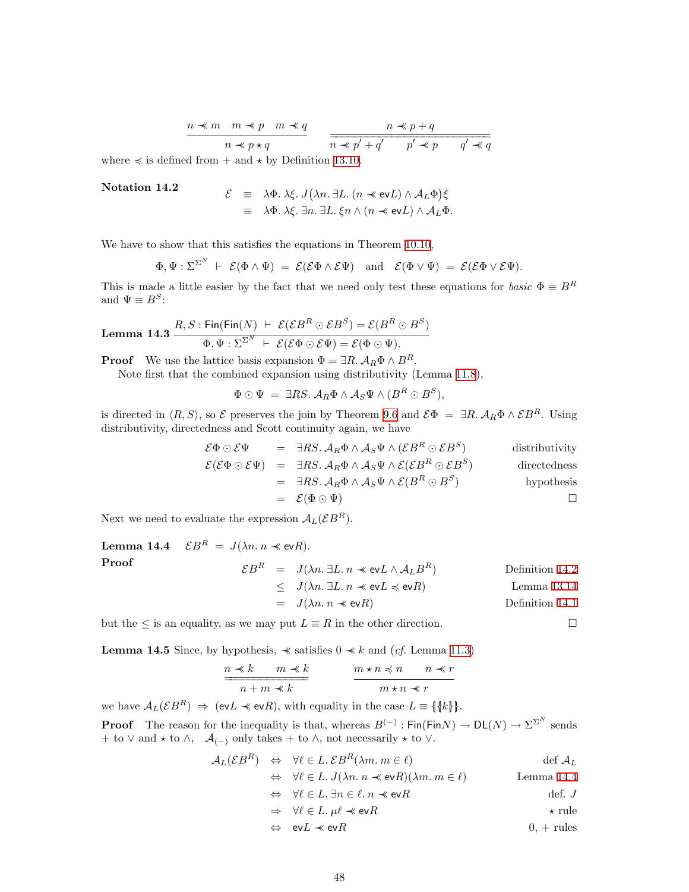$$\frac{n \prec\!\!\!\prec m \quad m \prec\!\!\!\prec p \quad m \prec\!\!\!\prec q}{n \prec\!\!\!\prec p \star q} \qquad \frac{n \prec\!\!\!\prec p + q}{\overline{\overline{n \prec\!\!\!\prec p' + q' \qquad p' \prec\!\!\!\prec p \qquad q' \prec\!\!\!\prec q}}}$$

where $\preccurlyeq$ is defined from $+$ and $\star$ by Definition 13.10.

**Notation 14.2**

$$\begin{aligned} \mathcal{E} \quad &\equiv \quad \lambda\Phi.\, \lambda\xi.\, J\big(\lambda n.\, \exists L.\, (n \prec\!\!\!\prec \mathsf{ev}L) \wedge \mathcal{A}_L\Phi\big)\xi \\ &\equiv \quad \lambda\Phi.\, \lambda\xi.\, \exists n.\, \exists L.\, \xi n \wedge (n \prec\!\!\!\prec \mathsf{ev}L) \wedge \mathcal{A}_L\Phi. \end{aligned}$$

We have to show that this satisfies the equations in Theorem 10.10,

$$\Phi, \Psi : \Sigma^{\Sigma^N} \;\vdash\; \mathcal{E}(\Phi \wedge \Psi) \;=\; \mathcal{E}(\mathcal{E}\Phi \wedge \mathcal{E}\Psi) \quad \text{and} \quad \mathcal{E}(\Phi \vee \Psi) \;=\; \mathcal{E}(\mathcal{E}\Phi \vee \mathcal{E}\Psi).$$

This is made a little easier by the fact that we need only test these equations for *basic* $\Phi \equiv B^R$ and $\Psi \equiv B^S$:

**Lemma 14.3**
$$\frac{R, S : \mathsf{Fin}(\mathsf{Fin}(N)) \;\vdash\; \mathcal{E}(\mathcal{E}B^R \odot \mathcal{E}B^S) = \mathcal{E}(B^R \odot B^S)}{\Phi, \Psi : \Sigma^{\Sigma^N} \;\vdash\; \mathcal{E}(\mathcal{E}\Phi \odot \mathcal{E}\Psi) = \mathcal{E}(\Phi \odot \Psi).}$$

**Proof** We use the lattice basis expansion $\Phi = \exists R.\, \mathcal{A}_R\Phi \wedge B^R$.

Note first that the combined expansion using distributivity (Lemma 11.8),

$$\Phi \odot \Psi \;=\; \exists RS.\, \mathcal{A}_R\Phi \wedge \mathcal{A}_S\Psi \wedge (B^R \odot B^S),$$

is directed in $\langle R, S\rangle$, so $\mathcal{E}$ preserves the join by Theorem 9.6 and $\mathcal{E}\Phi \;=\; \exists R.\, \mathcal{A}_R\Phi \wedge \mathcal{E}B^R$. Using distributivity, directedness and Scott continuity again, we have

$$\begin{aligned} \mathcal{E}\Phi \odot \mathcal{E}\Psi \quad &= \quad \exists RS.\, \mathcal{A}_R\Phi \wedge \mathcal{A}_S\Psi \wedge (\mathcal{E}B^R \odot \mathcal{E}B^S) && \text{distributivity} \\ \mathcal{E}(\mathcal{E}\Phi \odot \mathcal{E}\Psi) \quad &= \quad \exists RS.\, \mathcal{A}_R\Phi \wedge \mathcal{A}_S\Psi \wedge \mathcal{E}(\mathcal{E}B^R \odot \mathcal{E}B^S) && \text{directedness} \\ &= \quad \exists RS.\, \mathcal{A}_R\Phi \wedge \mathcal{A}_S\Psi \wedge \mathcal{E}(B^R \odot B^S) && \text{hypothesis} \\ &= \quad \mathcal{E}(\Phi \odot \Psi) && \square \end{aligned}$$

Next we need to evaluate the expression $\mathcal{A}_L(\mathcal{E}B^R)$.

**Lemma 14.4** $\quad \mathcal{E}B^R \;=\; J(\lambda n.\, n \prec\!\!\!\prec \mathsf{ev}R)$.

**Proof**

$$\begin{aligned} \mathcal{E}B^R \quad &= \quad J(\lambda n.\, \exists L.\, n \prec\!\!\!\prec \mathsf{ev}L \wedge \mathcal{A}_L B^R) && \text{Definition 14.2} \\ &\leq \quad J(\lambda n.\, \exists L.\, n \prec\!\!\!\prec \mathsf{ev}L \preccurlyeq \mathsf{ev}R) && \text{Lemma 13.14} \\ &= \quad J(\lambda n.\, n \prec\!\!\!\prec \mathsf{ev}R) && \text{Definition 14.1} \end{aligned}$$

but the $\leq$ is an equality, as we may put $L \equiv R$ in the other direction. $\square$

**Lemma 14.5** Since, by hypothesis, $\prec\!\!\!\prec$ satisfies $0 \prec\!\!\!\prec k$ and (*cf.* Lemma 11.3)

$$\frac{n \prec\!\!\!\prec k \qquad m \prec\!\!\!\prec k}{\overline{\overline{n + m \prec\!\!\!\prec k}}} \qquad \frac{m \star n \preccurlyeq n \qquad n \prec\!\!\!\prec r}{m \star n \prec\!\!\!\prec r}$$

we have $\mathcal{A}_L(\mathcal{E}B^R) \;\Rightarrow\; (\mathsf{ev}L \prec\!\!\!\prec \mathsf{ev}R)$, with equality in the case $L \equiv \{\!\{k\}\!\}$.

**Proof** The reason for the inequality is that, whereas $B^{(-)} : \mathsf{Fin}(\mathsf{Fin}N) \to \mathsf{DL}(N) \to \Sigma^{\Sigma^N}$ sends $+$ to $\vee$ and $\star$ to $\wedge$, $\;\mathcal{A}_{(-)}$ only takes $+$ to $\wedge$, not necessarily $\star$ to $\vee$.

$$\begin{aligned} \mathcal{A}_L(\mathcal{E}B^R) \quad &\Leftrightarrow \quad \forall \ell \in L.\, \mathcal{E}B^R(\lambda m.\, m \in \ell) && \text{def } \mathcal{A}_L \\ &\Leftrightarrow \quad \forall \ell \in L.\, J(\lambda n.\, n \prec\!\!\!\prec \mathsf{ev}R)(\lambda m.\, m \in \ell) && \text{Lemma 14.4} \\ &\Leftrightarrow \quad \forall \ell \in L.\, \exists n \in \ell.\, n \prec\!\!\!\prec \mathsf{ev}R && \text{def. } J \\ &\Rightarrow \quad \forall \ell \in L.\, \mu\ell \prec\!\!\!\prec \mathsf{ev}R && \star \text{ rule} \\ &\Leftrightarrow \quad \mathsf{ev}L \prec\!\!\!\prec \mathsf{ev}R && 0, + \text{ rules} \end{aligned}$$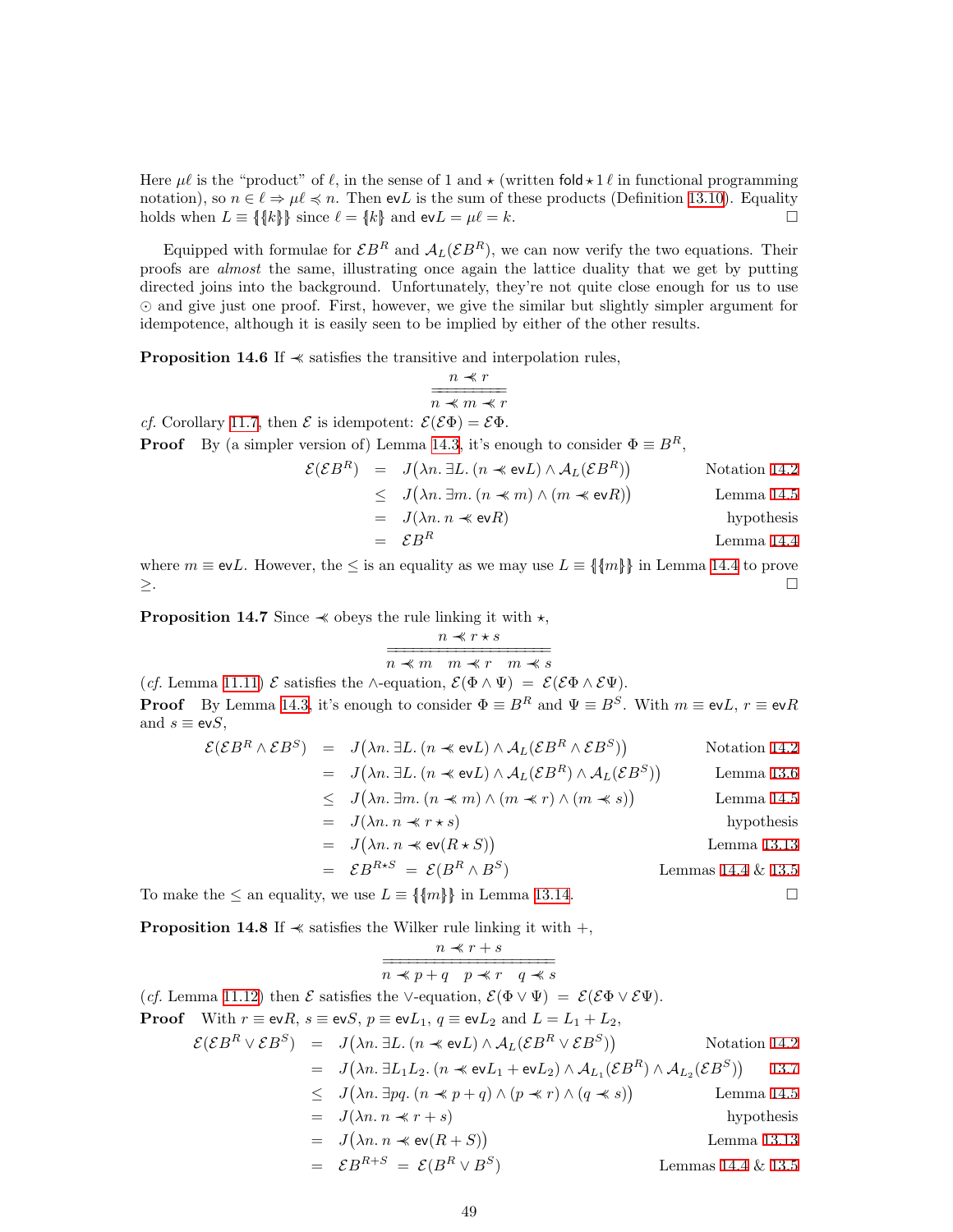Here $\mu\ell$ is the "product" of $\ell$, in the sense of 1 and $\star$ (written $\mathsf{fold} \star 1\, \ell$ in functional programming notation), so $n \in \ell \Rightarrow \mu\ell \preccurlyeq n$. Then $\mathsf{ev}L$ is the sum of these products (Definition 13.10). Equality holds when $L \equiv \{\!\{\{\!\!\{k\}\!\!\}\}\!\}$ since $\ell = \{\!\!\{k\}\!\!\}$ and $\mathsf{ev}L = \mu\ell = k$. $\square$

Equipped with formulae for $\mathcal{E}B^R$ and $\mathcal{A}_L(\mathcal{E}B^R)$, we can now verify the two equations. Their proofs are *almost* the same, illustrating once again the lattice duality that we get by putting directed joins into the background. Unfortunately, they're not quite close enough for us to use $\odot$ and give just one proof. First, however, we give the similar but slightly simpler argument for idempotence, although it is easily seen to be implied by either of the other results.

**Proposition 14.6** If $\prec\!\!\!\prec$ satisfies the transitive and interpolation rules,

$$\frac{n \prec\!\!\!\prec r}{\overline{\overline{n \prec\!\!\!\prec m \prec\!\!\!\prec r}}}$$

*cf.* Corollary 11.7, then $\mathcal{E}$ is idempotent: $\mathcal{E}(\mathcal{E}\Phi) = \mathcal{E}\Phi$.

**Proof** By (a simpler version of) Lemma 14.3, it's enough to consider $\Phi \equiv B^R$,

$$\begin{aligned}
\mathcal{E}(\mathcal{E}B^R) &= J\big(\lambda n.\, \exists L.\, (n \prec\!\!\!\prec \mathsf{ev}L) \wedge \mathcal{A}_L(\mathcal{E}B^R)\big) && \text{Notation 14.2}\\
&\le J\big(\lambda n.\, \exists m.\, (n \prec\!\!\!\prec m) \wedge (m \prec\!\!\!\prec \mathsf{ev}R)\big) && \text{Lemma 14.5}\\
&= J(\lambda n.\, n \prec\!\!\!\prec \mathsf{ev}R) && \text{hypothesis}\\
&= \mathcal{E}B^R && \text{Lemma 14.4}
\end{aligned}$$

where $m \equiv \mathsf{ev}L$. However, the $\le$ is an equality as we may use $L \equiv \{\!\{\{\!\!\{m\}\!\!\}\}\!\}$ in Lemma 14.4 to prove $\ge$. $\square$

**Proposition 14.7** Since $\prec\!\!\!\prec$ obeys the rule linking it with $\star$,

$$\frac{n \prec\!\!\!\prec r \star s}{\overline{\overline{n \prec\!\!\!\prec m \quad m \prec\!\!\!\prec r \quad m \prec\!\!\!\prec s}}}$$

(*cf.* Lemma 11.11) $\mathcal{E}$ satisfies the $\wedge$-equation, $\mathcal{E}(\Phi \wedge \Psi) \;=\; \mathcal{E}(\mathcal{E}\Phi \wedge \mathcal{E}\Psi)$.

**Proof** By Lemma 14.3, it's enough to consider $\Phi \equiv B^R$ and $\Psi \equiv B^S$. With $m \equiv \mathsf{ev}L$, $r \equiv \mathsf{ev}R$ and $s \equiv \mathsf{ev}S$,

$$\begin{aligned}
\mathcal{E}(\mathcal{E}B^R \wedge \mathcal{E}B^S) &= J\big(\lambda n.\, \exists L.\, (n \prec\!\!\!\prec \mathsf{ev}L) \wedge \mathcal{A}_L(\mathcal{E}B^R \wedge \mathcal{E}B^S)\big) && \text{Notation 14.2}\\
&= J\big(\lambda n.\, \exists L.\, (n \prec\!\!\!\prec \mathsf{ev}L) \wedge \mathcal{A}_L(\mathcal{E}B^R) \wedge \mathcal{A}_L(\mathcal{E}B^S)\big) && \text{Lemma 13.6}\\
&\le J\big(\lambda n.\, \exists m.\, (n \prec\!\!\!\prec m) \wedge (m \prec\!\!\!\prec r) \wedge (m \prec\!\!\!\prec s)\big) && \text{Lemma 14.5}\\
&= J(\lambda n.\, n \prec\!\!\!\prec r \star s) && \text{hypothesis}\\
&= J\big(\lambda n.\, n \prec\!\!\!\prec \mathsf{ev}(R \star S)\big) && \text{Lemma 13.13}\\
&= \mathcal{E}B^{R\star S} \;=\; \mathcal{E}(B^R \wedge B^S) && \text{Lemmas 14.4 \& 13.5}
\end{aligned}$$

To make the $\le$ an equality, we use $L \equiv \{\!\{\{\!\!\{m\}\!\!\}\}\!\}$ in Lemma 13.14. $\square$

**Proposition 14.8** If $\prec\!\!\!\prec$ satisfies the Wilker rule linking it with $+$,

$$\frac{n \prec\!\!\!\prec r + s}{\overline{\overline{n \prec\!\!\!\prec p + q \quad p \prec\!\!\!\prec r \quad q \prec\!\!\!\prec s}}}$$

(*cf.* Lemma 11.12) then $\mathcal{E}$ satisfies the $\vee$-equation, $\mathcal{E}(\Phi \vee \Psi) \;=\; \mathcal{E}(\mathcal{E}\Phi \vee \mathcal{E}\Psi)$.

**Proof** With $r \equiv \mathsf{ev}R$, $s \equiv \mathsf{ev}S$, $p \equiv \mathsf{ev}L_1$, $q \equiv \mathsf{ev}L_2$ and $L = L_1 + L_2$,

$$\begin{aligned}
\mathcal{E}(\mathcal{E}B^R \vee \mathcal{E}B^S) &= J\big(\lambda n.\, \exists L.\, (n \prec\!\!\!\prec \mathsf{ev}L) \wedge \mathcal{A}_L(\mathcal{E}B^R \vee \mathcal{E}B^S)\big) && \text{Notation 14.2}\\
&= J\big(\lambda n.\, \exists L_1 L_2.\, (n \prec\!\!\!\prec \mathsf{ev}L_1 + \mathsf{ev}L_2) \wedge \mathcal{A}_{L_1}(\mathcal{E}B^R) \wedge \mathcal{A}_{L_2}(\mathcal{E}B^S)\big) && \text{13.7}\\
&\le J\big(\lambda n.\, \exists pq.\, (n \prec\!\!\!\prec p + q) \wedge (p \prec\!\!\!\prec r) \wedge (q \prec\!\!\!\prec s)\big) && \text{Lemma 14.5}\\
&= J(\lambda n.\, n \prec\!\!\!\prec r + s) && \text{hypothesis}\\
&= J\big(\lambda n.\, n \prec\!\!\!\prec \mathsf{ev}(R + S)\big) && \text{Lemma 13.13}\\
&= \mathcal{E}B^{R+S} \;=\; \mathcal{E}(B^R \vee B^S) && \text{Lemmas 14.4 \& 13.5}
\end{aligned}$$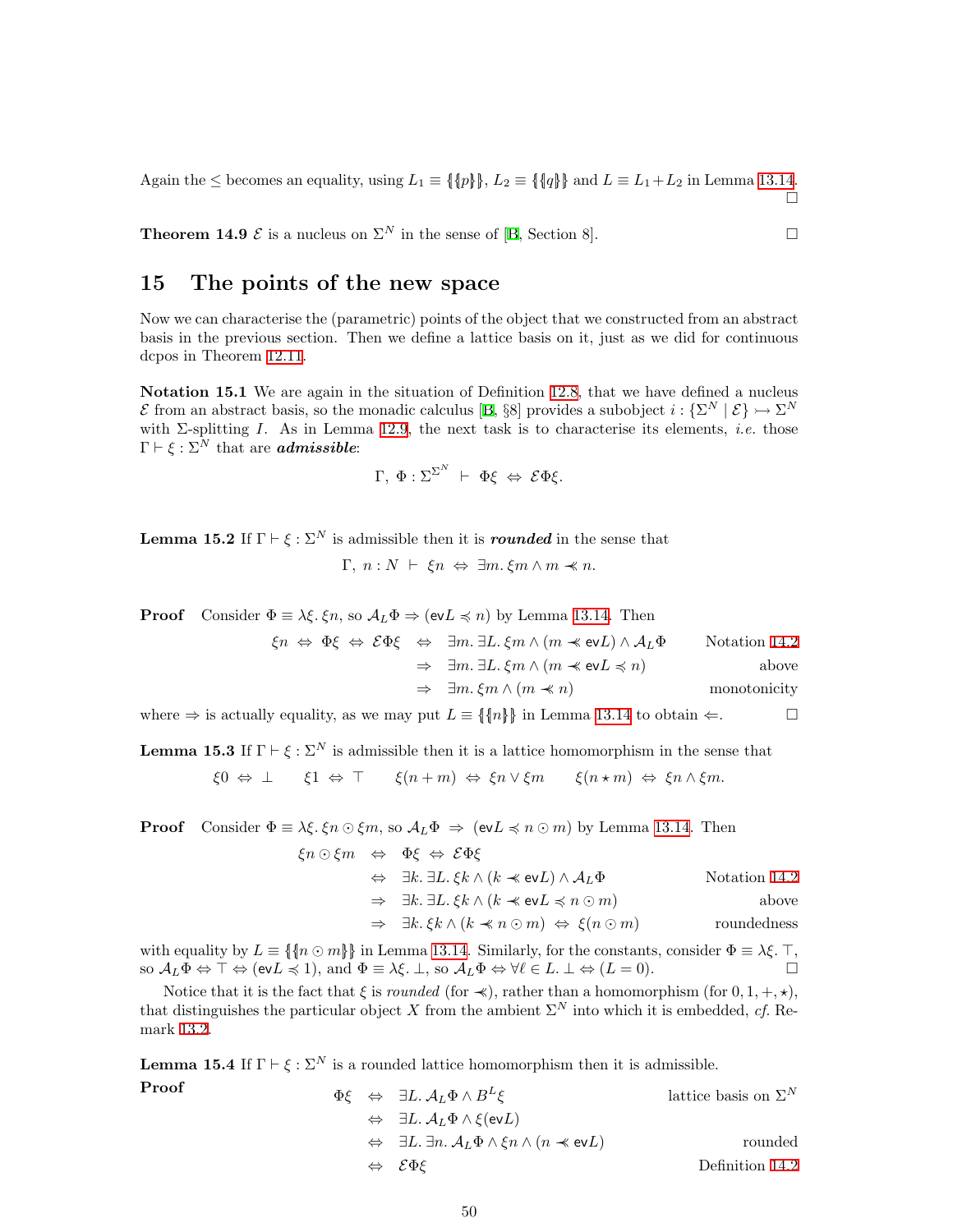Again the $\leq$ becomes an equality, using $L_1 \equiv \{\!\{p\}\!\}$, $L_2 \equiv \{\!\{q\}\!\}$ and $L \equiv L_1 + L_2$ in Lemma 13.14. $\square$

**Theorem 14.9** $\mathcal{E}$ is a nucleus on $\Sigma^N$ in the sense of [B, Section 8]. $\square$

## 15 The points of the new space

Now we can characterise the (parametric) points of the object that we constructed from an abstract basis in the previous section. Then we define a lattice basis on it, just as we did for continuous dcpos in Theorem 12.11.

**Notation 15.1** We are again in the situation of Definition 12.8, that we have defined a nucleus $\mathcal{E}$ from an abstract basis, so the monadic calculus [B, §8] provides a subobject $i : \{\Sigma^N \mid \mathcal{E}\} \rightarrowtail \Sigma^N$ with $\Sigma$-splitting $I$. As in Lemma 12.9, the next task is to characterise its elements, *i.e.* those $\Gamma \vdash \xi : \Sigma^N$ that are ***admissible***:

$$\Gamma,\ \Phi : \Sigma^{\Sigma^N} \ \vdash\ \Phi\xi \ \Leftrightarrow\ \mathcal{E}\Phi\xi.$$

**Lemma 15.2** If $\Gamma \vdash \xi : \Sigma^N$ is admissible then it is ***rounded*** in the sense that

$$\Gamma,\ n : N \ \vdash\ \xi n \ \Leftrightarrow\ \exists m.\, \xi m \wedge m \prec\!\!\prec n.$$

**Proof** Consider $\Phi \equiv \lambda\xi.\, \xi n$, so $\mathcal{A}_L\Phi \Rightarrow (\mathsf{ev}L \preccurlyeq n)$ by Lemma 13.14. Then

$$\begin{aligned}
\xi n \ \Leftrightarrow\ \Phi\xi \ \Leftrightarrow\ \mathcal{E}\Phi\xi \quad &\Leftrightarrow\quad \exists m.\, \exists L.\, \xi m \wedge (m \prec\!\!\prec \mathsf{ev}L) \wedge \mathcal{A}_L\Phi && \text{Notation 14.2}\\
&\Rightarrow\quad \exists m.\, \exists L.\, \xi m \wedge (m \prec\!\!\prec \mathsf{ev}L \preccurlyeq n) && \text{above}\\
&\Rightarrow\quad \exists m.\, \xi m \wedge (m \prec\!\!\prec n) && \text{monotonicity}
\end{aligned}$$

where $\Rightarrow$ is actually equality, as we may put $L \equiv \{\!\{n\}\!\}$ in Lemma 13.14 to obtain $\Leftarrow$. $\square$

**Lemma 15.3** If $\Gamma \vdash \xi : \Sigma^N$ is admissible then it is a lattice homomorphism in the sense that

$$\xi 0 \ \Leftrightarrow\ \bot \qquad \xi 1 \ \Leftrightarrow\ \top \qquad \xi(n+m) \ \Leftrightarrow\ \xi n \vee \xi m \qquad \xi(n \star m) \ \Leftrightarrow\ \xi n \wedge \xi m.$$

**Proof** Consider $\Phi \equiv \lambda\xi.\, \xi n \odot \xi m$, so $\mathcal{A}_L\Phi \ \Rightarrow\ (\mathsf{ev}L \preccurlyeq n \odot m)$ by Lemma 13.14. Then

$$\begin{aligned}
\xi n \odot \xi m \quad &\Leftrightarrow\quad \Phi\xi \ \Leftrightarrow\ \mathcal{E}\Phi\xi\\
&\Leftrightarrow\quad \exists k.\, \exists L.\, \xi k \wedge (k \prec\!\!\prec \mathsf{ev}L) \wedge \mathcal{A}_L\Phi && \text{Notation 14.2}\\
&\Rightarrow\quad \exists k.\, \exists L.\, \xi k \wedge (k \prec\!\!\prec \mathsf{ev}L \preccurlyeq n \odot m) && \text{above}\\
&\Rightarrow\quad \exists k.\, \xi k \wedge (k \prec\!\!\prec n \odot m) \ \Leftrightarrow\ \xi(n \odot m) && \text{roundedness}
\end{aligned}$$

with equality by $L \equiv \{\!\{n \odot m\}\!\}$ in Lemma 13.14. Similarly, for the constants, consider $\Phi \equiv \lambda\xi.\, \top$, so $\mathcal{A}_L\Phi \Leftrightarrow \top \Leftrightarrow (\mathsf{ev}L \preccurlyeq 1)$, and $\Phi \equiv \lambda\xi.\, \bot$, so $\mathcal{A}_L\Phi \Leftrightarrow \forall \ell \in L.\, \bot \Leftrightarrow (L = 0)$. $\square$

Notice that it is the fact that $\xi$ is *rounded* (for $\prec\!\!\prec$), rather than a homomorphism (for $0, 1, +, \star$), that distinguishes the particular object $X$ from the ambient $\Sigma^N$ into which it is embedded, *cf.* Remark 13.2.

**Lemma 15.4** If $\Gamma \vdash \xi : \Sigma^N$ is a rounded lattice homomorphism then it is admissible.

**Proof**

$$\begin{aligned}
\Phi\xi \quad &\Leftrightarrow\quad \exists L.\, \mathcal{A}_L\Phi \wedge B^L\xi && \text{lattice basis on } \Sigma^N\\
&\Leftrightarrow\quad \exists L.\, \mathcal{A}_L\Phi \wedge \xi(\mathsf{ev}L)\\
&\Leftrightarrow\quad \exists L.\, \exists n.\, \mathcal{A}_L\Phi \wedge \xi n \wedge (n \prec\!\!\prec \mathsf{ev}L) && \text{rounded}\\
&\Leftrightarrow\quad \mathcal{E}\Phi\xi && \text{Definition 14.2}
\end{aligned}$$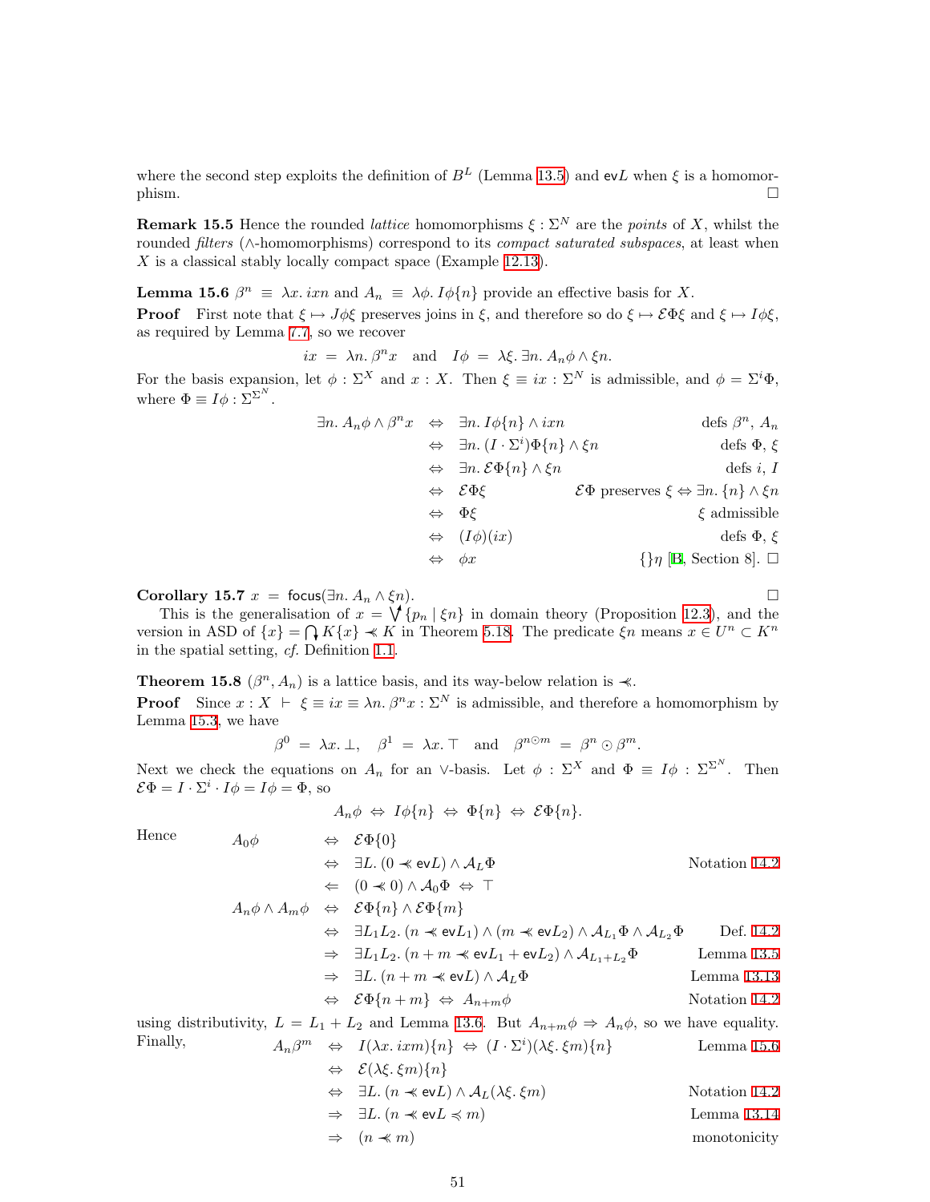where the second step exploits the definition of $B^L$ (Lemma 13.5) and $\mathsf{ev}L$ when $\xi$ is a homomorphism. $\square$

**Remark 15.5** Hence the rounded *lattice* homomorphisms $\xi : \Sigma^N$ are the *points* of $X$, whilst the rounded *filters* ($\wedge$-homomorphisms) correspond to its *compact saturated subspaces*, at least when $X$ is a classical stably locally compact space (Example 12.13).

**Lemma 15.6** $\beta^n \equiv \lambda x.\, ixn$ and $A_n \equiv \lambda\phi.\, I\phi\{n\}$ provide an effective basis for $X$.

**Proof** First note that $\xi \mapsto J\phi\xi$ preserves joins in $\xi$, and therefore so do $\xi \mapsto \mathcal{E}\Phi\xi$ and $\xi \mapsto I\phi\xi$, as required by Lemma 7.7, so we recover

$$ix = \lambda n.\, \beta^n x \quad \text{and} \quad I\phi = \lambda\xi.\, \exists n.\, A_n\phi \wedge \xi n.$$

For the basis expansion, let $\phi : \Sigma^X$ and $x : X$. Then $\xi \equiv ix : \Sigma^N$ is admissible, and $\phi = \Sigma^i\Phi$, where $\Phi \equiv I\phi : \Sigma^{\Sigma^N}$.

$$\begin{array}{rcll}
\exists n.\, A_n\phi \wedge \beta^n x & \Leftrightarrow & \exists n.\, I\phi\{n\} \wedge ixn & \text{defs } \beta^n, A_n \\
& \Leftrightarrow & \exists n.\, (I \cdot \Sigma^i)\Phi\{n\} \wedge \xi n & \text{defs } \Phi, \xi \\
& \Leftrightarrow & \exists n.\, \mathcal{E}\Phi\{n\} \wedge \xi n & \text{defs } i, I \\
& \Leftrightarrow & \mathcal{E}\Phi\xi & \mathcal{E}\Phi \text{ preserves } \xi \Leftrightarrow \exists n.\, \{n\} \wedge \xi n \\
& \Leftrightarrow & \Phi\xi & \xi \text{ admissible} \\
& \Leftrightarrow & (I\phi)(ix) & \text{defs } \Phi, \xi \\
& \Leftrightarrow & \phi x & \{\}\eta \text{ [B, Section 8].}
\end{array}$$
$\square$

**Corollary 15.7** $x = \mathsf{focus}(\exists n.\, A_n \wedge \xi n)$. $\square$

This is the generalisation of $x = \bigvee^{\uparrow}\{p_n \mid \xi n\}$ in domain theory (Proposition 12.3), and the version in ASD of $\{x\} = \bigcap_{\downarrow} K\{x\} \prec\!\!\prec K$ in Theorem 5.18. The predicate $\xi n$ means $x \in U^n \subset K^n$ in the spatial setting, *cf.* Definition 1.1.

**Theorem 15.8** $(\beta^n, A_n)$ is a lattice basis, and its way-below relation is $\prec\!\!\prec$.

**Proof** Since $x : X \vdash \xi \equiv ix \equiv \lambda n.\, \beta^n x : \Sigma^N$ is admissible, and therefore a homomorphism by Lemma 15.3, we have

$$\beta^0 = \lambda x.\, \bot, \quad \beta^1 = \lambda x.\, \top \quad \text{and} \quad \beta^{n \odot m} = \beta^n \odot \beta^m.$$

Next we check the equations on $A_n$ for an $\vee$-basis. Let $\phi : \Sigma^X$ and $\Phi \equiv I\phi : \Sigma^{\Sigma^N}$. Then $\mathcal{E}\Phi = I \cdot \Sigma^i \cdot I\phi = I\phi = \Phi$, so

$$A_n\phi \Leftrightarrow I\phi\{n\} \Leftrightarrow \Phi\{n\} \Leftrightarrow \mathcal{E}\Phi\{n\}.$$

Hence

$$\begin{array}{rcll}
A_0\phi & \Leftrightarrow & \mathcal{E}\Phi\{0\} & \\
& \Leftrightarrow & \exists L.\, (0 \prec\!\!\prec \mathsf{ev}L) \wedge \mathcal{A}_L\Phi & \text{Notation 14.2} \\
& \Leftarrow & (0 \prec\!\!\prec 0) \wedge \mathcal{A}_0\Phi \Leftrightarrow \top & \\
A_n\phi \wedge A_m\phi & \Leftrightarrow & \mathcal{E}\Phi\{n\} \wedge \mathcal{E}\Phi\{m\} & \\
& \Leftrightarrow & \exists L_1 L_2.\, (n \prec\!\!\prec \mathsf{ev}L_1) \wedge (m \prec\!\!\prec \mathsf{ev}L_2) \wedge \mathcal{A}_{L_1}\Phi \wedge \mathcal{A}_{L_2}\Phi & \text{Def. 14.2} \\
& \Rightarrow & \exists L_1 L_2.\, (n + m \prec\!\!\prec \mathsf{ev}L_1 + \mathsf{ev}L_2) \wedge \mathcal{A}_{L_1 + L_2}\Phi & \text{Lemma 13.5} \\
& \Rightarrow & \exists L.\, (n + m \prec\!\!\prec \mathsf{ev}L) \wedge \mathcal{A}_L\Phi & \text{Lemma 13.13} \\
& \Leftrightarrow & \mathcal{E}\Phi\{n + m\} \Leftrightarrow A_{n+m}\phi & \text{Notation 14.2}
\end{array}$$

using distributivity, $L = L_1 + L_2$ and Lemma 13.6. But $A_{n+m}\phi \Rightarrow A_n\phi$, so we have equality. Finally,

$$\begin{array}{rcll}
A_n\beta^m & \Leftrightarrow & I(\lambda x.\, ixm)\{n\} \Leftrightarrow (I \cdot \Sigma^i)(\lambda\xi.\, \xi m)\{n\} & \text{Lemma 15.6} \\
& \Leftrightarrow & \mathcal{E}(\lambda\xi.\, \xi m)\{n\} & \\
& \Leftrightarrow & \exists L.\, (n \prec\!\!\prec \mathsf{ev}L) \wedge \mathcal{A}_L(\lambda\xi.\, \xi m) & \text{Notation 14.2} \\
& \Rightarrow & \exists L.\, (n \prec\!\!\prec \mathsf{ev}L \preccurlyeq m) & \text{Lemma 13.14} \\
& \Rightarrow & (n \prec\!\!\prec m) & \text{monotonicity}
\end{array}$$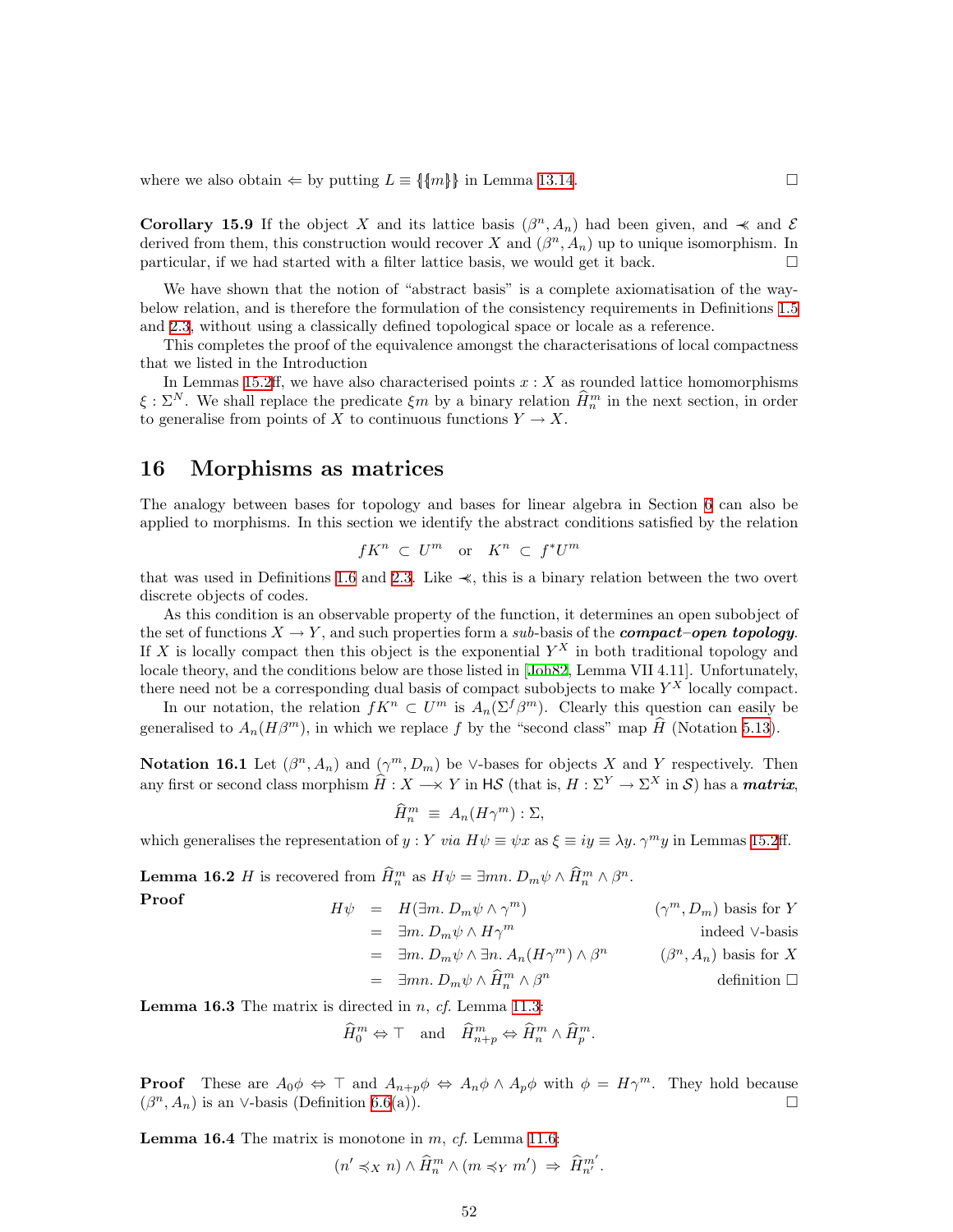where we also obtain $\Leftarrow$ by putting $L \equiv \{\!\{m\}\!\}$ in Lemma 13.14. $\square$

**Corollary 15.9** If the object $X$ and its lattice basis $(\beta^n, A_n)$ had been given, and $\lessdot$ and $\mathcal{E}$ derived from them, this construction would recover $X$ and $(\beta^n, A_n)$ up to unique isomorphism. In particular, if we had started with a filter lattice basis, we would get it back. $\square$

We have shown that the notion of "abstract basis" is a complete axiomatisation of the way-below relation, and is therefore the formulation of the consistency requirements in Definitions 1.5 and 2.3, without using a classically defined topological space or locale as a reference.

This completes the proof of the equivalence amongst the characterisations of local compactness that we listed in the Introduction

In Lemmas 15.2ff, we have also characterised points $x : X$ as rounded lattice homomorphisms $\xi : \Sigma^N$. We shall replace the predicate $\xi m$ by a binary relation $\widehat{H}_n^m$ in the next section, in order to generalise from points of $X$ to continuous functions $Y \to X$.

## 16 Morphisms as matrices

The analogy between bases for topology and bases for linear algebra in Section 6 can also be applied to morphisms. In this section we identify the abstract conditions satisfied by the relation

$$fK^n \subset U^m \quad \text{or} \quad K^n \subset f^*U^m$$

that was used in Definitions 1.6 and 2.3. Like $\lessdot$, this is a binary relation between the two overt discrete objects of codes.

As this condition is an observable property of the function, it determines an open subobject of the set of functions $X \to Y$, and such properties form a *sub*-basis of the ***compact–open topology***. If $X$ is locally compact then this object is the exponential $Y^X$ in both traditional topology and locale theory, and the conditions below are those listed in [Joh82, Lemma VII 4.11]. Unfortunately, there need not be a corresponding dual basis of compact subobjects to make $Y^X$ locally compact.

In our notation, the relation $fK^n \subset U^m$ is $A_n(\Sigma^f \beta^m)$. Clearly this question can easily be generalised to $A_n(H\beta^m)$, in which we replace $f$ by the "second class" map $\widehat{H}$ (Notation 5.13).

**Notation 16.1** Let $(\beta^n, A_n)$ and $(\gamma^m, D_m)$ be $\vee$-bases for objects $X$ and $Y$ respectively. Then any first or second class morphism $\widehat{H} : X \longrightarrow Y$ in $\mathsf{H}\mathcal{S}$ (that is, $H : \Sigma^Y \to \Sigma^X$ in $\mathcal{S}$) has a ***matrix***,

$$\widehat{H}_n^m \equiv A_n(H\gamma^m) : \Sigma,$$

which generalises the representation of $y : Y$ *via* $H\psi \equiv \psi x$ as $\xi \equiv iy \equiv \lambda y.\, \gamma^m y$ in Lemmas 15.2ff.

**Lemma 16.2** $H$ is recovered from $\widehat{H}_n^m$ as $H\psi = \exists mn.\, D_m\psi \wedge \widehat{H}_n^m \wedge \beta^n$.

**Proof**

$$\begin{aligned}
H\psi &= H(\exists m.\, D_m\psi \wedge \gamma^m) && (\gamma^m, D_m) \text{ basis for } Y \\
&= \exists m.\, D_m\psi \wedge H\gamma^m && \text{indeed } \vee\text{-basis} \\
&= \exists m.\, D_m\psi \wedge \exists n.\, A_n(H\gamma^m) \wedge \beta^n && (\beta^n, A_n) \text{ basis for } X \\
&= \exists mn.\, D_m\psi \wedge \widehat{H}_n^m \wedge \beta^n && \text{definition } \square
\end{aligned}$$

**Lemma 16.3** The matrix is directed in $n$, *cf.* Lemma 11.3:

$$\widehat{H}_0^m \Leftrightarrow \top \quad \text{and} \quad \widehat{H}_{n+p}^m \Leftrightarrow \widehat{H}_n^m \wedge \widehat{H}_p^m.$$

**Proof** These are $A_0\phi \Leftrightarrow \top$ and $A_{n+p}\phi \Leftrightarrow A_n\phi \wedge A_p\phi$ with $\phi = H\gamma^m$. They hold because $(\beta^n, A_n)$ is an $\vee$-basis (Definition 6.6(a)). $\square$

**Lemma 16.4** The matrix is monotone in $m$, *cf.* Lemma 11.6:

$$(n' \preccurlyeq_X n) \wedge \widehat{H}_n^m \wedge (m \preccurlyeq_Y m') \Rightarrow \widehat{H}_{n'}^{m'}.$$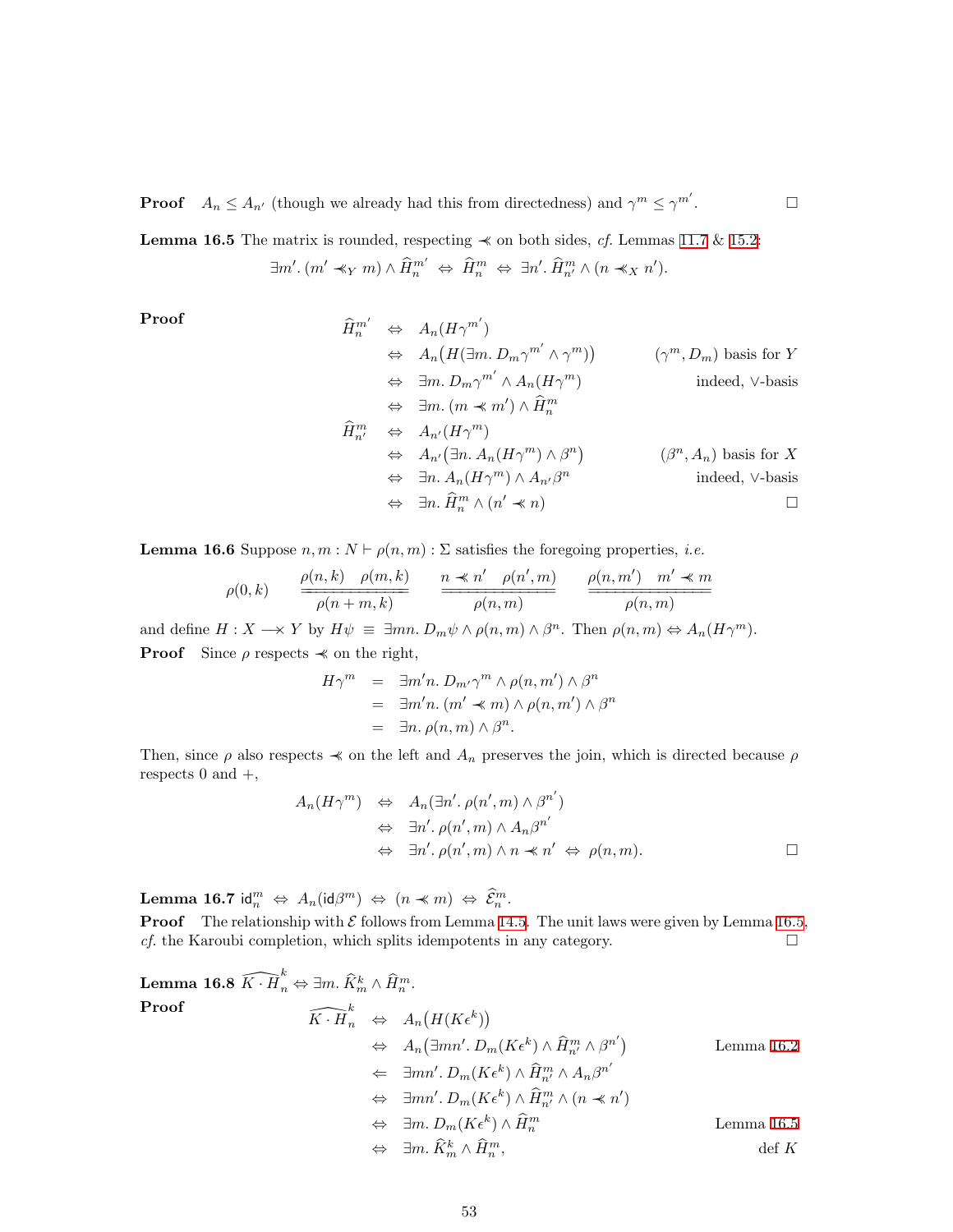**Proof** $A_n \le A_{n'}$ (though we already had this from directedness) and $\gamma^m \le \gamma^{m'}$. $\square$

**Lemma 16.5** The matrix is rounded, respecting $\prec\!\!\!\prec$ on both sides, *cf.* Lemmas 11.7 & 15.2:

$$\exists m'.\,(m' \prec\!\!\!\prec_Y m) \wedge \widehat{H}_n^{m'} \;\Leftrightarrow\; \widehat{H}_n^m \;\Leftrightarrow\; \exists n'.\,\widehat{H}_{n'}^m \wedge (n \prec\!\!\!\prec_X n').$$

**Proof**

$$\begin{array}{rcll}
\widehat{H}_n^{m'} & \Leftrightarrow & A_n(H\gamma^{m'}) & \\
& \Leftrightarrow & A_n\big(H(\exists m.\,D_m\gamma^{m'} \wedge \gamma^m)\big) & (\gamma^m, D_m) \text{ basis for } Y \\
& \Leftrightarrow & \exists m.\,D_m\gamma^{m'} \wedge A_n(H\gamma^m) & \text{indeed, } \vee\text{-basis} \\
& \Leftrightarrow & \exists m.\,(m \prec\!\!\!\prec m') \wedge \widehat{H}_n^m & \\
\widehat{H}_{n'}^m & \Leftrightarrow & A_{n'}(H\gamma^m) & \\
& \Leftrightarrow & A_{n'}\big(\exists n.\,A_n(H\gamma^m) \wedge \beta^n\big) & (\beta^n, A_n) \text{ basis for } X \\
& \Leftrightarrow & \exists n.\,A_n(H\gamma^m) \wedge A_{n'}\beta^n & \text{indeed, } \vee\text{-basis} \\
& \Leftrightarrow & \exists n.\,\widehat{H}_n^m \wedge (n' \prec\!\!\!\prec n) & \square
\end{array}$$

**Lemma 16.6** Suppose $n, m : N \vdash \rho(n,m) : \Sigma$ satisfies the foregoing properties, *i.e.*

$$\rho(0,k) \qquad \frac{\rho(n,k) \quad \rho(m,k)}{\rho(n+m,k)} \qquad \frac{n \prec\!\!\!\prec n' \quad \rho(n',m)}{\rho(n,m)} \qquad \frac{\rho(n,m') \quad m' \prec\!\!\!\prec m}{\rho(n,m)}$$

and define $H : X \longrightarrow Y$ by $H\psi \;\equiv\; \exists mn.\,D_m\psi \wedge \rho(n,m) \wedge \beta^n$. Then $\rho(n,m) \Leftrightarrow A_n(H\gamma^m)$.

**Proof** Since $\rho$ respects $\prec\!\!\!\prec$ on the right,

$$\begin{array}{rcl}
H\gamma^m & = & \exists m'n.\,D_{m'}\gamma^m \wedge \rho(n,m') \wedge \beta^n \\
& = & \exists m'n.\,(m' \prec\!\!\!\prec m) \wedge \rho(n,m') \wedge \beta^n \\
& = & \exists n.\,\rho(n,m) \wedge \beta^n.
\end{array}$$

Then, since $\rho$ also respects $\prec\!\!\!\prec$ on the left and $A_n$ preserves the join, which is directed because $\rho$ respects $0$ and $+$,

$$\begin{array}{rcl}
A_n(H\gamma^m) & \Leftrightarrow & A_n(\exists n'.\,\rho(n',m) \wedge \beta^{n'}) \\
& \Leftrightarrow & \exists n'.\,\rho(n',m) \wedge A_n\beta^{n'} \\
& \Leftrightarrow & \exists n'.\,\rho(n',m) \wedge n \prec\!\!\!\prec n' \;\Leftrightarrow\; \rho(n,m). \qquad \square
\end{array}$$

**Lemma 16.7** $\mathsf{id}_n^m \;\Leftrightarrow\; A_n(\mathsf{id}\beta^m) \;\Leftrightarrow\; (n \prec\!\!\!\prec m) \;\Leftrightarrow\; \widehat{\mathcal{E}}_n^m$.

**Proof** The relationship with $\mathcal{E}$ follows from Lemma 14.5. The unit laws were given by Lemma 16.5, *cf.* the Karoubi completion, which splits idempotents in any category. $\square$

**Lemma 16.8** $\widehat{K \cdot H}_n^k \Leftrightarrow \exists m.\,\widehat{K}_m^k \wedge \widehat{H}_n^m$.

**Proof**

$$\begin{array}{rcll}
\widehat{K \cdot H}_n^k & \Leftrightarrow & A_n\big(H(K\epsilon^k)\big) & \\
& \Leftrightarrow & A_n\big(\exists mn'.\,D_m(K\epsilon^k) \wedge \widehat{H}_{n'}^m \wedge \beta^{n'}\big) & \text{Lemma 16.2} \\
& \Leftarrow & \exists mn'.\,D_m(K\epsilon^k) \wedge \widehat{H}_{n'}^m \wedge A_n\beta^{n'} & \\
& \Leftrightarrow & \exists mn'.\,D_m(K\epsilon^k) \wedge \widehat{H}_{n'}^m \wedge (n \prec\!\!\!\prec n') & \\
& \Leftrightarrow & \exists m.\,D_m(K\epsilon^k) \wedge \widehat{H}_n^m & \text{Lemma 16.5} \\
& \Leftrightarrow & \exists m.\,\widehat{K}_m^k \wedge \widehat{H}_n^m, & \text{def } K
\end{array}$$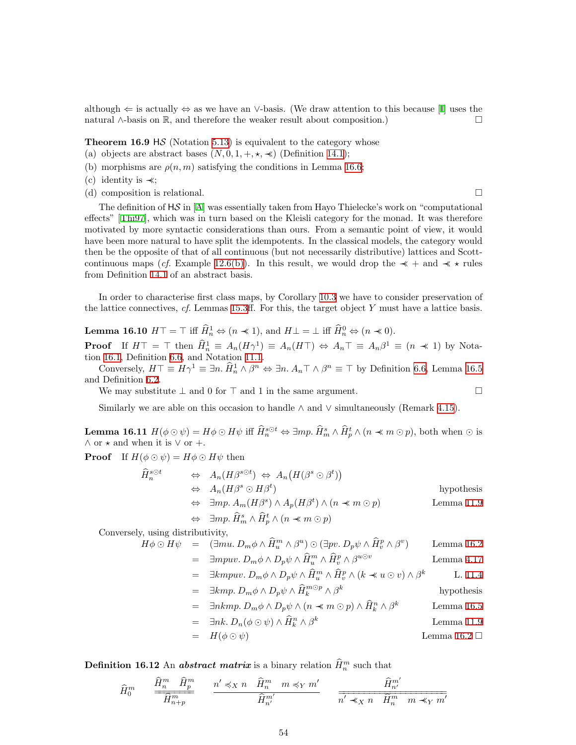although $\Leftarrow$ is actually $\Leftrightarrow$ as we have an $\vee$-basis. (We draw attention to this because [I] uses the natural $\wedge$-basis on $\mathbb{R}$, and therefore the weaker result about composition.) $\square$

**Theorem 16.9** $\mathsf{H}\mathcal{S}$ (Notation 5.13) is equivalent to the category whose

(a) objects are abstract bases $(N, 0, 1, +, \star, \prec\!\!\!\ll)$ (Definition 14.1);

(b) morphisms are $\rho(n, m)$ satisfying the conditions in Lemma 16.6;

(c) identity is $\prec\!\!\!\ll$;

(d) composition is relational. $\square$

The definition of $\mathsf{H}\mathcal{S}$ in [A] was essentially taken from Hayo Thielecke's work on "computational effects" [Thi97], which was in turn based on the Kleisli category for the monad. It was therefore motivated by more syntactic considerations than ours. From a semantic point of view, it would have been more natural to have split the idempotents. In the classical models, the category would then be the opposite of that of all continuous (but not necessarily distributive) lattices and Scott-continuous maps (*cf.* Example 12.6(b)). In this result, we would drop the $\prec\!\!\!\ll +$ and $\prec\!\!\!\ll \star$ rules from Definition 14.1 of an abstract basis.

In order to characterise first class maps, by Corollary 10.3 we have to consider preservation of the lattice connectives, *cf.* Lemmas 15.3ff. For this, the target object $Y$ must have a lattice basis.

**Lemma 16.10** $H\top = \top$ iff $\widehat{H}^1_n \Leftrightarrow (n \prec\!\!\!\ll 1)$, and $H\bot = \bot$ iff $\widehat{H}^0_n \Leftrightarrow (n \prec\!\!\!\ll 0)$.

**Proof** If $H\top = \top$ then $\widehat{H}^1_n \equiv A_n(H\gamma^1) \equiv A_n(H\top) \Leftrightarrow A_n\top \equiv A_n\beta^1 \equiv (n \prec\!\!\!\ll 1)$ by Notation 16.1, Definition 6.6, and Notation 11.1.

Conversely, $H\top \equiv H\gamma^1 \equiv \exists n.\, \widehat{H}^1_n \wedge \beta^n \Leftrightarrow \exists n.\, A_n\top \wedge \beta^n \equiv \top$ by Definition 6.6, Lemma 16.5 and Definition 6.2.

We may substitute $\bot$ and $0$ for $\top$ and $1$ in the same argument. $\square$

Similarly we are able on this occasion to handle $\wedge$ and $\vee$ simultaneously (Remark 4.15).

**Lemma 16.11** $H(\phi \odot \psi) = H\phi \odot H\psi$ iff $\widehat{H}^{s\odot t}_n \Leftrightarrow \exists mp.\, \widehat{H}^s_m \wedge \widehat{H}^t_p \wedge (n \prec\!\!\!\ll m \odot p)$, both when $\odot$ is $\wedge$ or $\star$ and when it is $\vee$ or $+$.

**Proof** If $H(\phi \odot \psi) = H\phi \odot H\psi$ then

$$
\begin{array}{llll}
\widehat{H}^{s\odot t}_n & \Leftrightarrow & A_n(H\beta^{s\odot t}) \;\Leftrightarrow\; A_n\big(H(\beta^s \odot \beta^t)\big) & \\
& \Leftrightarrow & A_n(H\beta^s \odot H\beta^t) & \text{hypothesis} \\
& \Leftrightarrow & \exists mp.\, A_m(H\beta^s) \wedge A_p(H\beta^t) \wedge (n \prec\!\!\!\ll m \odot p) & \text{Lemma 11.9} \\
& \Leftrightarrow & \exists mp.\, \widehat{H}^s_m \wedge \widehat{H}^t_p \wedge (n \prec\!\!\!\ll m \odot p) &
\end{array}
$$

Conversely, using distributivity,

$$
\begin{array}{llll}
H\phi \odot H\psi & = & (\exists mu.\, D_m\phi \wedge \widehat{H}^m_u \wedge \beta^u) \odot (\exists pv.\, D_p\psi \wedge \widehat{H}^p_v \wedge \beta^v) & \text{Lemma 16.2} \\
& = & \exists mpuv.\, D_m\phi \wedge D_p\psi \wedge \widehat{H}^m_u \wedge \widehat{H}^p_v \wedge \beta^{u\odot v} & \text{Lemma 4.17} \\
& = & \exists kmpuv.\, D_m\phi \wedge D_p\psi \wedge \widehat{H}^m_u \wedge \widehat{H}^p_v \wedge (k \prec\!\!\!\ll u \odot v) \wedge \beta^k & \text{L. 11.4} \\
& = & \exists kmp.\, D_m\phi \wedge D_p\psi \wedge \widehat{H}^{m\odot p}_k \wedge \beta^k & \text{hypothesis} \\
& = & \exists nkmp.\, D_m\phi \wedge D_p\psi \wedge (n \prec\!\!\!\ll m \odot p) \wedge \widehat{H}^n_k \wedge \beta^k & \text{Lemma 16.5} \\
& = & \exists nk.\, D_n(\phi \odot \psi) \wedge \widehat{H}^n_k \wedge \beta^k & \text{Lemma 11.9} \\
& = & H(\phi \odot \psi) & \text{Lemma 16.2} \;\square
\end{array}
$$

**Definition 16.12** An ***abstract matrix*** is a binary relation $\widehat{H}^m_n$ such that

$$
\widehat{H}^m_0 \qquad \frac{\widehat{H}^m_n \quad \widehat{H}^m_p}{\widehat{H}^m_{n+p}} \qquad \frac{n' \preccurlyeq_X n \quad \widehat{H}^m_n \quad m \preccurlyeq_Y m'}{\widehat{H}^{m'}_{n'}} \qquad \frac{\widehat{H}^{m'}_{n'}}{n' \prec\!\!\!\ll_X n \quad \widehat{H}^m_n \quad m \prec\!\!\!\ll_Y m'}
$$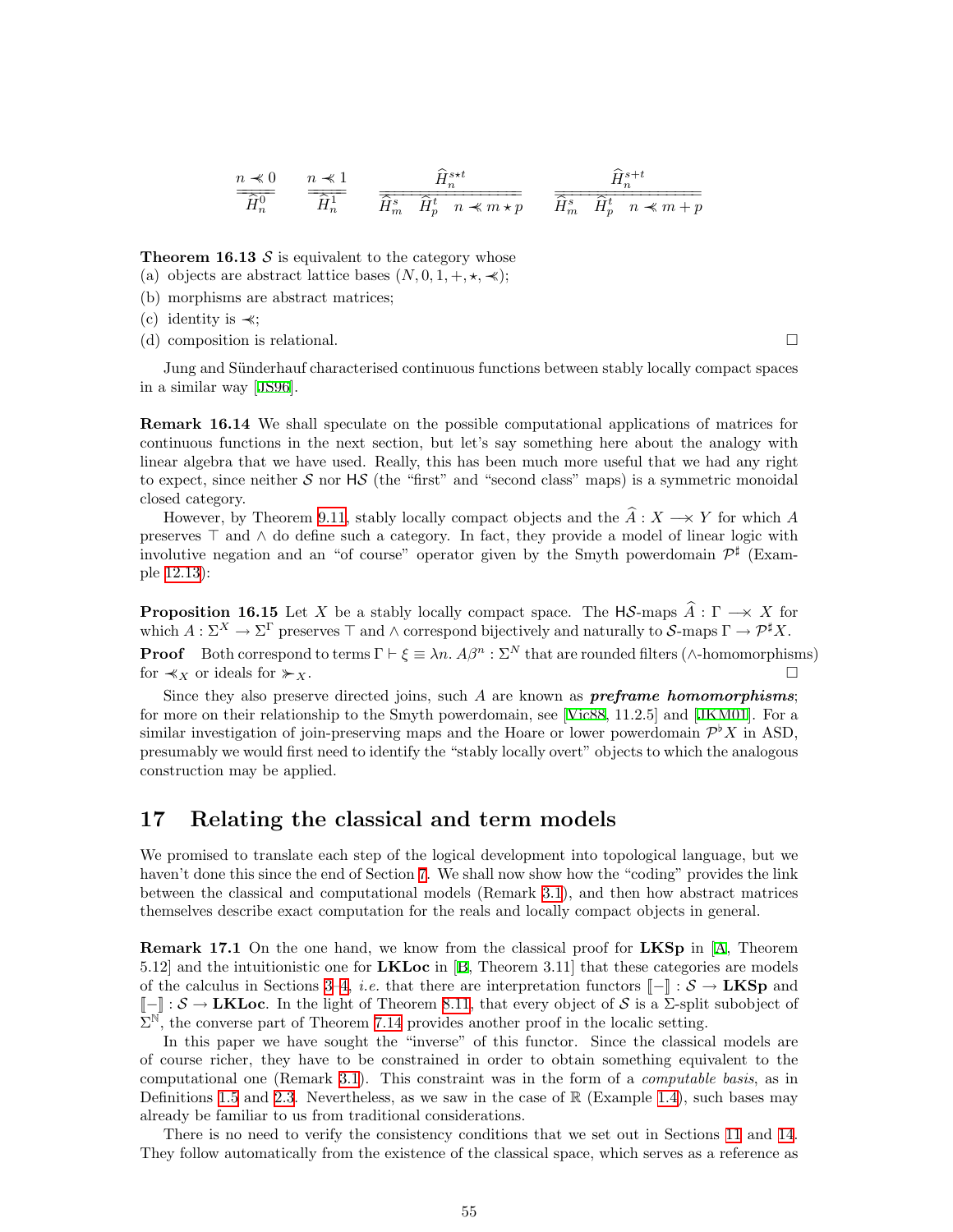$$\frac{n \lll 0}{\widehat{H}^0_n} \qquad \frac{n \lll 1}{\widehat{H}^1_n} \qquad \frac{\widehat{H}^{s\star t}_n}{\widehat{H}^s_m \quad \widehat{H}^t_p \quad n \lll m \star p} \qquad \frac{\widehat{H}^{s+t}_n}{\widehat{H}^s_m \quad \widehat{H}^t_p \quad n \lll m + p}$$

**Theorem 16.13** $\mathcal{S}$ is equivalent to the category whose

(a) objects are abstract lattice bases $(N, 0, 1, +, \star, \lll)$;

(b) morphisms are abstract matrices;

(c) identity is $\lll$;

(d) composition is relational. $\square$

Jung and Sünderhauf characterised continuous functions between stably locally compact spaces in a similar way [JS96].

**Remark 16.14** We shall speculate on the possible computational applications of matrices for continuous functions in the next section, but let's say something here about the analogy with linear algebra that we have used. Really, this has been much more useful that we had any right to expect, since neither $\mathcal{S}$ nor $\mathsf{H}\mathcal{S}$ (the "first" and "second class" maps) is a symmetric monoidal closed category.

However, by Theorem 9.11, stably locally compact objects and the $\widehat{A} : X \longrightarrow\!\!\!\!\times\, Y$ for which $A$ preserves $\top$ and $\wedge$ do define such a category. In fact, they provide a model of linear logic with involutive negation and an "of course" operator given by the Smyth powerdomain $\mathcal{P}^\sharp$ (Example 12.13):

**Proposition 16.15** Let $X$ be a stably locally compact space. The $\mathsf{H}\mathcal{S}$-maps $\widehat{A} : \Gamma \longrightarrow\!\!\!\!\times\, X$ for which $A : \Sigma^X \to \Sigma^\Gamma$ preserves $\top$ and $\wedge$ correspond bijectively and naturally to $\mathcal{S}$-maps $\Gamma \to \mathcal{P}^\sharp X$.

**Proof** Both correspond to terms $\Gamma \vdash \xi \equiv \lambda n.\, A\beta^n : \Sigma^N$ that are rounded filters ($\wedge$-homomorphisms) for $\lll_X$ or ideals for $\ggg_X$. $\square$

Since they also preserve directed joins, such $A$ are known as ***preframe homomorphisms***; for more on their relationship to the Smyth powerdomain, see [Vic88, 11.2.5] and [JKM01]. For a similar investigation of join-preserving maps and the Hoare or lower powerdomain $\mathcal{P}^\flat X$ in ASD, presumably we would first need to identify the "stably locally overt" objects to which the analogous construction may be applied.

## 17 Relating the classical and term models

We promised to translate each step of the logical development into topological language, but we haven't done this since the end of Section 7. We shall now show how the "coding" provides the link between the classical and computational models (Remark 3.1), and then how abstract matrices themselves describe exact computation for the reals and locally compact objects in general.

**Remark 17.1** On the one hand, we know from the classical proof for **LKSp** in [A, Theorem 5.12] and the intuitionistic one for **LKLoc** in [B, Theorem 3.11] that these categories are models of the calculus in Sections 3–4, *i.e.* that there are interpretation functors $[\![-]\!] : \mathcal{S} \to$ **LKSp** and $[\![-]\!] : \mathcal{S} \to$ **LKLoc**. In the light of Theorem 8.11, that every object of $\mathcal{S}$ is a $\Sigma$-split subobject of $\Sigma^{\mathbb{N}}$, the converse part of Theorem 7.14 provides another proof in the localic setting.

In this paper we have sought the "inverse" of this functor. Since the classical models are of course richer, they have to be constrained in order to obtain something equivalent to the computational one (Remark 3.1). This constraint was in the form of a *computable basis*, as in Definitions 1.5 and 2.3. Nevertheless, as we saw in the case of $\mathbb{R}$ (Example 1.4), such bases may already be familiar to us from traditional considerations.

There is no need to verify the consistency conditions that we set out in Sections 11 and 14. They follow automatically from the existence of the classical space, which serves as a reference as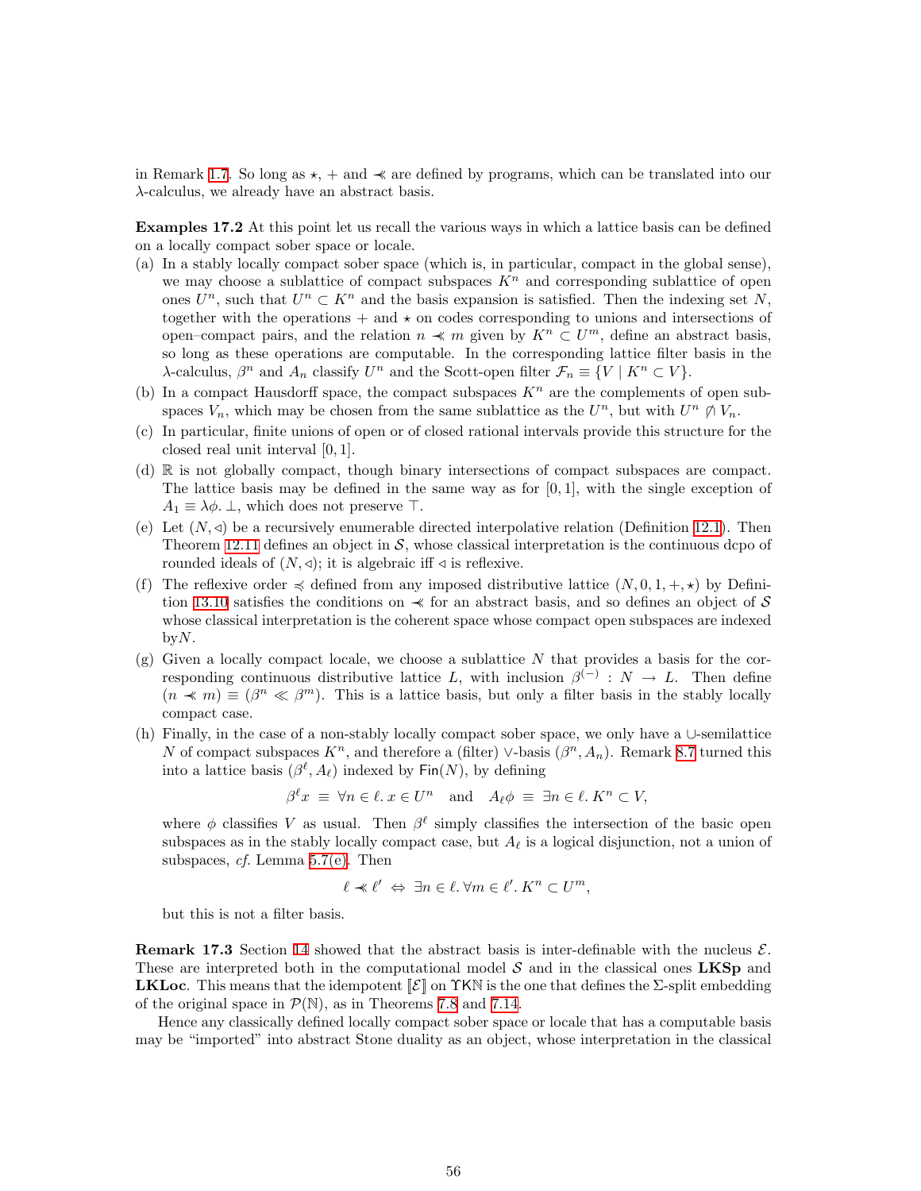in Remark 1.7. So long as $\star$, $+$ and $\prec\!\!\prec$ are defined by programs, which can be translated into our $\lambda$-calculus, we already have an abstract basis.

**Examples 17.2** At this point let us recall the various ways in which a lattice basis can be defined on a locally compact sober space or locale.

(a) In a stably locally compact sober space (which is, in particular, compact in the global sense), we may choose a sublattice of compact subspaces $K^n$ and corresponding sublattice of open ones $U^n$, such that $U^n \subset K^n$ and the basis expansion is satisfied. Then the indexing set $N$, together with the operations $+$ and $\star$ on codes corresponding to unions and intersections of open–compact pairs, and the relation $n \prec\!\!\prec m$ given by $K^n \subset U^m$, define an abstract basis, so long as these operations are computable. In the corresponding lattice filter basis in the $\lambda$-calculus, $\beta^n$ and $A_n$ classify $U^n$ and the Scott-open filter $\mathcal{F}_n \equiv \{V \mid K^n \subset V\}$.

(b) In a compact Hausdorff space, the compact subspaces $K^n$ are the complements of open subspaces $V_n$, which may be chosen from the same sublattice as the $U^n$, but with $U^n \not\between V_n$.

(c) In particular, finite unions of open or of closed rational intervals provide this structure for the closed real unit interval $[0, 1]$.

(d) $\mathbb{R}$ is not globally compact, though binary intersections of compact subspaces are compact. The lattice basis may be defined in the same way as for $[0, 1]$, with the single exception of $A_1 \equiv \lambda\phi.\, \bot$, which does not preserve $\top$.

(e) Let $(N, \lhd)$ be a recursively enumerable directed interpolative relation (Definition 12.1). Then Theorem 12.11 defines an object in $\mathcal{S}$, whose classical interpretation is the continuous dcpo of rounded ideals of $(N, \lhd)$; it is algebraic iff $\lhd$ is reflexive.

(f) The reflexive order $\preccurlyeq$ defined from any imposed distributive lattice $(N, 0, 1, +, \star)$ by Definition 13.10 satisfies the conditions on $\prec\!\!\prec$ for an abstract basis, and so defines an object of $\mathcal{S}$ whose classical interpretation is the coherent space whose compact open subspaces are indexed by$N$.

(g) Given a locally compact locale, we choose a sublattice $N$ that provides a basis for the corresponding continuous distributive lattice $L$, with inclusion $\beta^{(-)} : N \to L$. Then define $(n \prec\!\!\prec m) \equiv (\beta^n \ll \beta^m)$. This is a lattice basis, but only a filter basis in the stably locally compact case.

(h) Finally, in the case of a non-stably locally compact sober space, we only have a $\cup$-semilattice $N$ of compact subspaces $K^n$, and therefore a (filter) $\vee$-basis $(\beta^n, A_n)$. Remark 8.7 turned this into a lattice basis $(\beta^\ell, A_\ell)$ indexed by $\mathsf{Fin}(N)$, by defining

$$\beta^\ell x \;\equiv\; \forall n \in \ell.\, x \in U^n \quad \text{and} \quad A_\ell\phi \;\equiv\; \exists n \in \ell.\, K^n \subset V,$$

where $\phi$ classifies $V$ as usual. Then $\beta^\ell$ simply classifies the intersection of the basic open subspaces as in the stably locally compact case, but $A_\ell$ is a logical disjunction, not a union of subspaces, *cf.* Lemma 5.7(e). Then

$$\ell \prec\!\!\prec \ell' \;\Leftrightarrow\; \exists n \in \ell.\, \forall m \in \ell'.\, K^n \subset U^m,$$

but this is not a filter basis.

**Remark 17.3** Section 14 showed that the abstract basis is inter-definable with the nucleus $\mathcal{E}$. These are interpreted both in the computational model $\mathcal{S}$ and in the classical ones **LKSp** and **LKLoc**. This means that the idempotent $[\![\mathcal{E}]\!]$ on $\Upsilon\mathsf{K}\mathbb{N}$ is the one that defines the $\Sigma$-split embedding of the original space in $\mathcal{P}(\mathbb{N})$, as in Theorems 7.8 and 7.14.

Hence any classically defined locally compact sober space or locale that has a computable basis may be "imported" into abstract Stone duality as an object, whose interpretation in the classical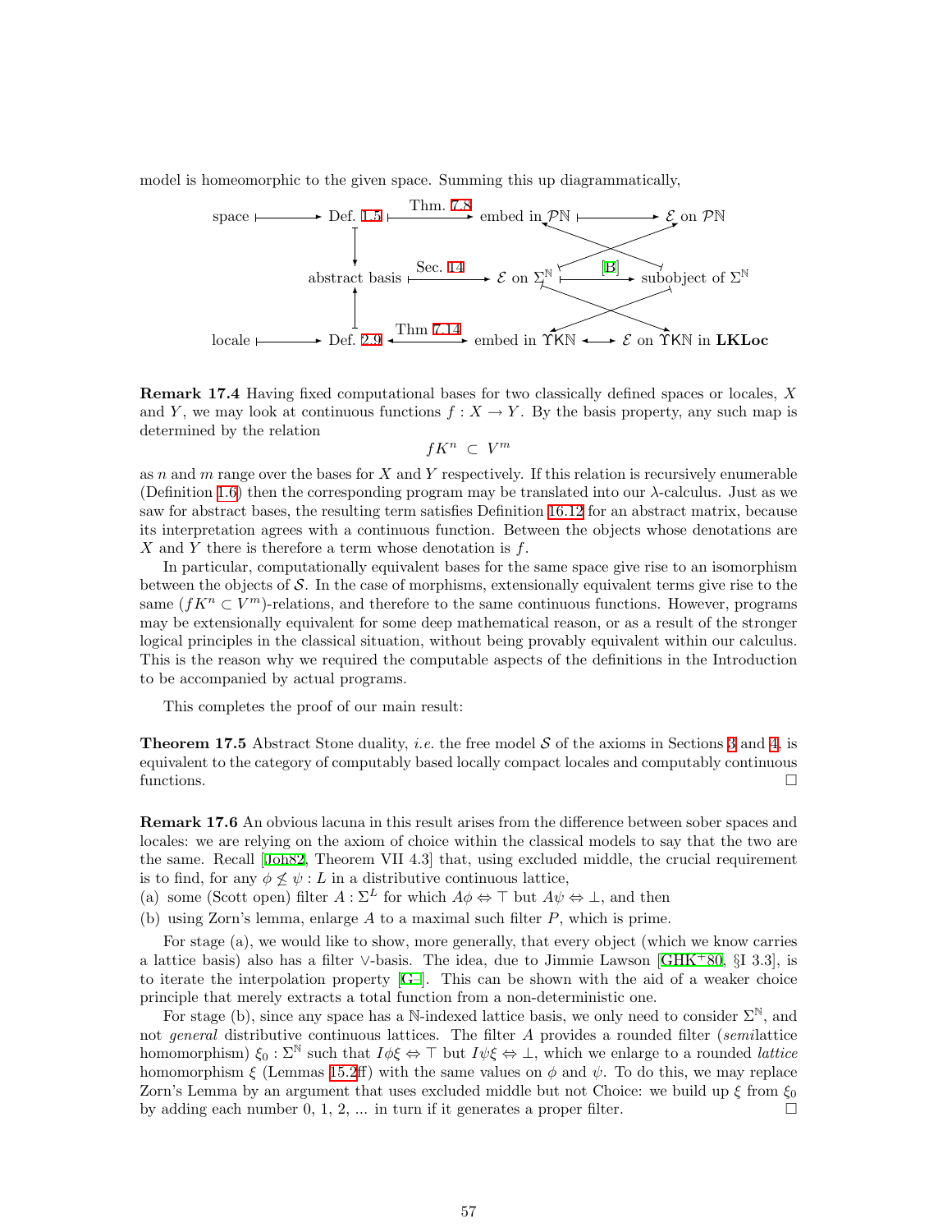model is homeomorphic to the given space. Summing this up diagrammatically,

$$
\begin{array}{ccccccc}
\text{space} & \longmapsto & \text{Def. 1.5} & \xrightarrow{\text{Thm. 7.8}} & \text{embed in } \mathcal{P}\mathbb{N} & \longmapsto & \mathcal{E} \text{ on } \mathcal{P}\mathbb{N} \\
 & & \downarrow & & & & \\
 & & \text{abstract basis} & \xrightarrow{\text{Sec. 14}} & \mathcal{E} \text{ on } \Sigma^{\mathbb{N}} & \xrightarrow{\text{[B]}} & \text{subobject of } \Sigma^{\mathbb{N}} \\
 & & \uparrow & & & & \\
\text{locale} & \longmapsto & \text{Def. 2.9} & \xleftrightarrow{\text{Thm 7.14}} & \text{embed in } \Upsilon\mathsf{K}\mathbb{N} & \longleftrightarrow & \mathcal{E} \text{ on } \Upsilon\mathsf{K}\mathbb{N} \text{ in } \mathbf{LKLoc}
\end{array}
$$

**Remark 17.4** Having fixed computational bases for two classically defined spaces or locales, $X$ and $Y$, we may look at continuous functions $f : X \to Y$. By the basis property, any such map is determined by the relation

$$fK^n \subset V^m$$

as $n$ and $m$ range over the bases for $X$ and $Y$ respectively. If this relation is recursively enumerable (Definition 1.6) then the corresponding program may be translated into our $\lambda$-calculus. Just as we saw for abstract bases, the resulting term satisfies Definition 16.12 for an abstract matrix, because its interpretation agrees with a continuous function. Between the objects whose denotations are $X$ and $Y$ there is therefore a term whose denotation is $f$.

In particular, computationally equivalent bases for the same space give rise to an isomorphism between the objects of $\mathcal{S}$. In the case of morphisms, extensionally equivalent terms give rise to the same ($fK^n \subset V^m$)-relations, and therefore to the same continuous functions. However, programs may be extensionally equivalent for some deep mathematical reason, or as a result of the stronger logical principles in the classical situation, without being provably equivalent within our calculus. This is the reason why we required the computable aspects of the definitions in the Introduction to be accompanied by actual programs.

This completes the proof of our main result:

**Theorem 17.5** Abstract Stone duality, *i.e.* the free model $\mathcal{S}$ of the axioms in Sections 3 and 4, is equivalent to the category of computably based locally compact locales and computably continuous functions. □

**Remark 17.6** An obvious lacuna in this result arises from the difference between sober spaces and locales: we are relying on the axiom of choice within the classical models to say that the two are the same. Recall [Joh82, Theorem VII 4.3] that, using excluded middle, the crucial requirement is to find, for any $\phi \not\leq \psi : L$ in a distributive continuous lattice,

(a) some (Scott open) filter $A : \Sigma^L$ for which $A\phi \Leftrightarrow \top$ but $A\psi \Leftrightarrow \bot$, and then

(b) using Zorn's lemma, enlarge $A$ to a maximal such filter $P$, which is prime.

For stage (a), we would like to show, more generally, that every object (which we know carries a lattice basis) also has a filter $\vee$-basis. The idea, due to Jimmie Lawson [GHK+80, §I 3.3], is to iterate the interpolation property [G–]. This can be shown with the aid of a weaker choice principle that merely extracts a total function from a non-deterministic one.

For stage (b), since any space has a $\mathbb{N}$-indexed lattice basis, we only need to consider $\Sigma^{\mathbb{N}}$, and not *general* distributive continuous lattices. The filter $A$ provides a rounded filter (*semi*lattice homomorphism) $\xi_0 : \Sigma^{\mathbb{N}}$ such that $I\phi\xi \Leftrightarrow \top$ but $I\psi\xi \Leftrightarrow \bot$, which we enlarge to a rounded *lattice* homomorphism $\xi$ (Lemmas 15.2ff) with the same values on $\phi$ and $\psi$. To do this, we may replace Zorn's Lemma by an argument that uses excluded middle but not Choice: we build up $\xi$ from $\xi_0$ by adding each number 0, 1, 2, ... in turn if it generates a proper filter. □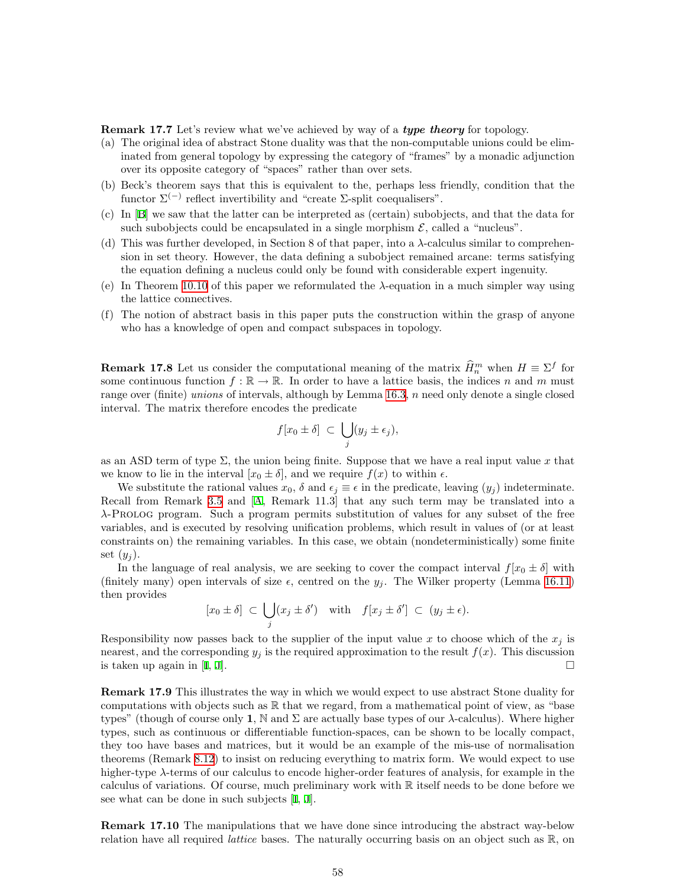**Remark 17.7** Let's review what we've achieved by way of a ***type theory*** for topology.

(a) The original idea of abstract Stone duality was that the non-computable unions could be eliminated from general topology by expressing the category of "frames" by a monadic adjunction over its opposite category of "spaces" rather than over sets.

(b) Beck's theorem says that this is equivalent to the, perhaps less friendly, condition that the functor $\Sigma^{(-)}$ reflect invertibility and "create $\Sigma$-split coequalisers".

(c) In [B] we saw that the latter can be interpreted as (certain) subobjects, and that the data for such subobjects could be encapsulated in a single morphism $\mathcal{E}$, called a "nucleus".

(d) This was further developed, in Section 8 of that paper, into a $\lambda$-calculus similar to comprehension in set theory. However, the data defining a subobject remained arcane: terms satisfying the equation defining a nucleus could only be found with considerable expert ingenuity.

(e) In Theorem 10.10 of this paper we reformulated the $\lambda$-equation in a much simpler way using the lattice connectives.

(f) The notion of abstract basis in this paper puts the construction within the grasp of anyone who has a knowledge of open and compact subspaces in topology.

**Remark 17.8** Let us consider the computational meaning of the matrix $\widehat{H}_n^m$ when $H \equiv \Sigma^f$ for some continuous function $f : \mathbb{R} \to \mathbb{R}$. In order to have a lattice basis, the indices $n$ and $m$ must range over (finite) *unions* of intervals, although by Lemma 16.3, $n$ need only denote a single closed interval. The matrix therefore encodes the predicate

$$f[x_0 \pm \delta] \subset \bigcup_j (y_j \pm \epsilon_j),$$

as an ASD term of type $\Sigma$, the union being finite. Suppose that we have a real input value $x$ that we know to lie in the interval $[x_0 \pm \delta]$, and we require $f(x)$ to within $\epsilon$.

We substitute the rational values $x_0$, $\delta$ and $\epsilon_j \equiv \epsilon$ in the predicate, leaving $(y_j)$ indeterminate. Recall from Remark 3.5 and [A, Remark 11.3] that any such term may be translated into a $\lambda$-Prolog program. Such a program permits substitution of values for any subset of the free variables, and is executed by resolving unification problems, which result in values of (or at least constraints on) the remaining variables. In this case, we obtain (nondeterministically) some finite set $(y_j)$.

In the language of real analysis, we are seeking to cover the compact interval $f[x_0 \pm \delta]$ with (finitely many) open intervals of size $\epsilon$, centred on the $y_j$. The Wilker property (Lemma 16.11) then provides

$$[x_0 \pm \delta] \subset \bigcup_j (x_j \pm \delta') \quad \text{with} \quad f[x_j \pm \delta'] \subset (y_j \pm \epsilon).$$

Responsibility now passes back to the supplier of the input value $x$ to choose which of the $x_j$ is nearest, and the corresponding $y_j$ is the required approximation to the result $f(x)$. This discussion is taken up again in [I, J]. □

**Remark 17.9** This illustrates the way in which we would expect to use abstract Stone duality for computations with objects such as $\mathbb{R}$ that we regard, from a mathematical point of view, as "base types" (though of course only $\mathbf{1}$, $\mathbb{N}$ and $\Sigma$ are actually base types of our $\lambda$-calculus). Where higher types, such as continuous or differentiable function-spaces, can be shown to be locally compact, they too have bases and matrices, but it would be an example of the mis-use of normalisation theorems (Remark 8.12) to insist on reducing everything to matrix form. We would expect to use higher-type $\lambda$-terms of our calculus to encode higher-order features of analysis, for example in the calculus of variations. Of course, much preliminary work with $\mathbb{R}$ itself needs to be done before we see what can be done in such subjects [I, J].

**Remark 17.10** The manipulations that we have done since introducing the abstract way-below relation have all required *lattice* bases. The naturally occurring basis on an object such as $\mathbb{R}$, on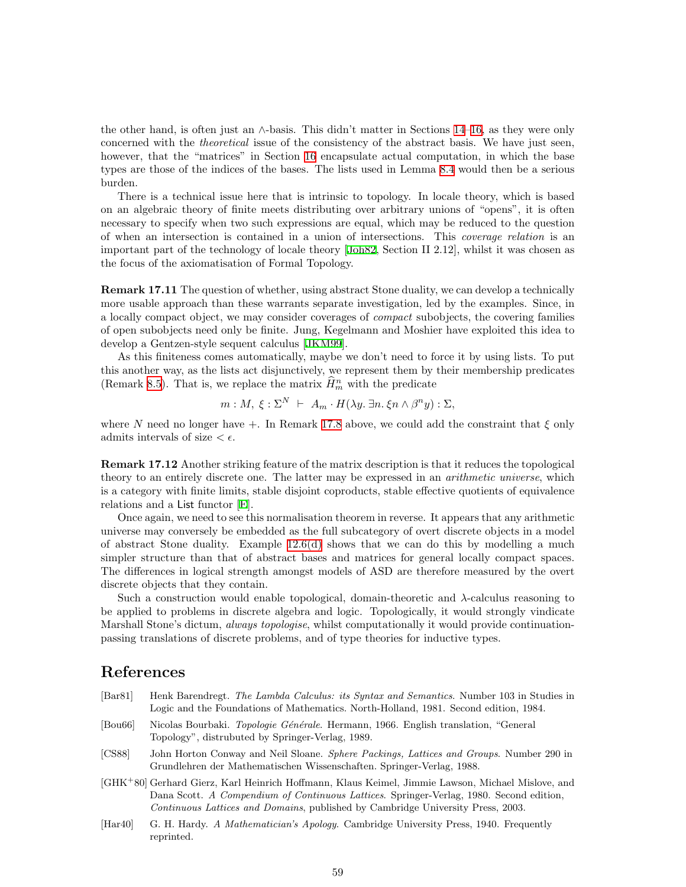the other hand, is often just an $\wedge$-basis. This didn't matter in Sections 14–16, as they were only concerned with the *theoretical* issue of the consistency of the abstract basis. We have just seen, however, that the "matrices" in Section 16 encapsulate actual computation, in which the base types are those of the indices of the bases. The lists used in Lemma 8.4 would then be a serious burden.

There is a technical issue here that is intrinsic to topology. In locale theory, which is based on an algebraic theory of finite meets distributing over arbitrary unions of "opens", it is often necessary to specify when two such expressions are equal, which may be reduced to the question of when an intersection is contained in a union of intersections. This *coverage relation* is an important part of the technology of locale theory [Joh82, Section II 2.12], whilst it was chosen as the focus of the axiomatisation of Formal Topology.

**Remark 17.11** The question of whether, using abstract Stone duality, we can develop a technically more usable approach than these warrants separate investigation, led by the examples. Since, in a locally compact object, we may consider coverages of *compact* subobjects, the covering families of open subobjects need only be finite. Jung, Kegelmann and Moshier have exploited this idea to develop a Gentzen-style sequent calculus [JKM99].

As this finiteness comes automatically, maybe we don't need to force it by using lists. To put this another way, as the lists act disjunctively, we represent them by their membership predicates (Remark 8.5). That is, we replace the matrix $\widehat{H}^n_m$ with the predicate

$$m : M,\ \xi : \Sigma^N \ \vdash\ A_m \cdot H(\lambda y.\, \exists n.\, \xi n \wedge \beta^n y) : \Sigma,$$

where $N$ need no longer have $+$. In Remark 17.8 above, we could add the constraint that $\xi$ only admits intervals of size $< \epsilon$.

**Remark 17.12** Another striking feature of the matrix description is that it reduces the topological theory to an entirely discrete one. The latter may be expressed in an *arithmetic universe*, which is a category with finite limits, stable disjoint coproducts, stable effective quotients of equivalence relations and a List functor [E].

Once again, we need to see this normalisation theorem in reverse. It appears that any arithmetic universe may conversely be embedded as the full subcategory of overt discrete objects in a model of abstract Stone duality. Example 12.6(d) shows that we can do this by modelling a much simpler structure than that of abstract bases and matrices for general locally compact spaces. The differences in logical strength amongst models of ASD are therefore measured by the overt discrete objects that they contain.

Such a construction would enable topological, domain-theoretic and $\lambda$-calculus reasoning to be applied to problems in discrete algebra and logic. Topologically, it would strongly vindicate Marshall Stone's dictum, *always topologise*, whilst computationally it would provide continuation-passing translations of discrete problems, and of type theories for inductive types.

## References

[Bar81] Henk Barendregt. *The Lambda Calculus: its Syntax and Semantics*. Number 103 in Studies in Logic and the Foundations of Mathematics. North-Holland, 1981. Second edition, 1984.

[Bou66] Nicolas Bourbaki. *Topologie Générale*. Hermann, 1966. English translation, "General Topology", distrubuted by Springer-Verlag, 1989.

[CS88] John Horton Conway and Neil Sloane. *Sphere Packings, Lattices and Groups*. Number 290 in Grundlehren der Mathematischen Wissenschaften. Springer-Verlag, 1988.

[GHK+80] Gerhard Gierz, Karl Heinrich Hoffmann, Klaus Keimel, Jimmie Lawson, Michael Mislove, and Dana Scott. *A Compendium of Continuous Lattices*. Springer-Verlag, 1980. Second edition, *Continuous Lattices and Domains*, published by Cambridge University Press, 2003.

[Har40] G. H. Hardy. *A Mathematician's Apology*. Cambridge University Press, 1940. Frequently reprinted.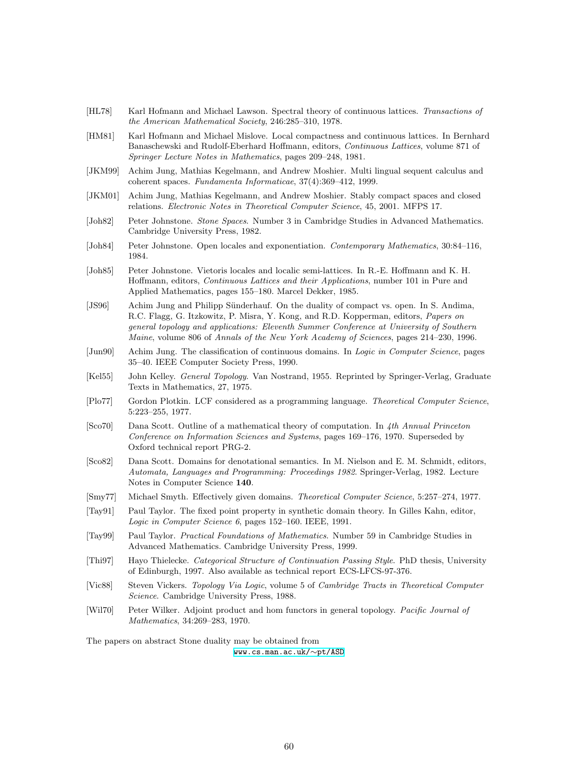[HL78] Karl Hofmann and Michael Lawson. Spectral theory of continuous lattices. *Transactions of the American Mathematical Society*, 246:285–310, 1978.

[HM81] Karl Hofmann and Michael Mislove. Local compactness and continuous lattices. In Bernhard Banaschewski and Rudolf-Eberhard Hoffmann, editors, *Continuous Lattices*, volume 871 of *Springer Lecture Notes in Mathematics*, pages 209–248, 1981.

[JKM99] Achim Jung, Mathias Kegelmann, and Andrew Moshier. Multi lingual sequent calculus and coherent spaces. *Fundamenta Informaticae*, 37(4):369–412, 1999.

[JKM01] Achim Jung, Mathias Kegelmann, and Andrew Moshier. Stably compact spaces and closed relations. *Electronic Notes in Theoretical Computer Science*, 45, 2001. MFPS 17.

[Joh82] Peter Johnstone. *Stone Spaces*. Number 3 in Cambridge Studies in Advanced Mathematics. Cambridge University Press, 1982.

[Joh84] Peter Johnstone. Open locales and exponentiation. *Contemporary Mathematics*, 30:84–116, 1984.

[Joh85] Peter Johnstone. Vietoris locales and localic semi-lattices. In R.-E. Hoffmann and K. H. Hoffmann, editors, *Continuous Lattices and their Applications*, number 101 in Pure and Applied Mathematics, pages 155–180. Marcel Dekker, 1985.

[JS96] Achim Jung and Philipp Sünderhauf. On the duality of compact vs. open. In S. Andima, R.C. Flagg, G. Itzkowitz, P. Misra, Y. Kong, and R.D. Kopperman, editors, *Papers on general topology and applications: Eleventh Summer Conference at University of Southern Maine*, volume 806 of *Annals of the New York Academy of Sciences*, pages 214–230, 1996.

[Jun90] Achim Jung. The classification of continuous domains. In *Logic in Computer Science*, pages 35–40. IEEE Computer Society Press, 1990.

[Kel55] John Kelley. *General Topology*. Van Nostrand, 1955. Reprinted by Springer-Verlag, Graduate Texts in Mathematics, 27, 1975.

[Plo77] Gordon Plotkin. LCF considered as a programming language. *Theoretical Computer Science*, 5:223–255, 1977.

[Sco70] Dana Scott. Outline of a mathematical theory of computation. In *4th Annual Princeton Conference on Information Sciences and Systems*, pages 169–176, 1970. Superseded by Oxford technical report PRG-2.

[Sco82] Dana Scott. Domains for denotational semantics. In M. Nielson and E. M. Schmidt, editors, *Automata, Languages and Programming: Proceedings 1982*. Springer-Verlag, 1982. Lecture Notes in Computer Science **140**.

[Smy77] Michael Smyth. Effectively given domains. *Theoretical Computer Science*, 5:257–274, 1977.

[Tay91] Paul Taylor. The fixed point property in synthetic domain theory. In Gilles Kahn, editor, *Logic in Computer Science 6*, pages 152–160. IEEE, 1991.

[Tay99] Paul Taylor. *Practical Foundations of Mathematics*. Number 59 in Cambridge Studies in Advanced Mathematics. Cambridge University Press, 1999.

[Thi97] Hayo Thielecke. *Categorical Structure of Continuation Passing Style*. PhD thesis, University of Edinburgh, 1997. Also available as technical report ECS-LFCS-97-376.

[Vic88] Steven Vickers. *Topology Via Logic*, volume 5 of *Cambridge Tracts in Theoretical Computer Science*. Cambridge University Press, 1988.

[Wil70] Peter Wilker. Adjoint product and hom functors in general topology. *Pacific Journal of Mathematics*, 34:269–283, 1970.

The papers on abstract Stone duality may be obtained from

`www.cs.man.ac.uk/∼pt/ASD`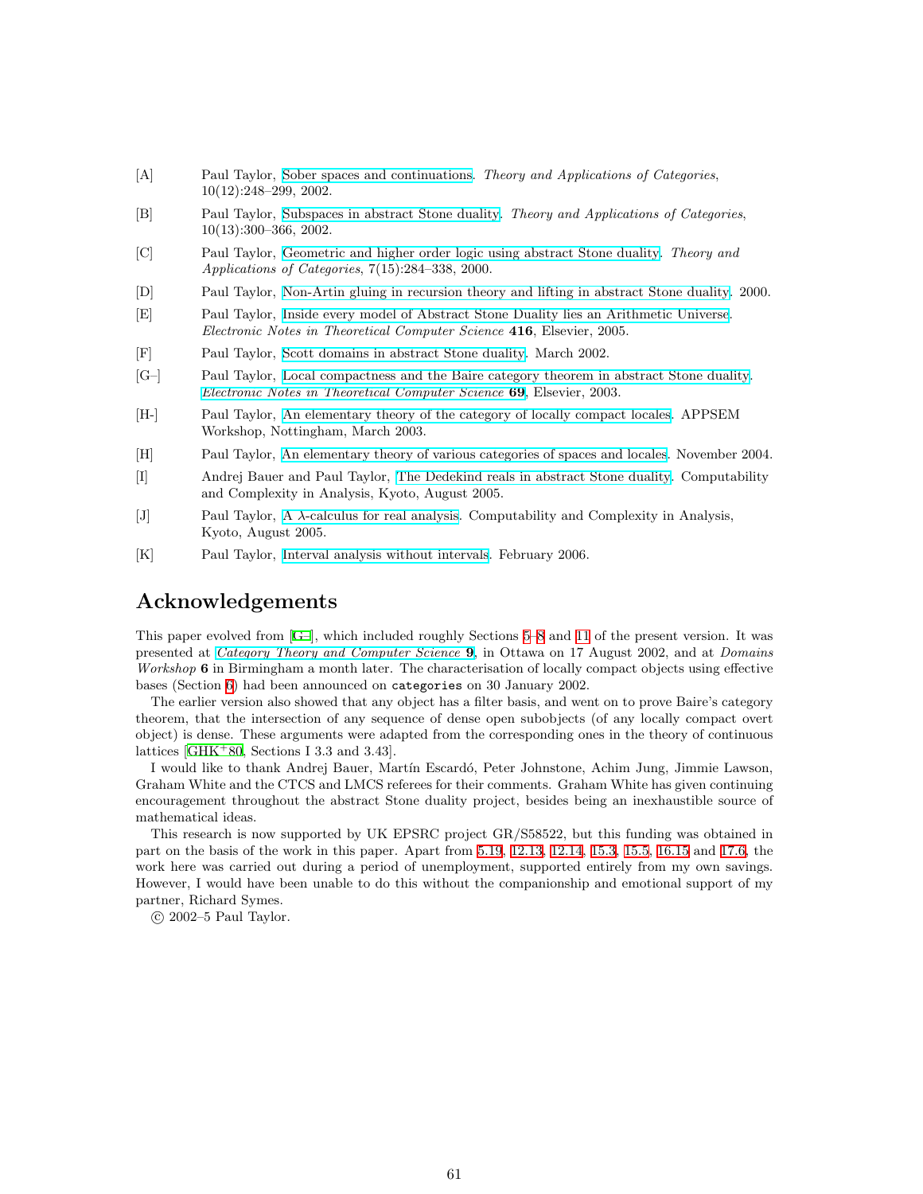[A] Paul Taylor, Sober spaces and continuations. *Theory and Applications of Categories*, 10(12):248–299, 2002.

[B] Paul Taylor, Subspaces in abstract Stone duality. *Theory and Applications of Categories*, 10(13):300–366, 2002.

[C] Paul Taylor, Geometric and higher order logic using abstract Stone duality. *Theory and Applications of Categories*, 7(15):284–338, 2000.

[D] Paul Taylor, Non-Artin gluing in recursion theory and lifting in abstract Stone duality. 2000.

[E] Paul Taylor, Inside every model of Abstract Stone Duality lies an Arithmetic Universe. *Electronic Notes in Theoretical Computer Science* **416**, Elsevier, 2005.

[F] Paul Taylor, Scott domains in abstract Stone duality. March 2002.

[G–] Paul Taylor, Local compactness and the Baire category theorem in abstract Stone duality. *Electronic Notes in Theoretical Computer Science* **69**, Elsevier, 2003.

[H-] Paul Taylor, An elementary theory of the category of locally compact locales. APPSEM Workshop, Nottingham, March 2003.

[H] Paul Taylor, An elementary theory of various categories of spaces and locales. November 2004.

[I] Andrej Bauer and Paul Taylor, The Dedekind reals in abstract Stone duality. Computability and Complexity in Analysis, Kyoto, August 2005.

[J] Paul Taylor, A $\lambda$-calculus for real analysis. Computability and Complexity in Analysis, Kyoto, August 2005.

[K] Paul Taylor, Interval analysis without intervals. February 2006.

## Acknowledgements

This paper evolved from [G–], which included roughly Sections 5–8 and 11 of the present version. It was presented at *Category Theory and Computer Science* **9**, in Ottawa on 17 August 2002, and at *Domains Workshop* **6** in Birmingham a month later. The characterisation of locally compact objects using effective bases (Section 6) had been announced on `categories` on 30 January 2002.

The earlier version also showed that any object has a filter basis, and went on to prove Baire's category theorem, that the intersection of any sequence of dense open subobjects (of any locally compact overt object) is dense. These arguments were adapted from the corresponding ones in the theory of continuous lattices [GHK+80, Sections I 3.3 and 3.43].

I would like to thank Andrej Bauer, Martín Escardó, Peter Johnstone, Achim Jung, Jimmie Lawson, Graham White and the CTCS and LMCS referees for their comments. Graham White has given continuing encouragement throughout the abstract Stone duality project, besides being an inexhaustible source of mathematical ideas.

This research is now supported by UK EPSRC project GR/S58522, but this funding was obtained in part on the basis of the work in this paper. Apart from 5.19, 12.13, 12.14, 15.3, 15.5, 16.15 and 17.6, the work here was carried out during a period of unemployment, supported entirely from my own savings. However, I would have been unable to do this without the companionship and emotional support of my partner, Richard Symes.

© 2002–5 Paul Taylor.